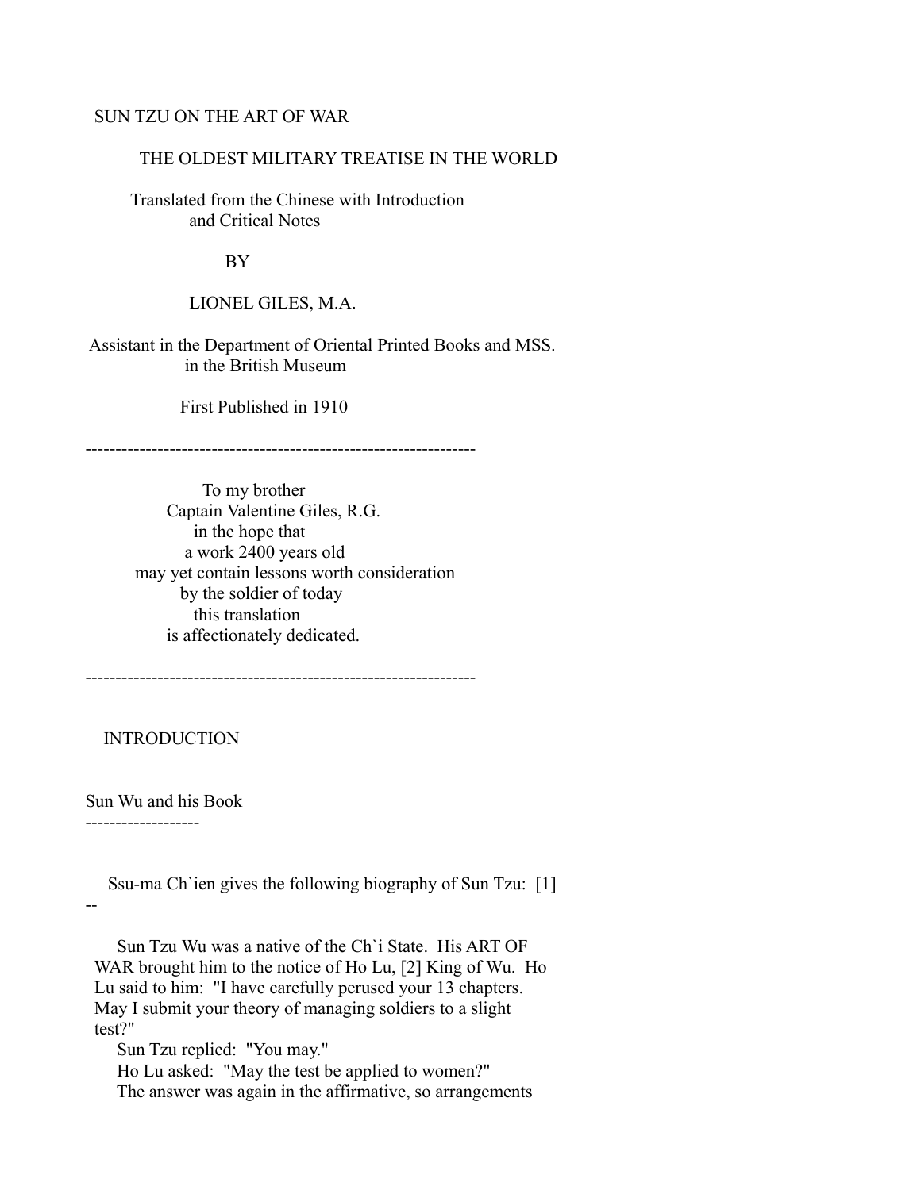# SUN TZU ON THE ART OF WAR

## THE OLDEST MILITARY TREATISE IN THE WORLD

Translated from the Chinese with Introduction and Critical Notes

BY

LIONEL GILES, M.A.

Assistant in the Department of Oriental Printed Books and MSS. in the British Museum

First Published in 1910

---

To my brother
Captain Valentine Giles, R.G.
in the hope that
a work 2400 years old
may yet contain lessons worth consideration
by the soldier of today
this translation
is affectionately dedicated.

---

## INTRODUCTION

### Sun Wu and his Book

Ssu-ma Ch`ien gives the following biography of Sun Tzu: [1]

--

Sun Tzu Wu was a native of the Ch`i State. His ART OF WAR brought him to the notice of Ho Lu, [2] King of Wu. Ho Lu said to him: "I have carefully perused your 13 chapters. May I submit your theory of managing soldiers to a slight test?"

Sun Tzu replied: "You may."

Ho Lu asked: "May the test be applied to women?"

The answer was again in the affirmative, so arrangements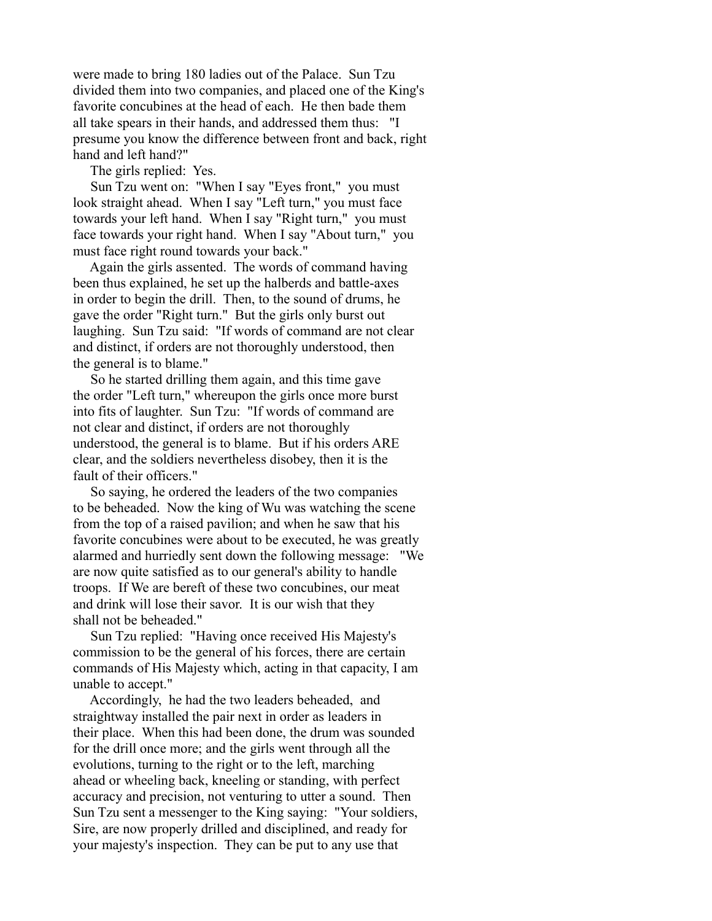were made to bring 180 ladies out of the Palace. Sun Tzu divided them into two companies, and placed one of the King's favorite concubines at the head of each. He then bade them all take spears in their hands, and addressed them thus: "I presume you know the difference between front and back, right hand and left hand?"

The girls replied: Yes.

Sun Tzu went on: "When I say "Eyes front," you must look straight ahead. When I say "Left turn," you must face towards your left hand. When I say "Right turn," you must face towards your right hand. When I say "About turn," you must face right round towards your back."

Again the girls assented. The words of command having been thus explained, he set up the halberds and battle-axes in order to begin the drill. Then, to the sound of drums, he gave the order "Right turn." But the girls only burst out laughing. Sun Tzu said: "If words of command are not clear and distinct, if orders are not thoroughly understood, then the general is to blame."

So he started drilling them again, and this time gave the order "Left turn," whereupon the girls once more burst into fits of laughter. Sun Tzu: "If words of command are not clear and distinct, if orders are not thoroughly understood, the general is to blame. But if his orders ARE clear, and the soldiers nevertheless disobey, then it is the fault of their officers."

So saying, he ordered the leaders of the two companies to be beheaded. Now the king of Wu was watching the scene from the top of a raised pavilion; and when he saw that his favorite concubines were about to be executed, he was greatly alarmed and hurriedly sent down the following message: "We are now quite satisfied as to our general's ability to handle troops. If We are bereft of these two concubines, our meat and drink will lose their savor. It is our wish that they shall not be beheaded."

Sun Tzu replied: "Having once received His Majesty's commission to be the general of his forces, there are certain commands of His Majesty which, acting in that capacity, I am unable to accept."

Accordingly, he had the two leaders beheaded, and straightway installed the pair next in order as leaders in their place. When this had been done, the drum was sounded for the drill once more; and the girls went through all the evolutions, turning to the right or to the left, marching ahead or wheeling back, kneeling or standing, with perfect accuracy and precision, not venturing to utter a sound. Then Sun Tzu sent a messenger to the King saying: "Your soldiers, Sire, are now properly drilled and disciplined, and ready for your majesty's inspection. They can be put to any use that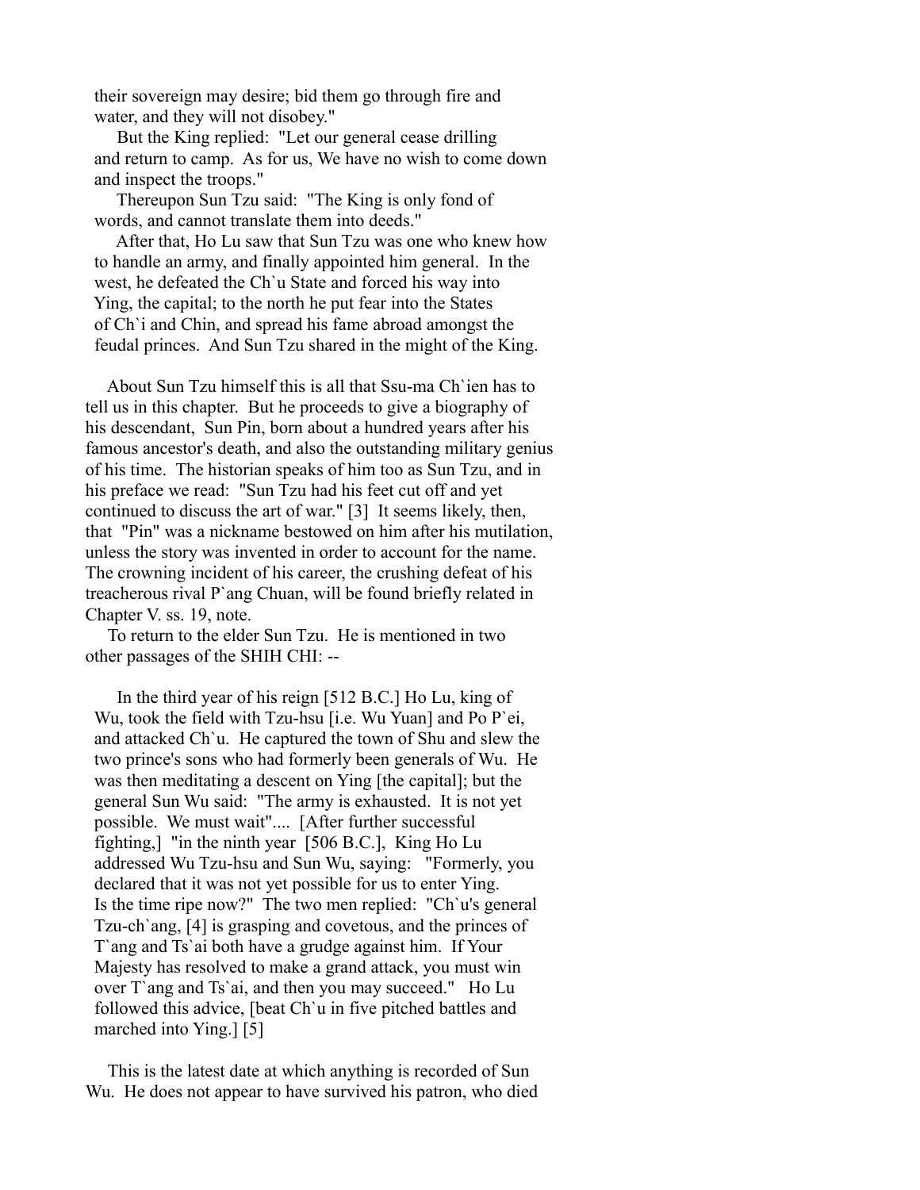their sovereign may desire; bid them go through fire and water, and they will not disobey."

But the King replied: "Let our general cease drilling and return to camp. As for us, We have no wish to come down and inspect the troops."

Thereupon Sun Tzu said: "The King is only fond of words, and cannot translate them into deeds."

After that, Ho Lu saw that Sun Tzu was one who knew how to handle an army, and finally appointed him general. In the west, he defeated the Ch`u State and forced his way into Ying, the capital; to the north he put fear into the States of Ch`i and Chin, and spread his fame abroad amongst the feudal princes. And Sun Tzu shared in the might of the King.

About Sun Tzu himself this is all that Ssu-ma Ch`ien has to tell us in this chapter. But he proceeds to give a biography of his descendant, Sun Pin, born about a hundred years after his famous ancestor's death, and also the outstanding military genius of his time. The historian speaks of him too as Sun Tzu, and in his preface we read: "Sun Tzu had his feet cut off and yet continued to discuss the art of war." [3] It seems likely, then, that "Pin" was a nickname bestowed on him after his mutilation, unless the story was invented in order to account for the name. The crowning incident of his career, the crushing defeat of his treacherous rival P`ang Chuan, will be found briefly related in Chapter V. ss. 19, note.

To return to the elder Sun Tzu. He is mentioned in two other passages of the SHIH CHI: --

> In the third year of his reign [512 B.C.] Ho Lu, king of Wu, took the field with Tzu-hsu [i.e. Wu Yuan] and Po P`ei, and attacked Ch`u. He captured the town of Shu and slew the two prince's sons who had formerly been generals of Wu. He was then meditating a descent on Ying [the capital]; but the general Sun Wu said: "The army is exhausted. It is not yet possible. We must wait".... [After further successful fighting,] "in the ninth year [506 B.C.], King Ho Lu addressed Wu Tzu-hsu and Sun Wu, saying: "Formerly, you declared that it was not yet possible for us to enter Ying. Is the time ripe now?" The two men replied: "Ch`u's general Tzu-ch`ang, [4] is grasping and covetous, and the princes of T`ang and Ts`ai both have a grudge against him. If Your Majesty has resolved to make a grand attack, you must win over T`ang and Ts`ai, and then you may succeed." Ho Lu followed this advice, [beat Ch`u in five pitched battles and marched into Ying.] [5]

This is the latest date at which anything is recorded of Sun Wu. He does not appear to have survived his patron, who died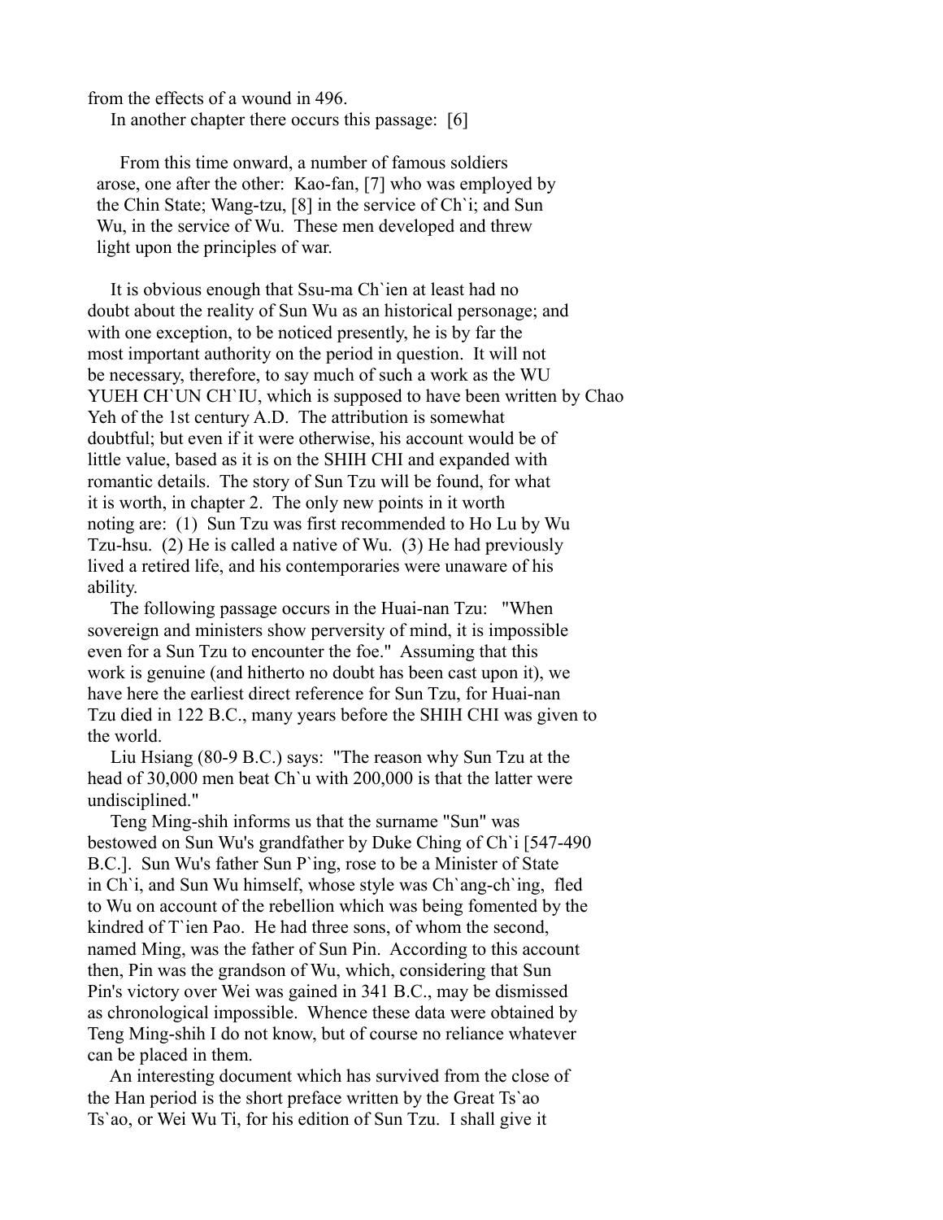from the effects of a wound in 496.

In another chapter there occurs this passage: [6]

> From this time onward, a number of famous soldiers arose, one after the other: Kao-fan, [7] who was employed by the Chin State; Wang-tzu, [8] in the service of Ch`i; and Sun Wu, in the service of Wu. These men developed and threw light upon the principles of war.

It is obvious enough that Ssu-ma Ch`ien at least had no doubt about the reality of Sun Wu as an historical personage; and with one exception, to be noticed presently, he is by far the most important authority on the period in question. It will not be necessary, therefore, to say much of such a work as the WU YUEH CH`UN CH`IU, which is supposed to have been written by Chao Yeh of the 1st century A.D. The attribution is somewhat doubtful; but even if it were otherwise, his account would be of little value, based as it is on the SHIH CHI and expanded with romantic details. The story of Sun Tzu will be found, for what it is worth, in chapter 2. The only new points in it worth noting are: (1) Sun Tzu was first recommended to Ho Lu by Wu Tzu-hsu. (2) He is called a native of Wu. (3) He had previously lived a retired life, and his contemporaries were unaware of his ability.

The following passage occurs in the Huai-nan Tzu: "When sovereign and ministers show perversity of mind, it is impossible even for a Sun Tzu to encounter the foe." Assuming that this work is genuine (and hitherto no doubt has been cast upon it), we have here the earliest direct reference for Sun Tzu, for Huai-nan Tzu died in 122 B.C., many years before the SHIH CHI was given to the world.

Liu Hsiang (80-9 B.C.) says: "The reason why Sun Tzu at the head of 30,000 men beat Ch`u with 200,000 is that the latter were undisciplined."

Teng Ming-shih informs us that the surname "Sun" was bestowed on Sun Wu's grandfather by Duke Ching of Ch`i [547-490 B.C.]. Sun Wu's father Sun P`ing, rose to be a Minister of State in Ch`i, and Sun Wu himself, whose style was Ch`ang-ch`ing, fled to Wu on account of the rebellion which was being fomented by the kindred of T`ien Pao. He had three sons, of whom the second, named Ming, was the father of Sun Pin. According to this account then, Pin was the grandson of Wu, which, considering that Sun Pin's victory over Wei was gained in 341 B.C., may be dismissed as chronological impossible. Whence these data were obtained by Teng Ming-shih I do not know, but of course no reliance whatever can be placed in them.

An interesting document which has survived from the close of the Han period is the short preface written by the Great Ts`ao Ts`ao, or Wei Wu Ti, for his edition of Sun Tzu. I shall give it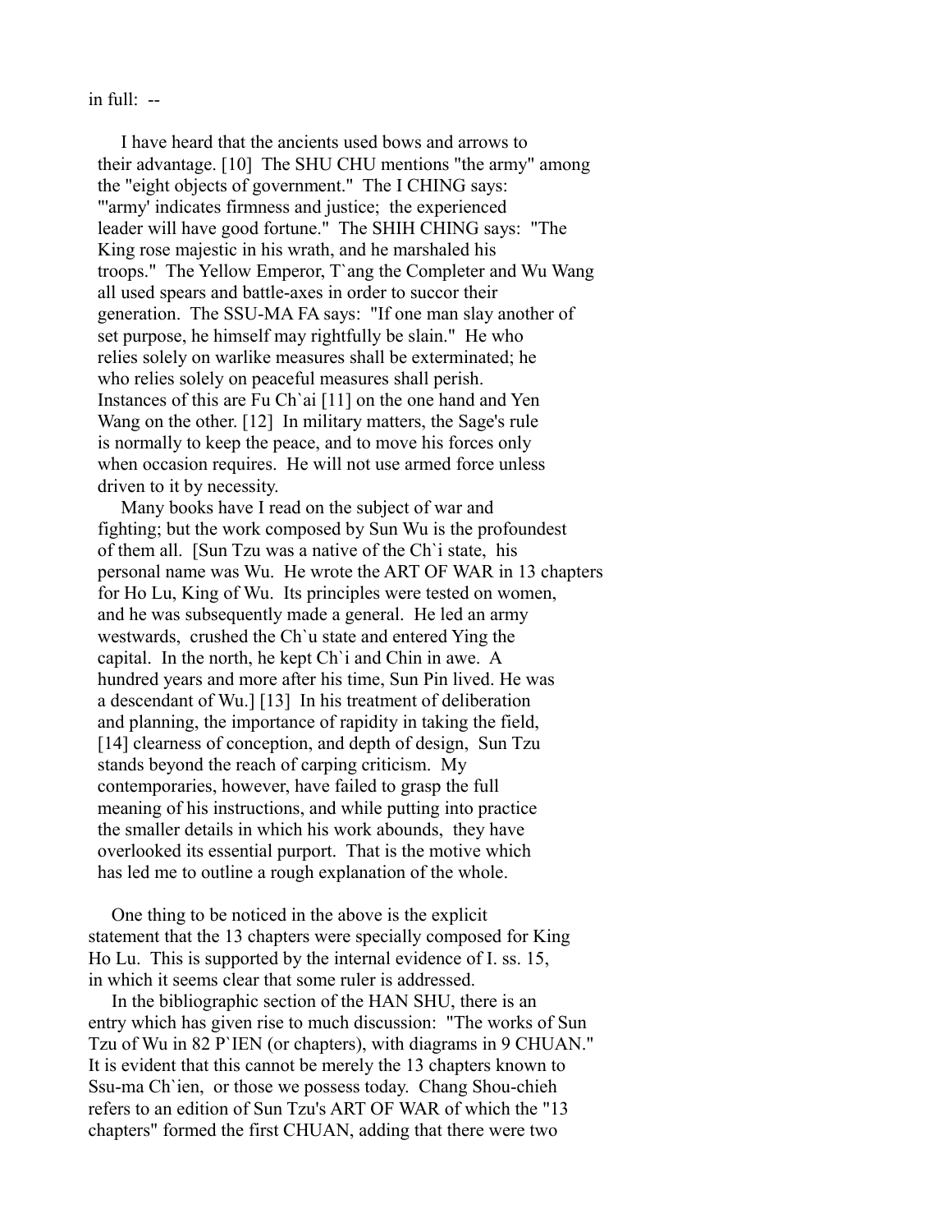in full: --

> I have heard that the ancients used bows and arrows to their advantage. [10] The SHU CHU mentions "the army" among the "eight objects of government." The I CHING says: "'army' indicates firmness and justice; the experienced leader will have good fortune." The SHIH CHING says: "The King rose majestic in his wrath, and he marshaled his troops." The Yellow Emperor, T`ang the Completer and Wu Wang all used spears and battle-axes in order to succor their generation. The SSU-MA FA says: "If one man slay another of set purpose, he himself may rightfully be slain." He who relies solely on warlike measures shall be exterminated; he who relies solely on peaceful measures shall perish. Instances of this are Fu Ch`ai [11] on the one hand and Yen Wang on the other. [12] In military matters, the Sage's rule is normally to keep the peace, and to move his forces only when occasion requires. He will not use armed force unless driven to it by necessity.
>
> Many books have I read on the subject of war and fighting; but the work composed by Sun Wu is the profoundest of them all. [Sun Tzu was a native of the Ch`i state, his personal name was Wu. He wrote the ART OF WAR in 13 chapters for Ho Lu, King of Wu. Its principles were tested on women, and he was subsequently made a general. He led an army westwards, crushed the Ch`u state and entered Ying the capital. In the north, he kept Ch`i and Chin in awe. A hundred years and more after his time, Sun Pin lived. He was a descendant of Wu.] [13] In his treatment of deliberation and planning, the importance of rapidity in taking the field, [14] clearness of conception, and depth of design, Sun Tzu stands beyond the reach of carping criticism. My contemporaries, however, have failed to grasp the full meaning of his instructions, and while putting into practice the smaller details in which his work abounds, they have overlooked its essential purport. That is the motive which has led me to outline a rough explanation of the whole.

One thing to be noticed in the above is the explicit statement that the 13 chapters were specially composed for King Ho Lu. This is supported by the internal evidence of I. ss. 15, in which it seems clear that some ruler is addressed.

In the bibliographic section of the HAN SHU, there is an entry which has given rise to much discussion: "The works of Sun Tzu of Wu in 82 P`IEN (or chapters), with diagrams in 9 CHUAN." It is evident that this cannot be merely the 13 chapters known to Ssu-ma Ch`ien, or those we possess today. Chang Shou-chieh refers to an edition of Sun Tzu's ART OF WAR of which the "13 chapters" formed the first CHUAN, adding that there were two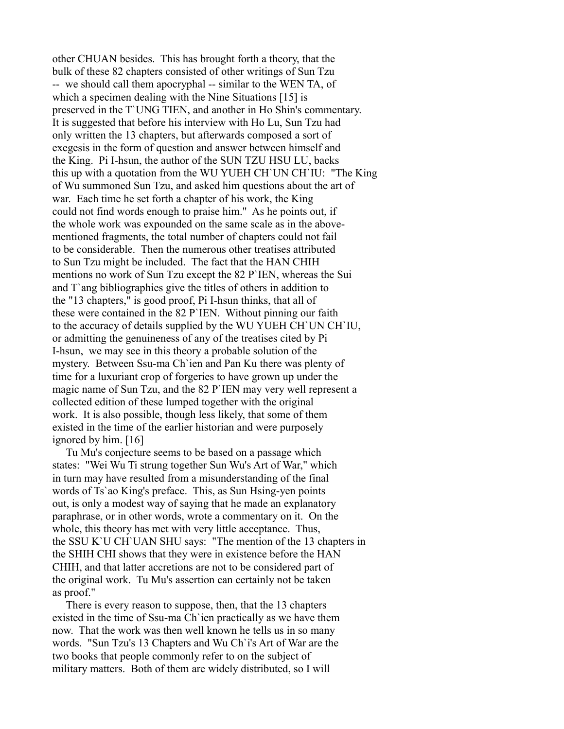other CHUAN besides. This has brought forth a theory, that the bulk of these 82 chapters consisted of other writings of Sun Tzu -- we should call them apocryphal -- similar to the WEN TA, of which a specimen dealing with the Nine Situations [15] is preserved in the T`UNG TIEN, and another in Ho Shin's commentary. It is suggested that before his interview with Ho Lu, Sun Tzu had only written the 13 chapters, but afterwards composed a sort of exegesis in the form of question and answer between himself and the King. Pi I-hsun, the author of the SUN TZU HSU LU, backs this up with a quotation from the WU YUEH CH`UN CH`IU: "The King of Wu summoned Sun Tzu, and asked him questions about the art of war. Each time he set forth a chapter of his work, the King could not find words enough to praise him." As he points out, if the whole work was expounded on the same scale as in the above-mentioned fragments, the total number of chapters could not fail to be considerable. Then the numerous other treatises attributed to Sun Tzu might be included. The fact that the HAN CHIH mentions no work of Sun Tzu except the 82 P`IEN, whereas the Sui and T`ang bibliographies give the titles of others in addition to the "13 chapters," is good proof, Pi I-hsun thinks, that all of these were contained in the 82 P`IEN. Without pinning our faith to the accuracy of details supplied by the WU YUEH CH`UN CH`IU, or admitting the genuineness of any of the treatises cited by Pi I-hsun, we may see in this theory a probable solution of the mystery. Between Ssu-ma Ch`ien and Pan Ku there was plenty of time for a luxuriant crop of forgeries to have grown up under the magic name of Sun Tzu, and the 82 P`IEN may very well represent a collected edition of these lumped together with the original work. It is also possible, though less likely, that some of them existed in the time of the earlier historian and were purposely ignored by him. [16]

Tu Mu's conjecture seems to be based on a passage which states: "Wei Wu Ti strung together Sun Wu's Art of War," which in turn may have resulted from a misunderstanding of the final words of Ts`ao King's preface. This, as Sun Hsing-yen points out, is only a modest way of saying that he made an explanatory paraphrase, or in other words, wrote a commentary on it. On the whole, this theory has met with very little acceptance. Thus, the SSU K`U CH`UAN SHU says: "The mention of the 13 chapters in the SHIH CHI shows that they were in existence before the HAN CHIH, and that latter accretions are not to be considered part of the original work. Tu Mu's assertion can certainly not be taken as proof."

There is every reason to suppose, then, that the 13 chapters existed in the time of Ssu-ma Ch`ien practically as we have them now. That the work was then well known he tells us in so many words. "Sun Tzu's 13 Chapters and Wu Ch`i's Art of War are the two books that people commonly refer to on the subject of military matters. Both of them are widely distributed, so I will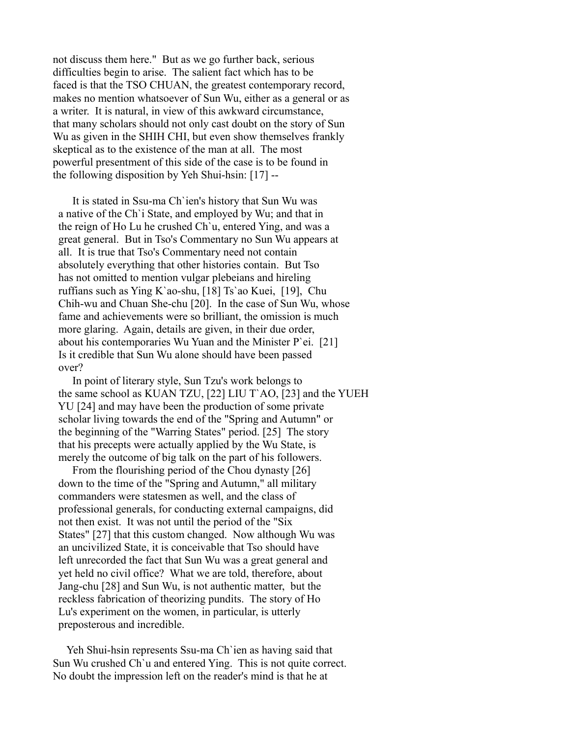not discuss them here." But as we go further back, serious difficulties begin to arise. The salient fact which has to be faced is that the TSO CHUAN, the greatest contemporary record, makes no mention whatsoever of Sun Wu, either as a general or as a writer. It is natural, in view of this awkward circumstance, that many scholars should not only cast doubt on the story of Sun Wu as given in the SHIH CHI, but even show themselves frankly skeptical as to the existence of the man at all. The most powerful presentment of this side of the case is to be found in the following disposition by Yeh Shui-hsin: [17] --

> It is stated in Ssu-ma Ch`ien's history that Sun Wu was a native of the Ch`i State, and employed by Wu; and that in the reign of Ho Lu he crushed Ch`u, entered Ying, and was a great general. But in Tso's Commentary no Sun Wu appears at all. It is true that Tso's Commentary need not contain absolutely everything that other histories contain. But Tso has not omitted to mention vulgar plebeians and hireling ruffians such as Ying K`ao-shu, [18] Ts`ao Kuei, [19], Chu Chih-wu and Chuan She-chu [20]. In the case of Sun Wu, whose fame and achievements were so brilliant, the omission is much more glaring. Again, details are given, in their due order, about his contemporaries Wu Yuan and the Minister P`ei. [21] Is it credible that Sun Wu alone should have been passed over?
>
> In point of literary style, Sun Tzu's work belongs to the same school as KUAN TZU, [22] LIU T`AO, [23] and the YUEH YU [24] and may have been the production of some private scholar living towards the end of the "Spring and Autumn" or the beginning of the "Warring States" period. [25] The story that his precepts were actually applied by the Wu State, is merely the outcome of big talk on the part of his followers.
>
> From the flourishing period of the Chou dynasty [26] down to the time of the "Spring and Autumn," all military commanders were statesmen as well, and the class of professional generals, for conducting external campaigns, did not then exist. It was not until the period of the "Six States" [27] that this custom changed. Now although Wu was an uncivilized State, it is conceivable that Tso should have left unrecorded the fact that Sun Wu was a great general and yet held no civil office? What we are told, therefore, about Jang-chu [28] and Sun Wu, is not authentic matter, but the reckless fabrication of theorizing pundits. The story of Ho Lu's experiment on the women, in particular, is utterly preposterous and incredible.

Yeh Shui-hsin represents Ssu-ma Ch`ien as having said that Sun Wu crushed Ch`u and entered Ying. This is not quite correct. No doubt the impression left on the reader's mind is that he at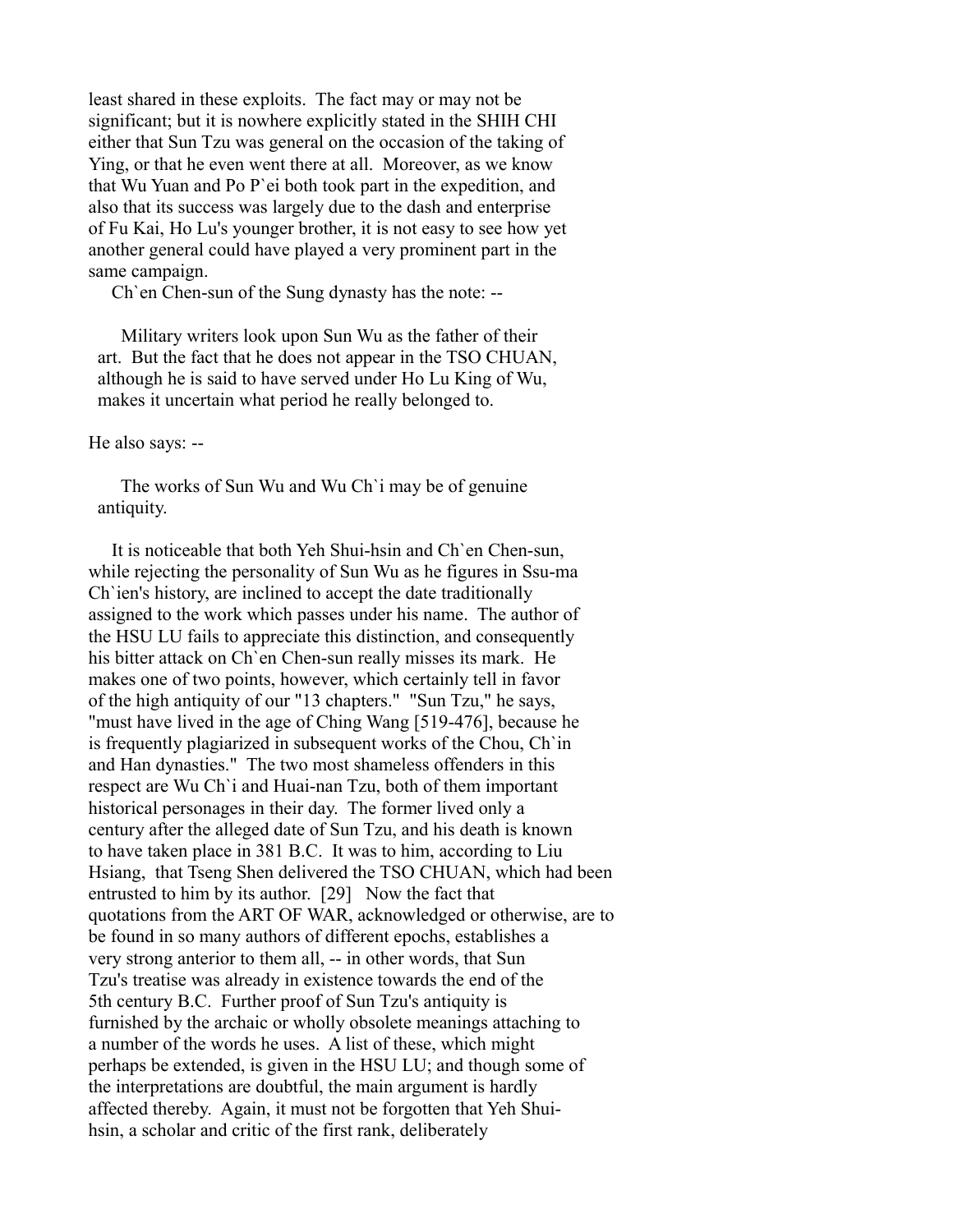least shared in these exploits. The fact may or may not be significant; but it is nowhere explicitly stated in the SHIH CHI either that Sun Tzu was general on the occasion of the taking of Ying, or that he even went there at all. Moreover, as we know that Wu Yuan and Po P`ei both took part in the expedition, and also that its success was largely due to the dash and enterprise of Fu Kai, Ho Lu's younger brother, it is not easy to see how yet another general could have played a very prominent part in the same campaign.

Ch`en Chen-sun of the Sung dynasty has the note: --

> Military writers look upon Sun Wu as the father of their art. But the fact that he does not appear in the TSO CHUAN, although he is said to have served under Ho Lu King of Wu, makes it uncertain what period he really belonged to.

He also says: --

> The works of Sun Wu and Wu Ch`i may be of genuine antiquity.

It is noticeable that both Yeh Shui-hsin and Ch`en Chen-sun, while rejecting the personality of Sun Wu as he figures in Ssu-ma Ch`ien's history, are inclined to accept the date traditionally assigned to the work which passes under his name. The author of the HSU LU fails to appreciate this distinction, and consequently his bitter attack on Ch`en Chen-sun really misses its mark. He makes one of two points, however, which certainly tell in favor of the high antiquity of our "13 chapters." "Sun Tzu," he says, "must have lived in the age of Ching Wang [519-476], because he is frequently plagiarized in subsequent works of the Chou, Ch`in and Han dynasties." The two most shameless offenders in this respect are Wu Ch`i and Huai-nan Tzu, both of them important historical personages in their day. The former lived only a century after the alleged date of Sun Tzu, and his death is known to have taken place in 381 B.C. It was to him, according to Liu Hsiang, that Tseng Shen delivered the TSO CHUAN, which had been entrusted to him by its author. [29] Now the fact that quotations from the ART OF WAR, acknowledged or otherwise, are to be found in so many authors of different epochs, establishes a very strong anterior to them all, -- in other words, that Sun Tzu's treatise was already in existence towards the end of the 5th century B.C. Further proof of Sun Tzu's antiquity is furnished by the archaic or wholly obsolete meanings attaching to a number of the words he uses. A list of these, which might perhaps be extended, is given in the HSU LU; and though some of the interpretations are doubtful, the main argument is hardly affected thereby. Again, it must not be forgotten that Yeh Shui-hsin, a scholar and critic of the first rank, deliberately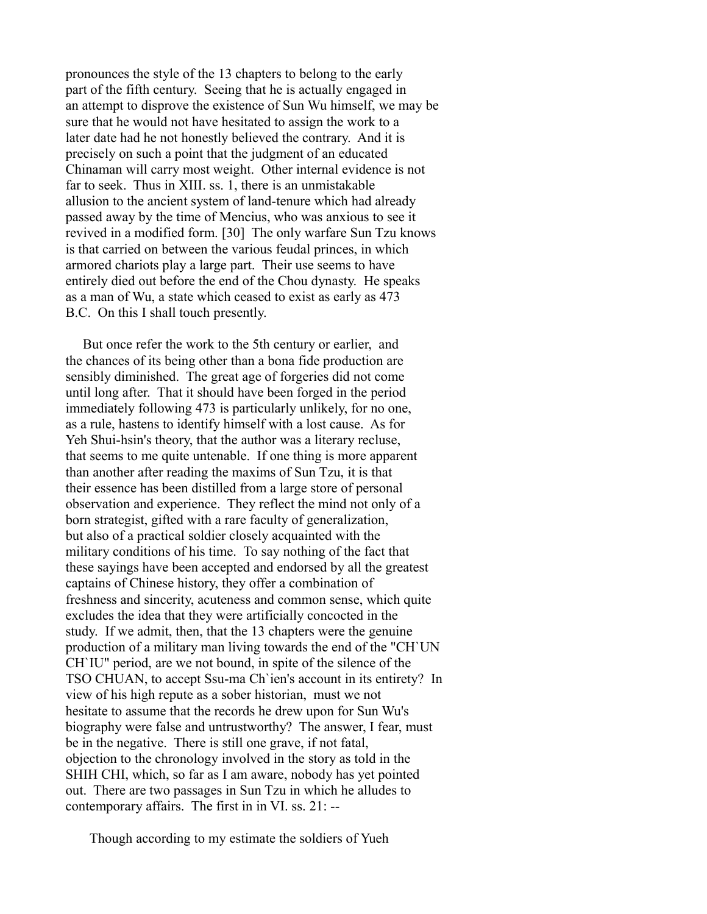pronounces the style of the 13 chapters to belong to the early part of the fifth century. Seeing that he is actually engaged in an attempt to disprove the existence of Sun Wu himself, we may be sure that he would not have hesitated to assign the work to a later date had he not honestly believed the contrary. And it is precisely on such a point that the judgment of an educated Chinaman will carry most weight. Other internal evidence is not far to seek. Thus in XIII. ss. 1, there is an unmistakable allusion to the ancient system of land-tenure which had already passed away by the time of Mencius, who was anxious to see it revived in a modified form. [30] The only warfare Sun Tzu knows is that carried on between the various feudal princes, in which armored chariots play a large part. Their use seems to have entirely died out before the end of the Chou dynasty. He speaks as a man of Wu, a state which ceased to exist as early as 473 B.C. On this I shall touch presently.

But once refer the work to the 5th century or earlier, and the chances of its being other than a bona fide production are sensibly diminished. The great age of forgeries did not come until long after. That it should have been forged in the period immediately following 473 is particularly unlikely, for no one, as a rule, hastens to identify himself with a lost cause. As for Yeh Shui-hsin's theory, that the author was a literary recluse, that seems to me quite untenable. If one thing is more apparent than another after reading the maxims of Sun Tzu, it is that their essence has been distilled from a large store of personal observation and experience. They reflect the mind not only of a born strategist, gifted with a rare faculty of generalization, but also of a practical soldier closely acquainted with the military conditions of his time. To say nothing of the fact that these sayings have been accepted and endorsed by all the greatest captains of Chinese history, they offer a combination of freshness and sincerity, acuteness and common sense, which quite excludes the idea that they were artificially concocted in the study. If we admit, then, that the 13 chapters were the genuine production of a military man living towards the end of the "CH`UN CH`IU" period, are we not bound, in spite of the silence of the TSO CHUAN, to accept Ssu-ma Ch`ien's account in its entirety? In view of his high repute as a sober historian, must we not hesitate to assume that the records he drew upon for Sun Wu's biography were false and untrustworthy? The answer, I fear, must be in the negative. There is still one grave, if not fatal, objection to the chronology involved in the story as told in the SHIH CHI, which, so far as I am aware, nobody has yet pointed out. There are two passages in Sun Tzu in which he alludes to contemporary affairs. The first in in VI. ss. 21: --

Though according to my estimate the soldiers of Yueh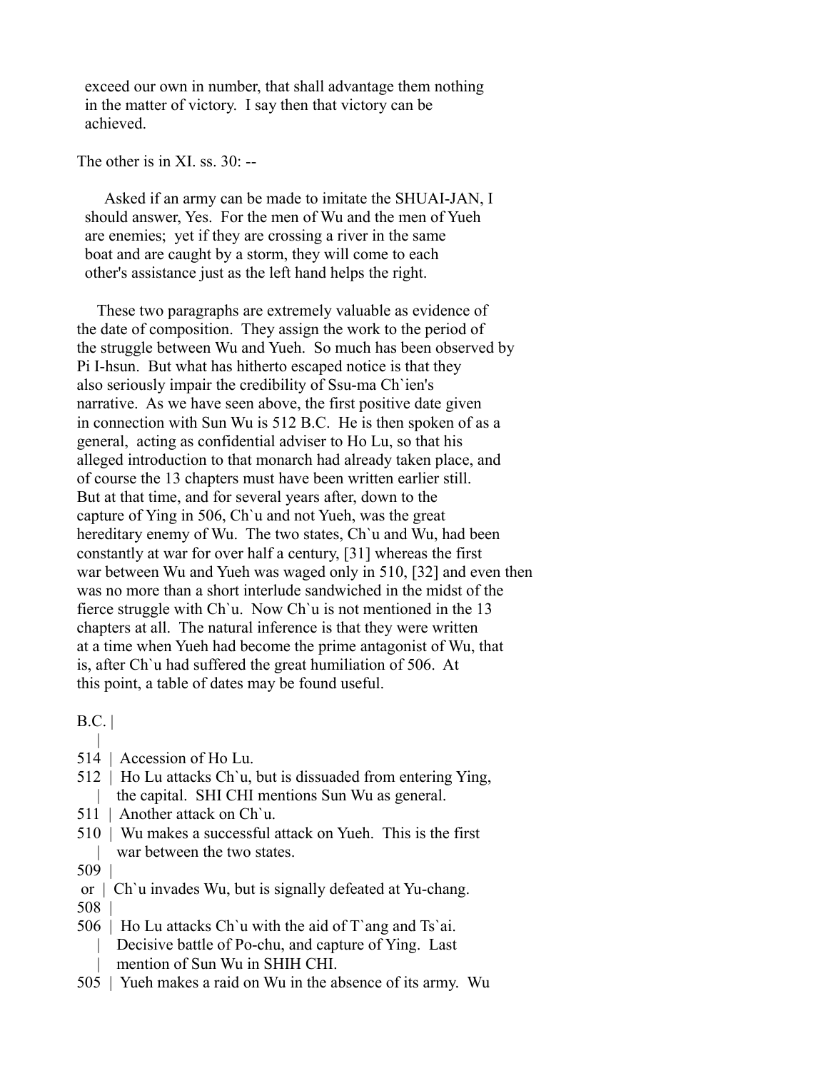> exceed our own in number, that shall advantage them nothing in the matter of victory. I say then that victory can be achieved.

The other is in XI. ss. 30: --

> Asked if an army can be made to imitate the SHUAI-JAN, I should answer, Yes. For the men of Wu and the men of Yueh are enemies; yet if they are crossing a river in the same boat and are caught by a storm, they will come to each other's assistance just as the left hand helps the right.

These two paragraphs are extremely valuable as evidence of the date of composition. They assign the work to the period of the struggle between Wu and Yueh. So much has been observed by Pi I-hsun. But what has hitherto escaped notice is that they also seriously impair the credibility of Ssu-ma Ch`ien's narrative. As we have seen above, the first positive date given in connection with Sun Wu is 512 B.C. He is then spoken of as a general, acting as confidential adviser to Ho Lu, so that his alleged introduction to that monarch had already taken place, and of course the 13 chapters must have been written earlier still. But at that time, and for several years after, down to the capture of Ying in 506, Ch`u and not Yueh, was the great hereditary enemy of Wu. The two states, Ch`u and Wu, had been constantly at war for over half a century, [31] whereas the first war between Wu and Yueh was waged only in 510, [32] and even then was no more than a short interlude sandwiched in the midst of the fierce struggle with Ch`u. Now Ch`u is not mentioned in the 13 chapters at all. The natural inference is that they were written at a time when Yueh had become the prime antagonist of Wu, that is, after Ch`u had suffered the great humiliation of 506. At this point, a table of dates may be found useful.

| B.C. | |
|---|---|
| 514 | Accession of Ho Lu. |
| 512 | Ho Lu attacks Ch`u, but is dissuaded from entering Ying, the capital. SHI CHI mentions Sun Wu as general. |
| 511 | Another attack on Ch`u. |
| 510 | Wu makes a successful attack on Yueh. This is the first war between the two states. |
| 509 or 508 | Ch`u invades Wu, but is signally defeated at Yu-chang. |
| 506 | Ho Lu attacks Ch`u with the aid of T`ang and Ts`ai. Decisive battle of Po-chu, and capture of Ying. Last mention of Sun Wu in SHIH CHI. |
| 505 | Yueh makes a raid on Wu in the absence of its army. Wu |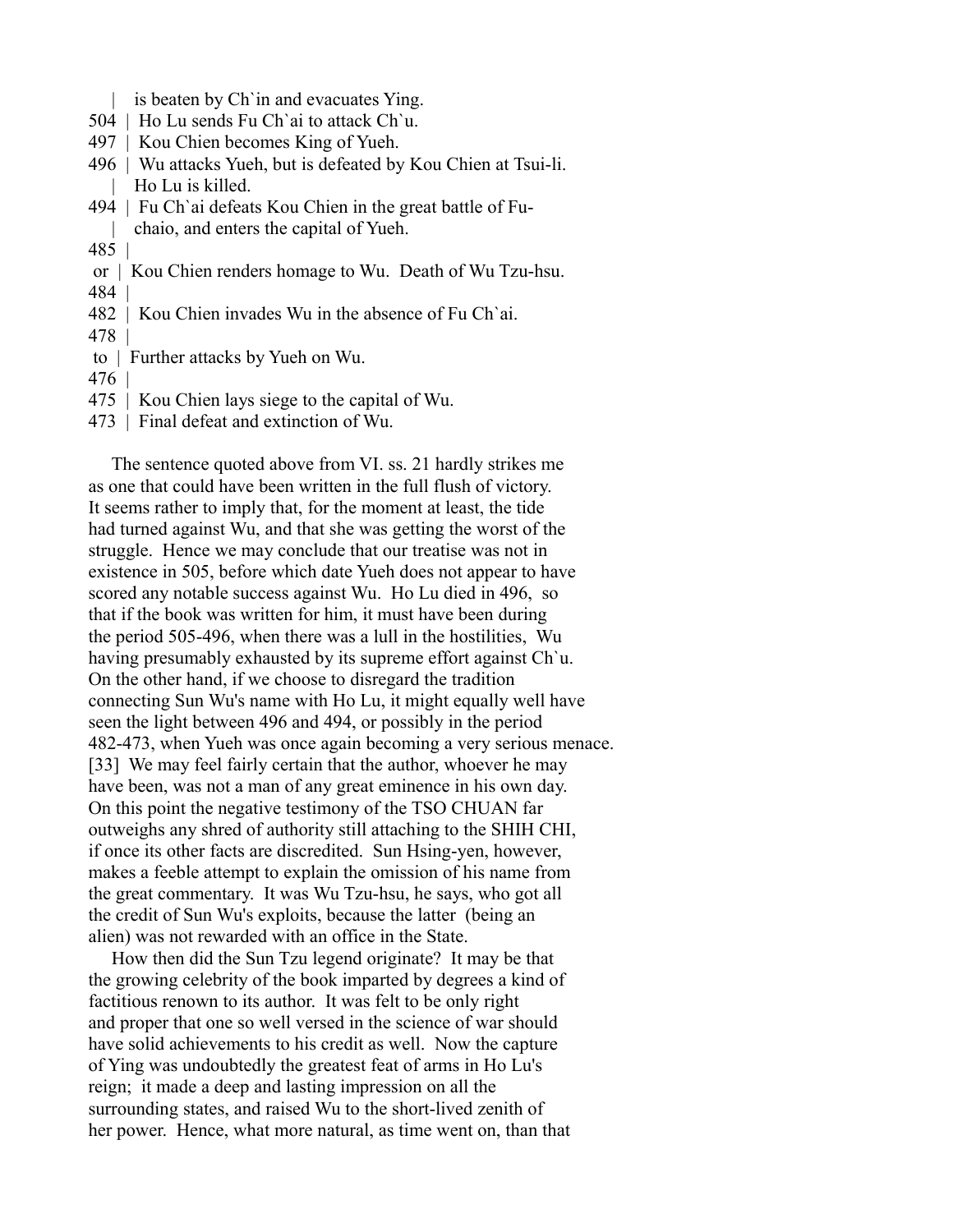| | |
|---|---|
| | is beaten by Ch`in and evacuates Ying. |
| 504 | Ho Lu sends Fu Ch`ai to attack Ch`u. |
| 497 | Kou Chien becomes King of Yueh. |
| 496 | Wu attacks Yueh, but is defeated by Kou Chien at Tsui-li. Ho Lu is killed. |
| 494 | Fu Ch`ai defeats Kou Chien in the great battle of Fu-chaio, and enters the capital of Yueh. |
| 485 or 484 | Kou Chien renders homage to Wu. Death of Wu Tzu-hsu. |
| 482 | Kou Chien invades Wu in the absence of Fu Ch`ai. |
| 478 to 476 | Further attacks by Yueh on Wu. |
| 475 | Kou Chien lays siege to the capital of Wu. |
| 473 | Final defeat and extinction of Wu. |

The sentence quoted above from VI. ss. 21 hardly strikes me as one that could have been written in the full flush of victory. It seems rather to imply that, for the moment at least, the tide had turned against Wu, and that she was getting the worst of the struggle. Hence we may conclude that our treatise was not in existence in 505, before which date Yueh does not appear to have scored any notable success against Wu. Ho Lu died in 496, so that if the book was written for him, it must have been during the period 505-496, when there was a lull in the hostilities, Wu having presumably exhausted by its supreme effort against Ch`u. On the other hand, if we choose to disregard the tradition connecting Sun Wu's name with Ho Lu, it might equally well have seen the light between 496 and 494, or possibly in the period 482-473, when Yueh was once again becoming a very serious menace. [33] We may feel fairly certain that the author, whoever he may have been, was not a man of any great eminence in his own day. On this point the negative testimony of the TSO CHUAN far outweighs any shred of authority still attaching to the SHIH CHI, if once its other facts are discredited. Sun Hsing-yen, however, makes a feeble attempt to explain the omission of his name from the great commentary. It was Wu Tzu-hsu, he says, who got all the credit of Sun Wu's exploits, because the latter (being an alien) was not rewarded with an office in the State.

How then did the Sun Tzu legend originate? It may be that the growing celebrity of the book imparted by degrees a kind of factitious renown to its author. It was felt to be only right and proper that one so well versed in the science of war should have solid achievements to his credit as well. Now the capture of Ying was undoubtedly the greatest feat of arms in Ho Lu's reign; it made a deep and lasting impression on all the surrounding states, and raised Wu to the short-lived zenith of her power. Hence, what more natural, as time went on, than that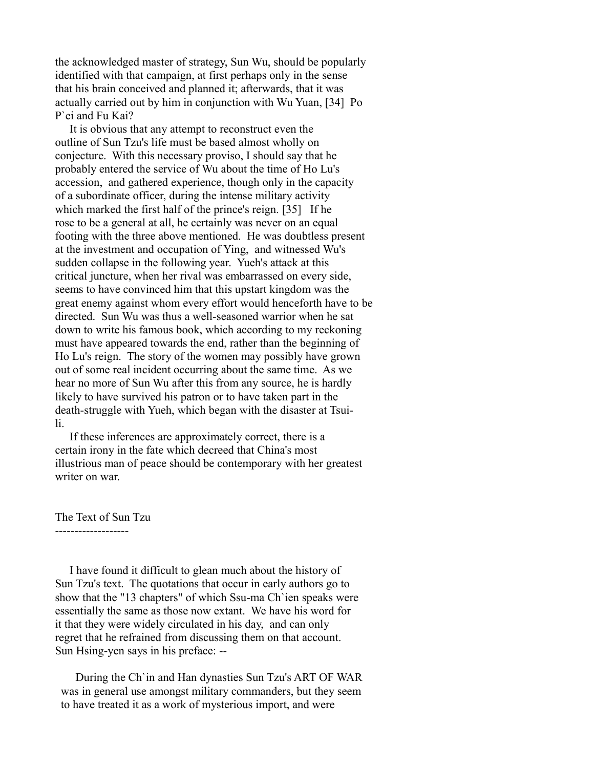the acknowledged master of strategy, Sun Wu, should be popularly identified with that campaign, at first perhaps only in the sense that his brain conceived and planned it; afterwards, that it was actually carried out by him in conjunction with Wu Yuan, [34] Po P`ei and Fu Kai?

It is obvious that any attempt to reconstruct even the outline of Sun Tzu's life must be based almost wholly on conjecture. With this necessary proviso, I should say that he probably entered the service of Wu about the time of Ho Lu's accession, and gathered experience, though only in the capacity of a subordinate officer, during the intense military activity which marked the first half of the prince's reign. [35] If he rose to be a general at all, he certainly was never on an equal footing with the three above mentioned. He was doubtless present at the investment and occupation of Ying, and witnessed Wu's sudden collapse in the following year. Yueh's attack at this critical juncture, when her rival was embarrassed on every side, seems to have convinced him that this upstart kingdom was the great enemy against whom every effort would henceforth have to be directed. Sun Wu was thus a well-seasoned warrior when he sat down to write his famous book, which according to my reckoning must have appeared towards the end, rather than the beginning of Ho Lu's reign. The story of the women may possibly have grown out of some real incident occurring about the same time. As we hear no more of Sun Wu after this from any source, he is hardly likely to have survived his patron or to have taken part in the death-struggle with Yueh, which began with the disaster at Tsui-li.

If these inferences are approximately correct, there is a certain irony in the fate which decreed that China's most illustrious man of peace should be contemporary with her greatest writer on war.

## The Text of Sun Tzu

I have found it difficult to glean much about the history of Sun Tzu's text. The quotations that occur in early authors go to show that the "13 chapters" of which Ssu-ma Ch`ien speaks were essentially the same as those now extant. We have his word for it that they were widely circulated in his day, and can only regret that he refrained from discussing them on that account. Sun Hsing-yen says in his preface: --

> During the Ch`in and Han dynasties Sun Tzu's ART OF WAR was in general use amongst military commanders, but they seem to have treated it as a work of mysterious import, and were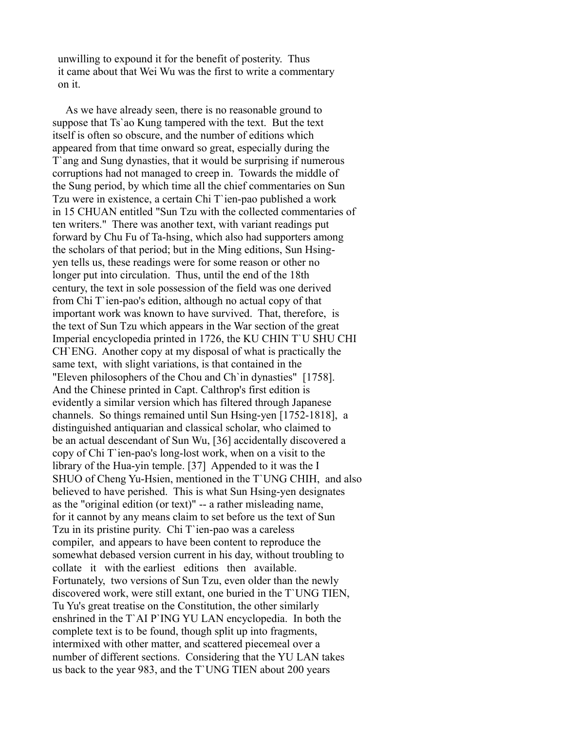unwilling to expound it for the benefit of posterity. Thus it came about that Wei Wu was the first to write a commentary on it.

As we have already seen, there is no reasonable ground to suppose that Ts`ao Kung tampered with the text. But the text itself is often so obscure, and the number of editions which appeared from that time onward so great, especially during the T`ang and Sung dynasties, that it would be surprising if numerous corruptions had not managed to creep in. Towards the middle of the Sung period, by which time all the chief commentaries on Sun Tzu were in existence, a certain Chi T`ien-pao published a work in 15 CHUAN entitled "Sun Tzu with the collected commentaries of ten writers." There was another text, with variant readings put forward by Chu Fu of Ta-hsing, which also had supporters among the scholars of that period; but in the Ming editions, Sun Hsing-yen tells us, these readings were for some reason or other no longer put into circulation. Thus, until the end of the 18th century, the text in sole possession of the field was one derived from Chi T`ien-pao's edition, although no actual copy of that important work was known to have survived. That, therefore, is the text of Sun Tzu which appears in the War section of the great Imperial encyclopedia printed in 1726, the KU CHIN T`U SHU CHI CH`ENG. Another copy at my disposal of what is practically the same text, with slight variations, is that contained in the "Eleven philosophers of the Chou and Ch`in dynasties" [1758]. And the Chinese printed in Capt. Calthrop's first edition is evidently a similar version which has filtered through Japanese channels. So things remained until Sun Hsing-yen [1752-1818], a distinguished antiquarian and classical scholar, who claimed to be an actual descendant of Sun Wu, [36] accidentally discovered a copy of Chi T`ien-pao's long-lost work, when on a visit to the library of the Hua-yin temple. [37] Appended to it was the I SHUO of Cheng Yu-Hsien, mentioned in the T`UNG CHIH, and also believed to have perished. This is what Sun Hsing-yen designates as the "original edition (or text)" -- a rather misleading name, for it cannot by any means claim to set before us the text of Sun Tzu in its pristine purity. Chi T`ien-pao was a careless compiler, and appears to have been content to reproduce the somewhat debased version current in his day, without troubling to collate it with the earliest editions then available. Fortunately, two versions of Sun Tzu, even older than the newly discovered work, were still extant, one buried in the T`UNG TIEN, Tu Yu's great treatise on the Constitution, the other similarly enshrined in the T`AI P`ING YU LAN encyclopedia. In both the complete text is to be found, though split up into fragments, intermixed with other matter, and scattered piecemeal over a number of different sections. Considering that the YU LAN takes us back to the year 983, and the T`UNG TIEN about 200 years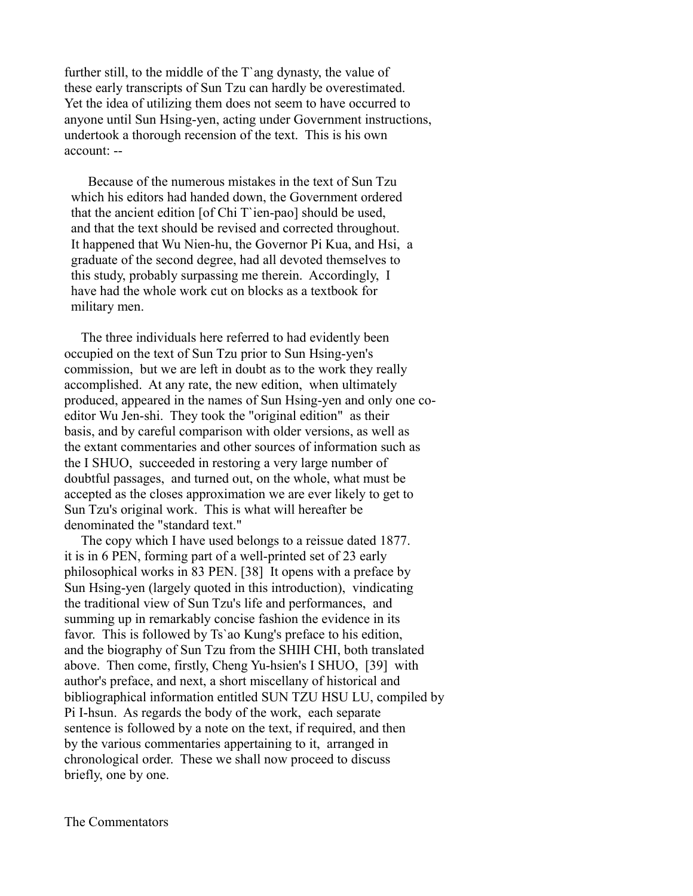further still, to the middle of the T`ang dynasty, the value of these early transcripts of Sun Tzu can hardly be overestimated. Yet the idea of utilizing them does not seem to have occurred to anyone until Sun Hsing-yen, acting under Government instructions, undertook a thorough recension of the text. This is his own account: --

> Because of the numerous mistakes in the text of Sun Tzu which his editors had handed down, the Government ordered that the ancient edition [of Chi T`ien-pao] should be used, and that the text should be revised and corrected throughout. It happened that Wu Nien-hu, the Governor Pi Kua, and Hsi, a graduate of the second degree, had all devoted themselves to this study, probably surpassing me therein. Accordingly, I have had the whole work cut on blocks as a textbook for military men.

The three individuals here referred to had evidently been occupied on the text of Sun Tzu prior to Sun Hsing-yen's commission, but we are left in doubt as to the work they really accomplished. At any rate, the new edition, when ultimately produced, appeared in the names of Sun Hsing-yen and only one co-editor Wu Jen-shi. They took the "original edition" as their basis, and by careful comparison with older versions, as well as the extant commentaries and other sources of information such as the I SHUO, succeeded in restoring a very large number of doubtful passages, and turned out, on the whole, what must be accepted as the closes approximation we are ever likely to get to Sun Tzu's original work. This is what will hereafter be denominated the "standard text."

The copy which I have used belongs to a reissue dated 1877. it is in 6 PEN, forming part of a well-printed set of 23 early philosophical works in 83 PEN. [38] It opens with a preface by Sun Hsing-yen (largely quoted in this introduction), vindicating the traditional view of Sun Tzu's life and performances, and summing up in remarkably concise fashion the evidence in its favor. This is followed by Ts`ao Kung's preface to his edition, and the biography of Sun Tzu from the SHIH CHI, both translated above. Then come, firstly, Cheng Yu-hsien's I SHUO, [39] with author's preface, and next, a short miscellany of historical and bibliographical information entitled SUN TZU HSU LU, compiled by Pi I-hsun. As regards the body of the work, each separate sentence is followed by a note on the text, if required, and then by the various commentaries appertaining to it, arranged in chronological order. These we shall now proceed to discuss briefly, one by one.

## The Commentators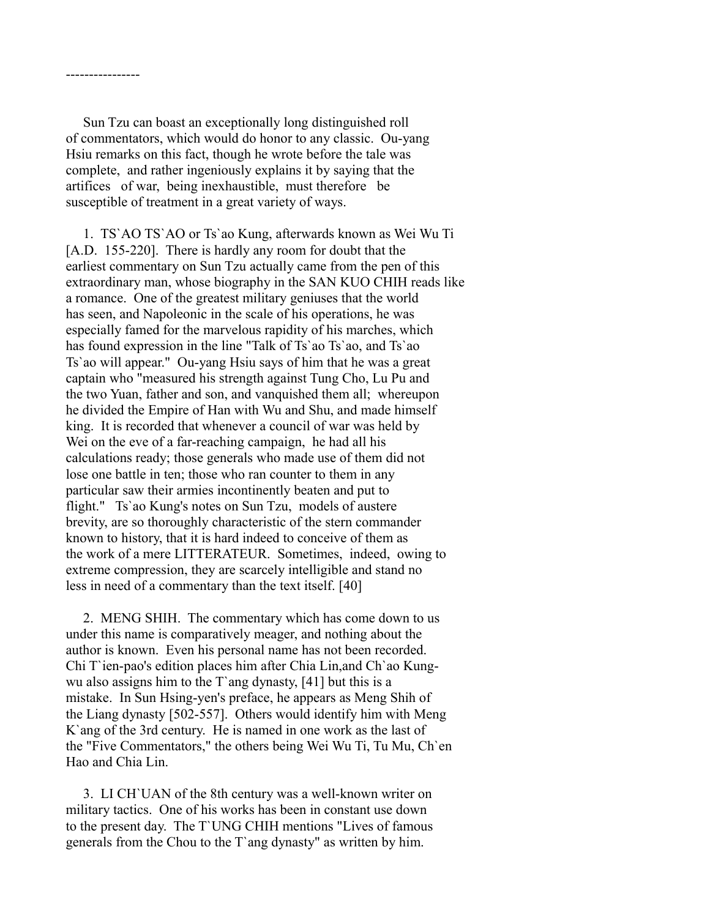----------------

Sun Tzu can boast an exceptionally long distinguished roll of commentators, which would do honor to any classic. Ou-yang Hsiu remarks on this fact, though he wrote before the tale was complete, and rather ingeniously explains it by saying that the artifices of war, being inexhaustible, must therefore be susceptible of treatment in a great variety of ways.

1. TS`AO TS`AO or Ts`ao Kung, afterwards known as Wei Wu Ti [A.D. 155-220]. There is hardly any room for doubt that the earliest commentary on Sun Tzu actually came from the pen of this extraordinary man, whose biography in the SAN KUO CHIH reads like a romance. One of the greatest military geniuses that the world has seen, and Napoleonic in the scale of his operations, he was especially famed for the marvelous rapidity of his marches, which has found expression in the line "Talk of Ts`ao Ts`ao, and Ts`ao Ts`ao will appear." Ou-yang Hsiu says of him that he was a great captain who "measured his strength against Tung Cho, Lu Pu and the two Yuan, father and son, and vanquished them all; whereupon he divided the Empire of Han with Wu and Shu, and made himself king. It is recorded that whenever a council of war was held by Wei on the eve of a far-reaching campaign, he had all his calculations ready; those generals who made use of them did not lose one battle in ten; those who ran counter to them in any particular saw their armies incontinently beaten and put to flight." Ts`ao Kung's notes on Sun Tzu, models of austere brevity, are so thoroughly characteristic of the stern commander known to history, that it is hard indeed to conceive of them as the work of a mere LITTERATEUR. Sometimes, indeed, owing to extreme compression, they are scarcely intelligible and stand no less in need of a commentary than the text itself. [40]

2. MENG SHIH. The commentary which has come down to us under this name is comparatively meager, and nothing about the author is known. Even his personal name has not been recorded. Chi T`ien-pao's edition places him after Chia Lin,and Ch`ao Kung-wu also assigns him to the T`ang dynasty, [41] but this is a mistake. In Sun Hsing-yen's preface, he appears as Meng Shih of the Liang dynasty [502-557]. Others would identify him with Meng K`ang of the 3rd century. He is named in one work as the last of the "Five Commentators," the others being Wei Wu Ti, Tu Mu, Ch`en Hao and Chia Lin.

3. LI CH`UAN of the 8th century was a well-known writer on military tactics. One of his works has been in constant use down to the present day. The T`UNG CHIH mentions "Lives of famous generals from the Chou to the T`ang dynasty" as written by him.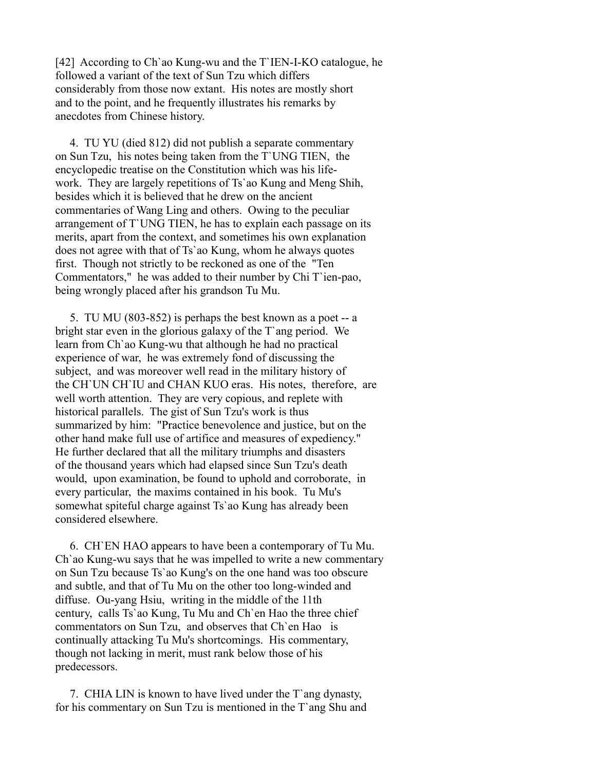[42] According to Ch`ao Kung-wu and the T`IEN-I-KO catalogue, he followed a variant of the text of Sun Tzu which differs considerably from those now extant. His notes are mostly short and to the point, and he frequently illustrates his remarks by anecdotes from Chinese history.

4. TU YU (died 812) did not publish a separate commentary on Sun Tzu, his notes being taken from the T`UNG TIEN, the encyclopedic treatise on the Constitution which was his life-work. They are largely repetitions of Ts`ao Kung and Meng Shih, besides which it is believed that he drew on the ancient commentaries of Wang Ling and others. Owing to the peculiar arrangement of T`UNG TIEN, he has to explain each passage on its merits, apart from the context, and sometimes his own explanation does not agree with that of Ts`ao Kung, whom he always quotes first. Though not strictly to be reckoned as one of the "Ten Commentators," he was added to their number by Chi T`ien-pao, being wrongly placed after his grandson Tu Mu.

5. TU MU (803-852) is perhaps the best known as a poet -- a bright star even in the glorious galaxy of the T`ang period. We learn from Ch`ao Kung-wu that although he had no practical experience of war, he was extremely fond of discussing the subject, and was moreover well read in the military history of the CH`UN CH`IU and CHAN KUO eras. His notes, therefore, are well worth attention. They are very copious, and replete with historical parallels. The gist of Sun Tzu's work is thus summarized by him: "Practice benevolence and justice, but on the other hand make full use of artifice and measures of expediency." He further declared that all the military triumphs and disasters of the thousand years which had elapsed since Sun Tzu's death would, upon examination, be found to uphold and corroborate, in every particular, the maxims contained in his book. Tu Mu's somewhat spiteful charge against Ts`ao Kung has already been considered elsewhere.

6. CH`EN HAO appears to have been a contemporary of Tu Mu. Ch`ao Kung-wu says that he was impelled to write a new commentary on Sun Tzu because Ts`ao Kung's on the one hand was too obscure and subtle, and that of Tu Mu on the other too long-winded and diffuse. Ou-yang Hsiu, writing in the middle of the 11th century, calls Ts`ao Kung, Tu Mu and Ch`en Hao the three chief commentators on Sun Tzu, and observes that Ch`en Hao is continually attacking Tu Mu's shortcomings. His commentary, though not lacking in merit, must rank below those of his predecessors.

7. CHIA LIN is known to have lived under the T`ang dynasty, for his commentary on Sun Tzu is mentioned in the T`ang Shu and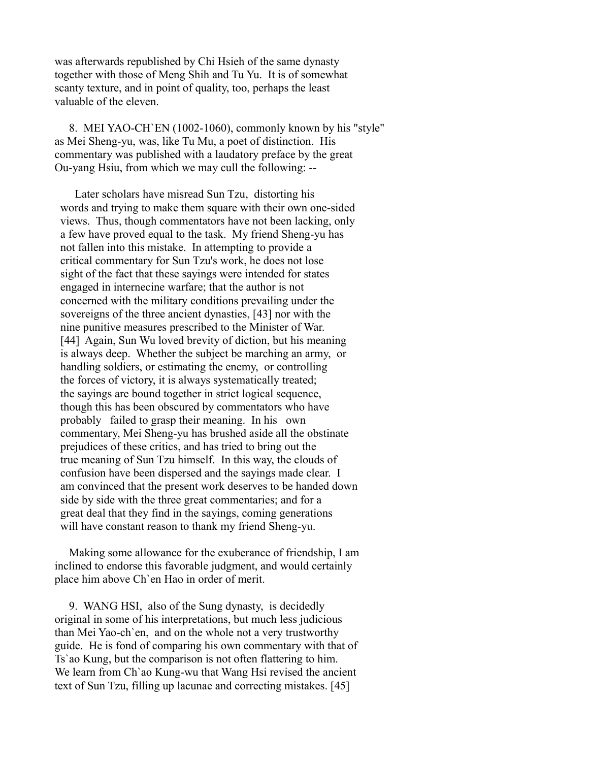was afterwards republished by Chi Hsieh of the same dynasty together with those of Meng Shih and Tu Yu. It is of somewhat scanty texture, and in point of quality, too, perhaps the least valuable of the eleven.

8. MEI YAO-CH`EN (1002-1060), commonly known by his "style" as Mei Sheng-yu, was, like Tu Mu, a poet of distinction. His commentary was published with a laudatory preface by the great Ou-yang Hsiu, from which we may cull the following: --

> Later scholars have misread Sun Tzu, distorting his words and trying to make them square with their own one-sided views. Thus, though commentators have not been lacking, only a few have proved equal to the task. My friend Sheng-yu has not fallen into this mistake. In attempting to provide a critical commentary for Sun Tzu's work, he does not lose sight of the fact that these sayings were intended for states engaged in internecine warfare; that the author is not concerned with the military conditions prevailing under the sovereigns of the three ancient dynasties, [43] nor with the nine punitive measures prescribed to the Minister of War. [44] Again, Sun Wu loved brevity of diction, but his meaning is always deep. Whether the subject be marching an army, or handling soldiers, or estimating the enemy, or controlling the forces of victory, it is always systematically treated; the sayings are bound together in strict logical sequence, though this has been obscured by commentators who have probably failed to grasp their meaning. In his own commentary, Mei Sheng-yu has brushed aside all the obstinate prejudices of these critics, and has tried to bring out the true meaning of Sun Tzu himself. In this way, the clouds of confusion have been dispersed and the sayings made clear. I am convinced that the present work deserves to be handed down side by side with the three great commentaries; and for a great deal that they find in the sayings, coming generations will have constant reason to thank my friend Sheng-yu.

Making some allowance for the exuberance of friendship, I am inclined to endorse this favorable judgment, and would certainly place him above Ch`en Hao in order of merit.

9. WANG HSI, also of the Sung dynasty, is decidedly original in some of his interpretations, but much less judicious than Mei Yao-ch`en, and on the whole not a very trustworthy guide. He is fond of comparing his own commentary with that of Ts`ao Kung, but the comparison is not often flattering to him. We learn from Ch`ao Kung-wu that Wang Hsi revised the ancient text of Sun Tzu, filling up lacunae and correcting mistakes. [45]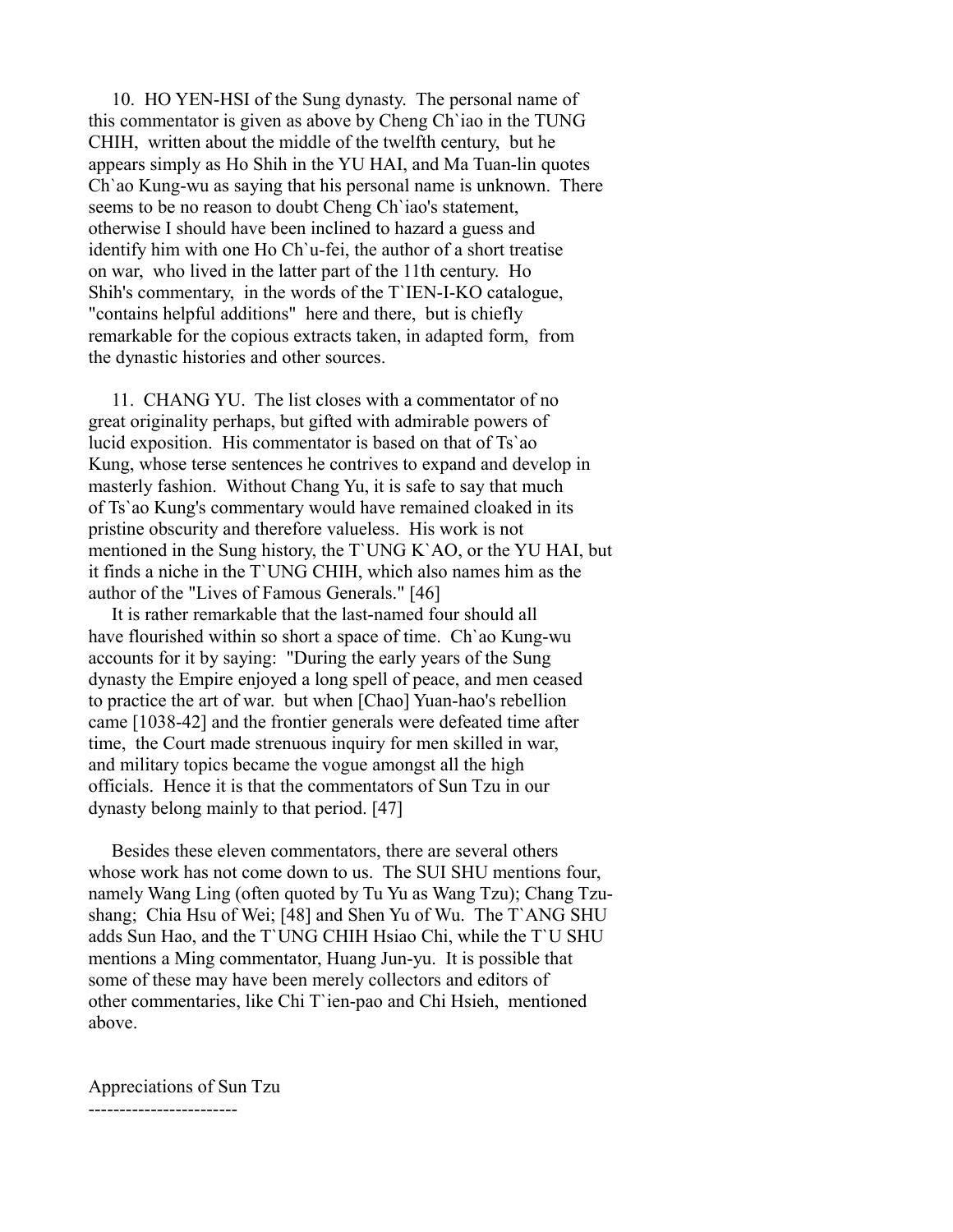10. HO YEN-HSI of the Sung dynasty. The personal name of this commentator is given as above by Cheng Ch`iao in the TUNG CHIH, written about the middle of the twelfth century, but he appears simply as Ho Shih in the YU HAI, and Ma Tuan-lin quotes Ch`ao Kung-wu as saying that his personal name is unknown. There seems to be no reason to doubt Cheng Ch`iao's statement, otherwise I should have been inclined to hazard a guess and identify him with one Ho Ch`u-fei, the author of a short treatise on war, who lived in the latter part of the 11th century. Ho Shih's commentary, in the words of the T`IEN-I-KO catalogue, "contains helpful additions" here and there, but is chiefly remarkable for the copious extracts taken, in adapted form, from the dynastic histories and other sources.

11. CHANG YU. The list closes with a commentator of no great originality perhaps, but gifted with admirable powers of lucid exposition. His commentator is based on that of Ts`ao Kung, whose terse sentences he contrives to expand and develop in masterly fashion. Without Chang Yu, it is safe to say that much of Ts`ao Kung's commentary would have remained cloaked in its pristine obscurity and therefore valueless. His work is not mentioned in the Sung history, the T`UNG K`AO, or the YU HAI, but it finds a niche in the T`UNG CHIH, which also names him as the author of the "Lives of Famous Generals." [46]

It is rather remarkable that the last-named four should all have flourished within so short a space of time. Ch`ao Kung-wu accounts for it by saying: "During the early years of the Sung dynasty the Empire enjoyed a long spell of peace, and men ceased to practice the art of war. but when [Chao] Yuan-hao's rebellion came [1038-42] and the frontier generals were defeated time after time, the Court made strenuous inquiry for men skilled in war, and military topics became the vogue amongst all the high officials. Hence it is that the commentators of Sun Tzu in our dynasty belong mainly to that period. [47]

Besides these eleven commentators, there are several others whose work has not come down to us. The SUI SHU mentions four, namely Wang Ling (often quoted by Tu Yu as Wang Tzu); Chang Tzu-shang; Chia Hsu of Wei; [48] and Shen Yu of Wu. The T`ANG SHU adds Sun Hao, and the T`UNG CHIH Hsiao Chi, while the T`U SHU mentions a Ming commentator, Huang Jun-yu. It is possible that some of these may have been merely collectors and editors of other commentaries, like Chi T`ien-pao and Chi Hsieh, mentioned above.

## Appreciations of Sun Tzu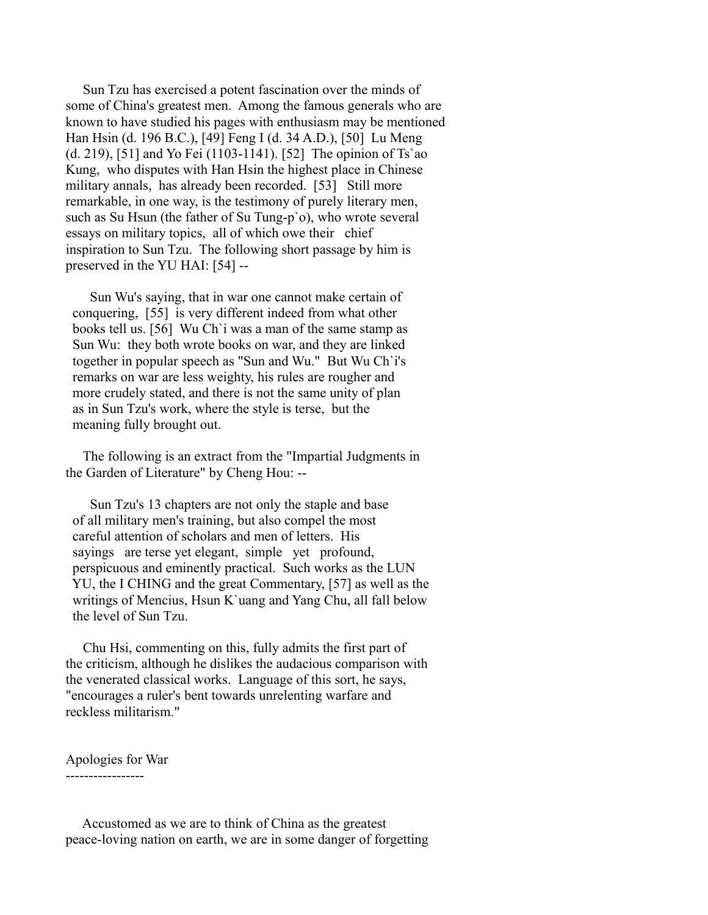Sun Tzu has exercised a potent fascination over the minds of some of China's greatest men. Among the famous generals who are known to have studied his pages with enthusiasm may be mentioned Han Hsin (d. 196 B.C.), [49] Feng I (d. 34 A.D.), [50] Lu Meng (d. 219), [51] and Yo Fei (1103-1141). [52] The opinion of Ts`ao Kung, who disputes with Han Hsin the highest place in Chinese military annals, has already been recorded. [53] Still more remarkable, in one way, is the testimony of purely literary men, such as Su Hsun (the father of Su Tung-p`o), who wrote several essays on military topics, all of which owe their chief inspiration to Sun Tzu. The following short passage by him is preserved in the YU HAI: [54] --

> Sun Wu's saying, that in war one cannot make certain of conquering, [55] is very different indeed from what other books tell us. [56] Wu Ch`i was a man of the same stamp as Sun Wu: they both wrote books on war, and they are linked together in popular speech as "Sun and Wu." But Wu Ch`i's remarks on war are less weighty, his rules are rougher and more crudely stated, and there is not the same unity of plan as in Sun Tzu's work, where the style is terse, but the meaning fully brought out.

The following is an extract from the "Impartial Judgments in the Garden of Literature" by Cheng Hou: --

> Sun Tzu's 13 chapters are not only the staple and base of all military men's training, but also compel the most careful attention of scholars and men of letters. His sayings are terse yet elegant, simple yet profound, perspicuous and eminently practical. Such works as the LUN YU, the I CHING and the great Commentary, [57] as well as the writings of Mencius, Hsun K`uang and Yang Chu, all fall below the level of Sun Tzu.

Chu Hsi, commenting on this, fully admits the first part of the criticism, although he dislikes the audacious comparison with the venerated classical works. Language of this sort, he says, "encourages a ruler's bent towards unrelenting warfare and reckless militarism."

## Apologies for War

Accustomed as we are to think of China as the greatest peace-loving nation on earth, we are in some danger of forgetting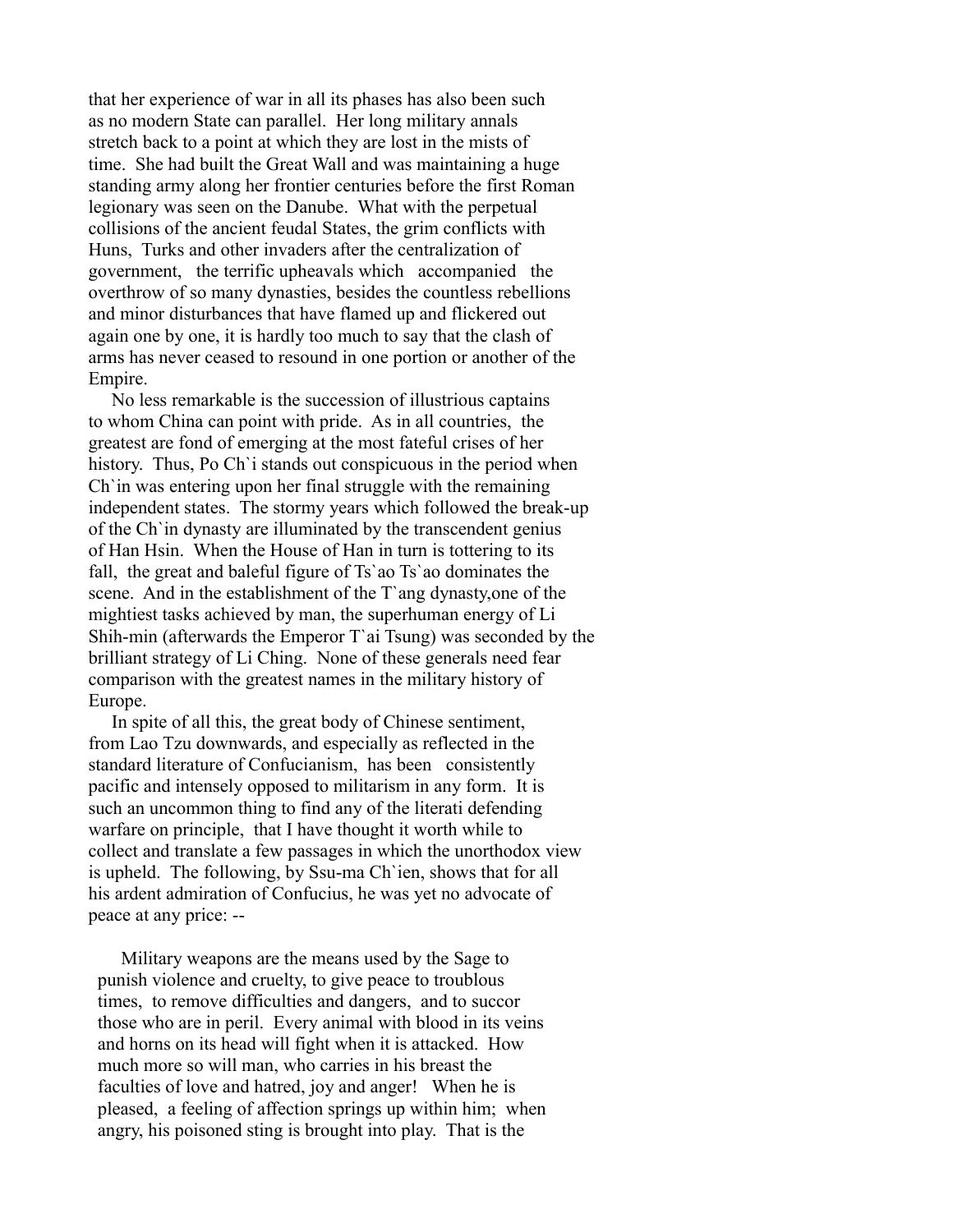that her experience of war in all its phases has also been such as no modern State can parallel. Her long military annals stretch back to a point at which they are lost in the mists of time. She had built the Great Wall and was maintaining a huge standing army along her frontier centuries before the first Roman legionary was seen on the Danube. What with the perpetual collisions of the ancient feudal States, the grim conflicts with Huns, Turks and other invaders after the centralization of government, the terrific upheavals which accompanied the overthrow of so many dynasties, besides the countless rebellions and minor disturbances that have flamed up and flickered out again one by one, it is hardly too much to say that the clash of arms has never ceased to resound in one portion or another of the Empire.

No less remarkable is the succession of illustrious captains to whom China can point with pride. As in all countries, the greatest are fond of emerging at the most fateful crises of her history. Thus, Po Ch`i stands out conspicuous in the period when Ch`in was entering upon her final struggle with the remaining independent states. The stormy years which followed the break-up of the Ch`in dynasty are illuminated by the transcendent genius of Han Hsin. When the House of Han in turn is tottering to its fall, the great and baleful figure of Ts`ao Ts`ao dominates the scene. And in the establishment of the T`ang dynasty,one of the mightiest tasks achieved by man, the superhuman energy of Li Shih-min (afterwards the Emperor T`ai Tsung) was seconded by the brilliant strategy of Li Ching. None of these generals need fear comparison with the greatest names in the military history of Europe.

In spite of all this, the great body of Chinese sentiment, from Lao Tzu downwards, and especially as reflected in the standard literature of Confucianism, has been consistently pacific and intensely opposed to militarism in any form. It is such an uncommon thing to find any of the literati defending warfare on principle, that I have thought it worth while to collect and translate a few passages in which the unorthodox view is upheld. The following, by Ssu-ma Ch`ien, shows that for all his ardent admiration of Confucius, he was yet no advocate of peace at any price: --

> Military weapons are the means used by the Sage to punish violence and cruelty, to give peace to troublous times, to remove difficulties and dangers, and to succor those who are in peril. Every animal with blood in its veins and horns on its head will fight when it is attacked. How much more so will man, who carries in his breast the faculties of love and hatred, joy and anger! When he is pleased, a feeling of affection springs up within him; when angry, his poisoned sting is brought into play. That is the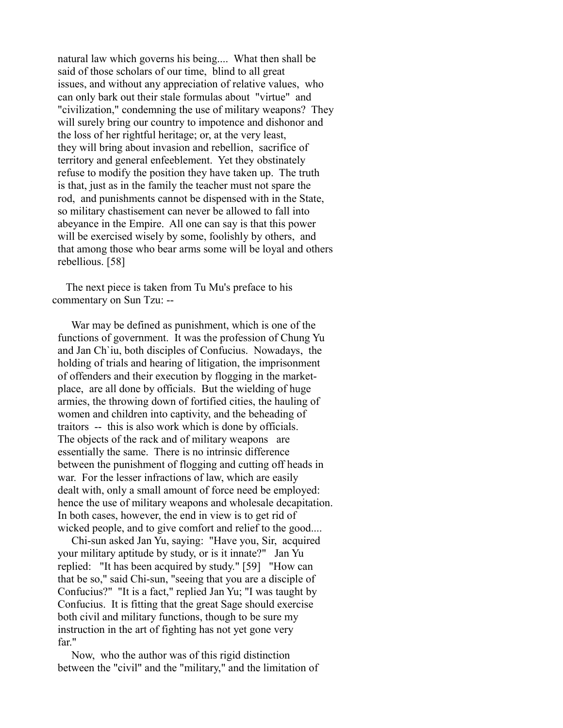natural law which governs his being.... What then shall be said of those scholars of our time, blind to all great issues, and without any appreciation of relative values, who can only bark out their stale formulas about "virtue" and "civilization," condemning the use of military weapons? They will surely bring our country to impotence and dishonor and the loss of her rightful heritage; or, at the very least, they will bring about invasion and rebellion, sacrifice of territory and general enfeeblement. Yet they obstinately refuse to modify the position they have taken up. The truth is that, just as in the family the teacher must not spare the rod, and punishments cannot be dispensed with in the State, so military chastisement can never be allowed to fall into abeyance in the Empire. All one can say is that this power will be exercised wisely by some, foolishly by others, and that among those who bear arms some will be loyal and others rebellious. [58]

The next piece is taken from Tu Mu's preface to his commentary on Sun Tzu: --

> War may be defined as punishment, which is one of the functions of government. It was the profession of Chung Yu and Jan Ch`iu, both disciples of Confucius. Nowadays, the holding of trials and hearing of litigation, the imprisonment of offenders and their execution by flogging in the market-place, are all done by officials. But the wielding of huge armies, the throwing down of fortified cities, the hauling of women and children into captivity, and the beheading of traitors -- this is also work which is done by officials. The objects of the rack and of military weapons are essentially the same. There is no intrinsic difference between the punishment of flogging and cutting off heads in war. For the lesser infractions of law, which are easily dealt with, only a small amount of force need be employed: hence the use of military weapons and wholesale decapitation. In both cases, however, the end in view is to get rid of wicked people, and to give comfort and relief to the good....
>
> Chi-sun asked Jan Yu, saying: "Have you, Sir, acquired your military aptitude by study, or is it innate?" Jan Yu replied: "It has been acquired by study." [59] "How can that be so," said Chi-sun, "seeing that you are a disciple of Confucius?" "It is a fact," replied Jan Yu; "I was taught by Confucius. It is fitting that the great Sage should exercise both civil and military functions, though to be sure my instruction in the art of fighting has not yet gone very far."
>
> Now, who the author was of this rigid distinction between the "civil" and the "military," and the limitation of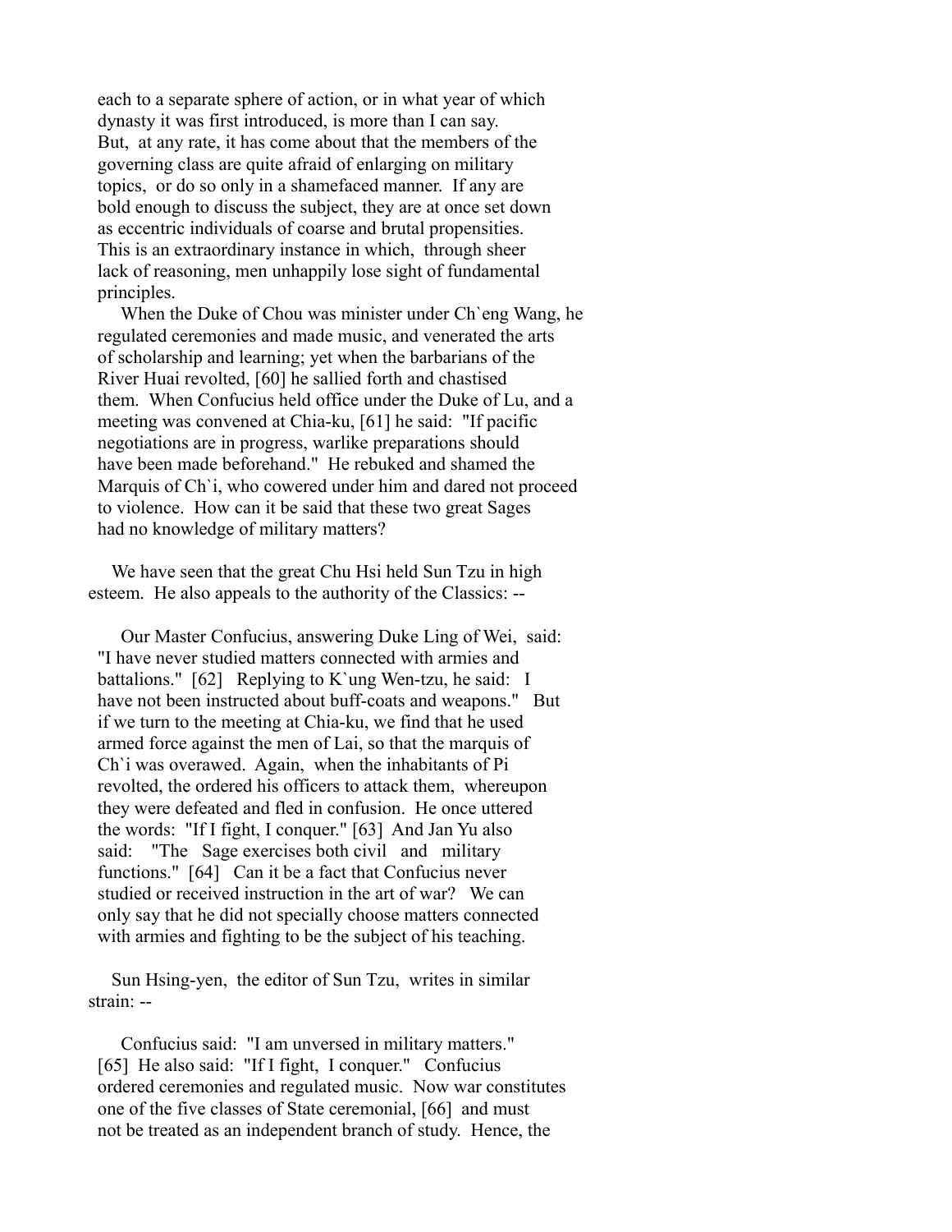each to a separate sphere of action, or in what year of which dynasty it was first introduced, is more than I can say. But, at any rate, it has come about that the members of the governing class are quite afraid of enlarging on military topics, or do so only in a shamefaced manner. If any are bold enough to discuss the subject, they are at once set down as eccentric individuals of coarse and brutal propensities. This is an extraordinary instance in which, through sheer lack of reasoning, men unhappily lose sight of fundamental principles.

> When the Duke of Chou was minister under Ch`eng Wang, he regulated ceremonies and made music, and venerated the arts of scholarship and learning; yet when the barbarians of the River Huai revolted, [60] he sallied forth and chastised them. When Confucius held office under the Duke of Lu, and a meeting was convened at Chia-ku, [61] he said: "If pacific negotiations are in progress, warlike preparations should have been made beforehand." He rebuked and shamed the Marquis of Ch`i, who cowered under him and dared not proceed to violence. How can it be said that these two great Sages had no knowledge of military matters?

We have seen that the great Chu Hsi held Sun Tzu in high esteem. He also appeals to the authority of the Classics: --

> Our Master Confucius, answering Duke Ling of Wei, said: "I have never studied matters connected with armies and battalions." [62] Replying to K`ung Wen-tzu, he said: I have not been instructed about buff-coats and weapons." But if we turn to the meeting at Chia-ku, we find that he used armed force against the men of Lai, so that the marquis of Ch`i was overawed. Again, when the inhabitants of Pi revolted, the ordered his officers to attack them, whereupon they were defeated and fled in confusion. He once uttered the words: "If I fight, I conquer." [63] And Jan Yu also said: "The Sage exercises both civil and military functions." [64] Can it be a fact that Confucius never studied or received instruction in the art of war? We can only say that he did not specially choose matters connected with armies and fighting to be the subject of his teaching.

Sun Hsing-yen, the editor of Sun Tzu, writes in similar strain: --

> Confucius said: "I am unversed in military matters." [65] He also said: "If I fight, I conquer." Confucius ordered ceremonies and regulated music. Now war constitutes one of the five classes of State ceremonial, [66] and must not be treated as an independent branch of study. Hence, the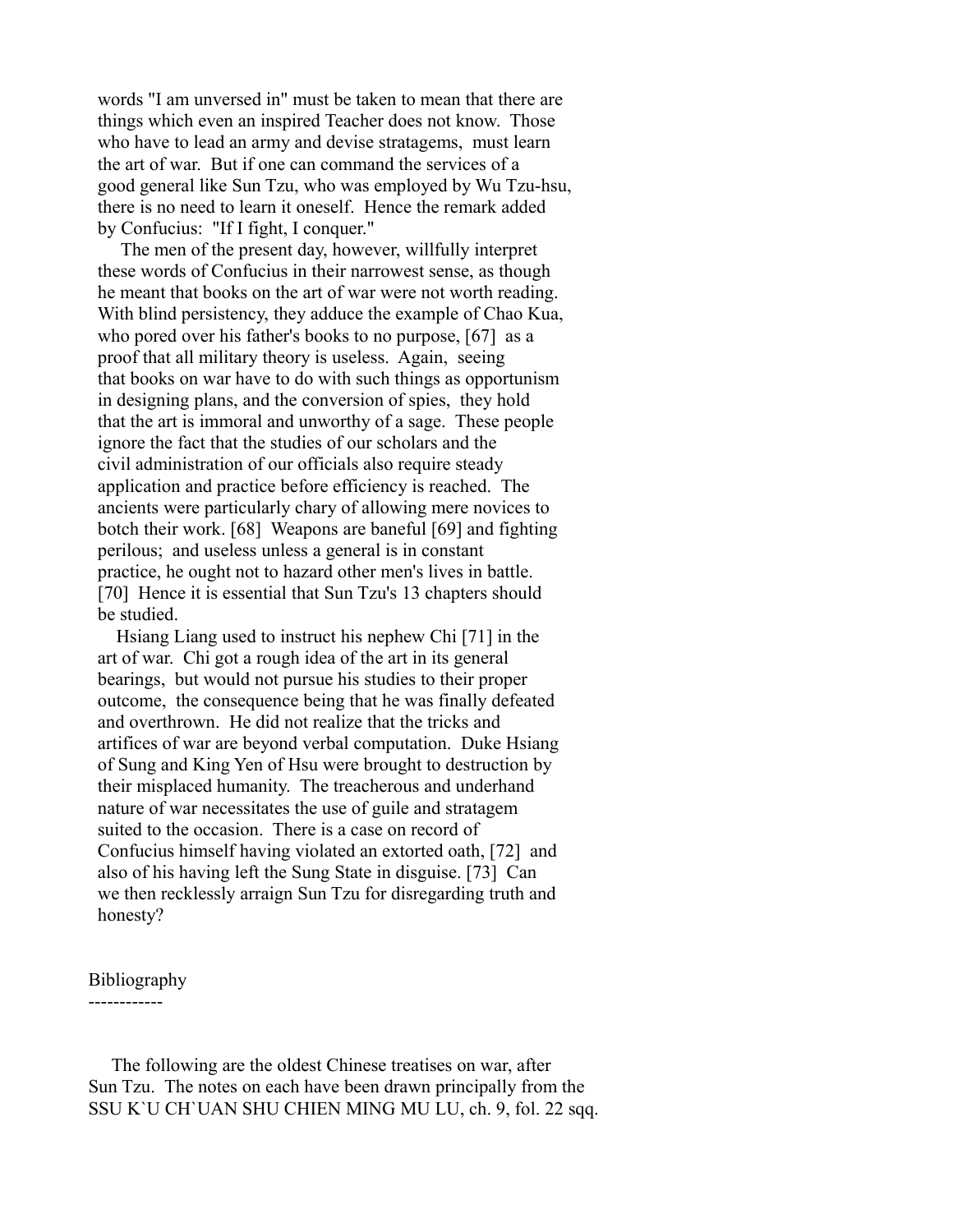words "I am unversed in" must be taken to mean that there are things which even an inspired Teacher does not know. Those who have to lead an army and devise stratagems, must learn the art of war. But if one can command the services of a good general like Sun Tzu, who was employed by Wu Tzu-hsu, there is no need to learn it oneself. Hence the remark added by Confucius: "If I fight, I conquer."

The men of the present day, however, willfully interpret these words of Confucius in their narrowest sense, as though he meant that books on the art of war were not worth reading. With blind persistency, they adduce the example of Chao Kua, who pored over his father's books to no purpose, [67] as a proof that all military theory is useless. Again, seeing that books on war have to do with such things as opportunism in designing plans, and the conversion of spies, they hold that the art is immoral and unworthy of a sage. These people ignore the fact that the studies of our scholars and the civil administration of our officials also require steady application and practice before efficiency is reached. The ancients were particularly chary of allowing mere novices to botch their work. [68] Weapons are baneful [69] and fighting perilous; and useless unless a general is in constant practice, he ought not to hazard other men's lives in battle. [70] Hence it is essential that Sun Tzu's 13 chapters should be studied.

Hsiang Liang used to instruct his nephew Chi [71] in the art of war. Chi got a rough idea of the art in its general bearings, but would not pursue his studies to their proper outcome, the consequence being that he was finally defeated and overthrown. He did not realize that the tricks and artifices of war are beyond verbal computation. Duke Hsiang of Sung and King Yen of Hsu were brought to destruction by their misplaced humanity. The treacherous and underhand nature of war necessitates the use of guile and stratagem suited to the occasion. There is a case on record of Confucius himself having violated an extorted oath, [72] and also of his having left the Sung State in disguise. [73] Can we then recklessly arraign Sun Tzu for disregarding truth and honesty?

## Bibliography

The following are the oldest Chinese treatises on war, after Sun Tzu. The notes on each have been drawn principally from the SSU K`U CH`UAN SHU CHIEN MING MU LU, ch. 9, fol. 22 sqq.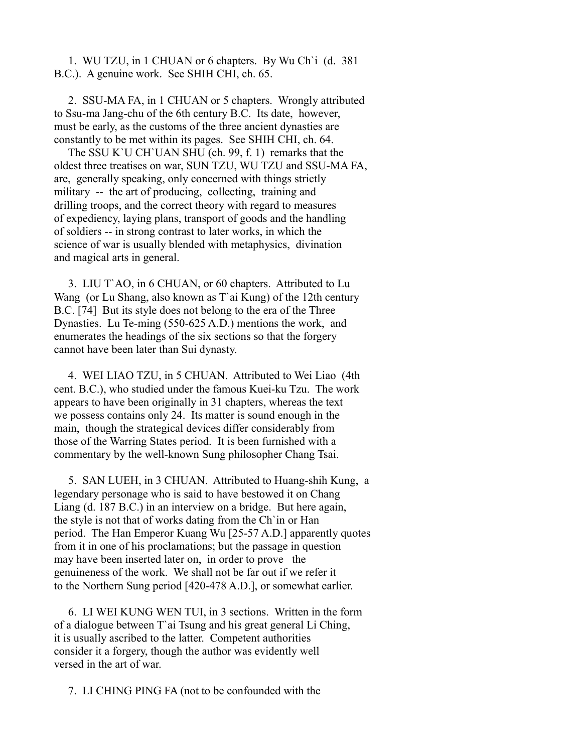1. WU TZU, in 1 CHUAN or 6 chapters. By Wu Ch`i (d. 381 B.C.). A genuine work. See SHIH CHI, ch. 65.

2. SSU-MA FA, in 1 CHUAN or 5 chapters. Wrongly attributed to Ssu-ma Jang-chu of the 6th century B.C. Its date, however, must be early, as the customs of the three ancient dynasties are constantly to be met within its pages. See SHIH CHI, ch. 64.

The SSU K`U CH`UAN SHU (ch. 99, f. 1) remarks that the oldest three treatises on war, SUN TZU, WU TZU and SSU-MA FA, are, generally speaking, only concerned with things strictly military -- the art of producing, collecting, training and drilling troops, and the correct theory with regard to measures of expediency, laying plans, transport of goods and the handling of soldiers -- in strong contrast to later works, in which the science of war is usually blended with metaphysics, divination and magical arts in general.

3. LIU T`AO, in 6 CHUAN, or 60 chapters. Attributed to Lu Wang (or Lu Shang, also known as T`ai Kung) of the 12th century B.C. [74] But its style does not belong to the era of the Three Dynasties. Lu Te-ming (550-625 A.D.) mentions the work, and enumerates the headings of the six sections so that the forgery cannot have been later than Sui dynasty.

4. WEI LIAO TZU, in 5 CHUAN. Attributed to Wei Liao (4th cent. B.C.), who studied under the famous Kuei-ku Tzu. The work appears to have been originally in 31 chapters, whereas the text we possess contains only 24. Its matter is sound enough in the main, though the strategical devices differ considerably from those of the Warring States period. It is been furnished with a commentary by the well-known Sung philosopher Chang Tsai.

5. SAN LUEH, in 3 CHUAN. Attributed to Huang-shih Kung, a legendary personage who is said to have bestowed it on Chang Liang (d. 187 B.C.) in an interview on a bridge. But here again, the style is not that of works dating from the Ch`in or Han period. The Han Emperor Kuang Wu [25-57 A.D.] apparently quotes from it in one of his proclamations; but the passage in question may have been inserted later on, in order to prove the genuineness of the work. We shall not be far out if we refer it to the Northern Sung period [420-478 A.D.], or somewhat earlier.

6. LI WEI KUNG WEN TUI, in 3 sections. Written in the form of a dialogue between T`ai Tsung and his great general Li Ching, it is usually ascribed to the latter. Competent authorities consider it a forgery, though the author was evidently well versed in the art of war.

7. LI CHING PING FA (not to be confounded with the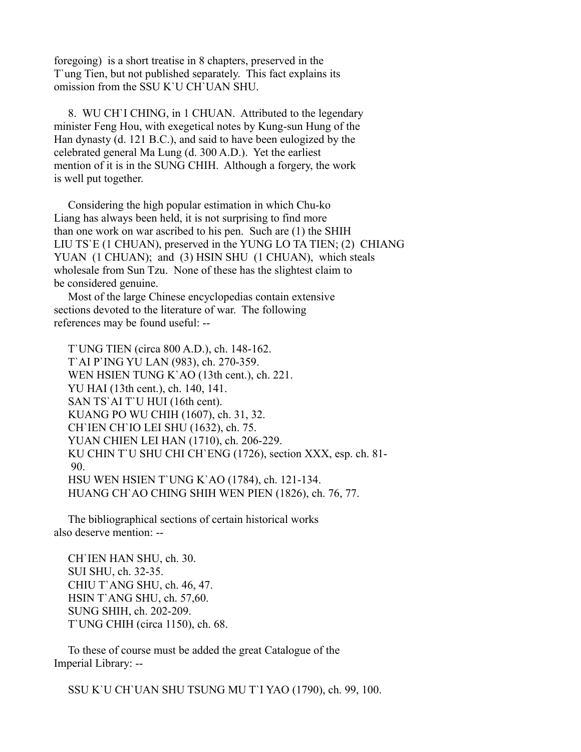foregoing) is a short treatise in 8 chapters, preserved in the T`ung Tien, but not published separately. This fact explains its omission from the SSU K`U CH`UAN SHU.

8. WU CH`I CHING, in 1 CHUAN. Attributed to the legendary minister Feng Hou, with exegetical notes by Kung-sun Hung of the Han dynasty (d. 121 B.C.), and said to have been eulogized by the celebrated general Ma Lung (d. 300 A.D.). Yet the earliest mention of it is in the SUNG CHIH. Although a forgery, the work is well put together.

Considering the high popular estimation in which Chu-ko Liang has always been held, it is not surprising to find more than one work on war ascribed to his pen. Such are (1) the SHIH LIU TS`E (1 CHUAN), preserved in the YUNG LO TA TIEN; (2) CHIANG YUAN (1 CHUAN); and (3) HSIN SHU (1 CHUAN), which steals wholesale from Sun Tzu. None of these has the slightest claim to be considered genuine.

Most of the large Chinese encyclopedias contain extensive sections devoted to the literature of war. The following references may be found useful: --

T`UNG TIEN (circa 800 A.D.), ch. 148-162.
T`AI P`ING YU LAN (983), ch. 270-359.
WEN HSIEN TUNG K`AO (13th cent.), ch. 221.
YU HAI (13th cent.), ch. 140, 141.
SAN TS`AI T`U HUI (16th cent).
KUANG PO WU CHIH (1607), ch. 31, 32.
CH`IEN CH`IO LEI SHU (1632), ch. 75.
YUAN CHIEN LEI HAN (1710), ch. 206-229.
KU CHIN T`U SHU CHI CH`ENG (1726), section XXX, esp. ch. 81-90.
HSU WEN HSIEN T`UNG K`AO (1784), ch. 121-134.
HUANG CH`AO CHING SHIH WEN PIEN (1826), ch. 76, 77.

The bibliographical sections of certain historical works also deserve mention: --

CH`IEN HAN SHU, ch. 30.
SUI SHU, ch. 32-35.
CHIU T`ANG SHU, ch. 46, 47.
HSIN T`ANG SHU, ch. 57,60.
SUNG SHIH, ch. 202-209.
T`UNG CHIH (circa 1150), ch. 68.

To these of course must be added the great Catalogue of the Imperial Library: --

SSU K`U CH`UAN SHU TSUNG MU T`I YAO (1790), ch. 99, 100.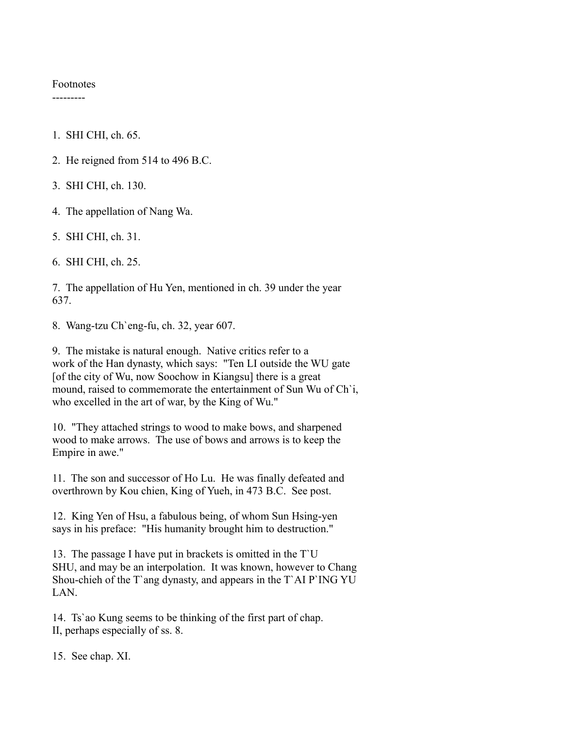Footnotes
---------

1. SHI CHI, ch. 65.

2. He reigned from 514 to 496 B.C.

3. SHI CHI, ch. 130.

4. The appellation of Nang Wa.

5. SHI CHI, ch. 31.

6. SHI CHI, ch. 25.

7. The appellation of Hu Yen, mentioned in ch. 39 under the year 637.

8. Wang-tzu Ch`eng-fu, ch. 32, year 607.

9. The mistake is natural enough. Native critics refer to a work of the Han dynasty, which says: "Ten LI outside the WU gate [of the city of Wu, now Soochow in Kiangsu] there is a great mound, raised to commemorate the entertainment of Sun Wu of Ch`i, who excelled in the art of war, by the King of Wu."

10. "They attached strings to wood to make bows, and sharpened wood to make arrows. The use of bows and arrows is to keep the Empire in awe."

11. The son and successor of Ho Lu. He was finally defeated and overthrown by Kou chien, King of Yueh, in 473 B.C. See post.

12. King Yen of Hsu, a fabulous being, of whom Sun Hsing-yen says in his preface: "His humanity brought him to destruction."

13. The passage I have put in brackets is omitted in the T`U SHU, and may be an interpolation. It was known, however to Chang Shou-chieh of the T`ang dynasty, and appears in the T`AI P`ING YU LAN.

14. Ts`ao Kung seems to be thinking of the first part of chap. II, perhaps especially of ss. 8.

15. See chap. XI.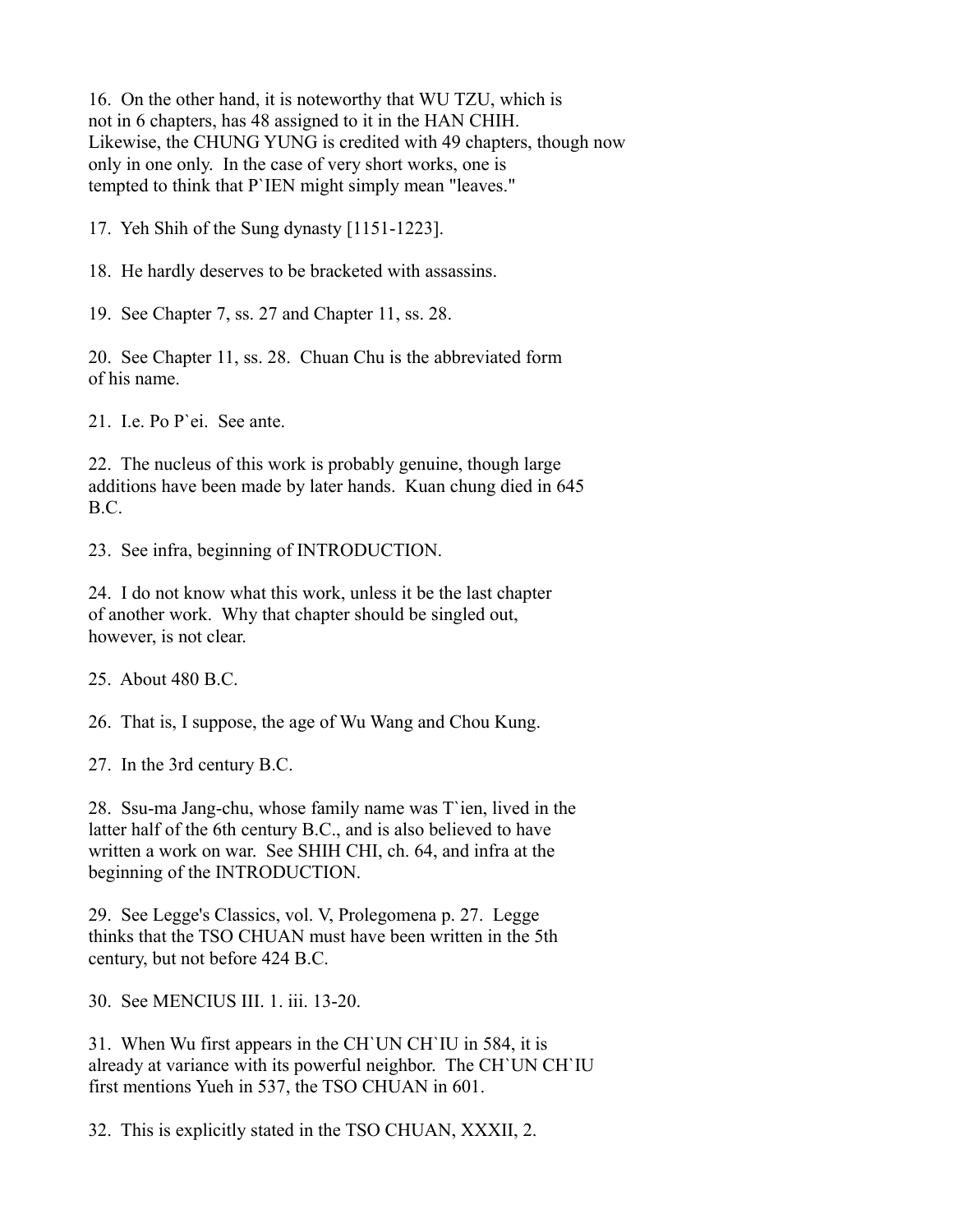16. On the other hand, it is noteworthy that WU TZU, which is not in 6 chapters, has 48 assigned to it in the HAN CHIH. Likewise, the CHUNG YUNG is credited with 49 chapters, though now only in one only. In the case of very short works, one is tempted to think that P`IEN might simply mean "leaves."

17. Yeh Shih of the Sung dynasty [1151-1223].

18. He hardly deserves to be bracketed with assassins.

19. See Chapter 7, ss. 27 and Chapter 11, ss. 28.

20. See Chapter 11, ss. 28. Chuan Chu is the abbreviated form of his name.

21. I.e. Po P`ei. See ante.

22. The nucleus of this work is probably genuine, though large additions have been made by later hands. Kuan chung died in 645 B.C.

23. See infra, beginning of INTRODUCTION.

24. I do not know what this work, unless it be the last chapter of another work. Why that chapter should be singled out, however, is not clear.

25. About 480 B.C.

26. That is, I suppose, the age of Wu Wang and Chou Kung.

27. In the 3rd century B.C.

28. Ssu-ma Jang-chu, whose family name was T`ien, lived in the latter half of the 6th century B.C., and is also believed to have written a work on war. See SHIH CHI, ch. 64, and infra at the beginning of the INTRODUCTION.

29. See Legge's Classics, vol. V, Prolegomena p. 27. Legge thinks that the TSO CHUAN must have been written in the 5th century, but not before 424 B.C.

30. See MENCIUS III. 1. iii. 13-20.

31. When Wu first appears in the CH`UN CH`IU in 584, it is already at variance with its powerful neighbor. The CH`UN CH`IU first mentions Yueh in 537, the TSO CHUAN in 601.

32. This is explicitly stated in the TSO CHUAN, XXXII, 2.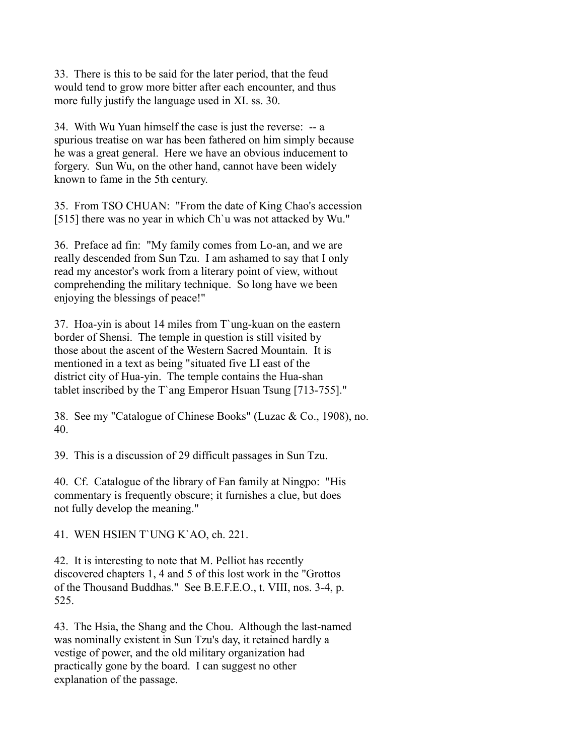33. There is this to be said for the later period, that the feud would tend to grow more bitter after each encounter, and thus more fully justify the language used in XI. ss. 30.

34. With Wu Yuan himself the case is just the reverse: -- a spurious treatise on war has been fathered on him simply because he was a great general. Here we have an obvious inducement to forgery. Sun Wu, on the other hand, cannot have been widely known to fame in the 5th century.

35. From TSO CHUAN: "From the date of King Chao's accession [515] there was no year in which Ch`u was not attacked by Wu."

36. Preface ad fin: "My family comes from Lo-an, and we are really descended from Sun Tzu. I am ashamed to say that I only read my ancestor's work from a literary point of view, without comprehending the military technique. So long have we been enjoying the blessings of peace!"

37. Hoa-yin is about 14 miles from T`ung-kuan on the eastern border of Shensi. The temple in question is still visited by those about the ascent of the Western Sacred Mountain. It is mentioned in a text as being "situated five LI east of the district city of Hua-yin. The temple contains the Hua-shan tablet inscribed by the T`ang Emperor Hsuan Tsung [713-755]."

38. See my "Catalogue of Chinese Books" (Luzac & Co., 1908), no. 40.

39. This is a discussion of 29 difficult passages in Sun Tzu.

40. Cf. Catalogue of the library of Fan family at Ningpo: "His commentary is frequently obscure; it furnishes a clue, but does not fully develop the meaning."

41. WEN HSIEN T`UNG K`AO, ch. 221.

42. It is interesting to note that M. Pelliot has recently discovered chapters 1, 4 and 5 of this lost work in the "Grottos of the Thousand Buddhas." See B.E.F.E.O., t. VIII, nos. 3-4, p. 525.

43. The Hsia, the Shang and the Chou. Although the last-named was nominally existent in Sun Tzu's day, it retained hardly a vestige of power, and the old military organization had practically gone by the board. I can suggest no other explanation of the passage.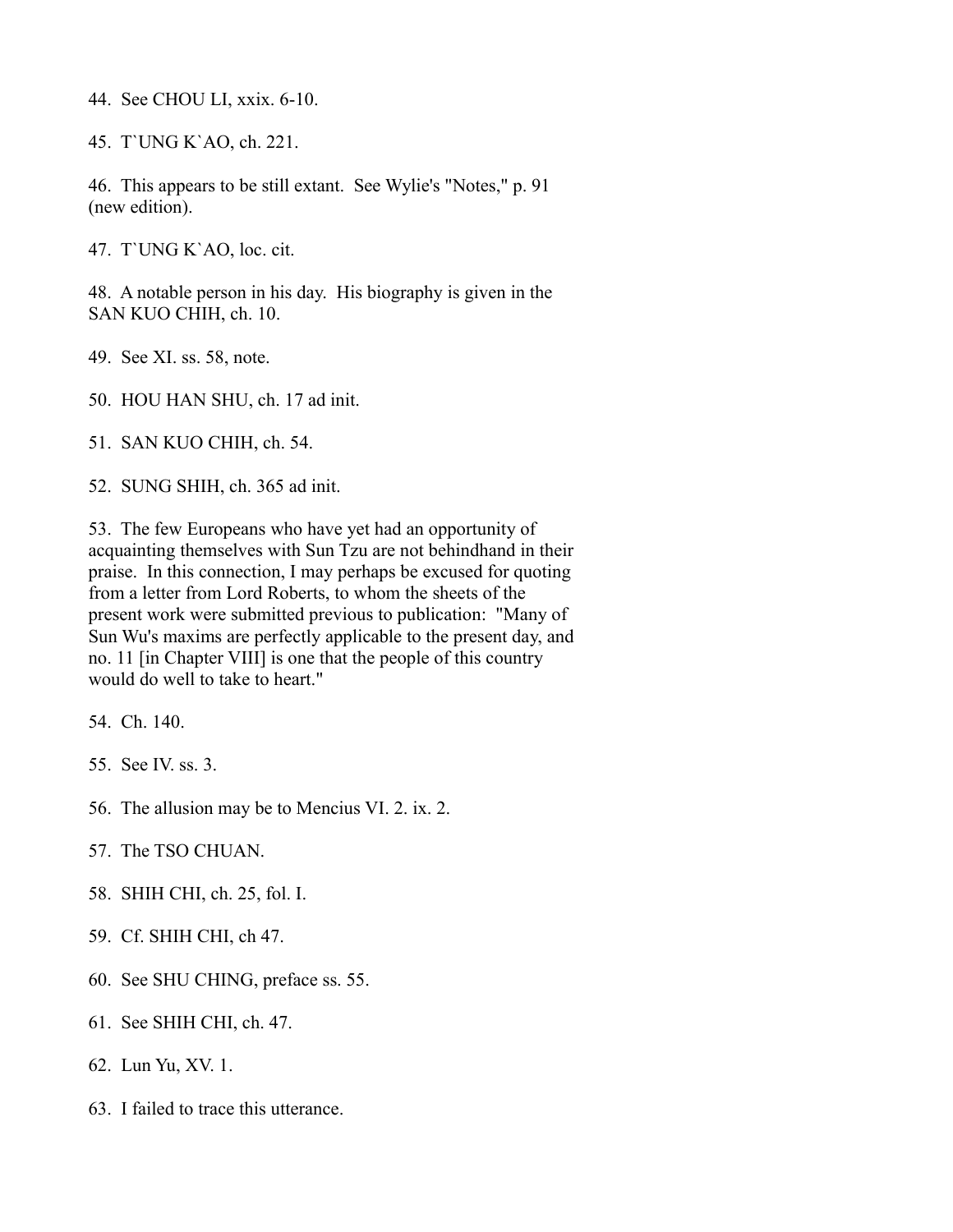44. See CHOU LI, xxix. 6-10.

45. T`UNG K`AO, ch. 221.

46. This appears to be still extant. See Wylie's "Notes," p. 91 (new edition).

47. T`UNG K`AO, loc. cit.

48. A notable person in his day. His biography is given in the SAN KUO CHIH, ch. 10.

49. See XI. ss. 58, note.

50. HOU HAN SHU, ch. 17 ad init.

51. SAN KUO CHIH, ch. 54.

52. SUNG SHIH, ch. 365 ad init.

53. The few Europeans who have yet had an opportunity of acquainting themselves with Sun Tzu are not behindhand in their praise. In this connection, I may perhaps be excused for quoting from a letter from Lord Roberts, to whom the sheets of the present work were submitted previous to publication: "Many of Sun Wu's maxims are perfectly applicable to the present day, and no. 11 [in Chapter VIII] is one that the people of this country would do well to take to heart."

54. Ch. 140.

55. See IV. ss. 3.

56. The allusion may be to Mencius VI. 2. ix. 2.

57. The TSO CHUAN.

58. SHIH CHI, ch. 25, fol. I.

59. Cf. SHIH CHI, ch 47.

60. See SHU CHING, preface ss. 55.

61. See SHIH CHI, ch. 47.

62. Lun Yu, XV. 1.

63. I failed to trace this utterance.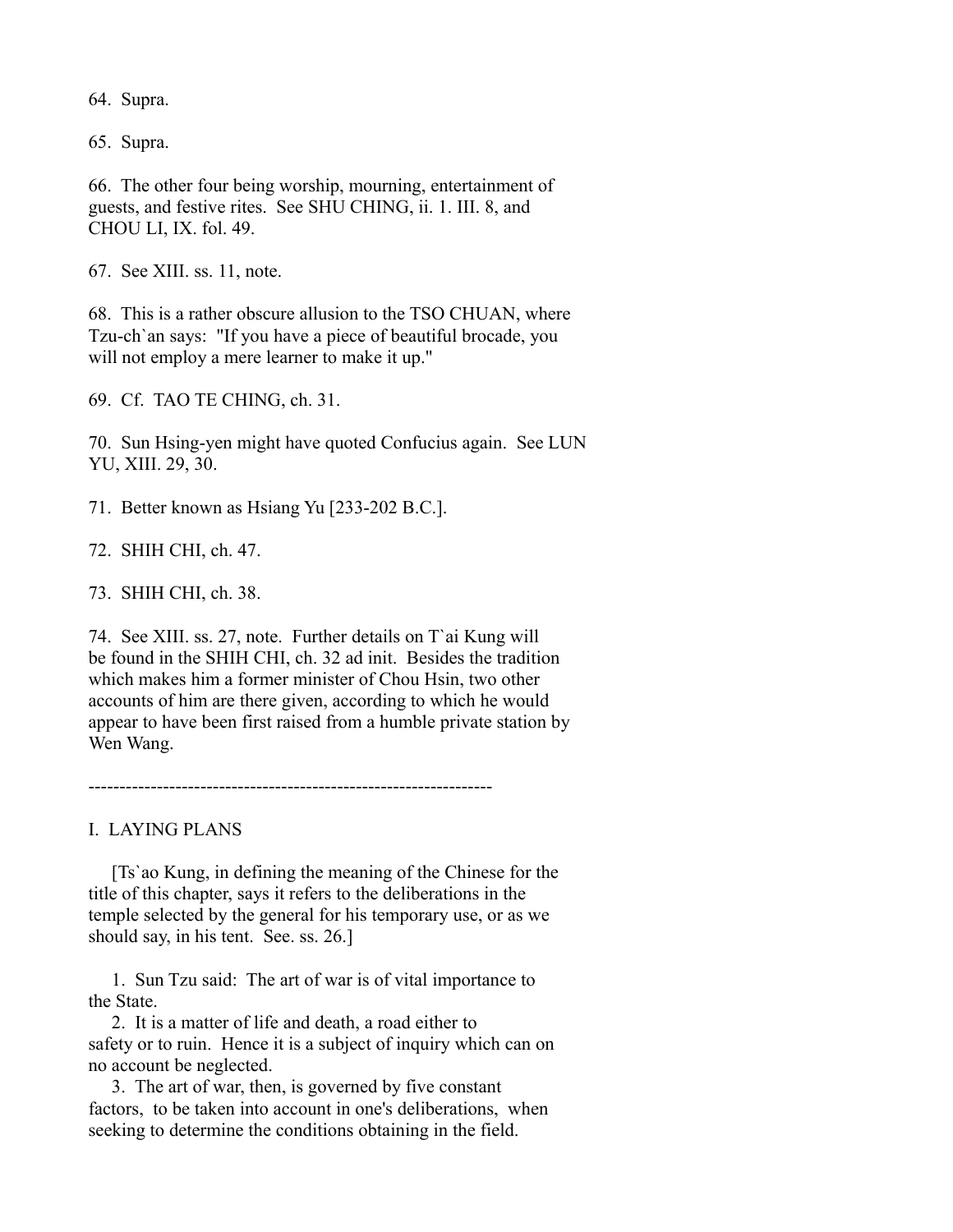64. Supra.

65. Supra.

66. The other four being worship, mourning, entertainment of guests, and festive rites. See SHU CHING, ii. 1. III. 8, and CHOU LI, IX. fol. 49.

67. See XIII. ss. 11, note.

68. This is a rather obscure allusion to the TSO CHUAN, where Tzu-ch`an says: "If you have a piece of beautiful brocade, you will not employ a mere learner to make it up."

69. Cf. TAO TE CHING, ch. 31.

70. Sun Hsing-yen might have quoted Confucius again. See LUN YU, XIII. 29, 30.

71. Better known as Hsiang Yu [233-202 B.C.].

72. SHIH CHI, ch. 47.

73. SHIH CHI, ch. 38.

74. See XIII. ss. 27, note. Further details on T`ai Kung will be found in the SHIH CHI, ch. 32 ad init. Besides the tradition which makes him a former minister of Chou Hsin, two other accounts of him are there given, according to which he would appear to have been first raised from a humble private station by Wen Wang.

-----------------------------------------------------------------

## I. LAYING PLANS

[Ts`ao Kung, in defining the meaning of the Chinese for the title of this chapter, says it refers to the deliberations in the temple selected by the general for his temporary use, or as we should say, in his tent. See. ss. 26.]

1. Sun Tzu said: The art of war is of vital importance to the State.

2. It is a matter of life and death, a road either to safety or to ruin. Hence it is a subject of inquiry which can on no account be neglected.

3. The art of war, then, is governed by five constant factors, to be taken into account in one's deliberations, when seeking to determine the conditions obtaining in the field.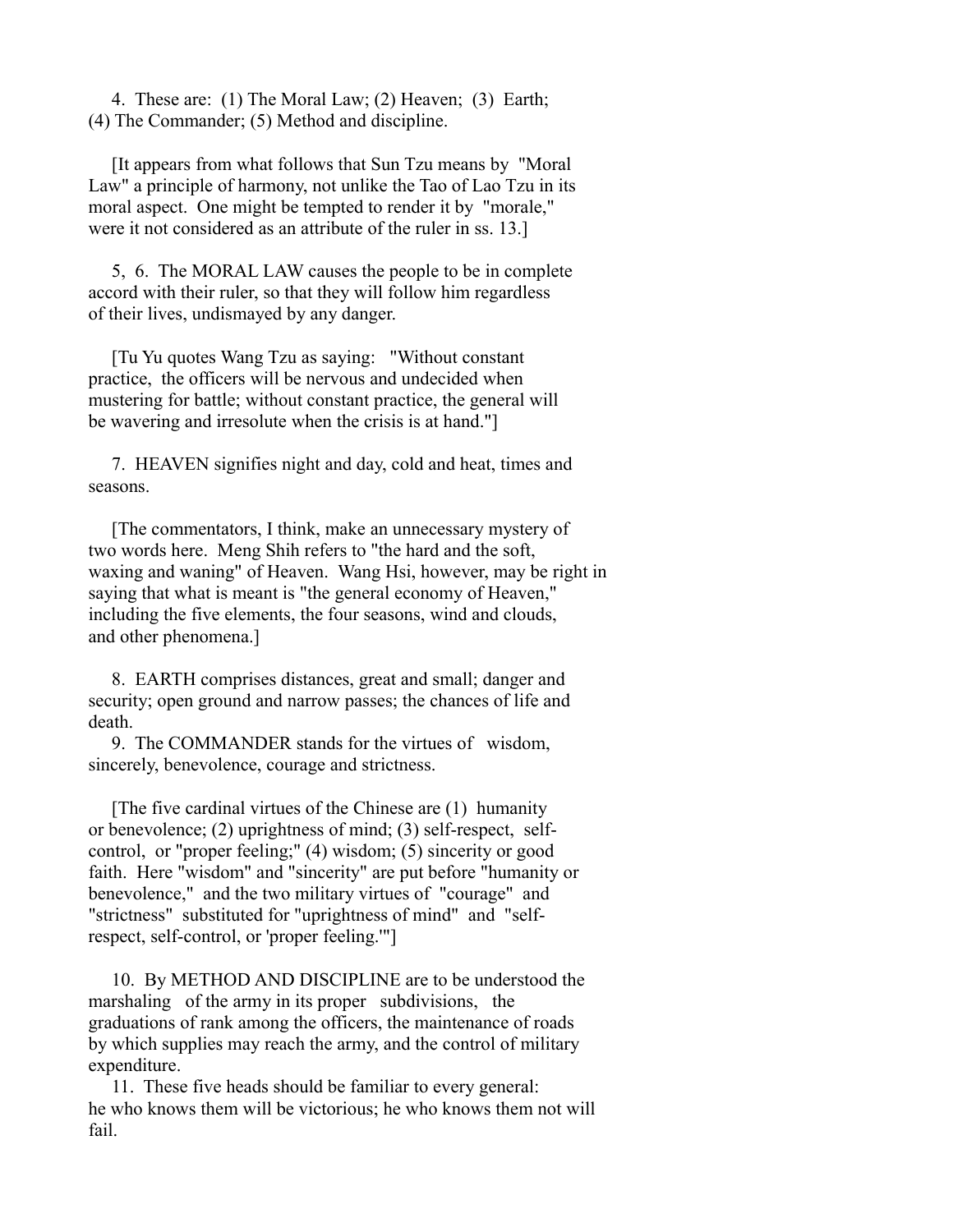4. These are: (1) The Moral Law; (2) Heaven; (3) Earth; (4) The Commander; (5) Method and discipline.

[It appears from what follows that Sun Tzu means by "Moral Law" a principle of harmony, not unlike the Tao of Lao Tzu in its moral aspect. One might be tempted to render it by "morale," were it not considered as an attribute of the ruler in ss. 13.]

5, 6. The MORAL LAW causes the people to be in complete accord with their ruler, so that they will follow him regardless of their lives, undismayed by any danger.

[Tu Yu quotes Wang Tzu as saying: "Without constant practice, the officers will be nervous and undecided when mustering for battle; without constant practice, the general will be wavering and irresolute when the crisis is at hand."]

7. HEAVEN signifies night and day, cold and heat, times and seasons.

[The commentators, I think, make an unnecessary mystery of two words here. Meng Shih refers to "the hard and the soft, waxing and waning" of Heaven. Wang Hsi, however, may be right in saying that what is meant is "the general economy of Heaven," including the five elements, the four seasons, wind and clouds, and other phenomena.]

8. EARTH comprises distances, great and small; danger and security; open ground and narrow passes; the chances of life and death.

9. The COMMANDER stands for the virtues of wisdom, sincerely, benevolence, courage and strictness.

[The five cardinal virtues of the Chinese are (1) humanity or benevolence; (2) uprightness of mind; (3) self-respect, self-control, or "proper feeling;" (4) wisdom; (5) sincerity or good faith. Here "wisdom" and "sincerity" are put before "humanity or benevolence," and the two military virtues of "courage" and "strictness" substituted for "uprightness of mind" and "self-respect, self-control, or 'proper feeling.'"]

10. By METHOD AND DISCIPLINE are to be understood the marshaling of the army in its proper subdivisions, the graduations of rank among the officers, the maintenance of roads by which supplies may reach the army, and the control of military expenditure.

11. These five heads should be familiar to every general: he who knows them will be victorious; he who knows them not will fail.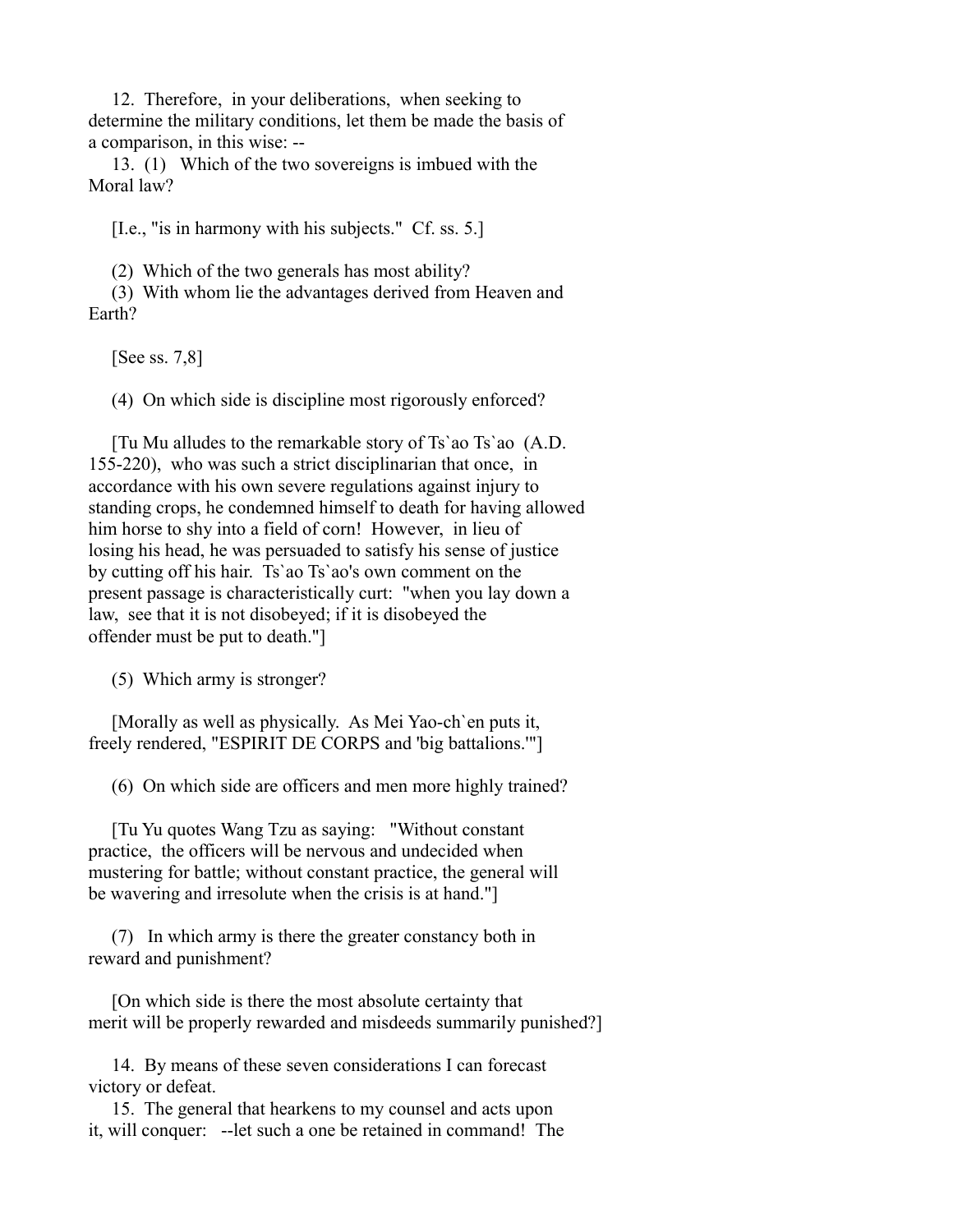12. Therefore, in your deliberations, when seeking to determine the military conditions, let them be made the basis of a comparison, in this wise: --

13. (1) Which of the two sovereigns is imbued with the Moral law?

[I.e., "is in harmony with his subjects." Cf. ss. 5.]

(2) Which of the two generals has most ability?

(3) With whom lie the advantages derived from Heaven and Earth?

[See ss. 7,8]

(4) On which side is discipline most rigorously enforced?

[Tu Mu alludes to the remarkable story of Ts`ao Ts`ao (A.D. 155-220), who was such a strict disciplinarian that once, in accordance with his own severe regulations against injury to standing crops, he condemned himself to death for having allowed him horse to shy into a field of corn! However, in lieu of losing his head, he was persuaded to satisfy his sense of justice by cutting off his hair. Ts`ao Ts`ao's own comment on the present passage is characteristically curt: "when you lay down a law, see that it is not disobeyed; if it is disobeyed the offender must be put to death."]

(5) Which army is stronger?

[Morally as well as physically. As Mei Yao-ch`en puts it, freely rendered, "ESPIRIT DE CORPS and 'big battalions.'"]

(6) On which side are officers and men more highly trained?

[Tu Yu quotes Wang Tzu as saying: "Without constant practice, the officers will be nervous and undecided when mustering for battle; without constant practice, the general will be wavering and irresolute when the crisis is at hand."]

(7) In which army is there the greater constancy both in reward and punishment?

[On which side is there the most absolute certainty that merit will be properly rewarded and misdeeds summarily punished?]

14. By means of these seven considerations I can forecast victory or defeat.

15. The general that hearkens to my counsel and acts upon it, will conquer: --let such a one be retained in command! The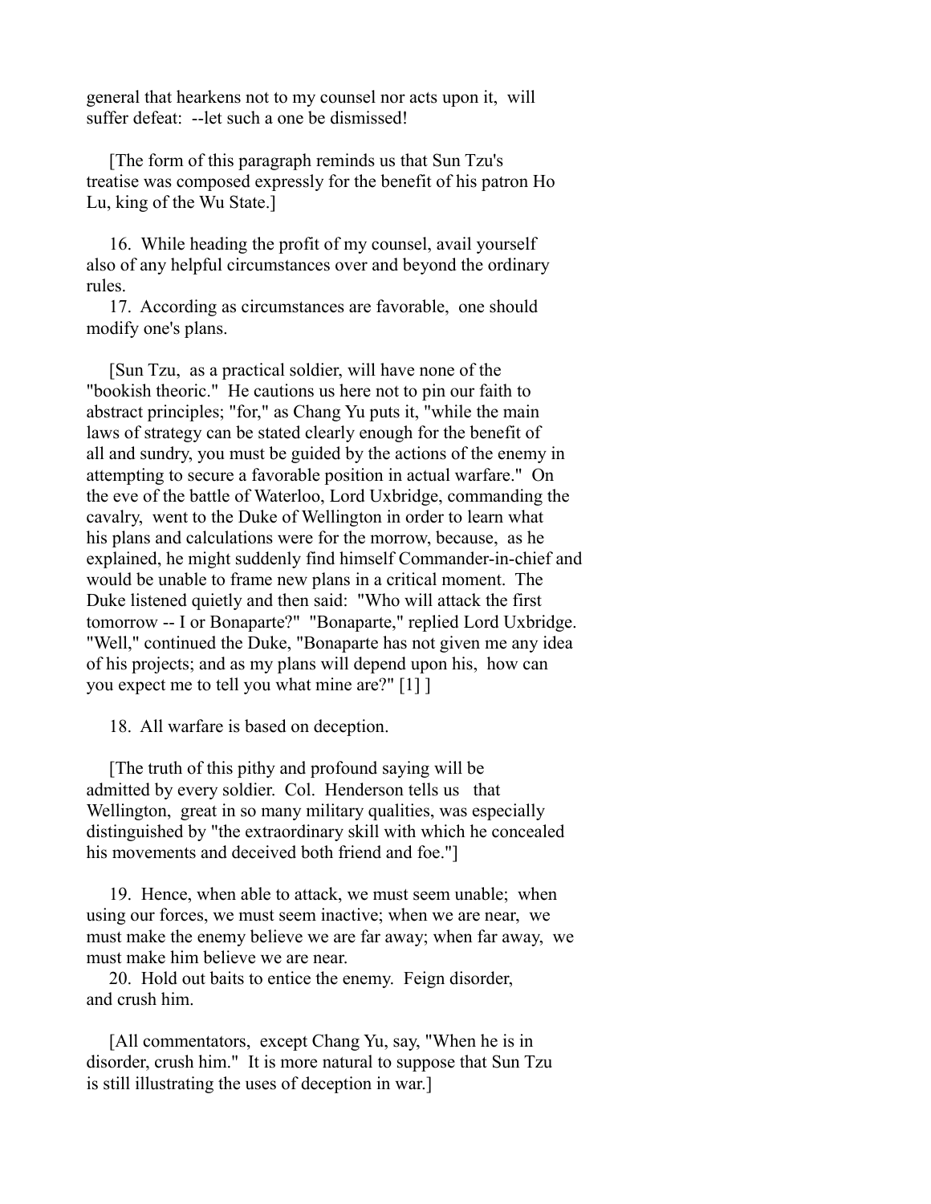general that hearkens not to my counsel nor acts upon it, will suffer defeat: --let such a one be dismissed!

[The form of this paragraph reminds us that Sun Tzu's treatise was composed expressly for the benefit of his patron Ho Lu, king of the Wu State.]

16. While heading the profit of my counsel, avail yourself also of any helpful circumstances over and beyond the ordinary rules.

17. According as circumstances are favorable, one should modify one's plans.

[Sun Tzu, as a practical soldier, will have none of the "bookish theoric." He cautions us here not to pin our faith to abstract principles; "for," as Chang Yu puts it, "while the main laws of strategy can be stated clearly enough for the benefit of all and sundry, you must be guided by the actions of the enemy in attempting to secure a favorable position in actual warfare." On the eve of the battle of Waterloo, Lord Uxbridge, commanding the cavalry, went to the Duke of Wellington in order to learn what his plans and calculations were for the morrow, because, as he explained, he might suddenly find himself Commander-in-chief and would be unable to frame new plans in a critical moment. The Duke listened quietly and then said: "Who will attack the first tomorrow -- I or Bonaparte?" "Bonaparte," replied Lord Uxbridge. "Well," continued the Duke, "Bonaparte has not given me any idea of his projects; and as my plans will depend upon his, how can you expect me to tell you what mine are?" [1] ]

18. All warfare is based on deception.

[The truth of this pithy and profound saying will be admitted by every soldier. Col. Henderson tells us that Wellington, great in so many military qualities, was especially distinguished by "the extraordinary skill with which he concealed his movements and deceived both friend and foe."]

19. Hence, when able to attack, we must seem unable; when using our forces, we must seem inactive; when we are near, we must make the enemy believe we are far away; when far away, we must make him believe we are near.

20. Hold out baits to entice the enemy. Feign disorder, and crush him.

[All commentators, except Chang Yu, say, "When he is in disorder, crush him." It is more natural to suppose that Sun Tzu is still illustrating the uses of deception in war.]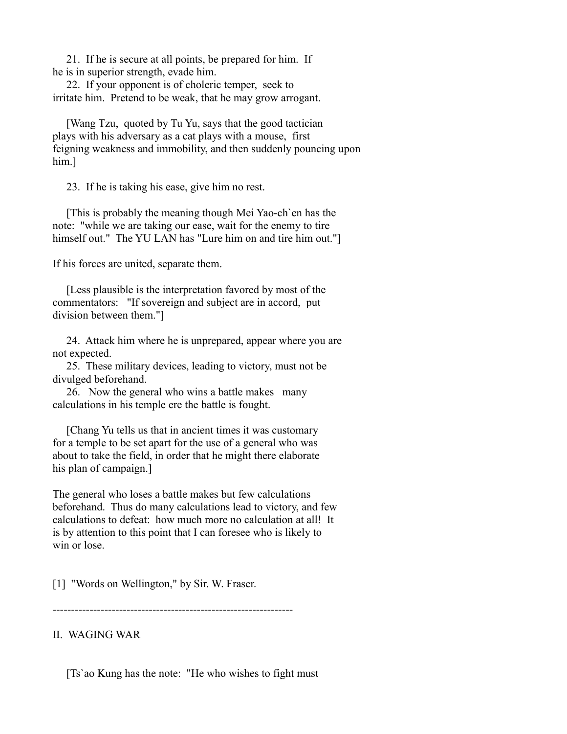21. If he is secure at all points, be prepared for him. If he is in superior strength, evade him.

22. If your opponent is of choleric temper, seek to irritate him. Pretend to be weak, that he may grow arrogant.

[Wang Tzu, quoted by Tu Yu, says that the good tactician plays with his adversary as a cat plays with a mouse, first feigning weakness and immobility, and then suddenly pouncing upon him.]

23. If he is taking his ease, give him no rest.

[This is probably the meaning though Mei Yao-ch`en has the note: "while we are taking our ease, wait for the enemy to tire himself out." The YU LAN has "Lure him on and tire him out."]

If his forces are united, separate them.

[Less plausible is the interpretation favored by most of the commentators: "If sovereign and subject are in accord, put division between them."]

24. Attack him where he is unprepared, appear where you are not expected.

25. These military devices, leading to victory, must not be divulged beforehand.

26. Now the general who wins a battle makes many calculations in his temple ere the battle is fought.

[Chang Yu tells us that in ancient times it was customary for a temple to be set apart for the use of a general who was about to take the field, in order that he might there elaborate his plan of campaign.]

The general who loses a battle makes but few calculations beforehand. Thus do many calculations lead to victory, and few calculations to defeat: how much more no calculation at all! It is by attention to this point that I can foresee who is likely to win or lose.

[1] "Words on Wellington," by Sir. W. Fraser.

-----------------------------------------------------------------

## II. WAGING WAR

[Ts`ao Kung has the note: "He who wishes to fight must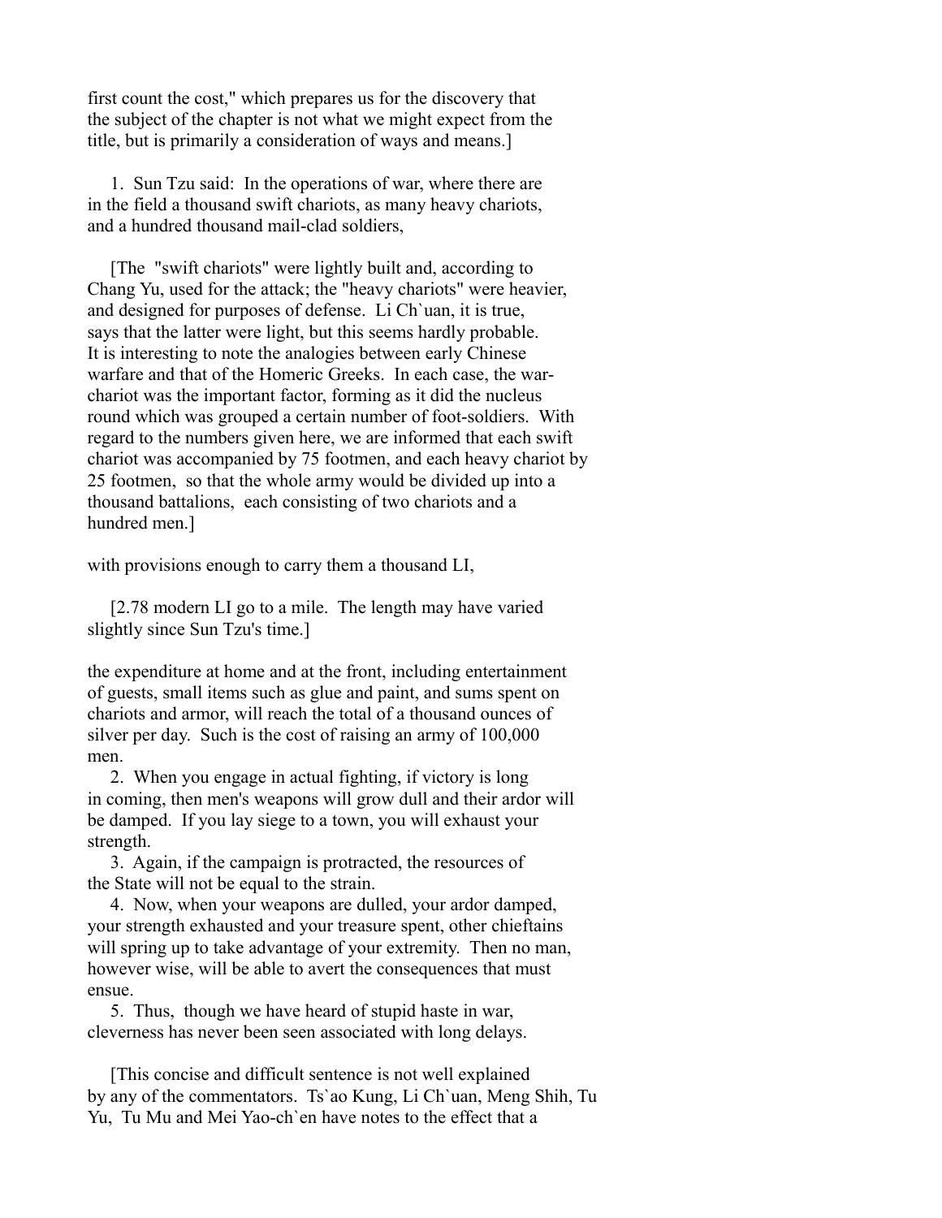first count the cost," which prepares us for the discovery that the subject of the chapter is not what we might expect from the title, but is primarily a consideration of ways and means.]

1. Sun Tzu said: In the operations of war, where there are in the field a thousand swift chariots, as many heavy chariots, and a hundred thousand mail-clad soldiers,

[The "swift chariots" were lightly built and, according to Chang Yu, used for the attack; the "heavy chariots" were heavier, and designed for purposes of defense. Li Ch`uan, it is true, says that the latter were light, but this seems hardly probable. It is interesting to note the analogies between early Chinese warfare and that of the Homeric Greeks. In each case, the war-chariot was the important factor, forming as it did the nucleus round which was grouped a certain number of foot-soldiers. With regard to the numbers given here, we are informed that each swift chariot was accompanied by 75 footmen, and each heavy chariot by 25 footmen, so that the whole army would be divided up into a thousand battalions, each consisting of two chariots and a hundred men.]

with provisions enough to carry them a thousand LI,

[2.78 modern LI go to a mile. The length may have varied slightly since Sun Tzu's time.]

the expenditure at home and at the front, including entertainment of guests, small items such as glue and paint, and sums spent on chariots and armor, will reach the total of a thousand ounces of silver per day. Such is the cost of raising an army of 100,000 men.

2. When you engage in actual fighting, if victory is long in coming, then men's weapons will grow dull and their ardor will be damped. If you lay siege to a town, you will exhaust your strength.

3. Again, if the campaign is protracted, the resources of the State will not be equal to the strain.

4. Now, when your weapons are dulled, your ardor damped, your strength exhausted and your treasure spent, other chieftains will spring up to take advantage of your extremity. Then no man, however wise, will be able to avert the consequences that must ensue.

5. Thus, though we have heard of stupid haste in war, cleverness has never been seen associated with long delays.

[This concise and difficult sentence is not well explained by any of the commentators. Ts`ao Kung, Li Ch`uan, Meng Shih, Tu Yu, Tu Mu and Mei Yao-ch`en have notes to the effect that a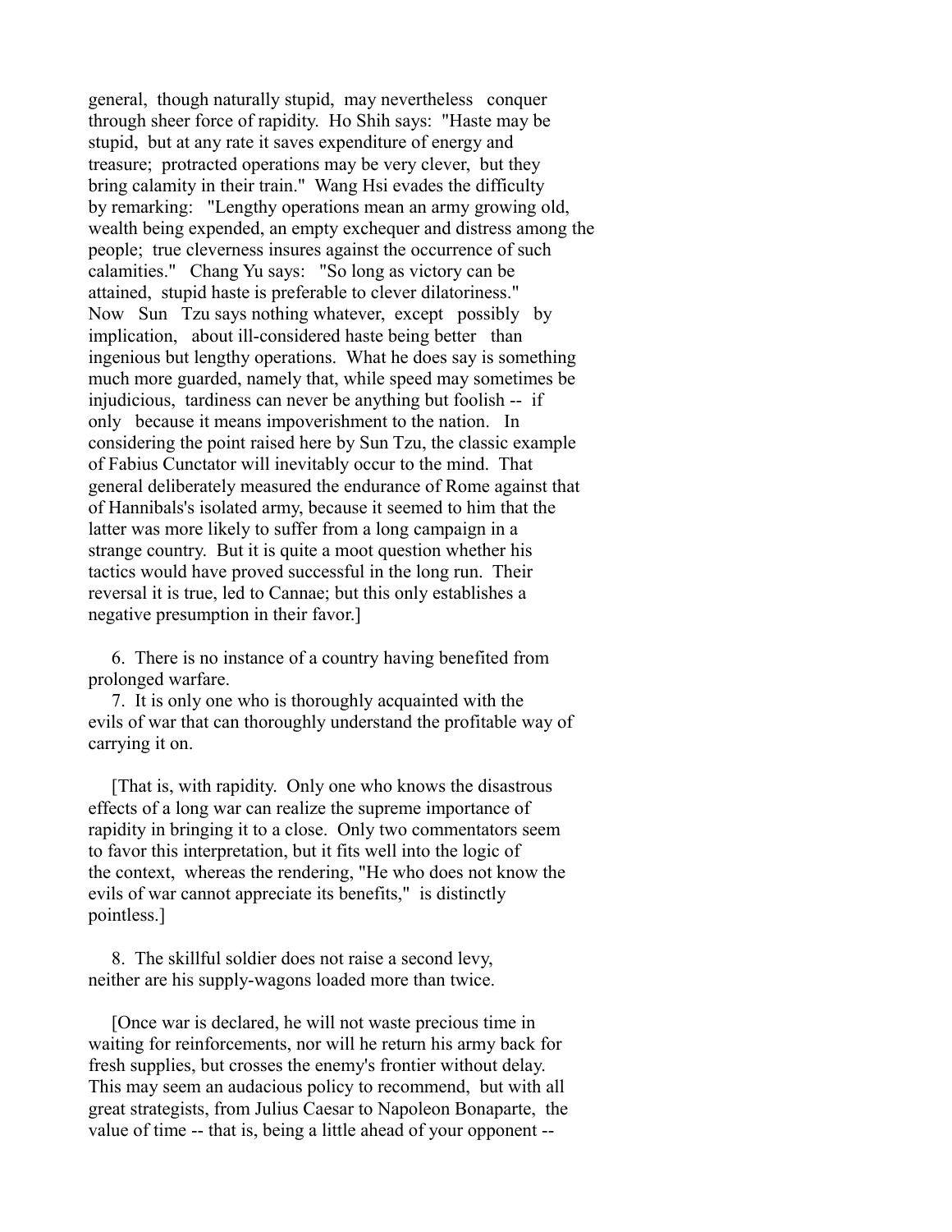general, though naturally stupid, may nevertheless conquer through sheer force of rapidity. Ho Shih says: "Haste may be stupid, but at any rate it saves expenditure of energy and treasure; protracted operations may be very clever, but they bring calamity in their train." Wang Hsi evades the difficulty by remarking: "Lengthy operations mean an army growing old, wealth being expended, an empty exchequer and distress among the people; true cleverness insures against the occurrence of such calamities." Chang Yu says: "So long as victory can be attained, stupid haste is preferable to clever dilatoriness." Now Sun Tzu says nothing whatever, except possibly by implication, about ill-considered haste being better than ingenious but lengthy operations. What he does say is something much more guarded, namely that, while speed may sometimes be injudicious, tardiness can never be anything but foolish -- if only because it means impoverishment to the nation. In considering the point raised here by Sun Tzu, the classic example of Fabius Cunctator will inevitably occur to the mind. That general deliberately measured the endurance of Rome against that of Hannibals's isolated army, because it seemed to him that the latter was more likely to suffer from a long campaign in a strange country. But it is quite a moot question whether his tactics would have proved successful in the long run. Their reversal it is true, led to Cannae; but this only establishes a negative presumption in their favor.]

6. There is no instance of a country having benefited from prolonged warfare.

7. It is only one who is thoroughly acquainted with the evils of war that can thoroughly understand the profitable way of carrying it on.

[That is, with rapidity. Only one who knows the disastrous effects of a long war can realize the supreme importance of rapidity in bringing it to a close. Only two commentators seem to favor this interpretation, but it fits well into the logic of the context, whereas the rendering, "He who does not know the evils of war cannot appreciate its benefits," is distinctly pointless.]

8. The skillful soldier does not raise a second levy, neither are his supply-wagons loaded more than twice.

[Once war is declared, he will not waste precious time in waiting for reinforcements, nor will he return his army back for fresh supplies, but crosses the enemy's frontier without delay. This may seem an audacious policy to recommend, but with all great strategists, from Julius Caesar to Napoleon Bonaparte, the value of time -- that is, being a little ahead of your opponent --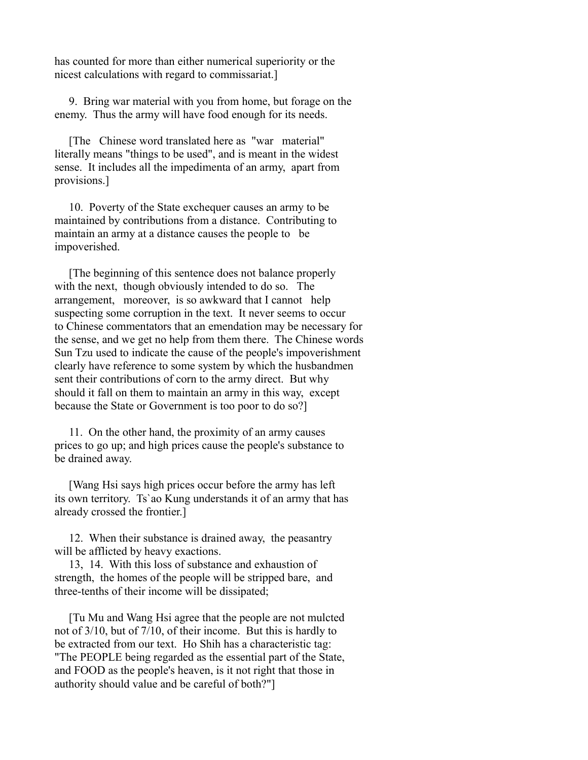has counted for more than either numerical superiority or the nicest calculations with regard to commissariat.]

9. Bring war material with you from home, but forage on the enemy. Thus the army will have food enough for its needs.

[The Chinese word translated here as "war material" literally means "things to be used", and is meant in the widest sense. It includes all the impedimenta of an army, apart from provisions.]

10. Poverty of the State exchequer causes an army to be maintained by contributions from a distance. Contributing to maintain an army at a distance causes the people to be impoverished.

[The beginning of this sentence does not balance properly with the next, though obviously intended to do so. The arrangement, moreover, is so awkward that I cannot help suspecting some corruption in the text. It never seems to occur to Chinese commentators that an emendation may be necessary for the sense, and we get no help from them there. The Chinese words Sun Tzu used to indicate the cause of the people's impoverishment clearly have reference to some system by which the husbandmen sent their contributions of corn to the army direct. But why should it fall on them to maintain an army in this way, except because the State or Government is too poor to do so?]

11. On the other hand, the proximity of an army causes prices to go up; and high prices cause the people's substance to be drained away.

[Wang Hsi says high prices occur before the army has left its own territory. Ts`ao Kung understands it of an army that has already crossed the frontier.]

12. When their substance is drained away, the peasantry will be afflicted by heavy exactions.

13, 14. With this loss of substance and exhaustion of strength, the homes of the people will be stripped bare, and three-tenths of their income will be dissipated;

[Tu Mu and Wang Hsi agree that the people are not mulcted not of 3/10, but of 7/10, of their income. But this is hardly to be extracted from our text. Ho Shih has a characteristic tag: "The PEOPLE being regarded as the essential part of the State, and FOOD as the people's heaven, is it not right that those in authority should value and be careful of both?"]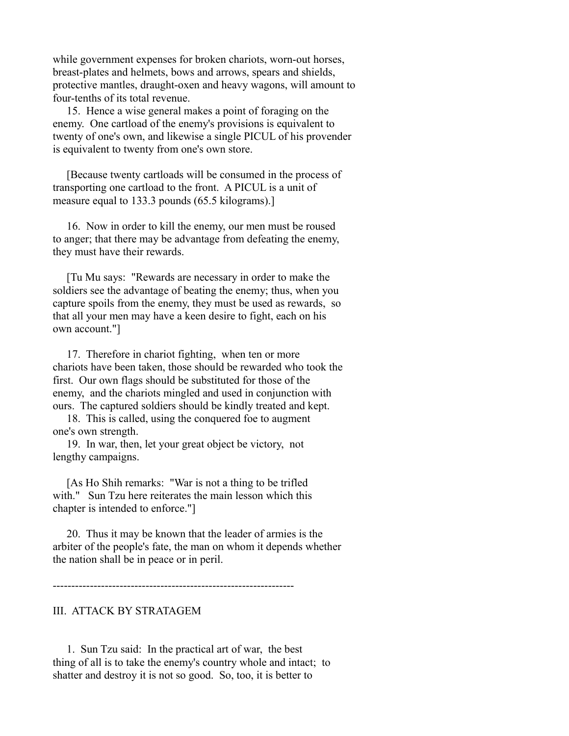while government expenses for broken chariots, worn-out horses, breast-plates and helmets, bows and arrows, spears and shields, protective mantles, draught-oxen and heavy wagons, will amount to four-tenths of its total revenue.

15. Hence a wise general makes a point of foraging on the enemy. One cartload of the enemy's provisions is equivalent to twenty of one's own, and likewise a single PICUL of his provender is equivalent to twenty from one's own store.

[Because twenty cartloads will be consumed in the process of transporting one cartload to the front. A PICUL is a unit of measure equal to 133.3 pounds (65.5 kilograms).]

16. Now in order to kill the enemy, our men must be roused to anger; that there may be advantage from defeating the enemy, they must have their rewards.

[Tu Mu says: "Rewards are necessary in order to make the soldiers see the advantage of beating the enemy; thus, when you capture spoils from the enemy, they must be used as rewards, so that all your men may have a keen desire to fight, each on his own account."]

17. Therefore in chariot fighting, when ten or more chariots have been taken, those should be rewarded who took the first. Our own flags should be substituted for those of the enemy, and the chariots mingled and used in conjunction with ours. The captured soldiers should be kindly treated and kept.

18. This is called, using the conquered foe to augment one's own strength.

19. In war, then, let your great object be victory, not lengthy campaigns.

[As Ho Shih remarks: "War is not a thing to be trifled with." Sun Tzu here reiterates the main lesson which this chapter is intended to enforce."]

20. Thus it may be known that the leader of armies is the arbiter of the people's fate, the man on whom it depends whether the nation shall be in peace or in peril.

----------------------------------------------------------------

## III. ATTACK BY STRATAGEM

1. Sun Tzu said: In the practical art of war, the best thing of all is to take the enemy's country whole and intact; to shatter and destroy it is not so good. So, too, it is better to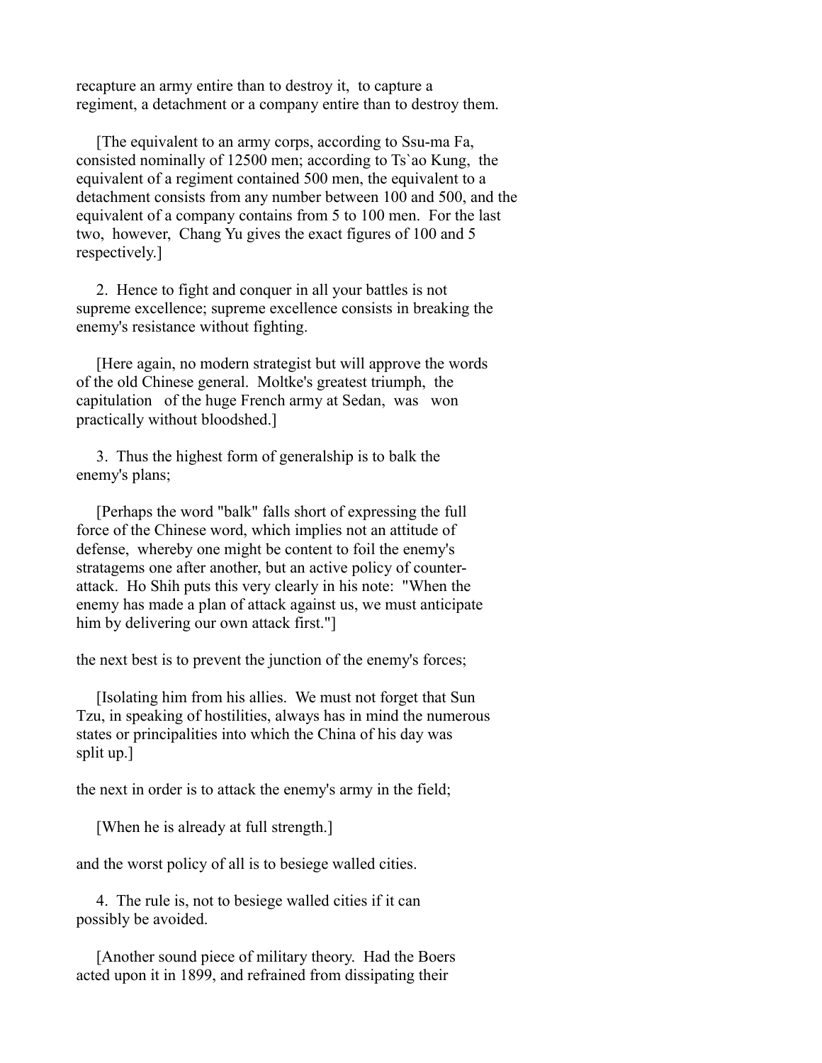recapture an army entire than to destroy it, to capture a regiment, a detachment or a company entire than to destroy them.

[The equivalent to an army corps, according to Ssu-ma Fa, consisted nominally of 12500 men; according to Ts`ao Kung, the equivalent of a regiment contained 500 men, the equivalent to a detachment consists from any number between 100 and 500, and the equivalent of a company contains from 5 to 100 men. For the last two, however, Chang Yu gives the exact figures of 100 and 5 respectively.]

2. Hence to fight and conquer in all your battles is not supreme excellence; supreme excellence consists in breaking the enemy's resistance without fighting.

[Here again, no modern strategist but will approve the words of the old Chinese general. Moltke's greatest triumph, the capitulation of the huge French army at Sedan, was won practically without bloodshed.]

3. Thus the highest form of generalship is to balk the enemy's plans;

[Perhaps the word "balk" falls short of expressing the full force of the Chinese word, which implies not an attitude of defense, whereby one might be content to foil the enemy's stratagems one after another, but an active policy of counter-attack. Ho Shih puts this very clearly in his note: "When the enemy has made a plan of attack against us, we must anticipate him by delivering our own attack first."]

the next best is to prevent the junction of the enemy's forces;

[Isolating him from his allies. We must not forget that Sun Tzu, in speaking of hostilities, always has in mind the numerous states or principalities into which the China of his day was split up.]

the next in order is to attack the enemy's army in the field;

[When he is already at full strength.]

and the worst policy of all is to besiege walled cities.

4. The rule is, not to besiege walled cities if it can possibly be avoided.

[Another sound piece of military theory. Had the Boers acted upon it in 1899, and refrained from dissipating their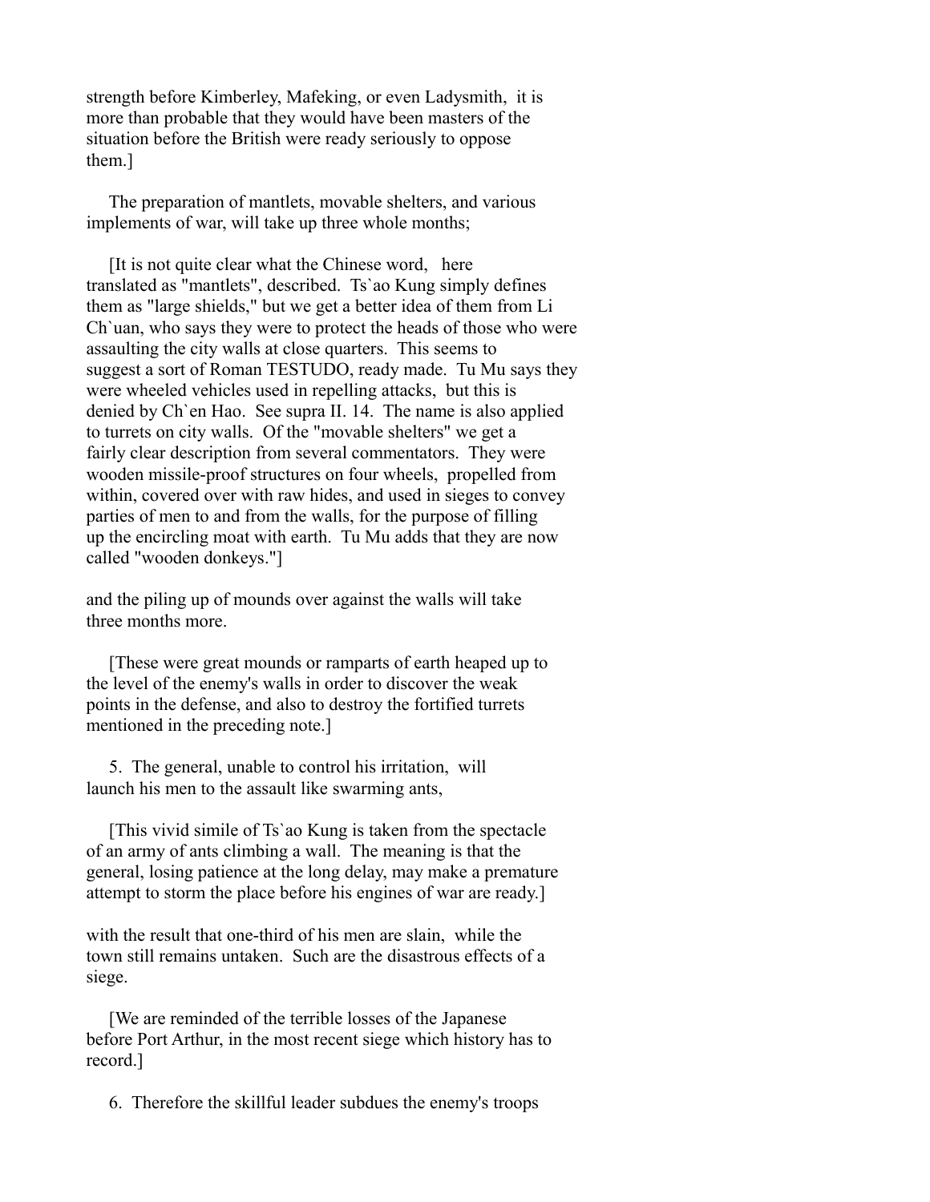strength before Kimberley, Mafeking, or even Ladysmith, it is more than probable that they would have been masters of the situation before the British were ready seriously to oppose them.]

The preparation of mantlets, movable shelters, and various implements of war, will take up three whole months;

[It is not quite clear what the Chinese word, here translated as "mantlets", described. Ts`ao Kung simply defines them as "large shields," but we get a better idea of them from Li Ch`uan, who says they were to protect the heads of those who were assaulting the city walls at close quarters. This seems to suggest a sort of Roman TESTUDO, ready made. Tu Mu says they were wheeled vehicles used in repelling attacks, but this is denied by Ch`en Hao. See supra II. 14. The name is also applied to turrets on city walls. Of the "movable shelters" we get a fairly clear description from several commentators. They were wooden missile-proof structures on four wheels, propelled from within, covered over with raw hides, and used in sieges to convey parties of men to and from the walls, for the purpose of filling up the encircling moat with earth. Tu Mu adds that they are now called "wooden donkeys."]

and the piling up of mounds over against the walls will take three months more.

[These were great mounds or ramparts of earth heaped up to the level of the enemy's walls in order to discover the weak points in the defense, and also to destroy the fortified turrets mentioned in the preceding note.]

5. The general, unable to control his irritation, will launch his men to the assault like swarming ants,

[This vivid simile of Ts`ao Kung is taken from the spectacle of an army of ants climbing a wall. The meaning is that the general, losing patience at the long delay, may make a premature attempt to storm the place before his engines of war are ready.]

with the result that one-third of his men are slain, while the town still remains untaken. Such are the disastrous effects of a siege.

[We are reminded of the terrible losses of the Japanese before Port Arthur, in the most recent siege which history has to record.]

6. Therefore the skillful leader subdues the enemy's troops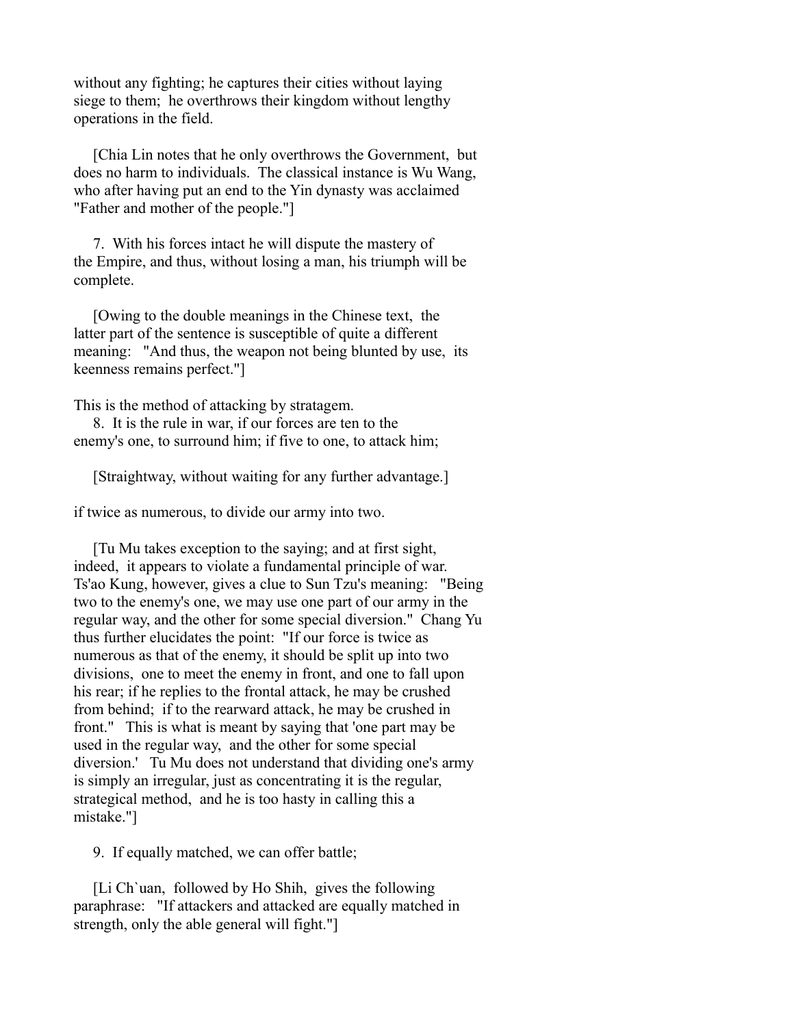without any fighting; he captures their cities without laying siege to them; he overthrows their kingdom without lengthy operations in the field.

[Chia Lin notes that he only overthrows the Government, but does no harm to individuals. The classical instance is Wu Wang, who after having put an end to the Yin dynasty was acclaimed "Father and mother of the people."]

7. With his forces intact he will dispute the mastery of the Empire, and thus, without losing a man, his triumph will be complete.

[Owing to the double meanings in the Chinese text, the latter part of the sentence is susceptible of quite a different meaning: "And thus, the weapon not being blunted by use, its keenness remains perfect."]

This is the method of attacking by stratagem.

8. It is the rule in war, if our forces are ten to the enemy's one, to surround him; if five to one, to attack him;

[Straightway, without waiting for any further advantage.]

if twice as numerous, to divide our army into two.

[Tu Mu takes exception to the saying; and at first sight, indeed, it appears to violate a fundamental principle of war. Ts'ao Kung, however, gives a clue to Sun Tzu's meaning: "Being two to the enemy's one, we may use one part of our army in the regular way, and the other for some special diversion." Chang Yu thus further elucidates the point: "If our force is twice as numerous as that of the enemy, it should be split up into two divisions, one to meet the enemy in front, and one to fall upon his rear; if he replies to the frontal attack, he may be crushed from behind; if to the rearward attack, he may be crushed in front." This is what is meant by saying that 'one part may be used in the regular way, and the other for some special diversion.' Tu Mu does not understand that dividing one's army is simply an irregular, just as concentrating it is the regular, strategical method, and he is too hasty in calling this a mistake."]

9. If equally matched, we can offer battle;

[Li Ch`uan, followed by Ho Shih, gives the following paraphrase: "If attackers and attacked are equally matched in strength, only the able general will fight."]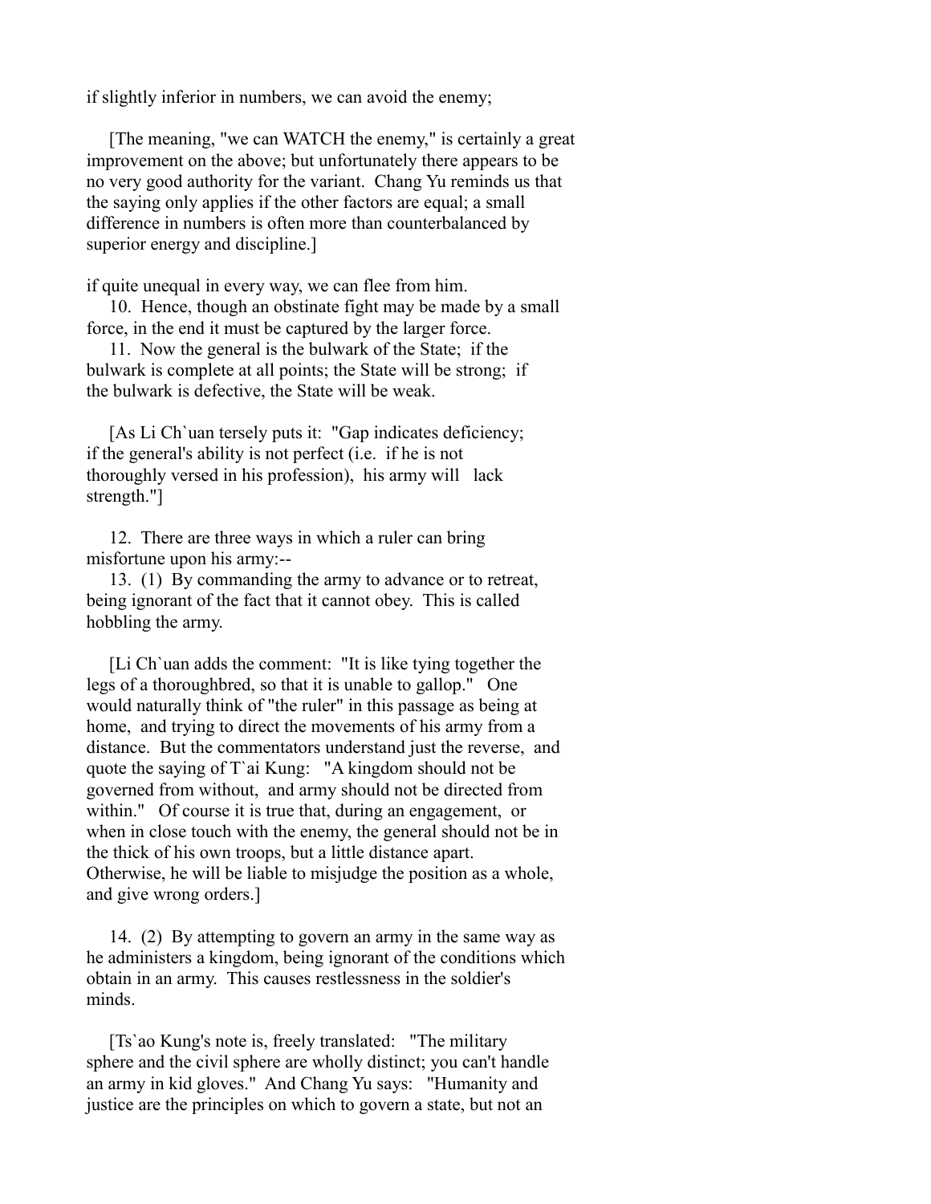if slightly inferior in numbers, we can avoid the enemy;

[The meaning, "we can WATCH the enemy," is certainly a great improvement on the above; but unfortunately there appears to be no very good authority for the variant. Chang Yu reminds us that the saying only applies if the other factors are equal; a small difference in numbers is often more than counterbalanced by superior energy and discipline.]

if quite unequal in every way, we can flee from him.

10. Hence, though an obstinate fight may be made by a small force, in the end it must be captured by the larger force.

11. Now the general is the bulwark of the State; if the bulwark is complete at all points; the State will be strong; if the bulwark is defective, the State will be weak.

[As Li Ch`uan tersely puts it: "Gap indicates deficiency; if the general's ability is not perfect (i.e. if he is not thoroughly versed in his profession), his army will lack strength."]

12. There are three ways in which a ruler can bring misfortune upon his army:--

13. (1) By commanding the army to advance or to retreat, being ignorant of the fact that it cannot obey. This is called hobbling the army.

[Li Ch`uan adds the comment: "It is like tying together the legs of a thoroughbred, so that it is unable to gallop." One would naturally think of "the ruler" in this passage as being at home, and trying to direct the movements of his army from a distance. But the commentators understand just the reverse, and quote the saying of T`ai Kung: "A kingdom should not be governed from without, and army should not be directed from within." Of course it is true that, during an engagement, or when in close touch with the enemy, the general should not be in the thick of his own troops, but a little distance apart. Otherwise, he will be liable to misjudge the position as a whole, and give wrong orders.]

14. (2) By attempting to govern an army in the same way as he administers a kingdom, being ignorant of the conditions which obtain in an army. This causes restlessness in the soldier's minds.

[Ts`ao Kung's note is, freely translated: "The military sphere and the civil sphere are wholly distinct; you can't handle an army in kid gloves." And Chang Yu says: "Humanity and justice are the principles on which to govern a state, but not an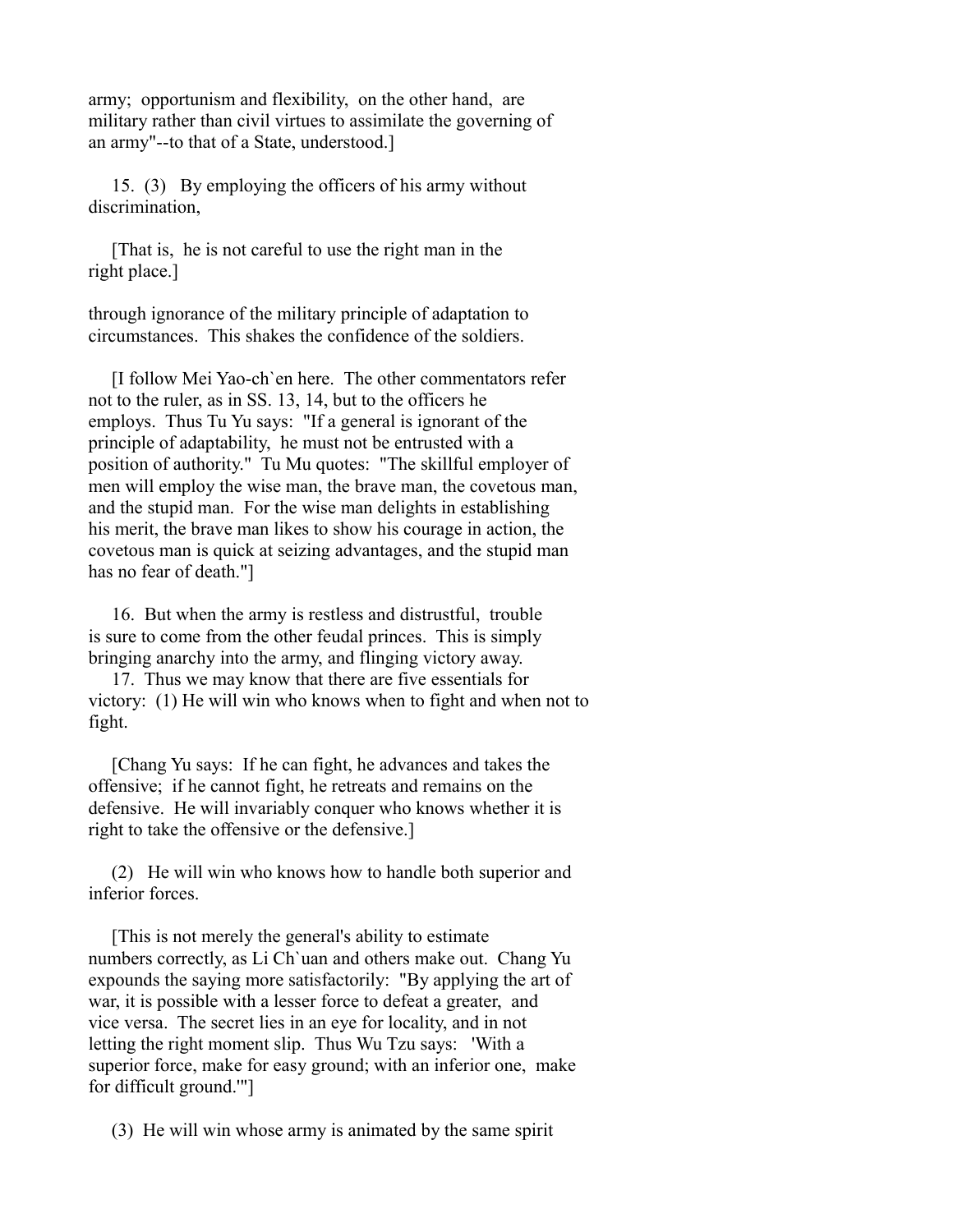army; opportunism and flexibility, on the other hand, are military rather than civil virtues to assimilate the governing of an army"--to that of a State, understood.]

15. (3) By employing the officers of his army without discrimination,

[That is, he is not careful to use the right man in the right place.]

through ignorance of the military principle of adaptation to circumstances. This shakes the confidence of the soldiers.

[I follow Mei Yao-ch`en here. The other commentators refer not to the ruler, as in SS. 13, 14, but to the officers he employs. Thus Tu Yu says: "If a general is ignorant of the principle of adaptability, he must not be entrusted with a position of authority." Tu Mu quotes: "The skillful employer of men will employ the wise man, the brave man, the covetous man, and the stupid man. For the wise man delights in establishing his merit, the brave man likes to show his courage in action, the covetous man is quick at seizing advantages, and the stupid man has no fear of death."]

16. But when the army is restless and distrustful, trouble is sure to come from the other feudal princes. This is simply bringing anarchy into the army, and flinging victory away.

17. Thus we may know that there are five essentials for victory: (1) He will win who knows when to fight and when not to fight.

[Chang Yu says: If he can fight, he advances and takes the offensive; if he cannot fight, he retreats and remains on the defensive. He will invariably conquer who knows whether it is right to take the offensive or the defensive.]

(2) He will win who knows how to handle both superior and inferior forces.

[This is not merely the general's ability to estimate numbers correctly, as Li Ch`uan and others make out. Chang Yu expounds the saying more satisfactorily: "By applying the art of war, it is possible with a lesser force to defeat a greater, and vice versa. The secret lies in an eye for locality, and in not letting the right moment slip. Thus Wu Tzu says: 'With a superior force, make for easy ground; with an inferior one, make for difficult ground.'"]

(3) He will win whose army is animated by the same spirit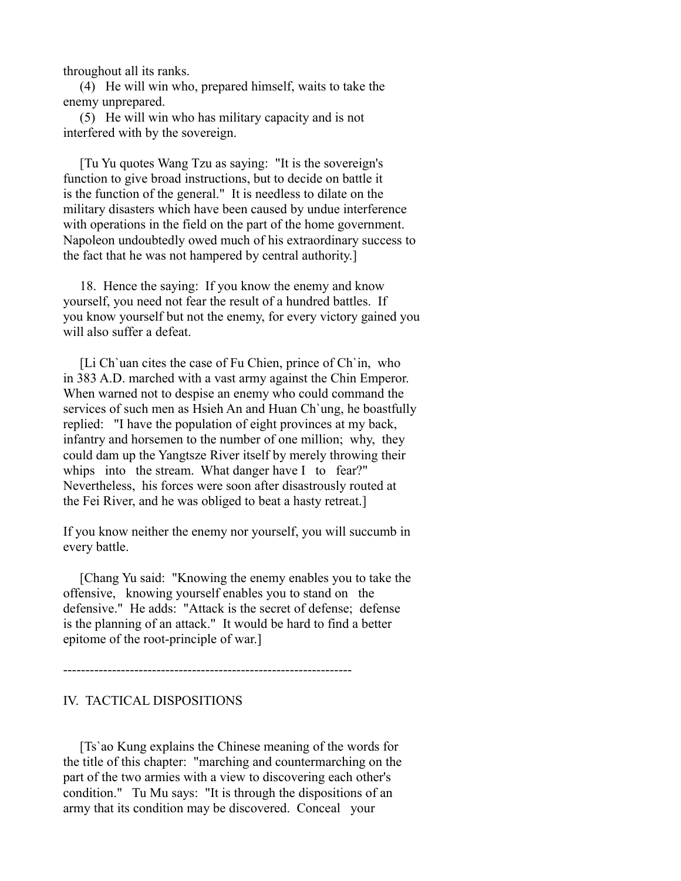throughout all its ranks.

(4) He will win who, prepared himself, waits to take the enemy unprepared.

(5) He will win who has military capacity and is not interfered with by the sovereign.

[Tu Yu quotes Wang Tzu as saying: "It is the sovereign's function to give broad instructions, but to decide on battle it is the function of the general." It is needless to dilate on the military disasters which have been caused by undue interference with operations in the field on the part of the home government. Napoleon undoubtedly owed much of his extraordinary success to the fact that he was not hampered by central authority.]

18. Hence the saying: If you know the enemy and know yourself, you need not fear the result of a hundred battles. If you know yourself but not the enemy, for every victory gained you will also suffer a defeat.

[Li Ch`uan cites the case of Fu Chien, prince of Ch`in, who in 383 A.D. marched with a vast army against the Chin Emperor. When warned not to despise an enemy who could command the services of such men as Hsieh An and Huan Ch`ung, he boastfully replied: "I have the population of eight provinces at my back, infantry and horsemen to the number of one million; why, they could dam up the Yangtsze River itself by merely throwing their whips into the stream. What danger have I to fear?" Nevertheless, his forces were soon after disastrously routed at the Fei River, and he was obliged to beat a hasty retreat.]

If you know neither the enemy nor yourself, you will succumb in every battle.

[Chang Yu said: "Knowing the enemy enables you to take the offensive, knowing yourself enables you to stand on the defensive." He adds: "Attack is the secret of defense; defense is the planning of an attack." It would be hard to find a better epitome of the root-principle of war.]

-----------------------------------------------------------------

## IV. TACTICAL DISPOSITIONS

[Ts`ao Kung explains the Chinese meaning of the words for the title of this chapter: "marching and countermarching on the part of the two armies with a view to discovering each other's condition." Tu Mu says: "It is through the dispositions of an army that its condition may be discovered. Conceal your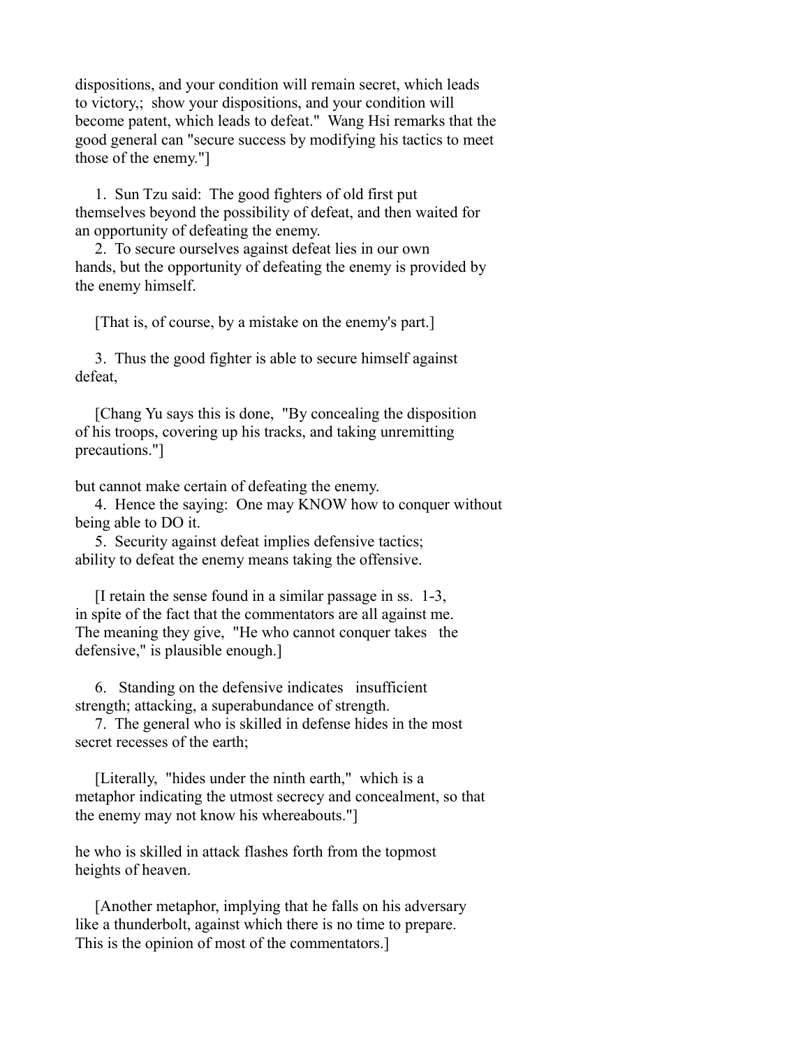dispositions, and your condition will remain secret, which leads to victory,; show your dispositions, and your condition will become patent, which leads to defeat." Wang Hsi remarks that the good general can "secure success by modifying his tactics to meet those of the enemy."]

1. Sun Tzu said: The good fighters of old first put themselves beyond the possibility of defeat, and then waited for an opportunity of defeating the enemy.

2. To secure ourselves against defeat lies in our own hands, but the opportunity of defeating the enemy is provided by the enemy himself.

[That is, of course, by a mistake on the enemy's part.]

3. Thus the good fighter is able to secure himself against defeat,

[Chang Yu says this is done, "By concealing the disposition of his troops, covering up his tracks, and taking unremitting precautions."]

but cannot make certain of defeating the enemy.

4. Hence the saying: One may KNOW how to conquer without being able to DO it.

5. Security against defeat implies defensive tactics; ability to defeat the enemy means taking the offensive.

[I retain the sense found in a similar passage in ss. 1-3, in spite of the fact that the commentators are all against me. The meaning they give, "He who cannot conquer takes the defensive," is plausible enough.]

6. Standing on the defensive indicates insufficient strength; attacking, a superabundance of strength.

7. The general who is skilled in defense hides in the most secret recesses of the earth;

[Literally, "hides under the ninth earth," which is a metaphor indicating the utmost secrecy and concealment, so that the enemy may not know his whereabouts."]

he who is skilled in attack flashes forth from the topmost heights of heaven.

[Another metaphor, implying that he falls on his adversary like a thunderbolt, against which there is no time to prepare. This is the opinion of most of the commentators.]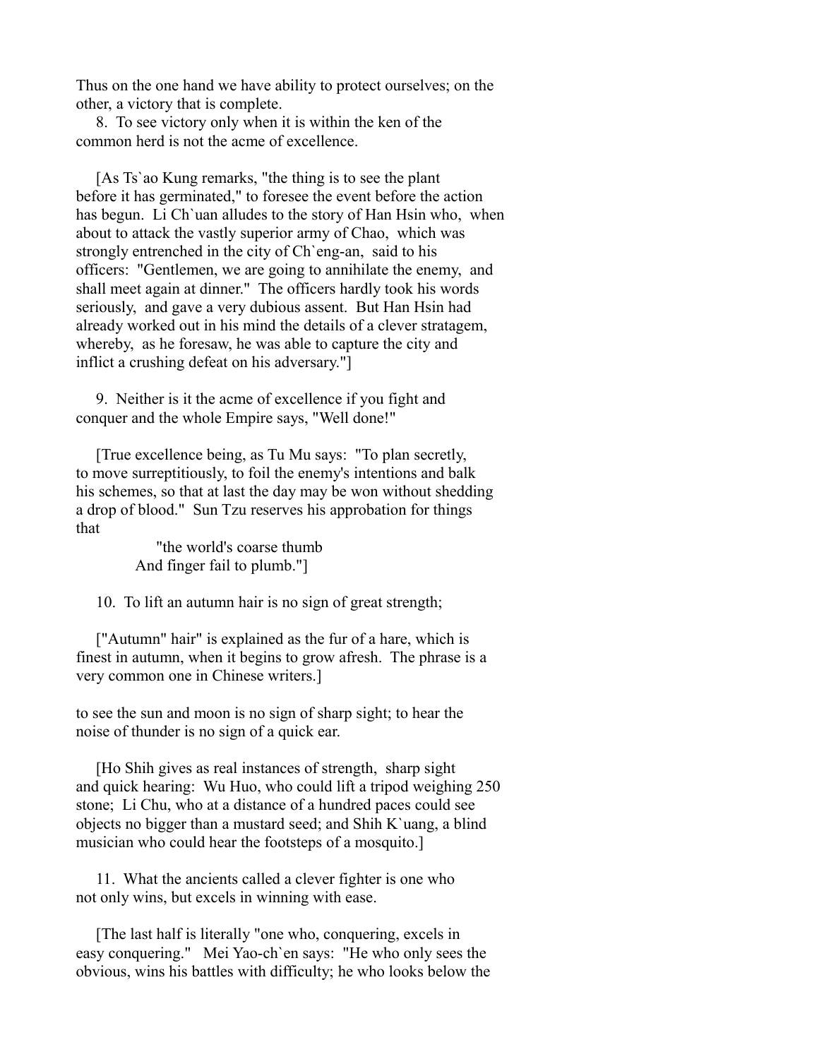Thus on the one hand we have ability to protect ourselves; on the other, a victory that is complete.

8. To see victory only when it is within the ken of the common herd is not the acme of excellence.

[As Ts`ao Kung remarks, "the thing is to see the plant before it has germinated," to foresee the event before the action has begun. Li Ch`uan alludes to the story of Han Hsin who, when about to attack the vastly superior army of Chao, which was strongly entrenched in the city of Ch`eng-an, said to his officers: "Gentlemen, we are going to annihilate the enemy, and shall meet again at dinner." The officers hardly took his words seriously, and gave a very dubious assent. But Han Hsin had already worked out in his mind the details of a clever stratagem, whereby, as he foresaw, he was able to capture the city and inflict a crushing defeat on his adversary."]

9. Neither is it the acme of excellence if you fight and conquer and the whole Empire says, "Well done!"

[True excellence being, as Tu Mu says: "To plan secretly, to move surreptitiously, to foil the enemy's intentions and balk his schemes, so that at last the day may be won without shedding a drop of blood." Sun Tzu reserves his approbation for things that

"the world's coarse thumb  
And finger fail to plumb."]

10. To lift an autumn hair is no sign of great strength;

["Autumn" hair" is explained as the fur of a hare, which is finest in autumn, when it begins to grow afresh. The phrase is a very common one in Chinese writers.]

to see the sun and moon is no sign of sharp sight; to hear the noise of thunder is no sign of a quick ear.

[Ho Shih gives as real instances of strength, sharp sight and quick hearing: Wu Huo, who could lift a tripod weighing 250 stone; Li Chu, who at a distance of a hundred paces could see objects no bigger than a mustard seed; and Shih K`uang, a blind musician who could hear the footsteps of a mosquito.]

11. What the ancients called a clever fighter is one who not only wins, but excels in winning with ease.

[The last half is literally "one who, conquering, excels in easy conquering." Mei Yao-ch`en says: "He who only sees the obvious, wins his battles with difficulty; he who looks below the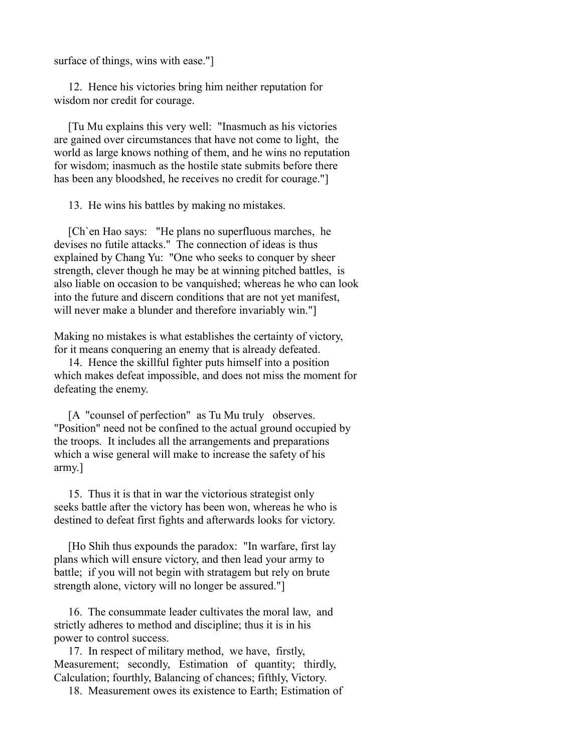surface of things, wins with ease."]

12. Hence his victories bring him neither reputation for wisdom nor credit for courage.

[Tu Mu explains this very well: "Inasmuch as his victories are gained over circumstances that have not come to light, the world as large knows nothing of them, and he wins no reputation for wisdom; inasmuch as the hostile state submits before there has been any bloodshed, he receives no credit for courage."]

13. He wins his battles by making no mistakes.

[Ch`en Hao says: "He plans no superfluous marches, he devises no futile attacks." The connection of ideas is thus explained by Chang Yu: "One who seeks to conquer by sheer strength, clever though he may be at winning pitched battles, is also liable on occasion to be vanquished; whereas he who can look into the future and discern conditions that are not yet manifest, will never make a blunder and therefore invariably win."]

Making no mistakes is what establishes the certainty of victory, for it means conquering an enemy that is already defeated.

14. Hence the skillful fighter puts himself into a position which makes defeat impossible, and does not miss the moment for defeating the enemy.

[A "counsel of perfection" as Tu Mu truly observes. "Position" need not be confined to the actual ground occupied by the troops. It includes all the arrangements and preparations which a wise general will make to increase the safety of his army.]

15. Thus it is that in war the victorious strategist only seeks battle after the victory has been won, whereas he who is destined to defeat first fights and afterwards looks for victory.

[Ho Shih thus expounds the paradox: "In warfare, first lay plans which will ensure victory, and then lead your army to battle; if you will not begin with stratagem but rely on brute strength alone, victory will no longer be assured."]

16. The consummate leader cultivates the moral law, and strictly adheres to method and discipline; thus it is in his power to control success.

17. In respect of military method, we have, firstly, Measurement; secondly, Estimation of quantity; thirdly, Calculation; fourthly, Balancing of chances; fifthly, Victory.

18. Measurement owes its existence to Earth; Estimation of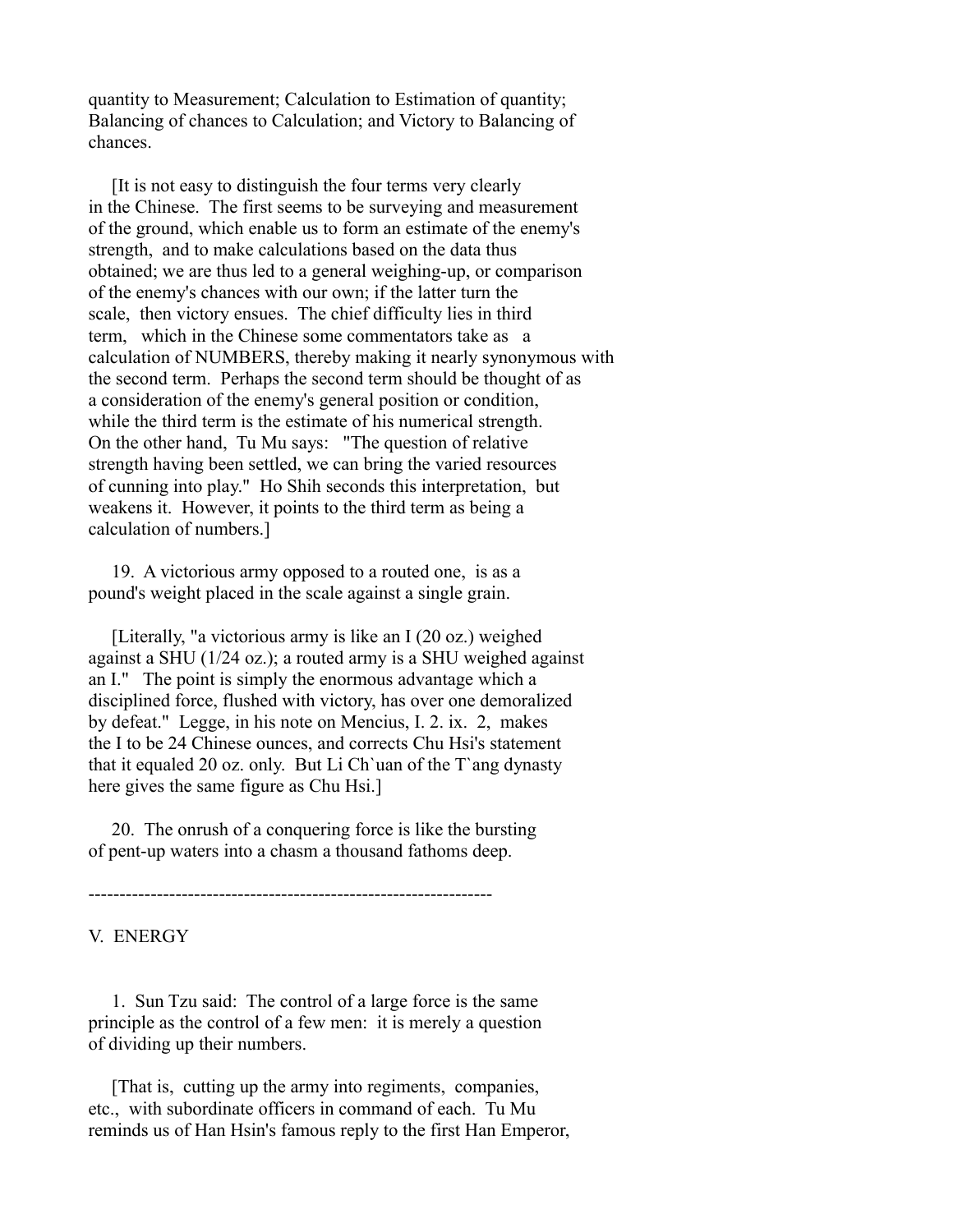quantity to Measurement; Calculation to Estimation of quantity; Balancing of chances to Calculation; and Victory to Balancing of chances.

[It is not easy to distinguish the four terms very clearly in the Chinese. The first seems to be surveying and measurement of the ground, which enable us to form an estimate of the enemy's strength, and to make calculations based on the data thus obtained; we are thus led to a general weighing-up, or comparison of the enemy's chances with our own; if the latter turn the scale, then victory ensues. The chief difficulty lies in third term, which in the Chinese some commentators take as a calculation of NUMBERS, thereby making it nearly synonymous with the second term. Perhaps the second term should be thought of as a consideration of the enemy's general position or condition, while the third term is the estimate of his numerical strength. On the other hand, Tu Mu says: "The question of relative strength having been settled, we can bring the varied resources of cunning into play." Ho Shih seconds this interpretation, but weakens it. However, it points to the third term as being a calculation of numbers.]

19. A victorious army opposed to a routed one, is as a pound's weight placed in the scale against a single grain.

[Literally, "a victorious army is like an I (20 oz.) weighed against a SHU (1/24 oz.); a routed army is a SHU weighed against an I." The point is simply the enormous advantage which a disciplined force, flushed with victory, has over one demoralized by defeat." Legge, in his note on Mencius, I. 2. ix. 2, makes the I to be 24 Chinese ounces, and corrects Chu Hsi's statement that it equaled 20 oz. only. But Li Ch`uan of the T`ang dynasty here gives the same figure as Chu Hsi.]

20. The onrush of a conquering force is like the bursting of pent-up waters into a chasm a thousand fathoms deep.

-----------------------------------------------------------------

## V. ENERGY

1. Sun Tzu said: The control of a large force is the same principle as the control of a few men: it is merely a question of dividing up their numbers.

[That is, cutting up the army into regiments, companies, etc., with subordinate officers in command of each. Tu Mu reminds us of Han Hsin's famous reply to the first Han Emperor,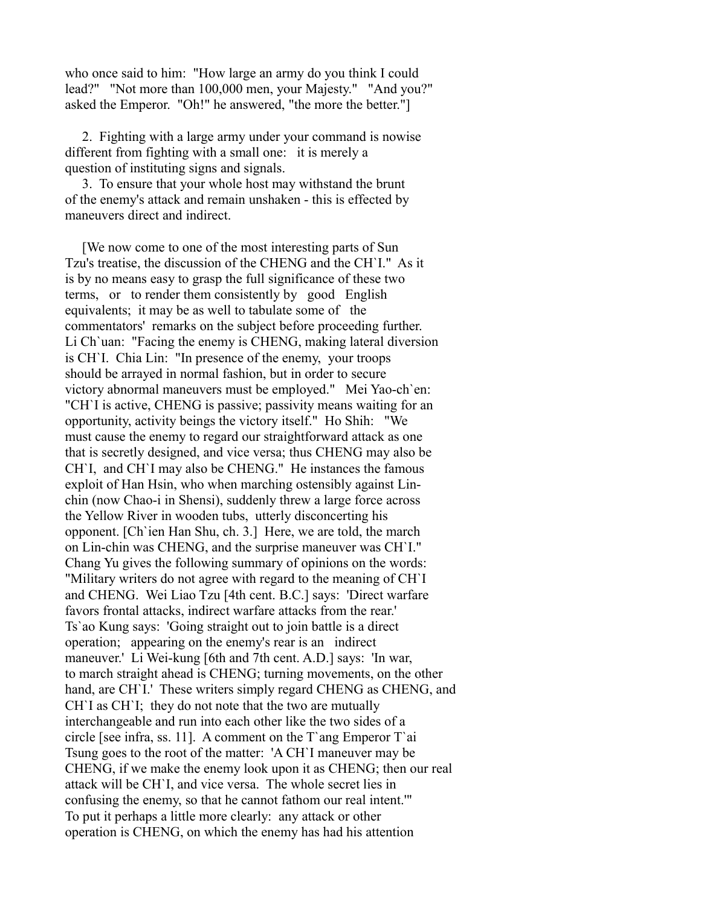who once said to him: "How large an army do you think I could lead?" "Not more than 100,000 men, your Majesty." "And you?" asked the Emperor. "Oh!" he answered, "the more the better."]

2. Fighting with a large army under your command is nowise different from fighting with a small one: it is merely a question of instituting signs and signals.

3. To ensure that your whole host may withstand the brunt of the enemy's attack and remain unshaken - this is effected by maneuvers direct and indirect.

[We now come to one of the most interesting parts of Sun Tzu's treatise, the discussion of the CHENG and the CH`I." As it is by no means easy to grasp the full significance of these two terms, or to render them consistently by good English equivalents; it may be as well to tabulate some of the commentators' remarks on the subject before proceeding further. Li Ch`uan: "Facing the enemy is CHENG, making lateral diversion is CH`I. Chia Lin: "In presence of the enemy, your troops should be arrayed in normal fashion, but in order to secure victory abnormal maneuvers must be employed." Mei Yao-ch`en: "CH`I is active, CHENG is passive; passivity means waiting for an opportunity, activity beings the victory itself." Ho Shih: "We must cause the enemy to regard our straightforward attack as one that is secretly designed, and vice versa; thus CHENG may also be CH`I, and CH`I may also be CHENG." He instances the famous exploit of Han Hsin, who when marching ostensibly against Lin-chin (now Chao-i in Shensi), suddenly threw a large force across the Yellow River in wooden tubs, utterly disconcerting his opponent. [Ch`ien Han Shu, ch. 3.] Here, we are told, the march on Lin-chin was CHENG, and the surprise maneuver was CH`I." Chang Yu gives the following summary of opinions on the words: "Military writers do not agree with regard to the meaning of CH`I and CHENG. Wei Liao Tzu [4th cent. B.C.] says: 'Direct warfare favors frontal attacks, indirect warfare attacks from the rear.' Ts`ao Kung says: 'Going straight out to join battle is a direct operation; appearing on the enemy's rear is an indirect maneuver.' Li Wei-kung [6th and 7th cent. A.D.] says: 'In war, to march straight ahead is CHENG; turning movements, on the other hand, are CH`I.' These writers simply regard CHENG as CHENG, and CH`I as CH`I; they do not note that the two are mutually interchangeable and run into each other like the two sides of a circle [see infra, ss. 11]. A comment on the T`ang Emperor T`ai Tsung goes to the root of the matter: 'A CH`I maneuver may be CHENG, if we make the enemy look upon it as CHENG; then our real attack will be CH`I, and vice versa. The whole secret lies in confusing the enemy, so that he cannot fathom our real intent.'" To put it perhaps a little more clearly: any attack or other operation is CHENG, on which the enemy has had his attention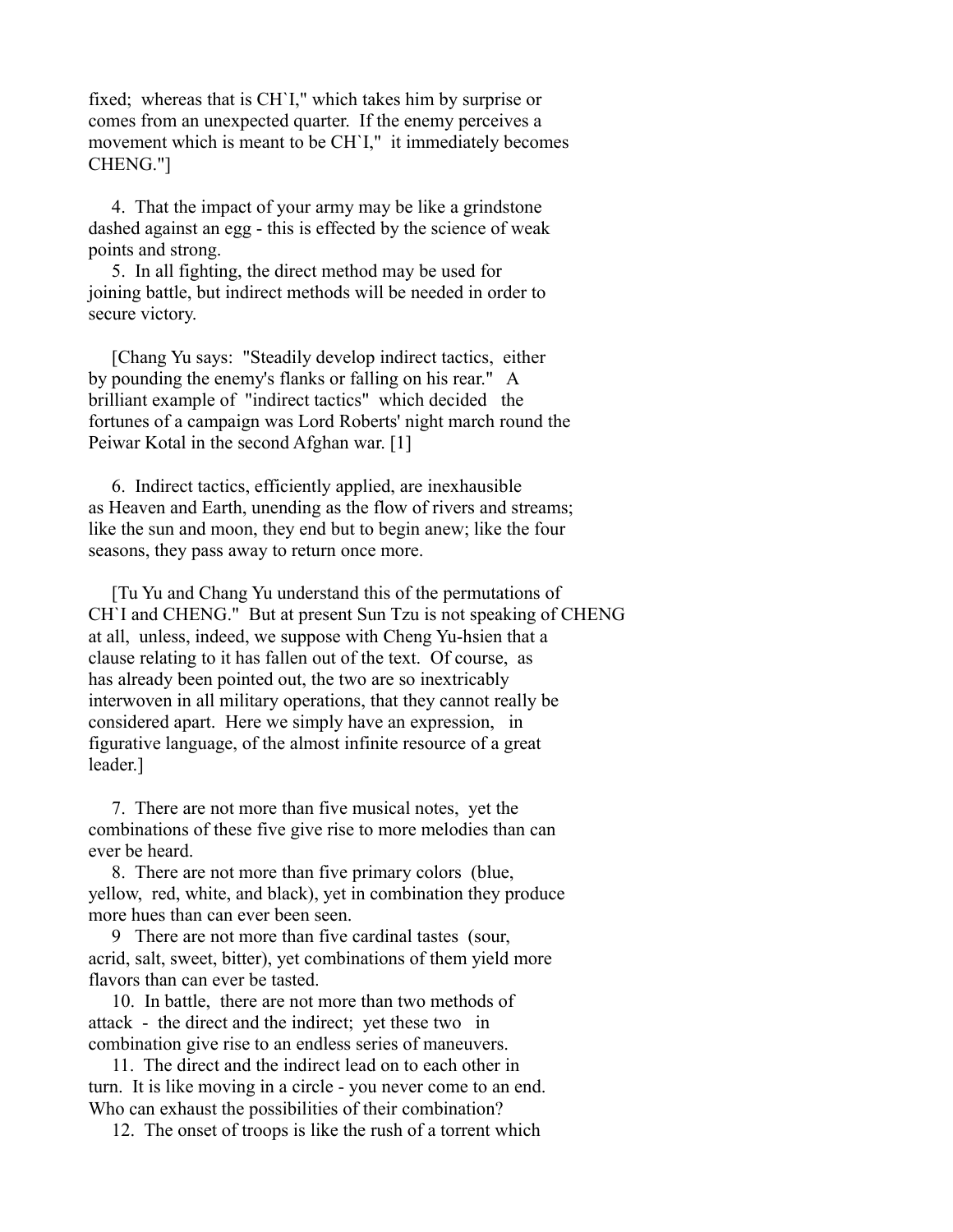fixed; whereas that is CH`I," which takes him by surprise or comes from an unexpected quarter. If the enemy perceives a movement which is meant to be CH`I," it immediately becomes CHENG."]

4. That the impact of your army may be like a grindstone dashed against an egg - this is effected by the science of weak points and strong.

5. In all fighting, the direct method may be used for joining battle, but indirect methods will be needed in order to secure victory.

[Chang Yu says: "Steadily develop indirect tactics, either by pounding the enemy's flanks or falling on his rear." A brilliant example of "indirect tactics" which decided the fortunes of a campaign was Lord Roberts' night march round the Peiwar Kotal in the second Afghan war. [1]

6. Indirect tactics, efficiently applied, are inexhausible as Heaven and Earth, unending as the flow of rivers and streams; like the sun and moon, they end but to begin anew; like the four seasons, they pass away to return once more.

[Tu Yu and Chang Yu understand this of the permutations of CH`I and CHENG." But at present Sun Tzu is not speaking of CHENG at all, unless, indeed, we suppose with Cheng Yu-hsien that a clause relating to it has fallen out of the text. Of course, as has already been pointed out, the two are so inextricably interwoven in all military operations, that they cannot really be considered apart. Here we simply have an expression, in figurative language, of the almost infinite resource of a great leader.]

7. There are not more than five musical notes, yet the combinations of these five give rise to more melodies than can ever be heard.

8. There are not more than five primary colors (blue, yellow, red, white, and black), yet in combination they produce more hues than can ever been seen.

9 There are not more than five cardinal tastes (sour, acrid, salt, sweet, bitter), yet combinations of them yield more flavors than can ever be tasted.

10. In battle, there are not more than two methods of attack - the direct and the indirect; yet these two in combination give rise to an endless series of maneuvers.

11. The direct and the indirect lead on to each other in turn. It is like moving in a circle - you never come to an end. Who can exhaust the possibilities of their combination?

12. The onset of troops is like the rush of a torrent which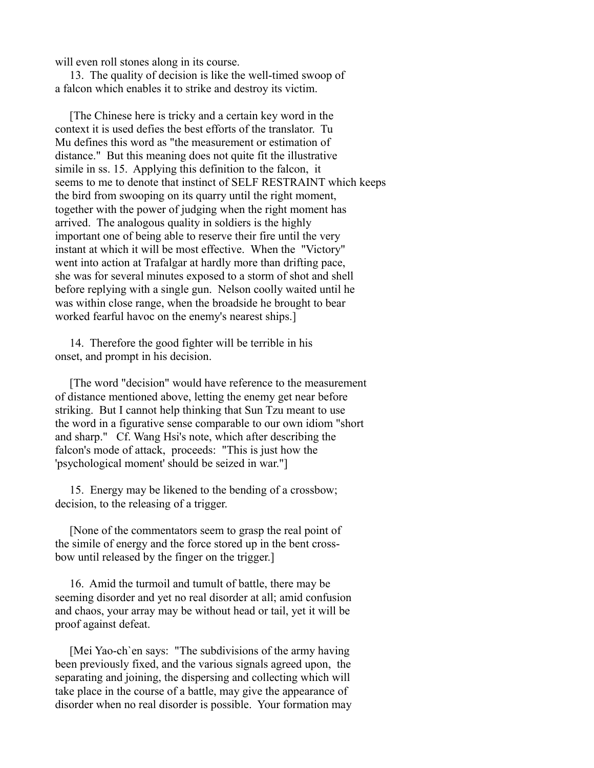will even roll stones along in its course.

13. The quality of decision is like the well-timed swoop of a falcon which enables it to strike and destroy its victim.

[The Chinese here is tricky and a certain key word in the context it is used defies the best efforts of the translator. Tu Mu defines this word as "the measurement or estimation of distance." But this meaning does not quite fit the illustrative simile in ss. 15. Applying this definition to the falcon, it seems to me to denote that instinct of SELF RESTRAINT which keeps the bird from swooping on its quarry until the right moment, together with the power of judging when the right moment has arrived. The analogous quality in soldiers is the highly important one of being able to reserve their fire until the very instant at which it will be most effective. When the "Victory" went into action at Trafalgar at hardly more than drifting pace, she was for several minutes exposed to a storm of shot and shell before replying with a single gun. Nelson coolly waited until he was within close range, when the broadside he brought to bear worked fearful havoc on the enemy's nearest ships.]

14. Therefore the good fighter will be terrible in his onset, and prompt in his decision.

[The word "decision" would have reference to the measurement of distance mentioned above, letting the enemy get near before striking. But I cannot help thinking that Sun Tzu meant to use the word in a figurative sense comparable to our own idiom "short and sharp." Cf. Wang Hsi's note, which after describing the falcon's mode of attack, proceeds: "This is just how the 'psychological moment' should be seized in war."]

15. Energy may be likened to the bending of a crossbow; decision, to the releasing of a trigger.

[None of the commentators seem to grasp the real point of the simile of energy and the force stored up in the bent cross-bow until released by the finger on the trigger.]

16. Amid the turmoil and tumult of battle, there may be seeming disorder and yet no real disorder at all; amid confusion and chaos, your array may be without head or tail, yet it will be proof against defeat.

[Mei Yao-ch`en says: "The subdivisions of the army having been previously fixed, and the various signals agreed upon, the separating and joining, the dispersing and collecting which will take place in the course of a battle, may give the appearance of disorder when no real disorder is possible. Your formation may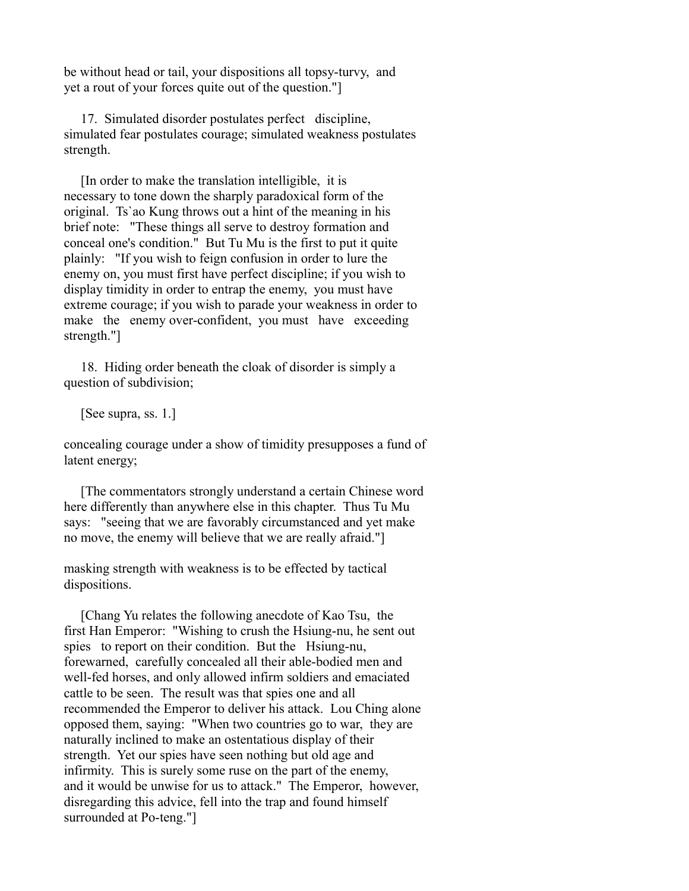be without head or tail, your dispositions all topsy-turvy, and yet a rout of your forces quite out of the question."]

17. Simulated disorder postulates perfect discipline, simulated fear postulates courage; simulated weakness postulates strength.

[In order to make the translation intelligible, it is necessary to tone down the sharply paradoxical form of the original. Ts`ao Kung throws out a hint of the meaning in his brief note: "These things all serve to destroy formation and conceal one's condition." But Tu Mu is the first to put it quite plainly: "If you wish to feign confusion in order to lure the enemy on, you must first have perfect discipline; if you wish to display timidity in order to entrap the enemy, you must have extreme courage; if you wish to parade your weakness in order to make the enemy over-confident, you must have exceeding strength."]

18. Hiding order beneath the cloak of disorder is simply a question of subdivision;

[See supra, ss. 1.]

concealing courage under a show of timidity presupposes a fund of latent energy;

[The commentators strongly understand a certain Chinese word here differently than anywhere else in this chapter. Thus Tu Mu says: "seeing that we are favorably circumstanced and yet make no move, the enemy will believe that we are really afraid."]

masking strength with weakness is to be effected by tactical dispositions.

[Chang Yu relates the following anecdote of Kao Tsu, the first Han Emperor: "Wishing to crush the Hsiung-nu, he sent out spies to report on their condition. But the Hsiung-nu, forewarned, carefully concealed all their able-bodied men and well-fed horses, and only allowed infirm soldiers and emaciated cattle to be seen. The result was that spies one and all recommended the Emperor to deliver his attack. Lou Ching alone opposed them, saying: "When two countries go to war, they are naturally inclined to make an ostentatious display of their strength. Yet our spies have seen nothing but old age and infirmity. This is surely some ruse on the part of the enemy, and it would be unwise for us to attack." The Emperor, however, disregarding this advice, fell into the trap and found himself surrounded at Po-teng."]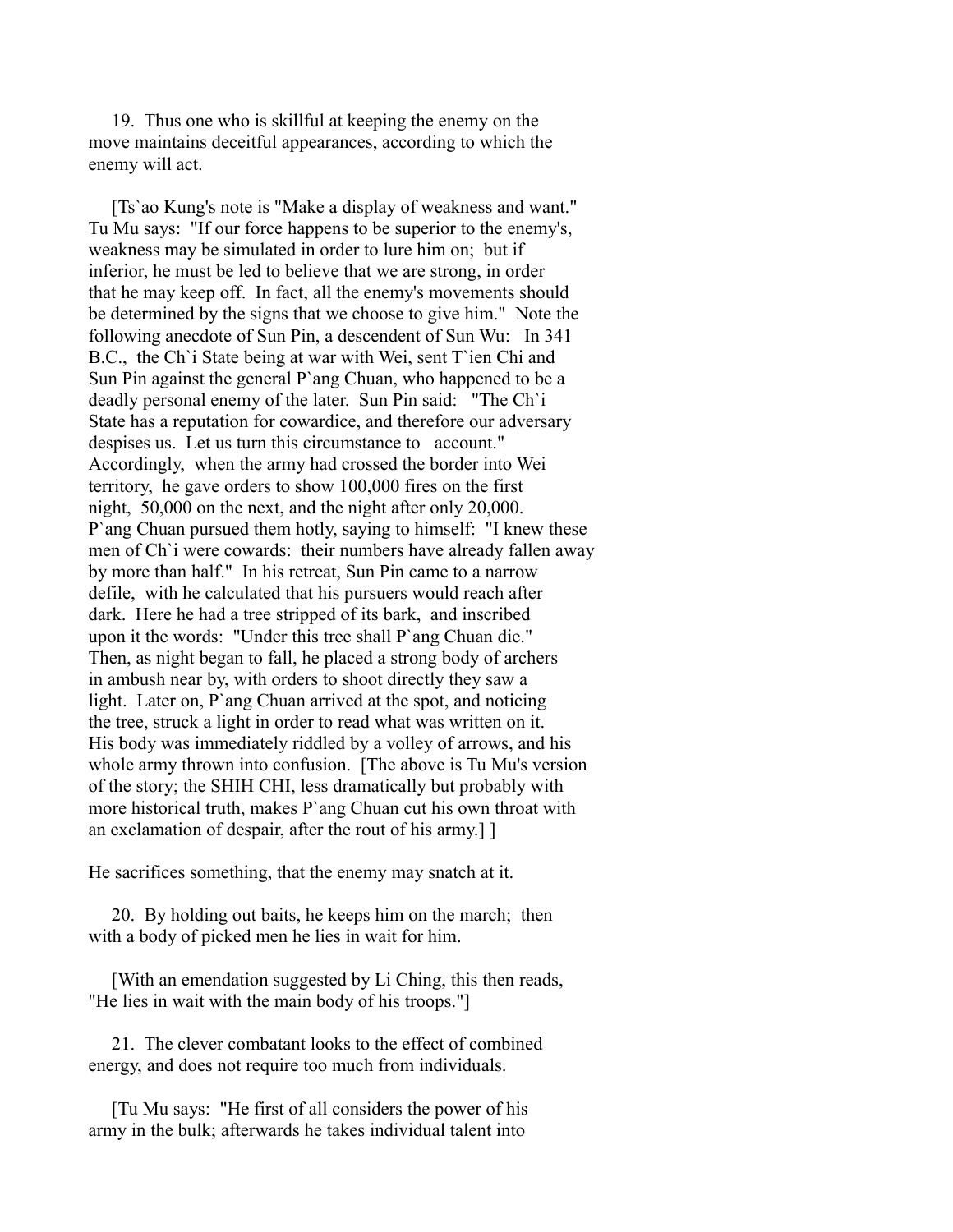19. Thus one who is skillful at keeping the enemy on the move maintains deceitful appearances, according to which the enemy will act.

[Ts`ao Kung's note is "Make a display of weakness and want." Tu Mu says: "If our force happens to be superior to the enemy's, weakness may be simulated in order to lure him on; but if inferior, he must be led to believe that we are strong, in order that he may keep off. In fact, all the enemy's movements should be determined by the signs that we choose to give him." Note the following anecdote of Sun Pin, a descendent of Sun Wu: In 341 B.C., the Ch`i State being at war with Wei, sent T`ien Chi and Sun Pin against the general P`ang Chuan, who happened to be a deadly personal enemy of the later. Sun Pin said: "The Ch`i State has a reputation for cowardice, and therefore our adversary despises us. Let us turn this circumstance to account." Accordingly, when the army had crossed the border into Wei territory, he gave orders to show 100,000 fires on the first night, 50,000 on the next, and the night after only 20,000. P`ang Chuan pursued them hotly, saying to himself: "I knew these men of Ch`i were cowards: their numbers have already fallen away by more than half." In his retreat, Sun Pin came to a narrow defile, with he calculated that his pursuers would reach after dark. Here he had a tree stripped of its bark, and inscribed upon it the words: "Under this tree shall P`ang Chuan die." Then, as night began to fall, he placed a strong body of archers in ambush near by, with orders to shoot directly they saw a light. Later on, P`ang Chuan arrived at the spot, and noticing the tree, struck a light in order to read what was written on it. His body was immediately riddled by a volley of arrows, and his whole army thrown into confusion. [The above is Tu Mu's version of the story; the SHIH CHI, less dramatically but probably with more historical truth, makes P`ang Chuan cut his own throat with an exclamation of despair, after the rout of his army.] ]

He sacrifices something, that the enemy may snatch at it.

20. By holding out baits, he keeps him on the march; then with a body of picked men he lies in wait for him.

[With an emendation suggested by Li Ching, this then reads, "He lies in wait with the main body of his troops."]

21. The clever combatant looks to the effect of combined energy, and does not require too much from individuals.

[Tu Mu says: "He first of all considers the power of his army in the bulk; afterwards he takes individual talent into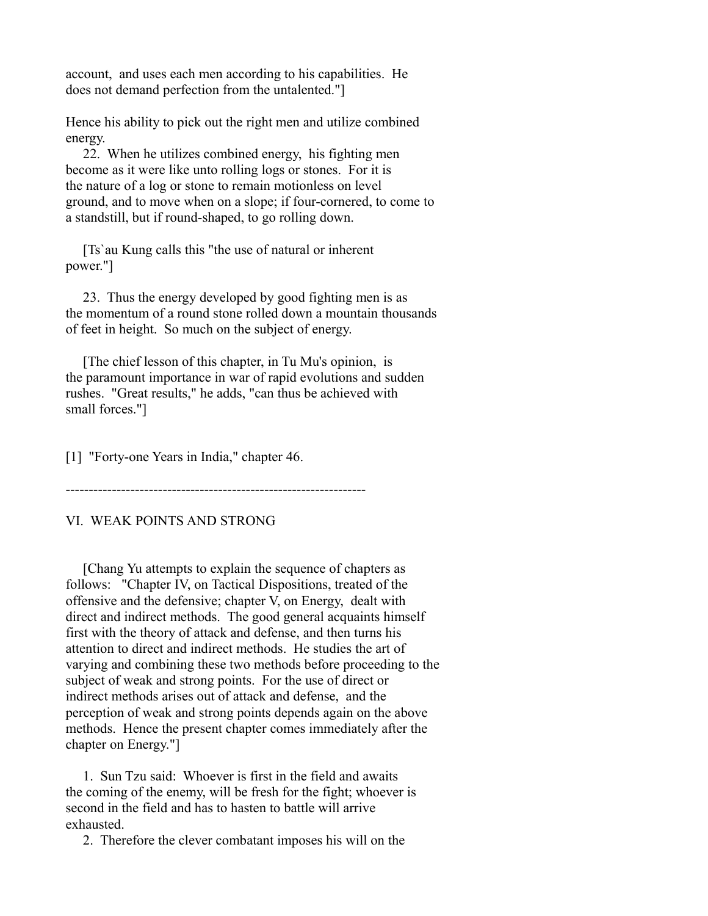account, and uses each men according to his capabilities. He does not demand perfection from the untalented."]

Hence his ability to pick out the right men and utilize combined energy.

22. When he utilizes combined energy, his fighting men become as it were like unto rolling logs or stones. For it is the nature of a log or stone to remain motionless on level ground, and to move when on a slope; if four-cornered, to come to a standstill, but if round-shaped, to go rolling down.

[Ts`au Kung calls this "the use of natural or inherent power."]

23. Thus the energy developed by good fighting men is as the momentum of a round stone rolled down a mountain thousands of feet in height. So much on the subject of energy.

[The chief lesson of this chapter, in Tu Mu's opinion, is the paramount importance in war of rapid evolutions and sudden rushes. "Great results," he adds, "can thus be achieved with small forces."]

[1] "Forty-one Years in India," chapter 46.

-----------------------------------------------------------------

## VI. WEAK POINTS AND STRONG

[Chang Yu attempts to explain the sequence of chapters as follows: "Chapter IV, on Tactical Dispositions, treated of the offensive and the defensive; chapter V, on Energy, dealt with direct and indirect methods. The good general acquaints himself first with the theory of attack and defense, and then turns his attention to direct and indirect methods. He studies the art of varying and combining these two methods before proceeding to the subject of weak and strong points. For the use of direct or indirect methods arises out of attack and defense, and the perception of weak and strong points depends again on the above methods. Hence the present chapter comes immediately after the chapter on Energy."]

1. Sun Tzu said: Whoever is first in the field and awaits the coming of the enemy, will be fresh for the fight; whoever is second in the field and has to hasten to battle will arrive exhausted.

2. Therefore the clever combatant imposes his will on the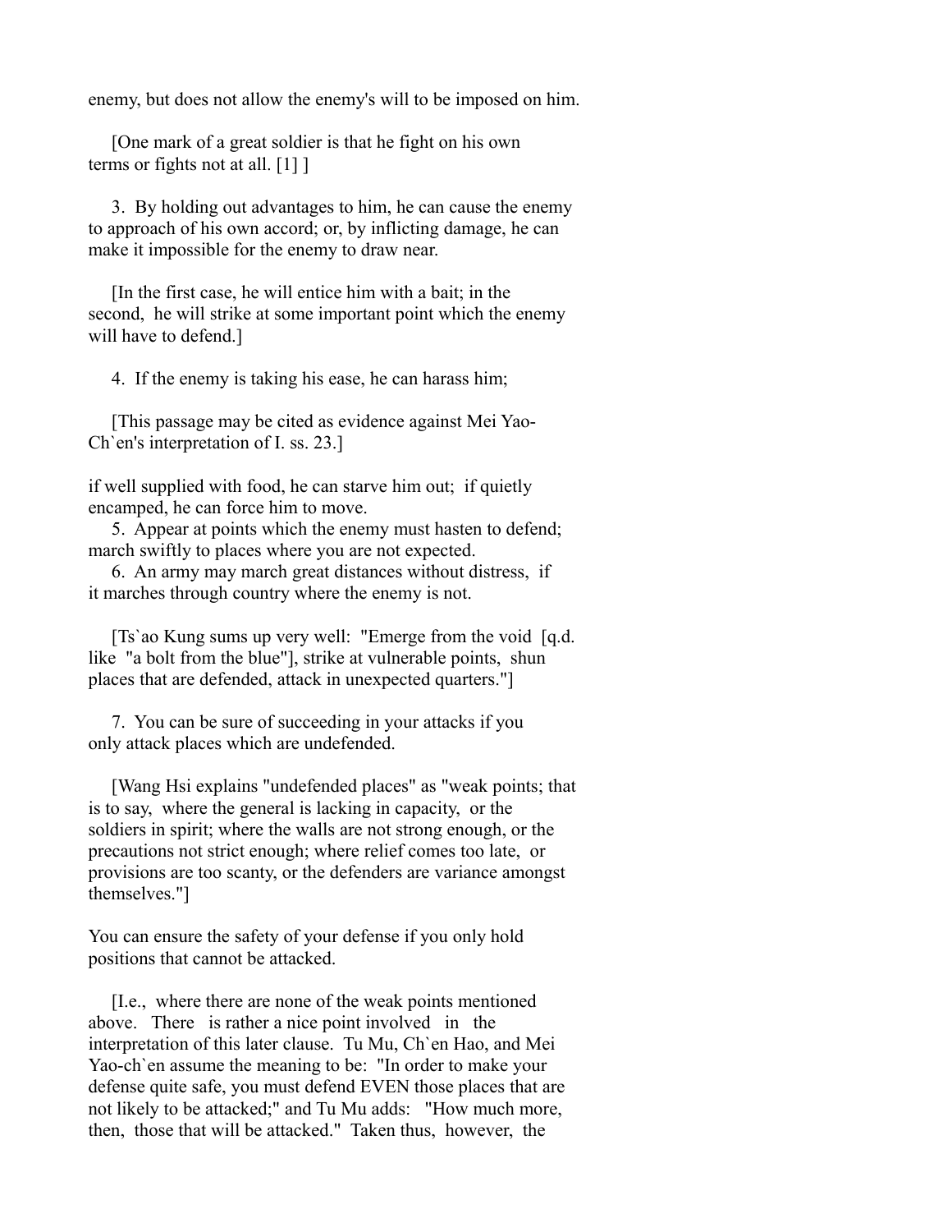enemy, but does not allow the enemy's will to be imposed on him.

[One mark of a great soldier is that he fight on his own terms or fights not at all. [1] ]

3. By holding out advantages to him, he can cause the enemy to approach of his own accord; or, by inflicting damage, he can make it impossible for the enemy to draw near.

[In the first case, he will entice him with a bait; in the second, he will strike at some important point which the enemy will have to defend.]

4. If the enemy is taking his ease, he can harass him;

[This passage may be cited as evidence against Mei Yao-Ch`en's interpretation of I. ss. 23.]

if well supplied with food, he can starve him out; if quietly encamped, he can force him to move.

5. Appear at points which the enemy must hasten to defend; march swiftly to places where you are not expected.

6. An army may march great distances without distress, if it marches through country where the enemy is not.

[Ts`ao Kung sums up very well: "Emerge from the void [q.d. like "a bolt from the blue"], strike at vulnerable points, shun places that are defended, attack in unexpected quarters."]

7. You can be sure of succeeding in your attacks if you only attack places which are undefended.

[Wang Hsi explains "undefended places" as "weak points; that is to say, where the general is lacking in capacity, or the soldiers in spirit; where the walls are not strong enough, or the precautions not strict enough; where relief comes too late, or provisions are too scanty, or the defenders are variance amongst themselves."]

You can ensure the safety of your defense if you only hold positions that cannot be attacked.

[I.e., where there are none of the weak points mentioned above. There is rather a nice point involved in the interpretation of this later clause. Tu Mu, Ch`en Hao, and Mei Yao-ch`en assume the meaning to be: "In order to make your defense quite safe, you must defend EVEN those places that are not likely to be attacked;" and Tu Mu adds: "How much more, then, those that will be attacked." Taken thus, however, the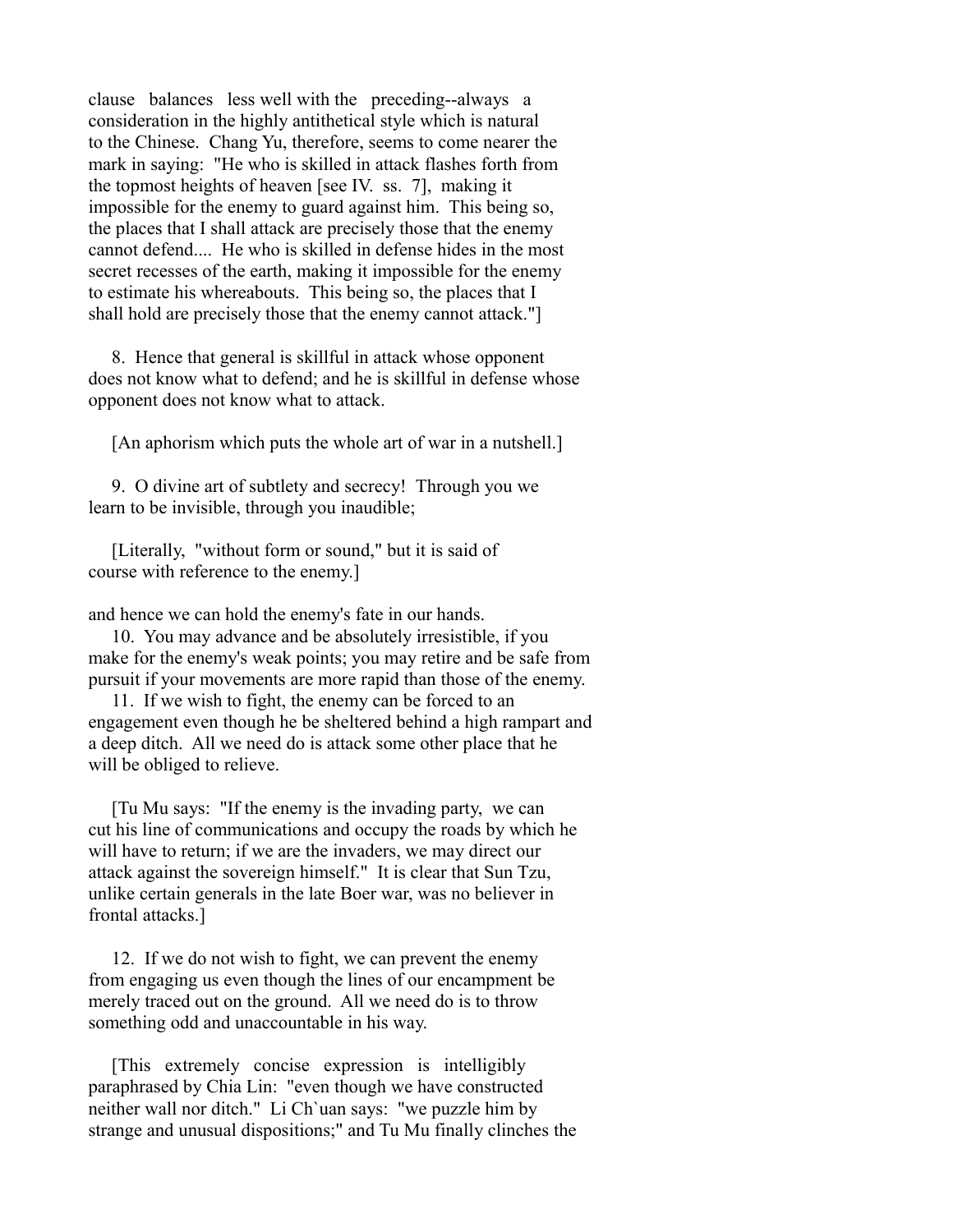clause balances less well with the preceding--always a consideration in the highly antithetical style which is natural to the Chinese. Chang Yu, therefore, seems to come nearer the mark in saying: "He who is skilled in attack flashes forth from the topmost heights of heaven [see IV. ss. 7], making it impossible for the enemy to guard against him. This being so, the places that I shall attack are precisely those that the enemy cannot defend.... He who is skilled in defense hides in the most secret recesses of the earth, making it impossible for the enemy to estimate his whereabouts. This being so, the places that I shall hold are precisely those that the enemy cannot attack."]

8. Hence that general is skillful in attack whose opponent does not know what to defend; and he is skillful in defense whose opponent does not know what to attack.

[An aphorism which puts the whole art of war in a nutshell.]

9. O divine art of subtlety and secrecy! Through you we learn to be invisible, through you inaudible;

[Literally, "without form or sound," but it is said of course with reference to the enemy.]

and hence we can hold the enemy's fate in our hands.

10. You may advance and be absolutely irresistible, if you make for the enemy's weak points; you may retire and be safe from pursuit if your movements are more rapid than those of the enemy.

11. If we wish to fight, the enemy can be forced to an engagement even though he be sheltered behind a high rampart and a deep ditch. All we need do is attack some other place that he will be obliged to relieve.

[Tu Mu says: "If the enemy is the invading party, we can cut his line of communications and occupy the roads by which he will have to return; if we are the invaders, we may direct our attack against the sovereign himself." It is clear that Sun Tzu, unlike certain generals in the late Boer war, was no believer in frontal attacks.]

12. If we do not wish to fight, we can prevent the enemy from engaging us even though the lines of our encampment be merely traced out on the ground. All we need do is to throw something odd and unaccountable in his way.

[This extremely concise expression is intelligibly paraphrased by Chia Lin: "even though we have constructed neither wall nor ditch." Li Ch`uan says: "we puzzle him by strange and unusual dispositions;" and Tu Mu finally clinches the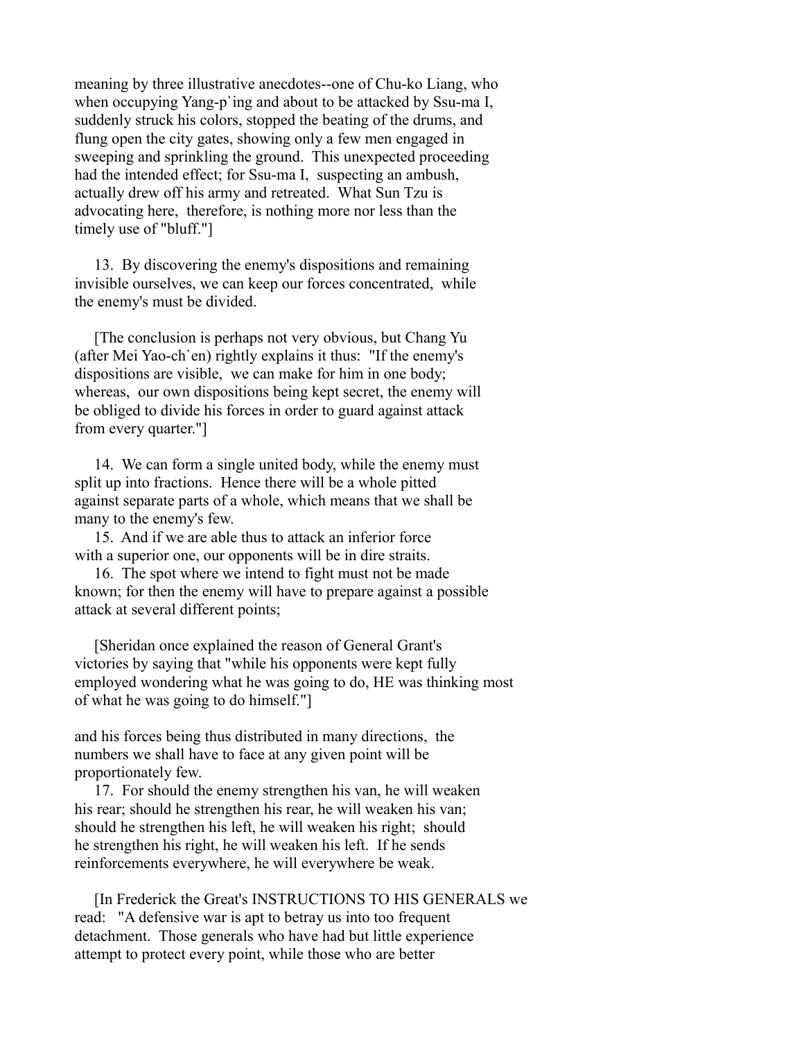meaning by three illustrative anecdotes--one of Chu-ko Liang, who when occupying Yang-p`ing and about to be attacked by Ssu-ma I, suddenly struck his colors, stopped the beating of the drums, and flung open the city gates, showing only a few men engaged in sweeping and sprinkling the ground. This unexpected proceeding had the intended effect; for Ssu-ma I, suspecting an ambush, actually drew off his army and retreated. What Sun Tzu is advocating here, therefore, is nothing more nor less than the timely use of "bluff."]

13. By discovering the enemy's dispositions and remaining invisible ourselves, we can keep our forces concentrated, while the enemy's must be divided.

[The conclusion is perhaps not very obvious, but Chang Yu (after Mei Yao-ch`en) rightly explains it thus: "If the enemy's dispositions are visible, we can make for him in one body; whereas, our own dispositions being kept secret, the enemy will be obliged to divide his forces in order to guard against attack from every quarter."]

14. We can form a single united body, while the enemy must split up into fractions. Hence there will be a whole pitted against separate parts of a whole, which means that we shall be many to the enemy's few.

15. And if we are able thus to attack an inferior force with a superior one, our opponents will be in dire straits.

16. The spot where we intend to fight must not be made known; for then the enemy will have to prepare against a possible attack at several different points;

[Sheridan once explained the reason of General Grant's victories by saying that "while his opponents were kept fully employed wondering what he was going to do, HE was thinking most of what he was going to do himself."]

and his forces being thus distributed in many directions, the numbers we shall have to face at any given point will be proportionately few.

17. For should the enemy strengthen his van, he will weaken his rear; should he strengthen his rear, he will weaken his van; should he strengthen his left, he will weaken his right; should he strengthen his right, he will weaken his left. If he sends reinforcements everywhere, he will everywhere be weak.

[In Frederick the Great's INSTRUCTIONS TO HIS GENERALS we read: "A defensive war is apt to betray us into too frequent detachment. Those generals who have had but little experience attempt to protect every point, while those who are better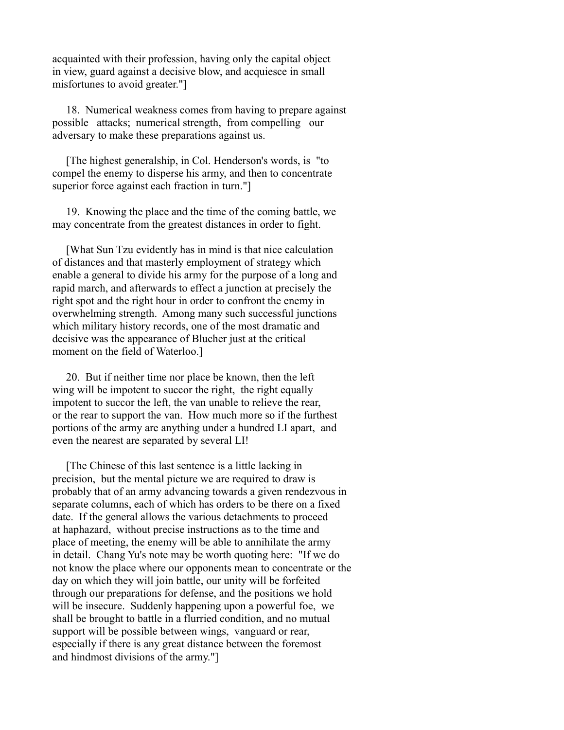acquainted with their profession, having only the capital object in view, guard against a decisive blow, and acquiesce in small misfortunes to avoid greater."]

18. Numerical weakness comes from having to prepare against possible attacks; numerical strength, from compelling our adversary to make these preparations against us.

[The highest generalship, in Col. Henderson's words, is "to compel the enemy to disperse his army, and then to concentrate superior force against each fraction in turn."]

19. Knowing the place and the time of the coming battle, we may concentrate from the greatest distances in order to fight.

[What Sun Tzu evidently has in mind is that nice calculation of distances and that masterly employment of strategy which enable a general to divide his army for the purpose of a long and rapid march, and afterwards to effect a junction at precisely the right spot and the right hour in order to confront the enemy in overwhelming strength. Among many such successful junctions which military history records, one of the most dramatic and decisive was the appearance of Blucher just at the critical moment on the field of Waterloo.]

20. But if neither time nor place be known, then the left wing will be impotent to succor the right, the right equally impotent to succor the left, the van unable to relieve the rear, or the rear to support the van. How much more so if the furthest portions of the army are anything under a hundred LI apart, and even the nearest are separated by several LI!

[The Chinese of this last sentence is a little lacking in precision, but the mental picture we are required to draw is probably that of an army advancing towards a given rendezvous in separate columns, each of which has orders to be there on a fixed date. If the general allows the various detachments to proceed at haphazard, without precise instructions as to the time and place of meeting, the enemy will be able to annihilate the army in detail. Chang Yu's note may be worth quoting here: "If we do not know the place where our opponents mean to concentrate or the day on which they will join battle, our unity will be forfeited through our preparations for defense, and the positions we hold will be insecure. Suddenly happening upon a powerful foe, we shall be brought to battle in a flurried condition, and no mutual support will be possible between wings, vanguard or rear, especially if there is any great distance between the foremost and hindmost divisions of the army."]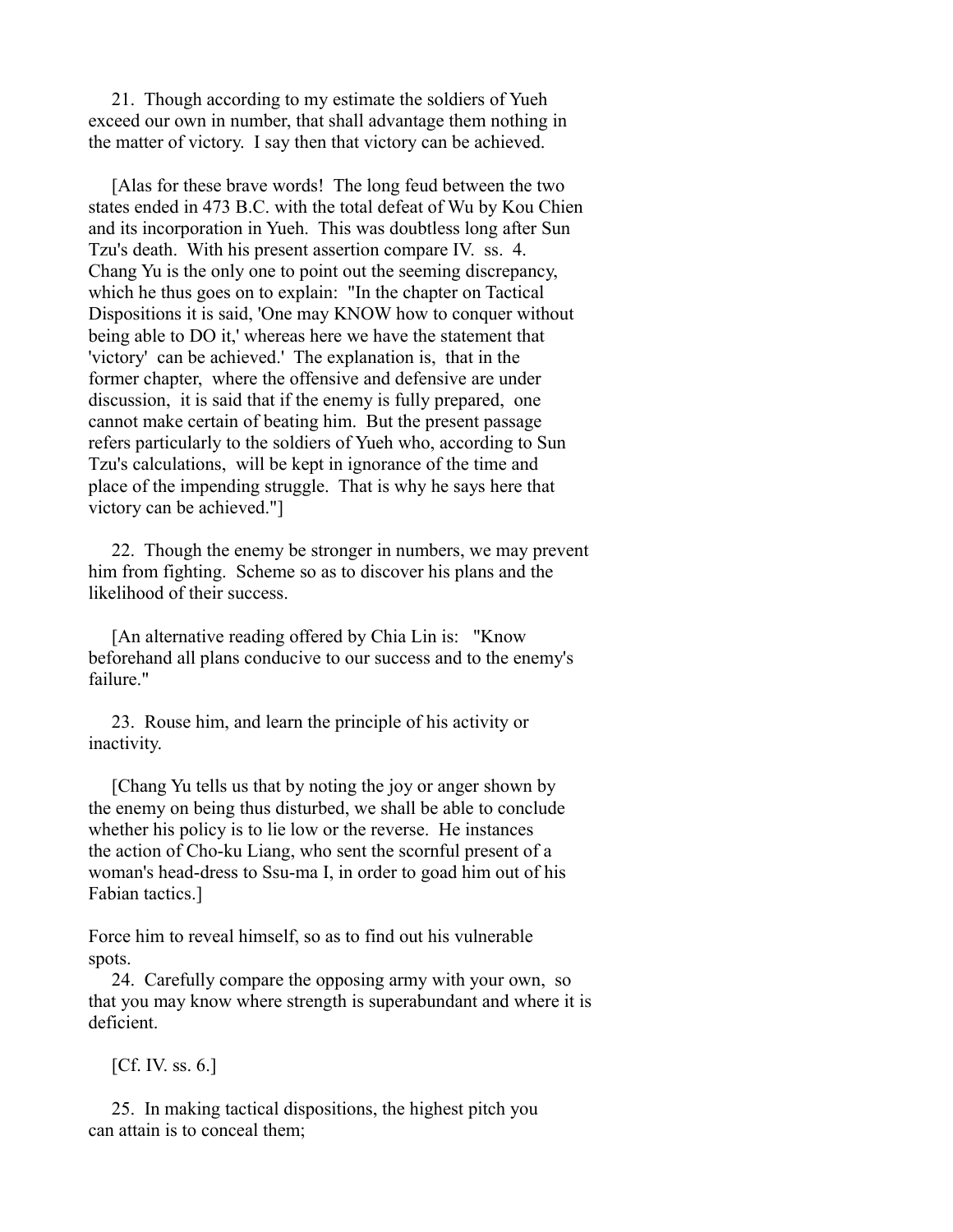21. Though according to my estimate the soldiers of Yueh exceed our own in number, that shall advantage them nothing in the matter of victory. I say then that victory can be achieved.

[Alas for these brave words! The long feud between the two states ended in 473 B.C. with the total defeat of Wu by Kou Chien and its incorporation in Yueh. This was doubtless long after Sun Tzu's death. With his present assertion compare IV. ss. 4. Chang Yu is the only one to point out the seeming discrepancy, which he thus goes on to explain: "In the chapter on Tactical Dispositions it is said, 'One may KNOW how to conquer without being able to DO it,' whereas here we have the statement that 'victory' can be achieved.' The explanation is, that in the former chapter, where the offensive and defensive are under discussion, it is said that if the enemy is fully prepared, one cannot make certain of beating him. But the present passage refers particularly to the soldiers of Yueh who, according to Sun Tzu's calculations, will be kept in ignorance of the time and place of the impending struggle. That is why he says here that victory can be achieved."]

22. Though the enemy be stronger in numbers, we may prevent him from fighting. Scheme so as to discover his plans and the likelihood of their success.

[An alternative reading offered by Chia Lin is: "Know beforehand all plans conducive to our success and to the enemy's failure."

23. Rouse him, and learn the principle of his activity or inactivity.

[Chang Yu tells us that by noting the joy or anger shown by the enemy on being thus disturbed, we shall be able to conclude whether his policy is to lie low or the reverse. He instances the action of Cho-ku Liang, who sent the scornful present of a woman's head-dress to Ssu-ma I, in order to goad him out of his Fabian tactics.]

Force him to reveal himself, so as to find out his vulnerable spots.

24. Carefully compare the opposing army with your own, so that you may know where strength is superabundant and where it is deficient.

[Cf. IV. ss. 6.]

25. In making tactical dispositions, the highest pitch you can attain is to conceal them;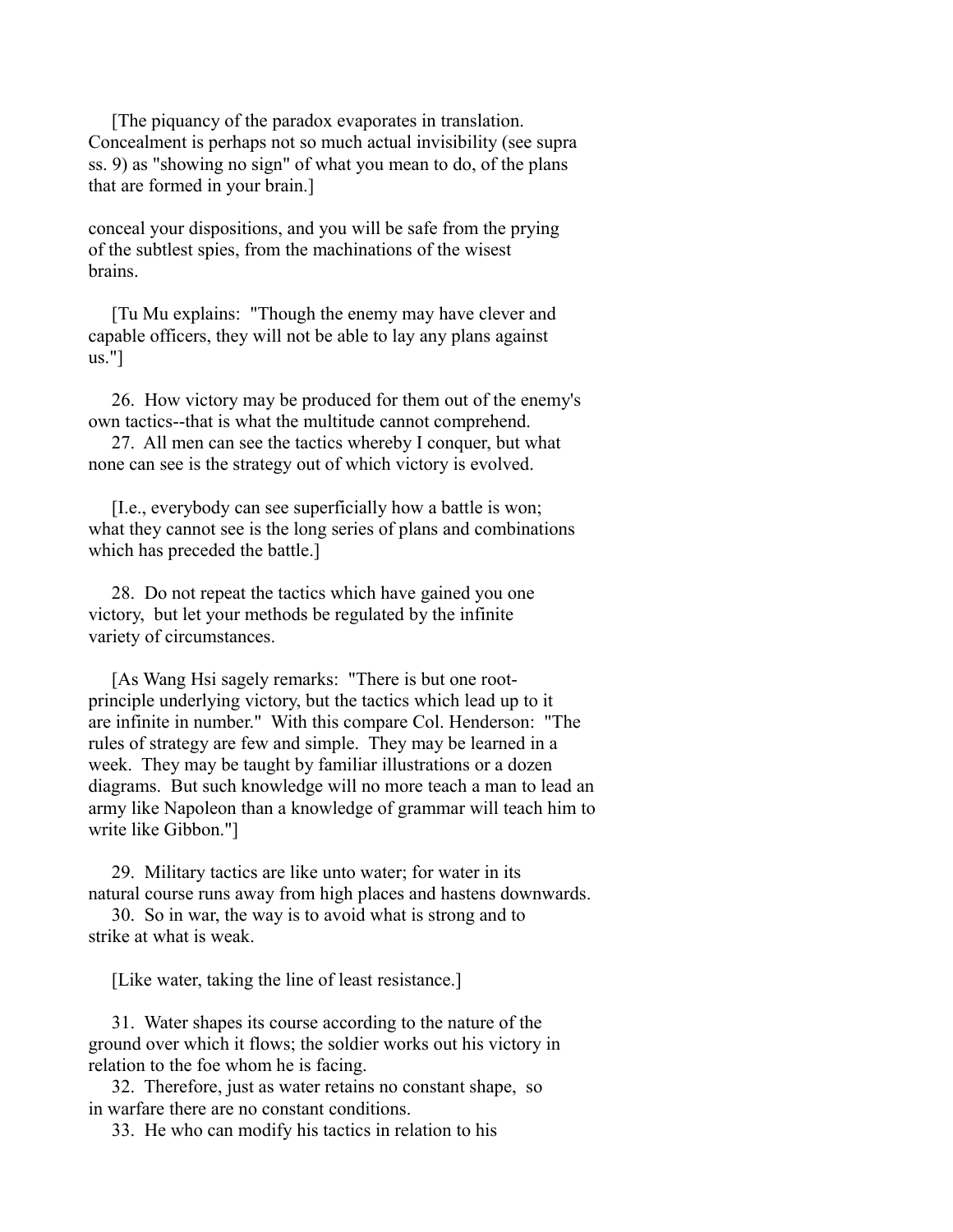[The piquancy of the paradox evaporates in translation. Concealment is perhaps not so much actual invisibility (see supra ss. 9) as "showing no sign" of what you mean to do, of the plans that are formed in your brain.]

conceal your dispositions, and you will be safe from the prying of the subtlest spies, from the machinations of the wisest brains.

[Tu Mu explains: "Though the enemy may have clever and capable officers, they will not be able to lay any plans against us."]

26. How victory may be produced for them out of the enemy's own tactics--that is what the multitude cannot comprehend.

27. All men can see the tactics whereby I conquer, but what none can see is the strategy out of which victory is evolved.

[I.e., everybody can see superficially how a battle is won; what they cannot see is the long series of plans and combinations which has preceded the battle.]

28. Do not repeat the tactics which have gained you one victory, but let your methods be regulated by the infinite variety of circumstances.

[As Wang Hsi sagely remarks: "There is but one root-principle underlying victory, but the tactics which lead up to it are infinite in number." With this compare Col. Henderson: "The rules of strategy are few and simple. They may be learned in a week. They may be taught by familiar illustrations or a dozen diagrams. But such knowledge will no more teach a man to lead an army like Napoleon than a knowledge of grammar will teach him to write like Gibbon."]

29. Military tactics are like unto water; for water in its natural course runs away from high places and hastens downwards.

30. So in war, the way is to avoid what is strong and to strike at what is weak.

[Like water, taking the line of least resistance.]

31. Water shapes its course according to the nature of the ground over which it flows; the soldier works out his victory in relation to the foe whom he is facing.

32. Therefore, just as water retains no constant shape, so in warfare there are no constant conditions.

33. He who can modify his tactics in relation to his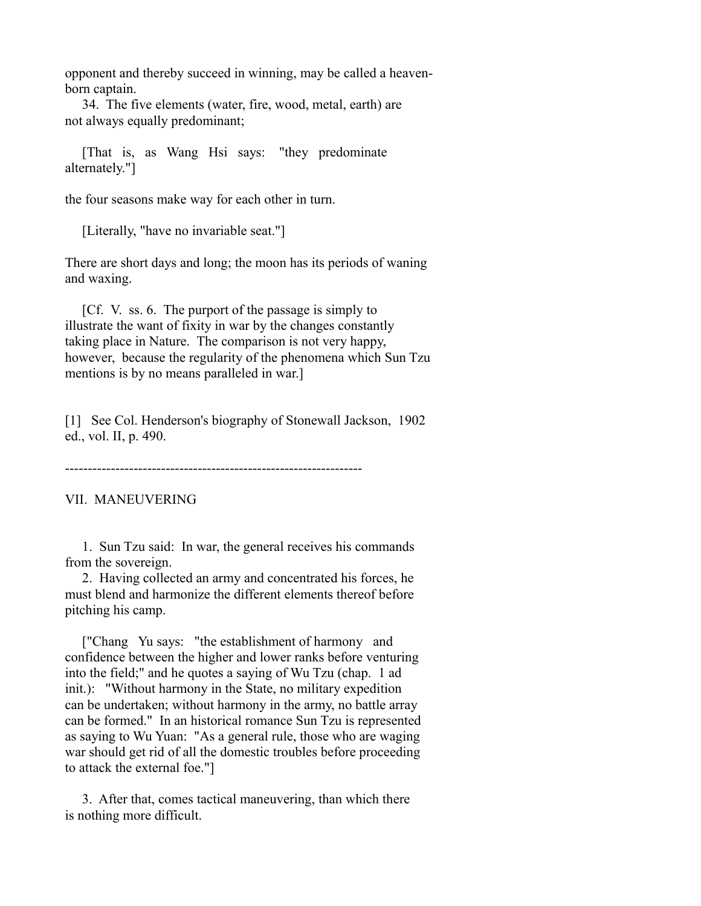opponent and thereby succeed in winning, may be called a heaven-born captain.

34. The five elements (water, fire, wood, metal, earth) are not always equally predominant;

[That is, as Wang Hsi says: "they predominate alternately."]

the four seasons make way for each other in turn.

[Literally, "have no invariable seat."]

There are short days and long; the moon has its periods of waning and waxing.

[Cf. V. ss. 6. The purport of the passage is simply to illustrate the want of fixity in war by the changes constantly taking place in Nature. The comparison is not very happy, however, because the regularity of the phenomena which Sun Tzu mentions is by no means paralleled in war.]

[1] See Col. Henderson's biography of Stonewall Jackson, 1902 ed., vol. II, p. 490.

-----------------------------------------------------------------

## VII. MANEUVERING

1. Sun Tzu said: In war, the general receives his commands from the sovereign.

2. Having collected an army and concentrated his forces, he must blend and harmonize the different elements thereof before pitching his camp.

["Chang Yu says: "the establishment of harmony and confidence between the higher and lower ranks before venturing into the field;" and he quotes a saying of Wu Tzu (chap. 1 ad init.): "Without harmony in the State, no military expedition can be undertaken; without harmony in the army, no battle array can be formed." In an historical romance Sun Tzu is represented as saying to Wu Yuan: "As a general rule, those who are waging war should get rid of all the domestic troubles before proceeding to attack the external foe."]

3. After that, comes tactical maneuvering, than which there is nothing more difficult.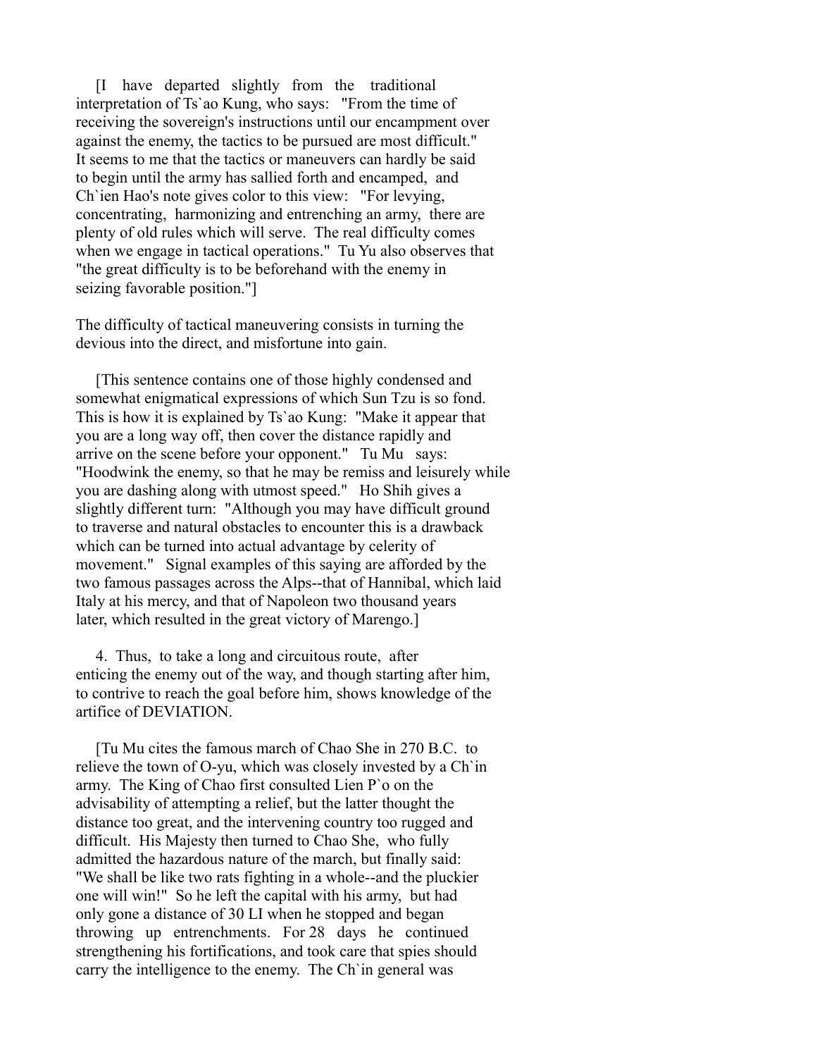[I have departed slightly from the traditional interpretation of Ts`ao Kung, who says: "From the time of receiving the sovereign's instructions until our encampment over against the enemy, the tactics to be pursued are most difficult." It seems to me that the tactics or maneuvers can hardly be said to begin until the army has sallied forth and encamped, and Ch`ien Hao's note gives color to this view: "For levying, concentrating, harmonizing and entrenching an army, there are plenty of old rules which will serve. The real difficulty comes when we engage in tactical operations." Tu Yu also observes that "the great difficulty is to be beforehand with the enemy in seizing favorable position."]

The difficulty of tactical maneuvering consists in turning the devious into the direct, and misfortune into gain.

[This sentence contains one of those highly condensed and somewhat enigmatical expressions of which Sun Tzu is so fond. This is how it is explained by Ts`ao Kung: "Make it appear that you are a long way off, then cover the distance rapidly and arrive on the scene before your opponent." Tu Mu says: "Hoodwink the enemy, so that he may be remiss and leisurely while you are dashing along with utmost speed." Ho Shih gives a slightly different turn: "Although you may have difficult ground to traverse and natural obstacles to encounter this is a drawback which can be turned into actual advantage by celerity of movement." Signal examples of this saying are afforded by the two famous passages across the Alps--that of Hannibal, which laid Italy at his mercy, and that of Napoleon two thousand years later, which resulted in the great victory of Marengo.]

4. Thus, to take a long and circuitous route, after enticing the enemy out of the way, and though starting after him, to contrive to reach the goal before him, shows knowledge of the artifice of DEVIATION.

[Tu Mu cites the famous march of Chao She in 270 B.C. to relieve the town of O-yu, which was closely invested by a Ch`in army. The King of Chao first consulted Lien P`o on the advisability of attempting a relief, but the latter thought the distance too great, and the intervening country too rugged and difficult. His Majesty then turned to Chao She, who fully admitted the hazardous nature of the march, but finally said: "We shall be like two rats fighting in a whole--and the pluckier one will win!" So he left the capital with his army, but had only gone a distance of 30 LI when he stopped and began throwing up entrenchments. For 28 days he continued strengthening his fortifications, and took care that spies should carry the intelligence to the enemy. The Ch`in general was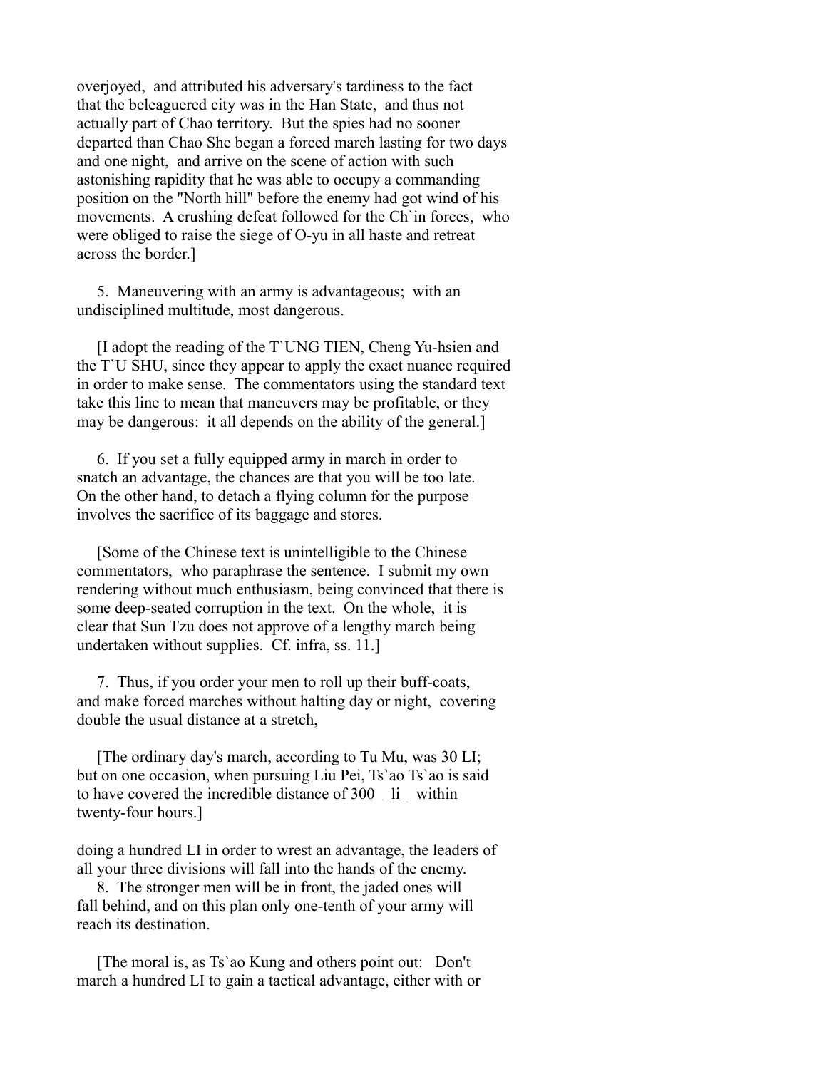overjoyed, and attributed his adversary's tardiness to the fact that the beleaguered city was in the Han State, and thus not actually part of Chao territory. But the spies had no sooner departed than Chao She began a forced march lasting for two days and one night, and arrive on the scene of action with such astonishing rapidity that he was able to occupy a commanding position on the "North hill" before the enemy had got wind of his movements. A crushing defeat followed for the Ch`in forces, who were obliged to raise the siege of O-yu in all haste and retreat across the border.]

5. Maneuvering with an army is advantageous; with an undisciplined multitude, most dangerous.

[I adopt the reading of the T`UNG TIEN, Cheng Yu-hsien and the T`U SHU, since they appear to apply the exact nuance required in order to make sense. The commentators using the standard text take this line to mean that maneuvers may be profitable, or they may be dangerous: it all depends on the ability of the general.]

6. If you set a fully equipped army in march in order to snatch an advantage, the chances are that you will be too late. On the other hand, to detach a flying column for the purpose involves the sacrifice of its baggage and stores.

[Some of the Chinese text is unintelligible to the Chinese commentators, who paraphrase the sentence. I submit my own rendering without much enthusiasm, being convinced that there is some deep-seated corruption in the text. On the whole, it is clear that Sun Tzu does not approve of a lengthy march being undertaken without supplies. Cf. infra, ss. 11.]

7. Thus, if you order your men to roll up their buff-coats, and make forced marches without halting day or night, covering double the usual distance at a stretch,

[The ordinary day's march, according to Tu Mu, was 30 LI; but on one occasion, when pursuing Liu Pei, Ts`ao Ts`ao is said to have covered the incredible distance of 300 _li_ within twenty-four hours.]

doing a hundred LI in order to wrest an advantage, the leaders of all your three divisions will fall into the hands of the enemy.

8. The stronger men will be in front, the jaded ones will fall behind, and on this plan only one-tenth of your army will reach its destination.

[The moral is, as Ts`ao Kung and others point out: Don't march a hundred LI to gain a tactical advantage, either with or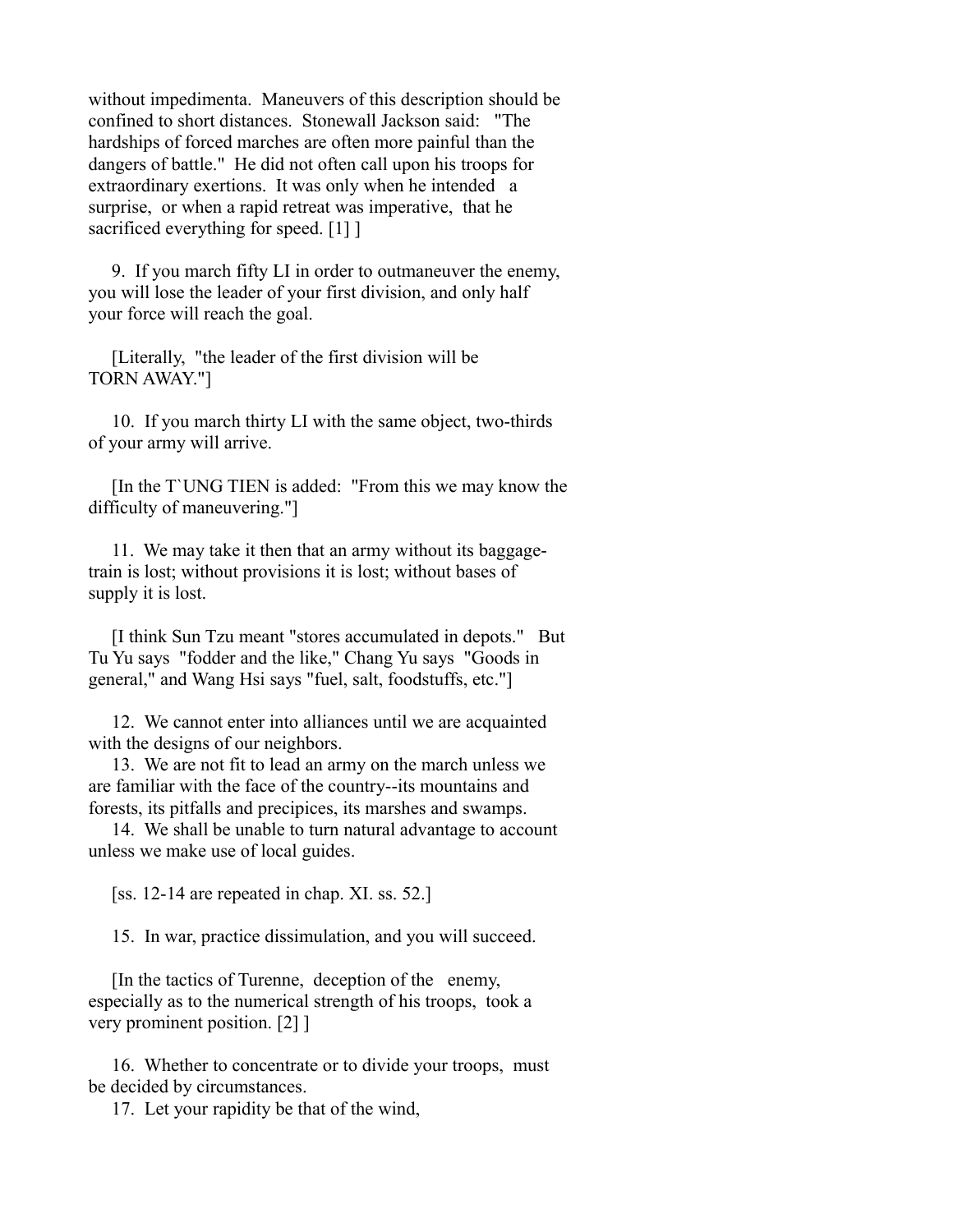without impedimenta. Maneuvers of this description should be confined to short distances. Stonewall Jackson said: "The hardships of forced marches are often more painful than the dangers of battle." He did not often call upon his troops for extraordinary exertions. It was only when he intended a surprise, or when a rapid retreat was imperative, that he sacrificed everything for speed. [1] ]

9. If you march fifty LI in order to outmaneuver the enemy, you will lose the leader of your first division, and only half your force will reach the goal.

[Literally, "the leader of the first division will be TORN AWAY."]

10. If you march thirty LI with the same object, two-thirds of your army will arrive.

[In the T`UNG TIEN is added: "From this we may know the difficulty of maneuvering."]

11. We may take it then that an army without its baggage-train is lost; without provisions it is lost; without bases of supply it is lost.

[I think Sun Tzu meant "stores accumulated in depots." But Tu Yu says "fodder and the like," Chang Yu says "Goods in general," and Wang Hsi says "fuel, salt, foodstuffs, etc."]

12. We cannot enter into alliances until we are acquainted with the designs of our neighbors.

13. We are not fit to lead an army on the march unless we are familiar with the face of the country--its mountains and forests, its pitfalls and precipices, its marshes and swamps.

14. We shall be unable to turn natural advantage to account unless we make use of local guides.

[ss. 12-14 are repeated in chap. XI. ss. 52.]

15. In war, practice dissimulation, and you will succeed.

[In the tactics of Turenne, deception of the enemy, especially as to the numerical strength of his troops, took a very prominent position. [2] ]

16. Whether to concentrate or to divide your troops, must be decided by circumstances.

17. Let your rapidity be that of the wind,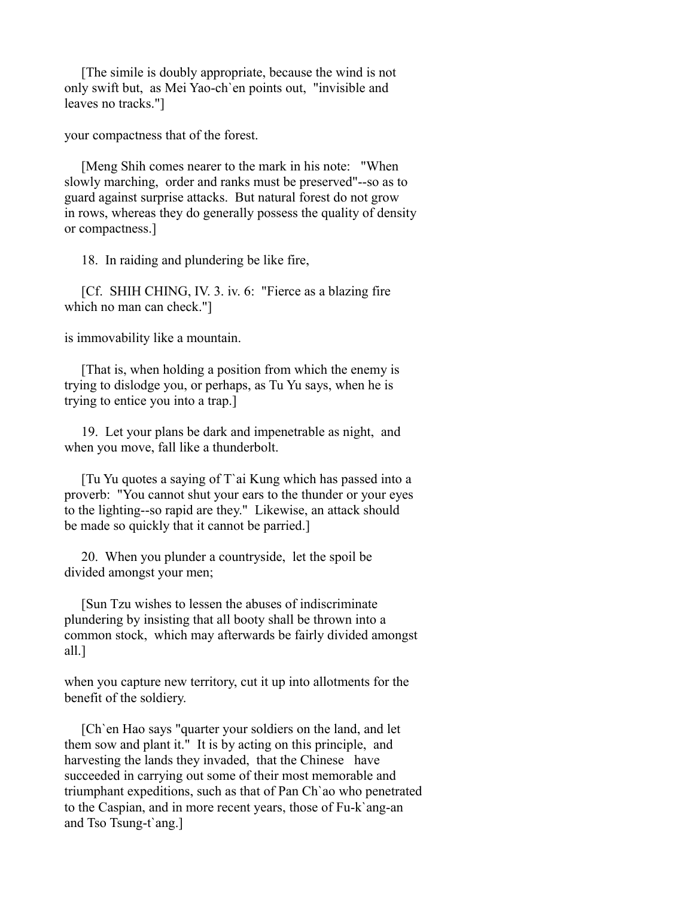[The simile is doubly appropriate, because the wind is not only swift but, as Mei Yao-ch`en points out, "invisible and leaves no tracks."]

your compactness that of the forest.

[Meng Shih comes nearer to the mark in his note: "When slowly marching, order and ranks must be preserved"--so as to guard against surprise attacks. But natural forest do not grow in rows, whereas they do generally possess the quality of density or compactness.]

18. In raiding and plundering be like fire,

[Cf. SHIH CHING, IV. 3. iv. 6: "Fierce as a blazing fire which no man can check."]

is immovability like a mountain.

[That is, when holding a position from which the enemy is trying to dislodge you, or perhaps, as Tu Yu says, when he is trying to entice you into a trap.]

19. Let your plans be dark and impenetrable as night, and when you move, fall like a thunderbolt.

[Tu Yu quotes a saying of T`ai Kung which has passed into a proverb: "You cannot shut your ears to the thunder or your eyes to the lighting--so rapid are they." Likewise, an attack should be made so quickly that it cannot be parried.]

20. When you plunder a countryside, let the spoil be divided amongst your men;

[Sun Tzu wishes to lessen the abuses of indiscriminate plundering by insisting that all booty shall be thrown into a common stock, which may afterwards be fairly divided amongst all.]

when you capture new territory, cut it up into allotments for the benefit of the soldiery.

[Ch`en Hao says "quarter your soldiers on the land, and let them sow and plant it." It is by acting on this principle, and harvesting the lands they invaded, that the Chinese have succeeded in carrying out some of their most memorable and triumphant expeditions, such as that of Pan Ch`ao who penetrated to the Caspian, and in more recent years, those of Fu-k`ang-an and Tso Tsung-t`ang.]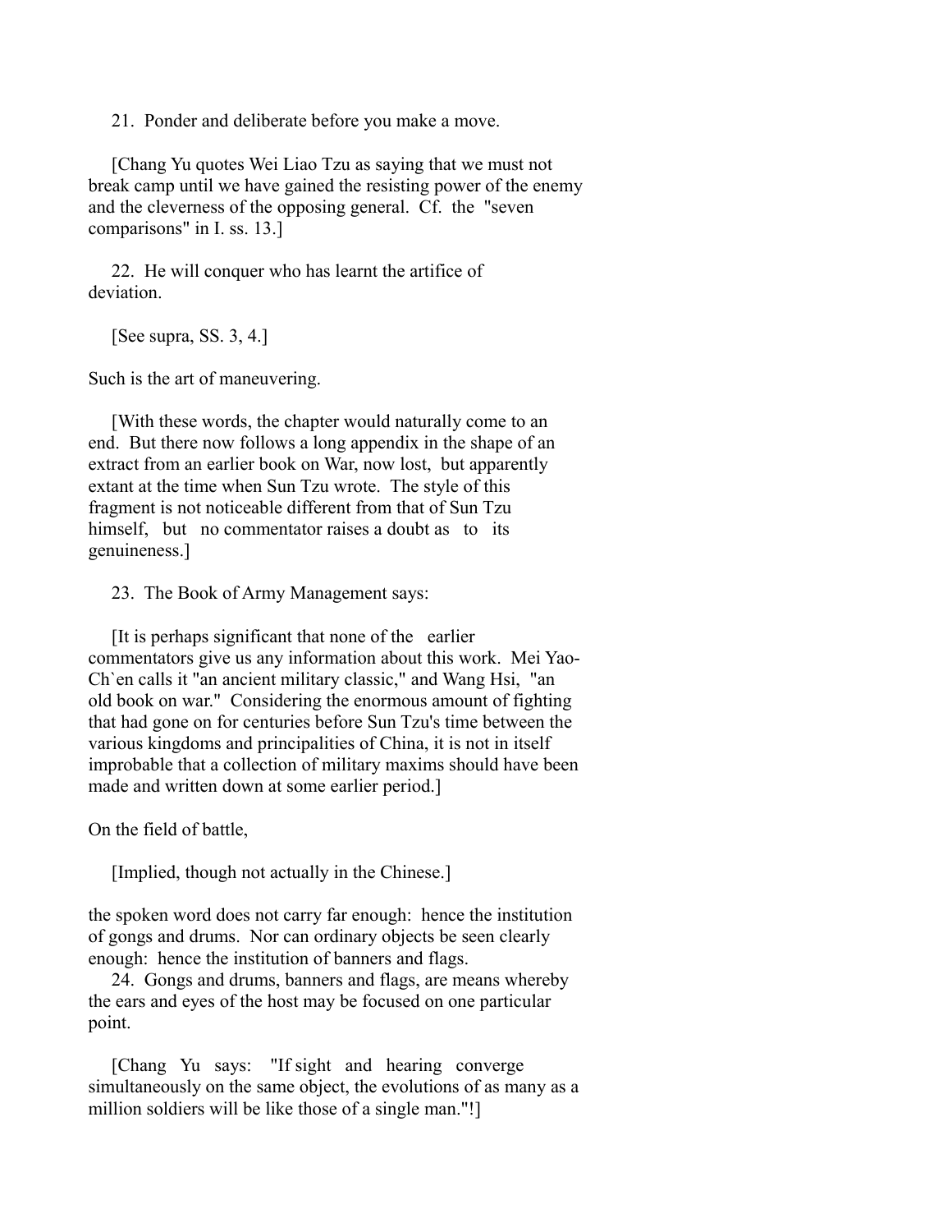21. Ponder and deliberate before you make a move.

[Chang Yu quotes Wei Liao Tzu as saying that we must not break camp until we have gained the resisting power of the enemy and the cleverness of the opposing general. Cf. the "seven comparisons" in I. ss. 13.]

22. He will conquer who has learnt the artifice of deviation.

[See supra, SS. 3, 4.]

Such is the art of maneuvering.

[With these words, the chapter would naturally come to an end. But there now follows a long appendix in the shape of an extract from an earlier book on War, now lost, but apparently extant at the time when Sun Tzu wrote. The style of this fragment is not noticeable different from that of Sun Tzu himself, but no commentator raises a doubt as to its genuineness.]

23. The Book of Army Management says:

[It is perhaps significant that none of the earlier commentators give us any information about this work. Mei Yao-Ch`en calls it "an ancient military classic," and Wang Hsi, "an old book on war." Considering the enormous amount of fighting that had gone on for centuries before Sun Tzu's time between the various kingdoms and principalities of China, it is not in itself improbable that a collection of military maxims should have been made and written down at some earlier period.]

On the field of battle,

[Implied, though not actually in the Chinese.]

the spoken word does not carry far enough: hence the institution of gongs and drums. Nor can ordinary objects be seen clearly enough: hence the institution of banners and flags.

24. Gongs and drums, banners and flags, are means whereby the ears and eyes of the host may be focused on one particular point.

[Chang Yu says: "If sight and hearing converge simultaneously on the same object, the evolutions of as many as a million soldiers will be like those of a single man."!]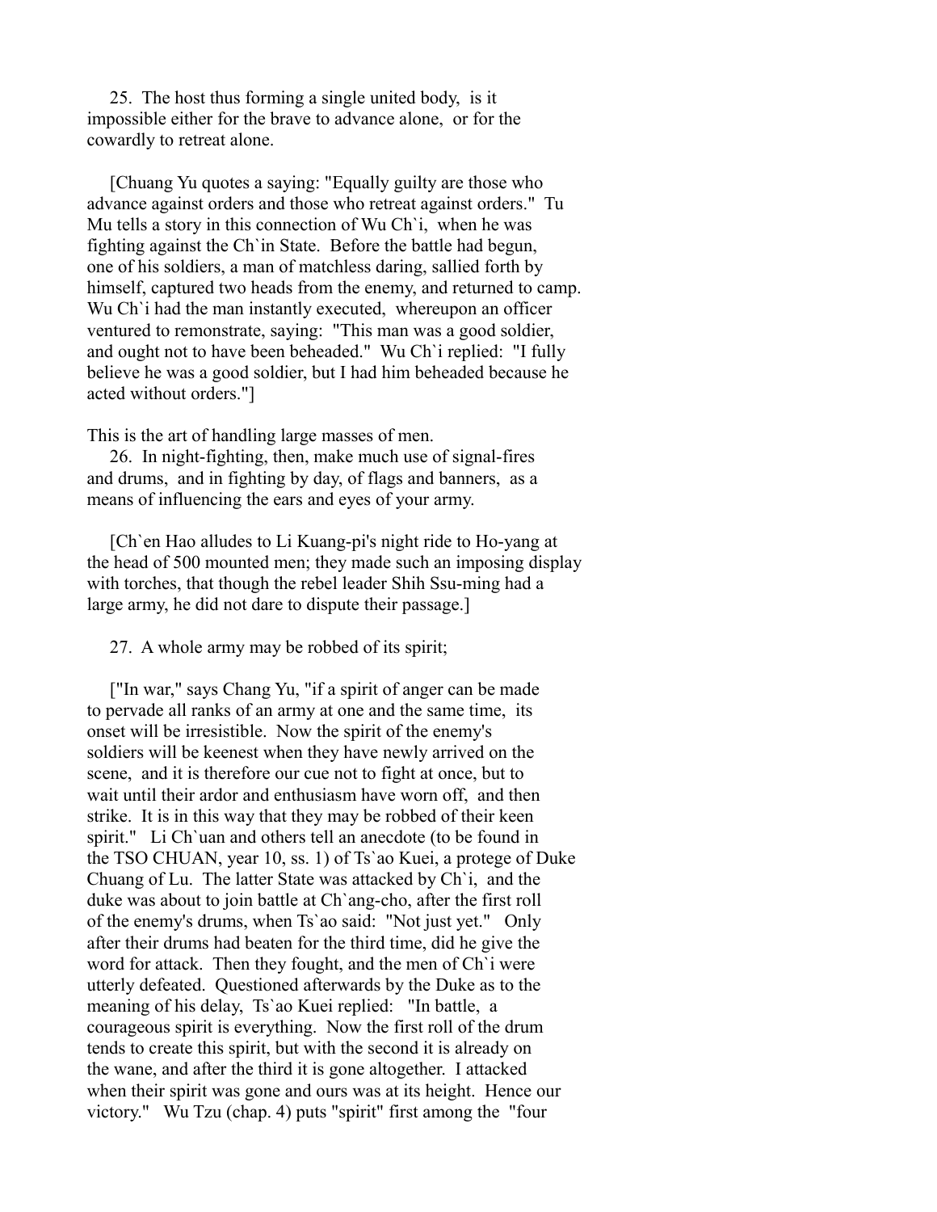25. The host thus forming a single united body, is it impossible either for the brave to advance alone, or for the cowardly to retreat alone.

[Chuang Yu quotes a saying: "Equally guilty are those who advance against orders and those who retreat against orders." Tu Mu tells a story in this connection of Wu Ch`i, when he was fighting against the Ch`in State. Before the battle had begun, one of his soldiers, a man of matchless daring, sallied forth by himself, captured two heads from the enemy, and returned to camp. Wu Ch`i had the man instantly executed, whereupon an officer ventured to remonstrate, saying: "This man was a good soldier, and ought not to have been beheaded." Wu Ch`i replied: "I fully believe he was a good soldier, but I had him beheaded because he acted without orders."]

This is the art of handling large masses of men.

26. In night-fighting, then, make much use of signal-fires and drums, and in fighting by day, of flags and banners, as a means of influencing the ears and eyes of your army.

[Ch`en Hao alludes to Li Kuang-pi's night ride to Ho-yang at the head of 500 mounted men; they made such an imposing display with torches, that though the rebel leader Shih Ssu-ming had a large army, he did not dare to dispute their passage.]

27. A whole army may be robbed of its spirit;

["In war," says Chang Yu, "if a spirit of anger can be made to pervade all ranks of an army at one and the same time, its onset will be irresistible. Now the spirit of the enemy's soldiers will be keenest when they have newly arrived on the scene, and it is therefore our cue not to fight at once, but to wait until their ardor and enthusiasm have worn off, and then strike. It is in this way that they may be robbed of their keen spirit." Li Ch`uan and others tell an anecdote (to be found in the TSO CHUAN, year 10, ss. 1) of Ts`ao Kuei, a protege of Duke Chuang of Lu. The latter State was attacked by Ch`i, and the duke was about to join battle at Ch`ang-cho, after the first roll of the enemy's drums, when Ts`ao said: "Not just yet." Only after their drums had beaten for the third time, did he give the word for attack. Then they fought, and the men of Ch`i were utterly defeated. Questioned afterwards by the Duke as to the meaning of his delay, Ts`ao Kuei replied: "In battle, a courageous spirit is everything. Now the first roll of the drum tends to create this spirit, but with the second it is already on the wane, and after the third it is gone altogether. I attacked when their spirit was gone and ours was at its height. Hence our victory." Wu Tzu (chap. 4) puts "spirit" first among the "four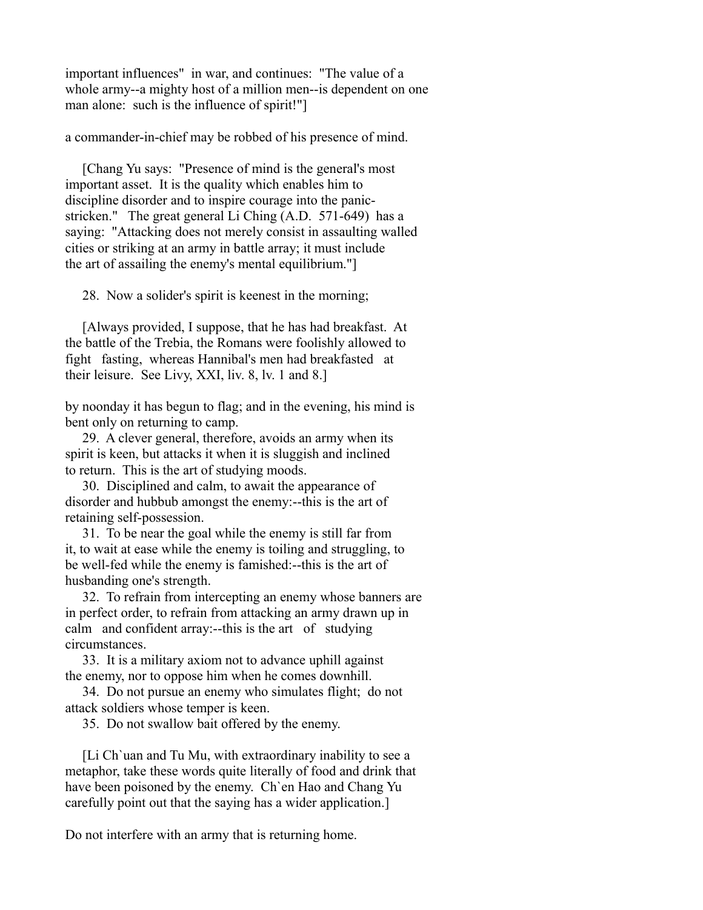important influences" in war, and continues: "The value of a whole army--a mighty host of a million men--is dependent on one man alone: such is the influence of spirit!"]

a commander-in-chief may be robbed of his presence of mind.

[Chang Yu says: "Presence of mind is the general's most important asset. It is the quality which enables him to discipline disorder and to inspire courage into the panic-stricken." The great general Li Ching (A.D. 571-649) has a saying: "Attacking does not merely consist in assaulting walled cities or striking at an army in battle array; it must include the art of assailing the enemy's mental equilibrium."]

28. Now a solider's spirit is keenest in the morning;

[Always provided, I suppose, that he has had breakfast. At the battle of the Trebia, the Romans were foolishly allowed to fight fasting, whereas Hannibal's men had breakfasted at their leisure. See Livy, XXI, liv. 8, lv. 1 and 8.]

by noonday it has begun to flag; and in the evening, his mind is bent only on returning to camp.

29. A clever general, therefore, avoids an army when its spirit is keen, but attacks it when it is sluggish and inclined to return. This is the art of studying moods.

30. Disciplined and calm, to await the appearance of disorder and hubbub amongst the enemy:--this is the art of retaining self-possession.

31. To be near the goal while the enemy is still far from it, to wait at ease while the enemy is toiling and struggling, to be well-fed while the enemy is famished:--this is the art of husbanding one's strength.

32. To refrain from intercepting an enemy whose banners are in perfect order, to refrain from attacking an army drawn up in calm and confident array:--this is the art of studying circumstances.

33. It is a military axiom not to advance uphill against the enemy, nor to oppose him when he comes downhill.

34. Do not pursue an enemy who simulates flight; do not attack soldiers whose temper is keen.

35. Do not swallow bait offered by the enemy.

[Li Ch`uan and Tu Mu, with extraordinary inability to see a metaphor, take these words quite literally of food and drink that have been poisoned by the enemy. Ch`en Hao and Chang Yu carefully point out that the saying has a wider application.]

Do not interfere with an army that is returning home.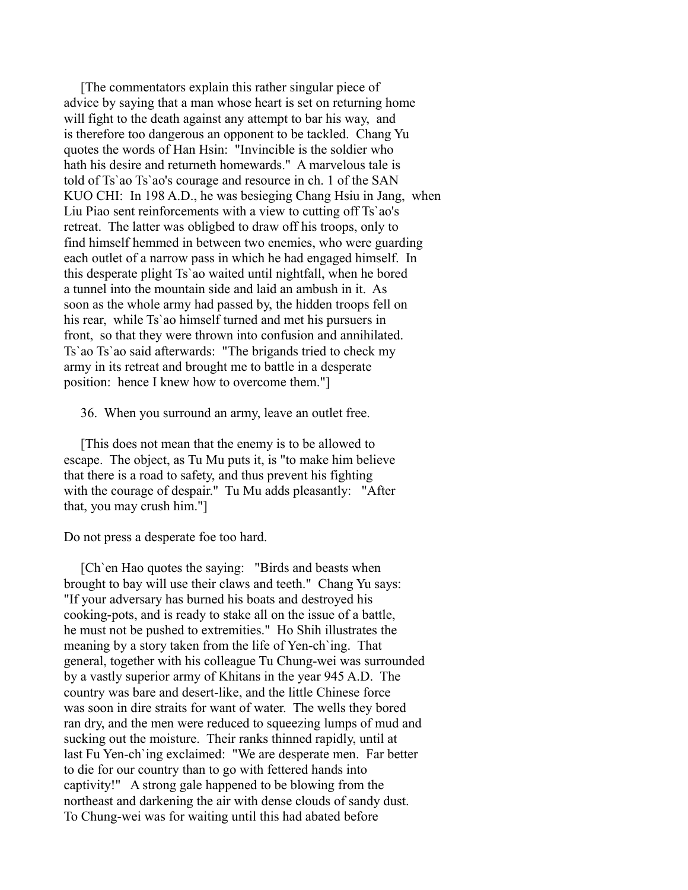[The commentators explain this rather singular piece of advice by saying that a man whose heart is set on returning home will fight to the death against any attempt to bar his way, and is therefore too dangerous an opponent to be tackled. Chang Yu quotes the words of Han Hsin: "Invincible is the soldier who hath his desire and returneth homewards." A marvelous tale is told of Ts`ao Ts`ao's courage and resource in ch. 1 of the SAN KUO CHI: In 198 A.D., he was besieging Chang Hsiu in Jang, when Liu Piao sent reinforcements with a view to cutting off Ts`ao's retreat. The latter was obligbed to draw off his troops, only to find himself hemmed in between two enemies, who were guarding each outlet of a narrow pass in which he had engaged himself. In this desperate plight Ts`ao waited until nightfall, when he bored a tunnel into the mountain side and laid an ambush in it. As soon as the whole army had passed by, the hidden troops fell on his rear, while Ts`ao himself turned and met his pursuers in front, so that they were thrown into confusion and annihilated. Ts`ao Ts`ao said afterwards: "The brigands tried to check my army in its retreat and brought me to battle in a desperate position: hence I knew how to overcome them."]

36. When you surround an army, leave an outlet free.

[This does not mean that the enemy is to be allowed to escape. The object, as Tu Mu puts it, is "to make him believe that there is a road to safety, and thus prevent his fighting with the courage of despair." Tu Mu adds pleasantly: "After that, you may crush him."]

Do not press a desperate foe too hard.

[Ch`en Hao quotes the saying: "Birds and beasts when brought to bay will use their claws and teeth." Chang Yu says: "If your adversary has burned his boats and destroyed his cooking-pots, and is ready to stake all on the issue of a battle, he must not be pushed to extremities." Ho Shih illustrates the meaning by a story taken from the life of Yen-ch`ing. That general, together with his colleague Tu Chung-wei was surrounded by a vastly superior army of Khitans in the year 945 A.D. The country was bare and desert-like, and the little Chinese force was soon in dire straits for want of water. The wells they bored ran dry, and the men were reduced to squeezing lumps of mud and sucking out the moisture. Their ranks thinned rapidly, until at last Fu Yen-ch`ing exclaimed: "We are desperate men. Far better to die for our country than to go with fettered hands into captivity!" A strong gale happened to be blowing from the northeast and darkening the air with dense clouds of sandy dust. To Chung-wei was for waiting until this had abated before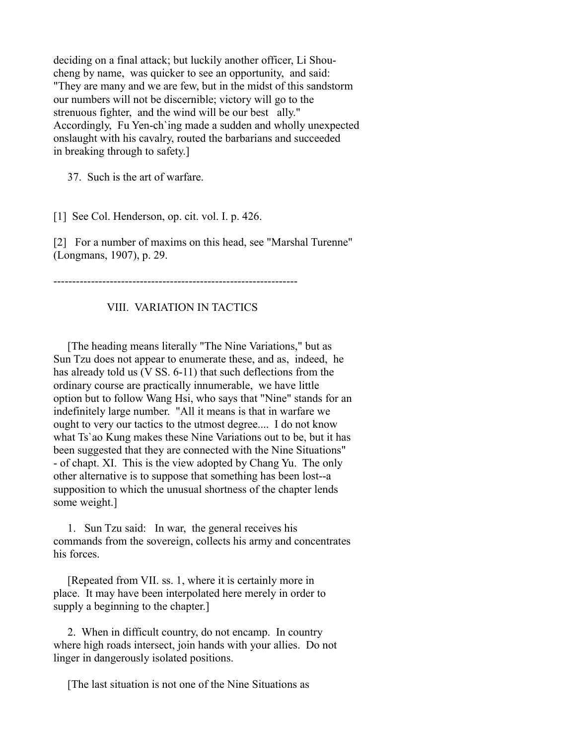deciding on a final attack; but luckily another officer, Li Shou-cheng by name, was quicker to see an opportunity, and said: "They are many and we are few, but in the midst of this sandstorm our numbers will not be discernible; victory will go to the strenuous fighter, and the wind will be our best ally." Accordingly, Fu Yen-ch`ing made a sudden and wholly unexpected onslaught with his cavalry, routed the barbarians and succeeded in breaking through to safety.]

37. Such is the art of warfare.

[1] See Col. Henderson, op. cit. vol. I. p. 426.

[2] For a number of maxims on this head, see "Marshal Turenne" (Longmans, 1907), p. 29.

-----------------------------------------------------------------

## VIII. VARIATION IN TACTICS

[The heading means literally "The Nine Variations," but as Sun Tzu does not appear to enumerate these, and as, indeed, he has already told us (V SS. 6-11) that such deflections from the ordinary course are practically innumerable, we have little option but to follow Wang Hsi, who says that "Nine" stands for an indefinitely large number. "All it means is that in warfare we ought to very our tactics to the utmost degree.... I do not know what Ts`ao Kung makes these Nine Variations out to be, but it has been suggested that they are connected with the Nine Situations" - of chapt. XI. This is the view adopted by Chang Yu. The only other alternative is to suppose that something has been lost--a supposition to which the unusual shortness of the chapter lends some weight.]

1. Sun Tzu said: In war, the general receives his commands from the sovereign, collects his army and concentrates his forces.

[Repeated from VII. ss. 1, where it is certainly more in place. It may have been interpolated here merely in order to supply a beginning to the chapter.]

2. When in difficult country, do not encamp. In country where high roads intersect, join hands with your allies. Do not linger in dangerously isolated positions.

[The last situation is not one of the Nine Situations as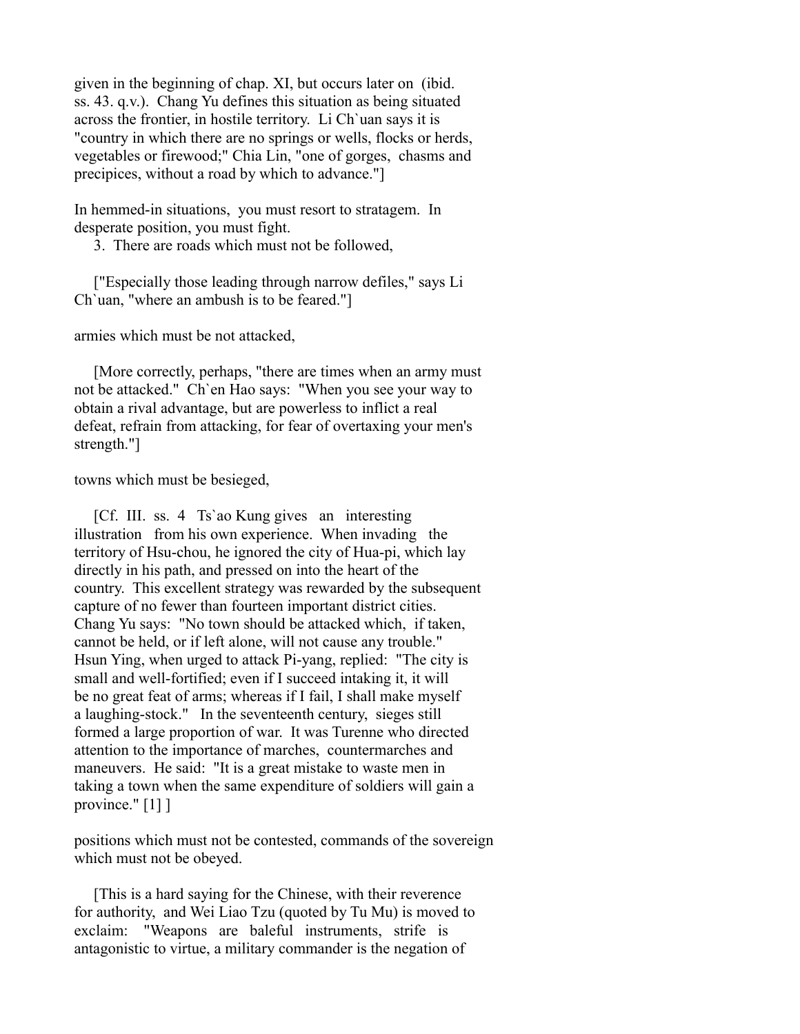given in the beginning of chap. XI, but occurs later on (ibid. ss. 43. q.v.). Chang Yu defines this situation as being situated across the frontier, in hostile territory. Li Ch`uan says it is "country in which there are no springs or wells, flocks or herds, vegetables or firewood;" Chia Lin, "one of gorges, chasms and precipices, without a road by which to advance."]

In hemmed-in situations, you must resort to stratagem. In desperate position, you must fight.

3. There are roads which must not be followed,

["Especially those leading through narrow defiles," says Li Ch`uan, "where an ambush is to be feared."]

armies which must be not attacked,

[More correctly, perhaps, "there are times when an army must not be attacked." Ch`en Hao says: "When you see your way to obtain a rival advantage, but are powerless to inflict a real defeat, refrain from attacking, for fear of overtaxing your men's strength."]

towns which must be besieged,

[Cf. III. ss. 4 Ts`ao Kung gives an interesting illustration from his own experience. When invading the territory of Hsu-chou, he ignored the city of Hua-pi, which lay directly in his path, and pressed on into the heart of the country. This excellent strategy was rewarded by the subsequent capture of no fewer than fourteen important district cities. Chang Yu says: "No town should be attacked which, if taken, cannot be held, or if left alone, will not cause any trouble." Hsun Ying, when urged to attack Pi-yang, replied: "The city is small and well-fortified; even if I succeed intaking it, it will be no great feat of arms; whereas if I fail, I shall make myself a laughing-stock." In the seventeenth century, sieges still formed a large proportion of war. It was Turenne who directed attention to the importance of marches, countermarches and maneuvers. He said: "It is a great mistake to waste men in taking a town when the same expenditure of soldiers will gain a province." [1] ]

positions which must not be contested, commands of the sovereign which must not be obeyed.

[This is a hard saying for the Chinese, with their reverence for authority, and Wei Liao Tzu (quoted by Tu Mu) is moved to exclaim: "Weapons are baleful instruments, strife is antagonistic to virtue, a military commander is the negation of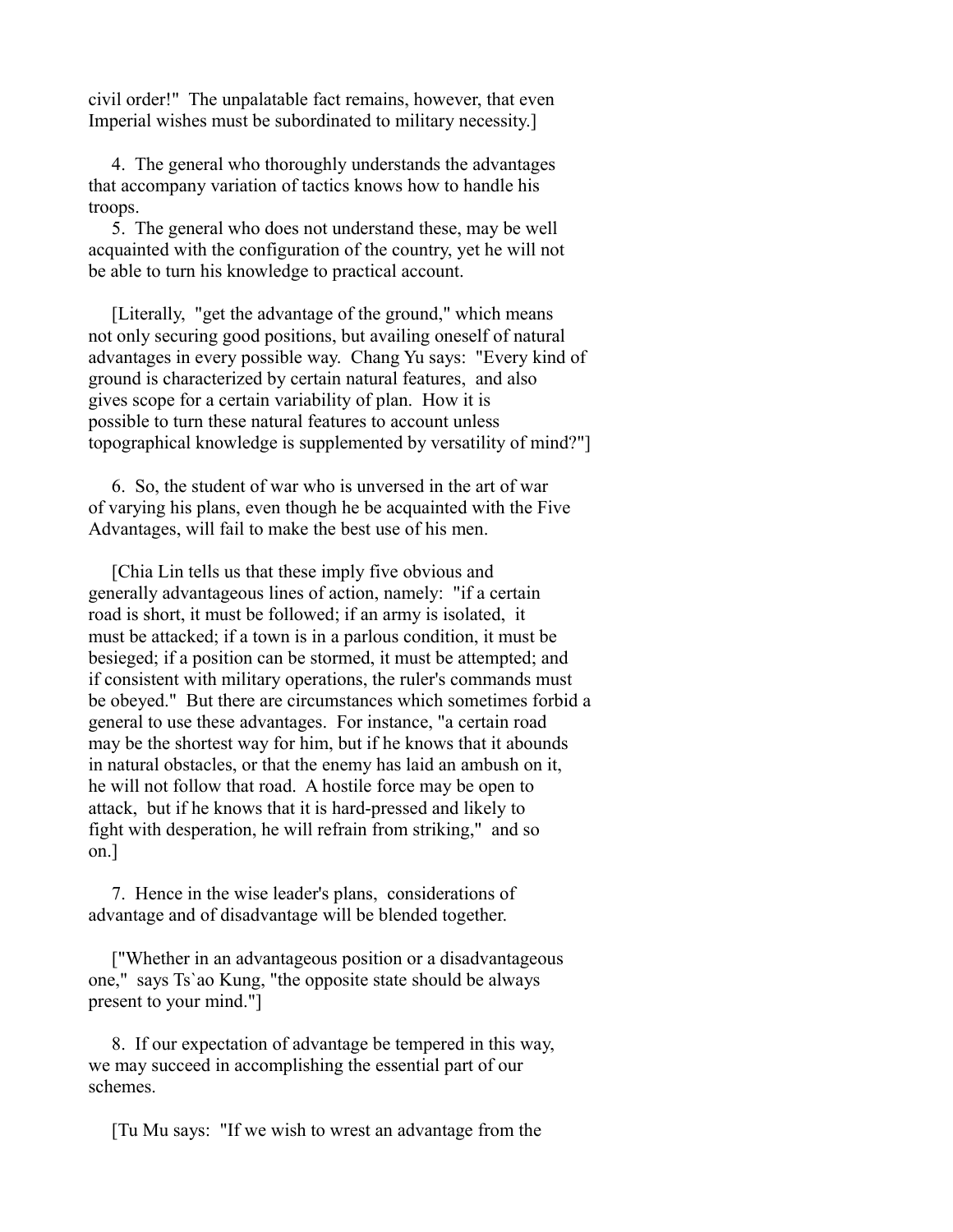civil order!" The unpalatable fact remains, however, that even Imperial wishes must be subordinated to military necessity.]

4. The general who thoroughly understands the advantages that accompany variation of tactics knows how to handle his troops.

5. The general who does not understand these, may be well acquainted with the configuration of the country, yet he will not be able to turn his knowledge to practical account.

[Literally, "get the advantage of the ground," which means not only securing good positions, but availing oneself of natural advantages in every possible way. Chang Yu says: "Every kind of ground is characterized by certain natural features, and also gives scope for a certain variability of plan. How it is possible to turn these natural features to account unless topographical knowledge is supplemented by versatility of mind?"]

6. So, the student of war who is unversed in the art of war of varying his plans, even though he be acquainted with the Five Advantages, will fail to make the best use of his men.

[Chia Lin tells us that these imply five obvious and generally advantageous lines of action, namely: "if a certain road is short, it must be followed; if an army is isolated, it must be attacked; if a town is in a parlous condition, it must be besieged; if a position can be stormed, it must be attempted; and if consistent with military operations, the ruler's commands must be obeyed." But there are circumstances which sometimes forbid a general to use these advantages. For instance, "a certain road may be the shortest way for him, but if he knows that it abounds in natural obstacles, or that the enemy has laid an ambush on it, he will not follow that road. A hostile force may be open to attack, but if he knows that it is hard-pressed and likely to fight with desperation, he will refrain from striking," and so on.]

7. Hence in the wise leader's plans, considerations of advantage and of disadvantage will be blended together.

["Whether in an advantageous position or a disadvantageous one," says Ts`ao Kung, "the opposite state should be always present to your mind."]

8. If our expectation of advantage be tempered in this way, we may succeed in accomplishing the essential part of our schemes.

[Tu Mu says: "If we wish to wrest an advantage from the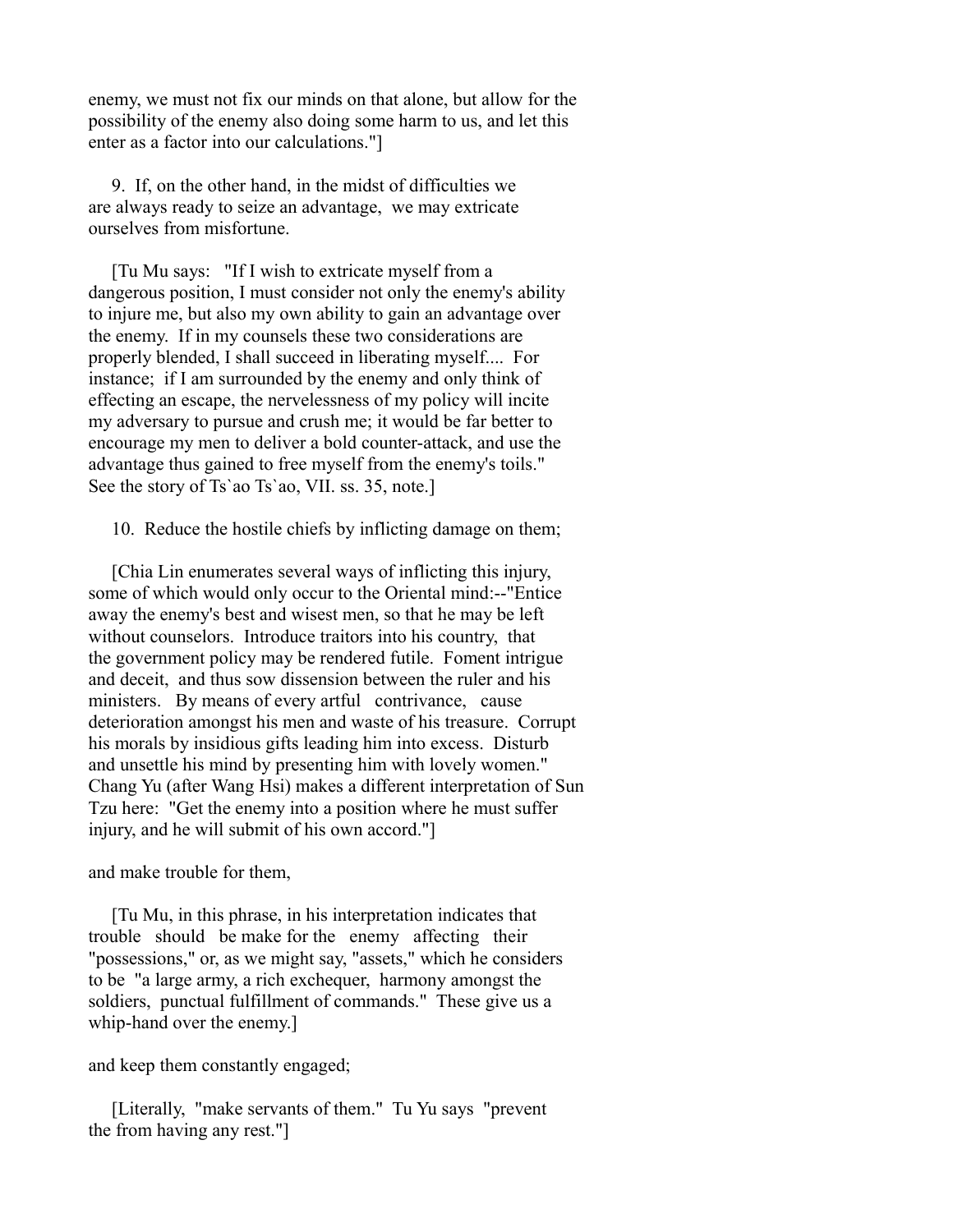enemy, we must not fix our minds on that alone, but allow for the possibility of the enemy also doing some harm to us, and let this enter as a factor into our calculations."]

9. If, on the other hand, in the midst of difficulties we are always ready to seize an advantage, we may extricate ourselves from misfortune.

[Tu Mu says: "If I wish to extricate myself from a dangerous position, I must consider not only the enemy's ability to injure me, but also my own ability to gain an advantage over the enemy. If in my counsels these two considerations are properly blended, I shall succeed in liberating myself.... For instance; if I am surrounded by the enemy and only think of effecting an escape, the nervelessness of my policy will incite my adversary to pursue and crush me; it would be far better to encourage my men to deliver a bold counter-attack, and use the advantage thus gained to free myself from the enemy's toils." See the story of Ts`ao Ts`ao, VII. ss. 35, note.]

10. Reduce the hostile chiefs by inflicting damage on them;

[Chia Lin enumerates several ways of inflicting this injury, some of which would only occur to the Oriental mind:--"Entice away the enemy's best and wisest men, so that he may be left without counselors. Introduce traitors into his country, that the government policy may be rendered futile. Foment intrigue and deceit, and thus sow dissension between the ruler and his ministers. By means of every artful contrivance, cause deterioration amongst his men and waste of his treasure. Corrupt his morals by insidious gifts leading him into excess. Disturb and unsettle his mind by presenting him with lovely women." Chang Yu (after Wang Hsi) makes a different interpretation of Sun Tzu here: "Get the enemy into a position where he must suffer injury, and he will submit of his own accord."]

and make trouble for them,

[Tu Mu, in this phrase, in his interpretation indicates that trouble should be make for the enemy affecting their "possessions," or, as we might say, "assets," which he considers to be "a large army, a rich exchequer, harmony amongst the soldiers, punctual fulfillment of commands." These give us a whip-hand over the enemy.]

and keep them constantly engaged;

[Literally, "make servants of them." Tu Yu says "prevent the from having any rest."]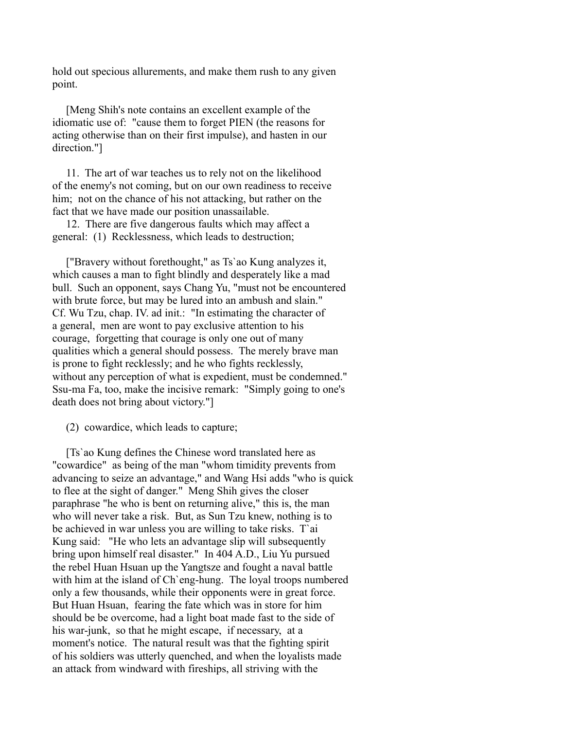hold out specious allurements, and make them rush to any given point.

[Meng Shih's note contains an excellent example of the idiomatic use of: "cause them to forget PIEN (the reasons for acting otherwise than on their first impulse), and hasten in our direction."]

11. The art of war teaches us to rely not on the likelihood of the enemy's not coming, but on our own readiness to receive him; not on the chance of his not attacking, but rather on the fact that we have made our position unassailable.

12. There are five dangerous faults which may affect a general: (1) Recklessness, which leads to destruction;

["Bravery without forethought," as Ts`ao Kung analyzes it, which causes a man to fight blindly and desperately like a mad bull. Such an opponent, says Chang Yu, "must not be encountered with brute force, but may be lured into an ambush and slain." Cf. Wu Tzu, chap. IV. ad init.: "In estimating the character of a general, men are wont to pay exclusive attention to his courage, forgetting that courage is only one out of many qualities which a general should possess. The merely brave man is prone to fight recklessly; and he who fights recklessly, without any perception of what is expedient, must be condemned." Ssu-ma Fa, too, make the incisive remark: "Simply going to one's death does not bring about victory."]

(2) cowardice, which leads to capture;

[Ts`ao Kung defines the Chinese word translated here as "cowardice" as being of the man "whom timidity prevents from advancing to seize an advantage," and Wang Hsi adds "who is quick to flee at the sight of danger." Meng Shih gives the closer paraphrase "he who is bent on returning alive," this is, the man who will never take a risk. But, as Sun Tzu knew, nothing is to be achieved in war unless you are willing to take risks. T`ai Kung said: "He who lets an advantage slip will subsequently bring upon himself real disaster." In 404 A.D., Liu Yu pursued the rebel Huan Hsuan up the Yangtsze and fought a naval battle with him at the island of Ch`eng-hung. The loyal troops numbered only a few thousands, while their opponents were in great force. But Huan Hsuan, fearing the fate which was in store for him should be be overcome, had a light boat made fast to the side of his war-junk, so that he might escape, if necessary, at a moment's notice. The natural result was that the fighting spirit of his soldiers was utterly quenched, and when the loyalists made an attack from windward with fireships, all striving with the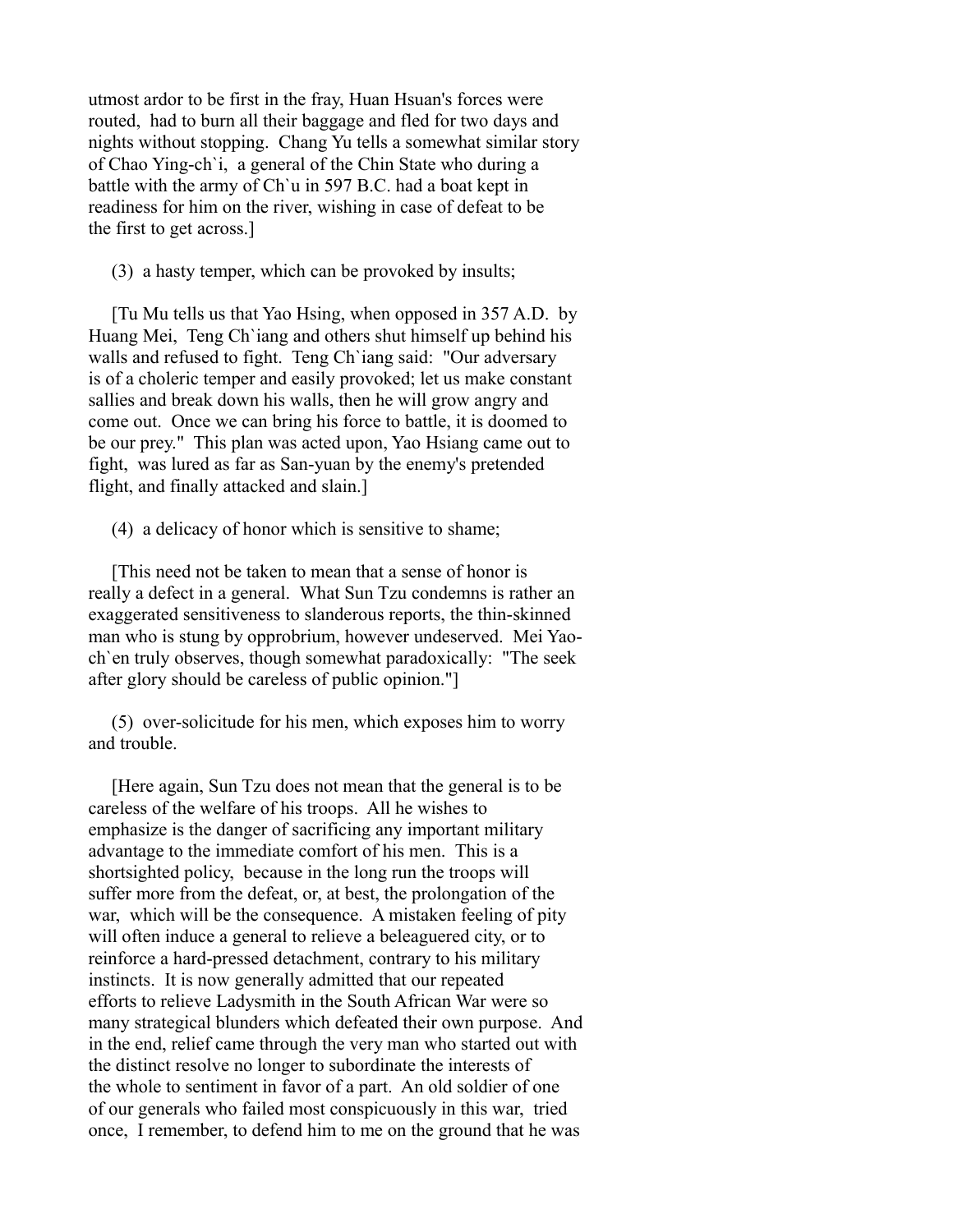utmost ardor to be first in the fray, Huan Hsuan's forces were routed, had to burn all their baggage and fled for two days and nights without stopping. Chang Yu tells a somewhat similar story of Chao Ying-ch`i, a general of the Chin State who during a battle with the army of Ch`u in 597 B.C. had a boat kept in readiness for him on the river, wishing in case of defeat to be the first to get across.]

(3) a hasty temper, which can be provoked by insults;

[Tu Mu tells us that Yao Hsing, when opposed in 357 A.D. by Huang Mei, Teng Ch`iang and others shut himself up behind his walls and refused to fight. Teng Ch`iang said: "Our adversary is of a choleric temper and easily provoked; let us make constant sallies and break down his walls, then he will grow angry and come out. Once we can bring his force to battle, it is doomed to be our prey." This plan was acted upon, Yao Hsiang came out to fight, was lured as far as San-yuan by the enemy's pretended flight, and finally attacked and slain.]

(4) a delicacy of honor which is sensitive to shame;

[This need not be taken to mean that a sense of honor is really a defect in a general. What Sun Tzu condemns is rather an exaggerated sensitiveness to slanderous reports, the thin-skinned man who is stung by opprobrium, however undeserved. Mei Yao-ch`en truly observes, though somewhat paradoxically: "The seek after glory should be careless of public opinion."]

(5) over-solicitude for his men, which exposes him to worry and trouble.

[Here again, Sun Tzu does not mean that the general is to be careless of the welfare of his troops. All he wishes to emphasize is the danger of sacrificing any important military advantage to the immediate comfort of his men. This is a shortsighted policy, because in the long run the troops will suffer more from the defeat, or, at best, the prolongation of the war, which will be the consequence. A mistaken feeling of pity will often induce a general to relieve a beleaguered city, or to reinforce a hard-pressed detachment, contrary to his military instincts. It is now generally admitted that our repeated efforts to relieve Ladysmith in the South African War were so many strategical blunders which defeated their own purpose. And in the end, relief came through the very man who started out with the distinct resolve no longer to subordinate the interests of the whole to sentiment in favor of a part. An old soldier of one of our generals who failed most conspicuously in this war, tried once, I remember, to defend him to me on the ground that he was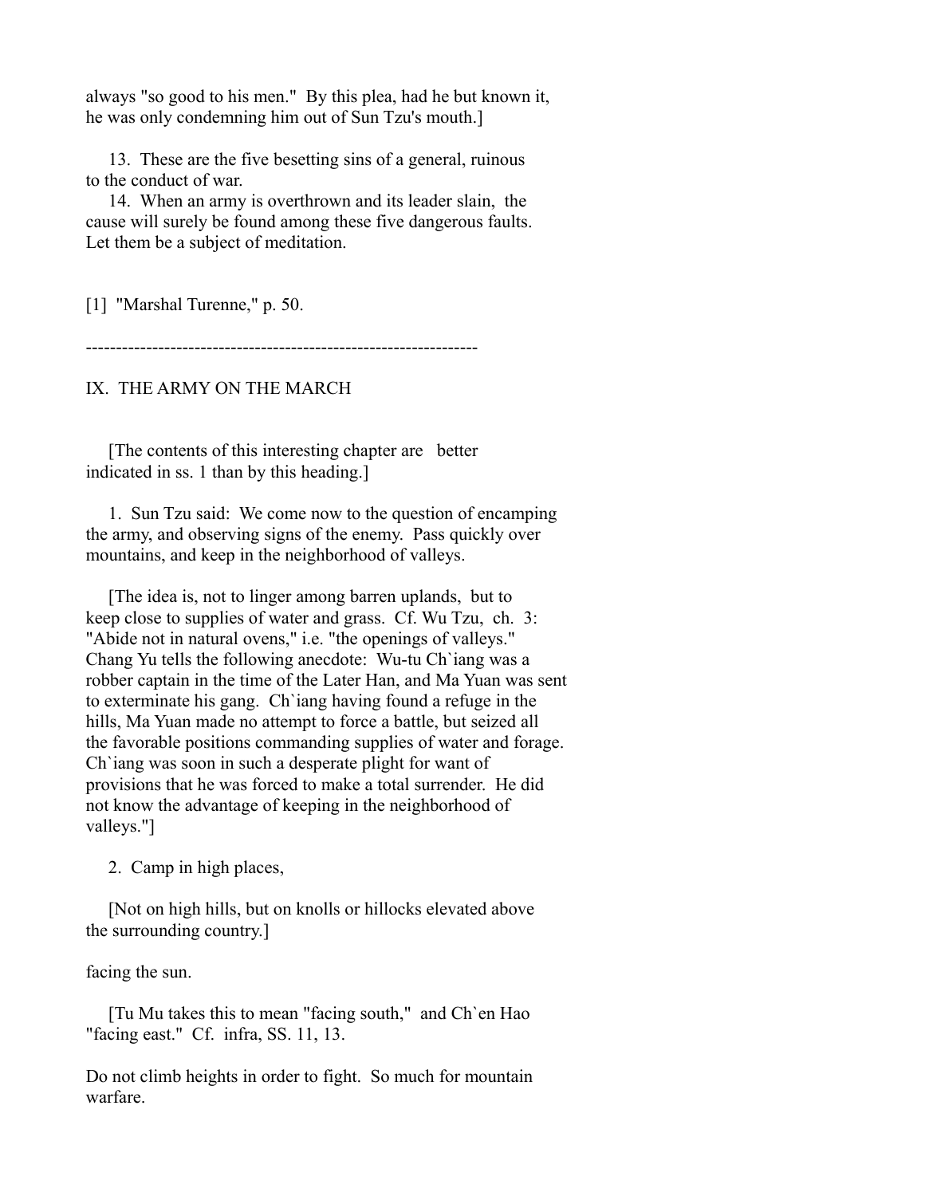always "so good to his men." By this plea, had he but known it, he was only condemning him out of Sun Tzu's mouth.]

13. These are the five besetting sins of a general, ruinous to the conduct of war.

14. When an army is overthrown and its leader slain, the cause will surely be found among these five dangerous faults. Let them be a subject of meditation.

[1] "Marshal Turenne," p. 50.

-----------------------------------------------------------------

## IX. THE ARMY ON THE MARCH

[The contents of this interesting chapter are better indicated in ss. 1 than by this heading.]

1. Sun Tzu said: We come now to the question of encamping the army, and observing signs of the enemy. Pass quickly over mountains, and keep in the neighborhood of valleys.

[The idea is, not to linger among barren uplands, but to keep close to supplies of water and grass. Cf. Wu Tzu, ch. 3: "Abide not in natural ovens," i.e. "the openings of valleys." Chang Yu tells the following anecdote: Wu-tu Ch`iang was a robber captain in the time of the Later Han, and Ma Yuan was sent to exterminate his gang. Ch`iang having found a refuge in the hills, Ma Yuan made no attempt to force a battle, but seized all the favorable positions commanding supplies of water and forage. Ch`iang was soon in such a desperate plight for want of provisions that he was forced to make a total surrender. He did not know the advantage of keeping in the neighborhood of valleys."]

2. Camp in high places,

[Not on high hills, but on knolls or hillocks elevated above the surrounding country.]

facing the sun.

[Tu Mu takes this to mean "facing south," and Ch`en Hao "facing east." Cf. infra, SS. 11, 13.

Do not climb heights in order to fight. So much for mountain warfare.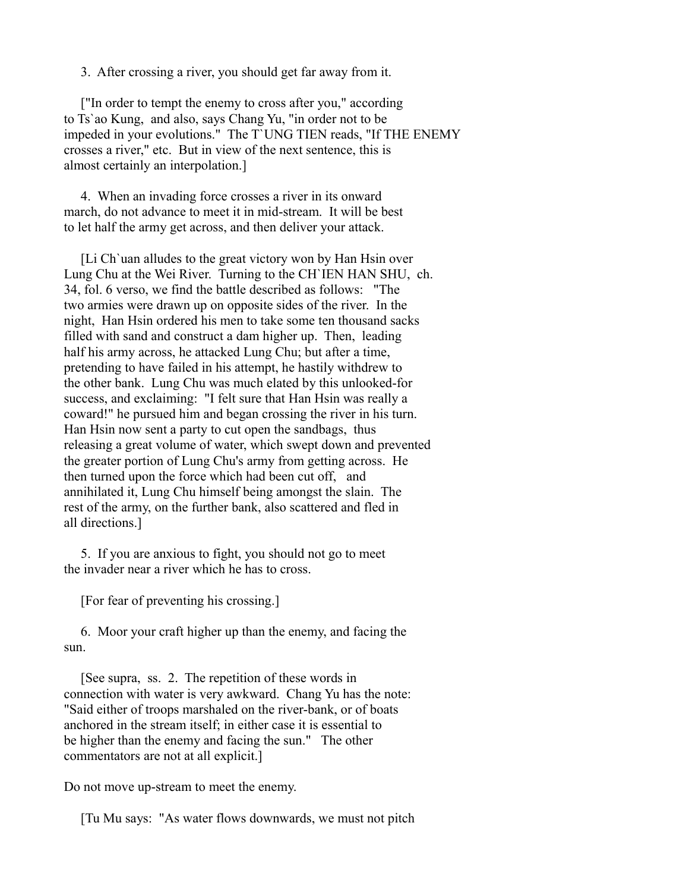3. After crossing a river, you should get far away from it.

["In order to tempt the enemy to cross after you," according to Ts`ao Kung, and also, says Chang Yu, "in order not to be impeded in your evolutions." The T`UNG TIEN reads, "If THE ENEMY crosses a river," etc. But in view of the next sentence, this is almost certainly an interpolation.]

4. When an invading force crosses a river in its onward march, do not advance to meet it in mid-stream. It will be best to let half the army get across, and then deliver your attack.

[Li Ch`uan alludes to the great victory won by Han Hsin over Lung Chu at the Wei River. Turning to the CH`IEN HAN SHU, ch. 34, fol. 6 verso, we find the battle described as follows: "The two armies were drawn up on opposite sides of the river. In the night, Han Hsin ordered his men to take some ten thousand sacks filled with sand and construct a dam higher up. Then, leading half his army across, he attacked Lung Chu; but after a time, pretending to have failed in his attempt, he hastily withdrew to the other bank. Lung Chu was much elated by this unlooked-for success, and exclaiming: "I felt sure that Han Hsin was really a coward!" he pursued him and began crossing the river in his turn. Han Hsin now sent a party to cut open the sandbags, thus releasing a great volume of water, which swept down and prevented the greater portion of Lung Chu's army from getting across. He then turned upon the force which had been cut off, and annihilated it, Lung Chu himself being amongst the slain. The rest of the army, on the further bank, also scattered and fled in all directions.]

5. If you are anxious to fight, you should not go to meet the invader near a river which he has to cross.

[For fear of preventing his crossing.]

6. Moor your craft higher up than the enemy, and facing the sun.

[See supra, ss. 2. The repetition of these words in connection with water is very awkward. Chang Yu has the note: "Said either of troops marshaled on the river-bank, or of boats anchored in the stream itself; in either case it is essential to be higher than the enemy and facing the sun." The other commentators are not at all explicit.]

Do not move up-stream to meet the enemy.

[Tu Mu says: "As water flows downwards, we must not pitch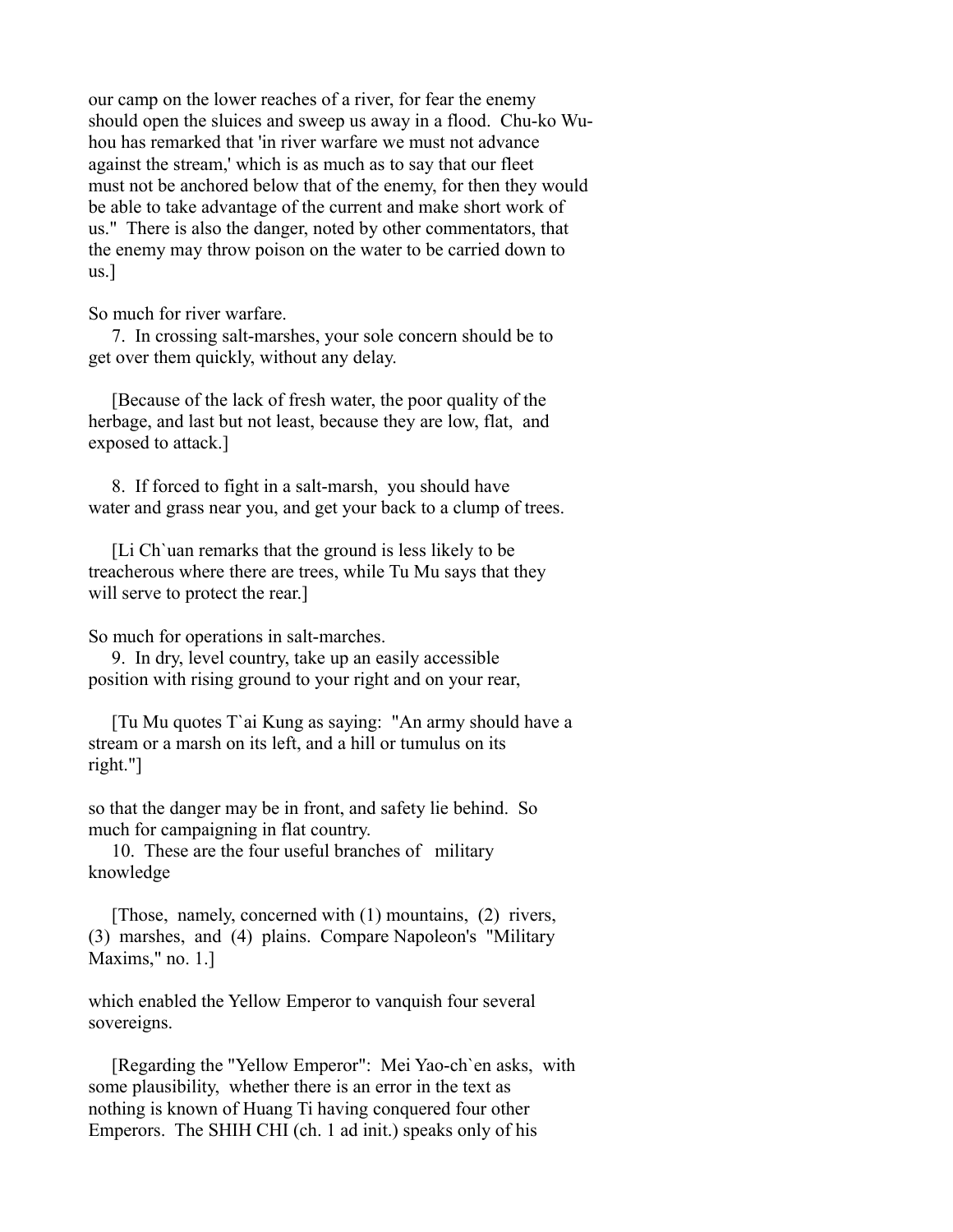our camp on the lower reaches of a river, for fear the enemy should open the sluices and sweep us away in a flood. Chu-ko Wu-hou has remarked that 'in river warfare we must not advance against the stream,' which is as much as to say that our fleet must not be anchored below that of the enemy, for then they would be able to take advantage of the current and make short work of us." There is also the danger, noted by other commentators, that the enemy may throw poison on the water to be carried down to us.]

So much for river warfare.

7. In crossing salt-marshes, your sole concern should be to get over them quickly, without any delay.

[Because of the lack of fresh water, the poor quality of the herbage, and last but not least, because they are low, flat, and exposed to attack.]

8. If forced to fight in a salt-marsh, you should have water and grass near you, and get your back to a clump of trees.

[Li Ch`uan remarks that the ground is less likely to be treacherous where there are trees, while Tu Mu says that they will serve to protect the rear.]

So much for operations in salt-marches.

9. In dry, level country, take up an easily accessible position with rising ground to your right and on your rear,

[Tu Mu quotes T`ai Kung as saying: "An army should have a stream or a marsh on its left, and a hill or tumulus on its right."]

so that the danger may be in front, and safety lie behind. So much for campaigning in flat country.

10. These are the four useful branches of military knowledge

[Those, namely, concerned with (1) mountains, (2) rivers, (3) marshes, and (4) plains. Compare Napoleon's "Military Maxims," no. 1.]

which enabled the Yellow Emperor to vanquish four several sovereigns.

[Regarding the "Yellow Emperor": Mei Yao-ch`en asks, with some plausibility, whether there is an error in the text as nothing is known of Huang Ti having conquered four other Emperors. The SHIH CHI (ch. 1 ad init.) speaks only of his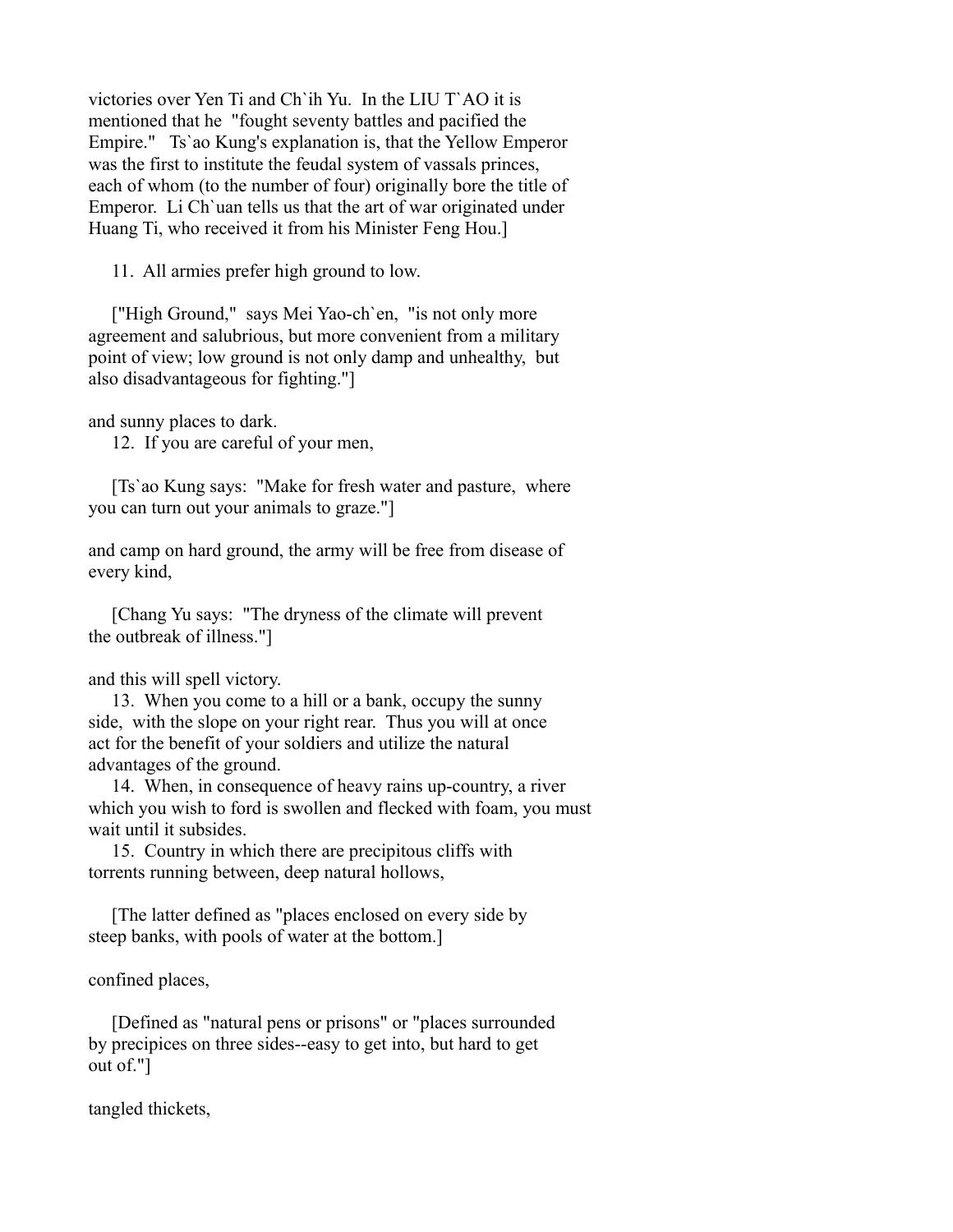victories over Yen Ti and Ch`ih Yu. In the LIU T`AO it is mentioned that he "fought seventy battles and pacified the Empire." Ts`ao Kung's explanation is, that the Yellow Emperor was the first to institute the feudal system of vassals princes, each of whom (to the number of four) originally bore the title of Emperor. Li Ch`uan tells us that the art of war originated under Huang Ti, who received it from his Minister Feng Hou.]

11. All armies prefer high ground to low.

["High Ground," says Mei Yao-ch`en, "is not only more agreement and salubrious, but more convenient from a military point of view; low ground is not only damp and unhealthy, but also disadvantageous for fighting."]

and sunny places to dark.

12. If you are careful of your men,

[Ts`ao Kung says: "Make for fresh water and pasture, where you can turn out your animals to graze."]

and camp on hard ground, the army will be free from disease of every kind,

[Chang Yu says: "The dryness of the climate will prevent the outbreak of illness."]

and this will spell victory.

13. When you come to a hill or a bank, occupy the sunny side, with the slope on your right rear. Thus you will at once act for the benefit of your soldiers and utilize the natural advantages of the ground.

14. When, in consequence of heavy rains up-country, a river which you wish to ford is swollen and flecked with foam, you must wait until it subsides.

15. Country in which there are precipitous cliffs with torrents running between, deep natural hollows,

[The latter defined as "places enclosed on every side by steep banks, with pools of water at the bottom.]

confined places,

[Defined as "natural pens or prisons" or "places surrounded by precipices on three sides--easy to get into, but hard to get out of."]

tangled thickets,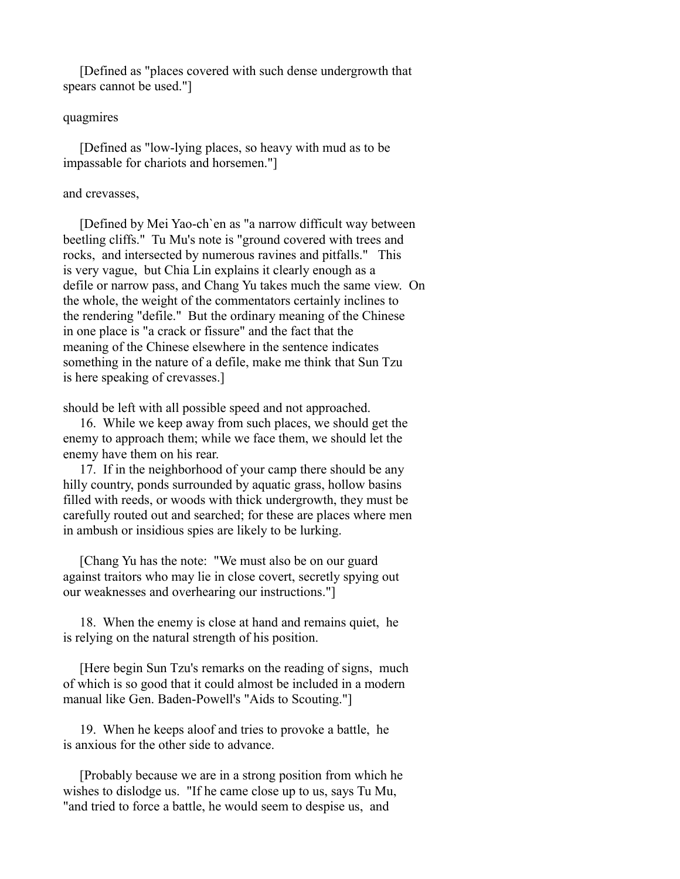[Defined as "places covered with such dense undergrowth that spears cannot be used."]

quagmires

[Defined as "low-lying places, so heavy with mud as to be impassable for chariots and horsemen."]

and crevasses,

[Defined by Mei Yao-ch`en as "a narrow difficult way between beetling cliffs." Tu Mu's note is "ground covered with trees and rocks, and intersected by numerous ravines and pitfalls." This is very vague, but Chia Lin explains it clearly enough as a defile or narrow pass, and Chang Yu takes much the same view. On the whole, the weight of the commentators certainly inclines to the rendering "defile." But the ordinary meaning of the Chinese in one place is "a crack or fissure" and the fact that the meaning of the Chinese elsewhere in the sentence indicates something in the nature of a defile, make me think that Sun Tzu is here speaking of crevasses.]

should be left with all possible speed and not approached.

16. While we keep away from such places, we should get the enemy to approach them; while we face them, we should let the enemy have them on his rear.

17. If in the neighborhood of your camp there should be any hilly country, ponds surrounded by aquatic grass, hollow basins filled with reeds, or woods with thick undergrowth, they must be carefully routed out and searched; for these are places where men in ambush or insidious spies are likely to be lurking.

[Chang Yu has the note: "We must also be on our guard against traitors who may lie in close covert, secretly spying out our weaknesses and overhearing our instructions."]

18. When the enemy is close at hand and remains quiet, he is relying on the natural strength of his position.

[Here begin Sun Tzu's remarks on the reading of signs, much of which is so good that it could almost be included in a modern manual like Gen. Baden-Powell's "Aids to Scouting."]

19. When he keeps aloof and tries to provoke a battle, he is anxious for the other side to advance.

[Probably because we are in a strong position from which he wishes to dislodge us. "If he came close up to us, says Tu Mu, "and tried to force a battle, he would seem to despise us, and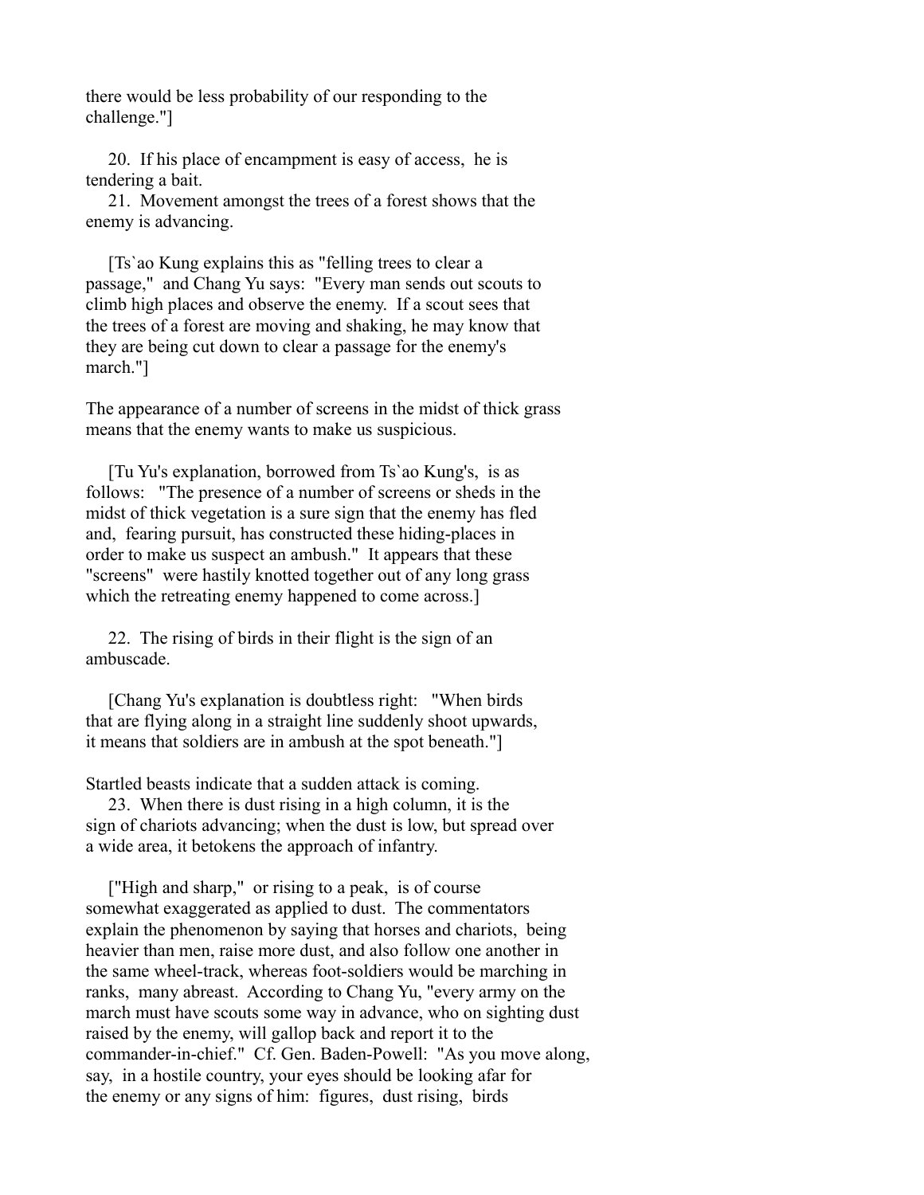there would be less probability of our responding to the challenge."]

20. If his place of encampment is easy of access, he is tendering a bait.

21. Movement amongst the trees of a forest shows that the enemy is advancing.

[Ts`ao Kung explains this as "felling trees to clear a passage," and Chang Yu says: "Every man sends out scouts to climb high places and observe the enemy. If a scout sees that the trees of a forest are moving and shaking, he may know that they are being cut down to clear a passage for the enemy's march."]

The appearance of a number of screens in the midst of thick grass means that the enemy wants to make us suspicious.

[Tu Yu's explanation, borrowed from Ts`ao Kung's, is as follows: "The presence of a number of screens or sheds in the midst of thick vegetation is a sure sign that the enemy has fled and, fearing pursuit, has constructed these hiding-places in order to make us suspect an ambush." It appears that these "screens" were hastily knotted together out of any long grass which the retreating enemy happened to come across.]

22. The rising of birds in their flight is the sign of an ambuscade.

[Chang Yu's explanation is doubtless right: "When birds that are flying along in a straight line suddenly shoot upwards, it means that soldiers are in ambush at the spot beneath."]

Startled beasts indicate that a sudden attack is coming.

23. When there is dust rising in a high column, it is the sign of chariots advancing; when the dust is low, but spread over a wide area, it betokens the approach of infantry.

["High and sharp," or rising to a peak, is of course somewhat exaggerated as applied to dust. The commentators explain the phenomenon by saying that horses and chariots, being heavier than men, raise more dust, and also follow one another in the same wheel-track, whereas foot-soldiers would be marching in ranks, many abreast. According to Chang Yu, "every army on the march must have scouts some way in advance, who on sighting dust raised by the enemy, will gallop back and report it to the commander-in-chief." Cf. Gen. Baden-Powell: "As you move along, say, in a hostile country, your eyes should be looking afar for the enemy or any signs of him: figures, dust rising, birds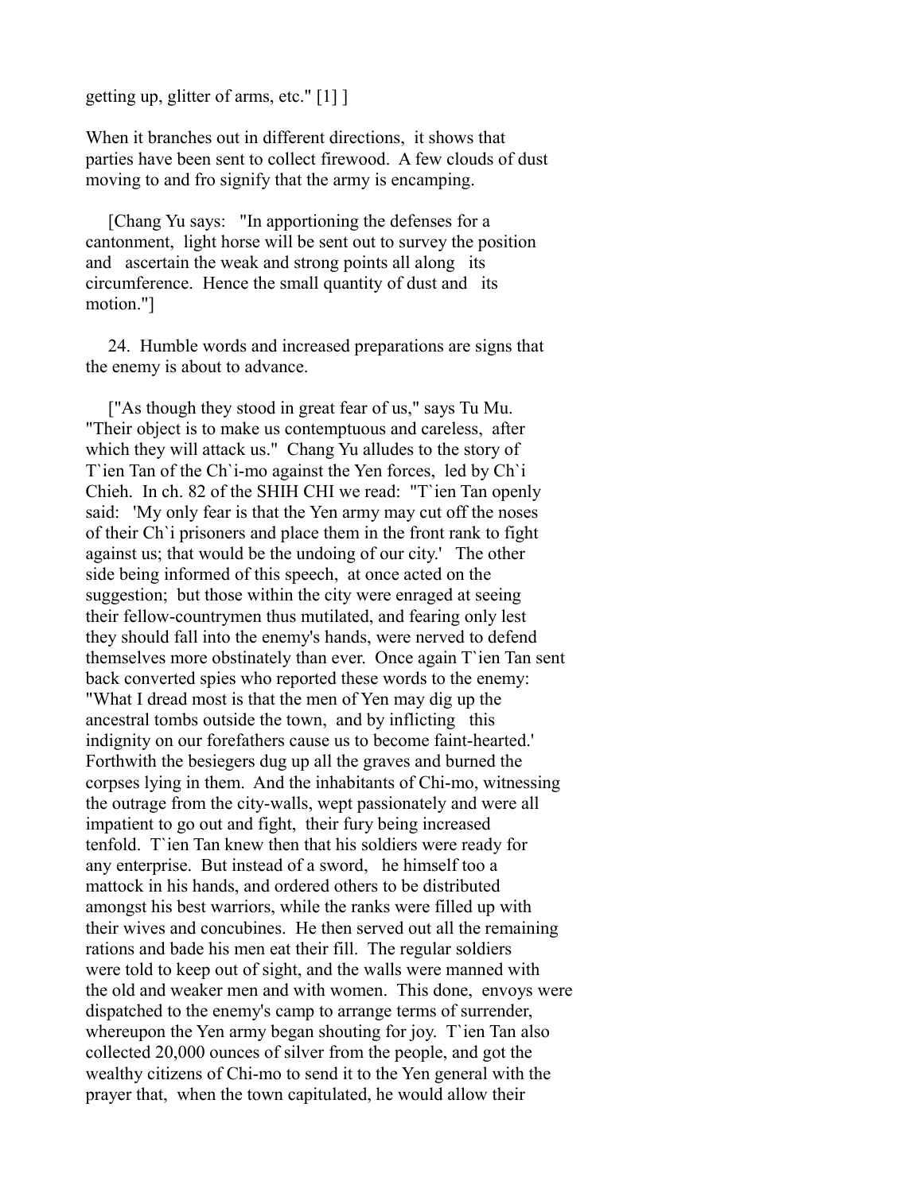getting up, glitter of arms, etc." [1] ]

When it branches out in different directions, it shows that parties have been sent to collect firewood. A few clouds of dust moving to and fro signify that the army is encamping.

[Chang Yu says: "In apportioning the defenses for a cantonment, light horse will be sent out to survey the position and ascertain the weak and strong points all along its circumference. Hence the small quantity of dust and its motion."]

24. Humble words and increased preparations are signs that the enemy is about to advance.

["As though they stood in great fear of us," says Tu Mu. "Their object is to make us contemptuous and careless, after which they will attack us." Chang Yu alludes to the story of T`ien Tan of the Ch`i-mo against the Yen forces, led by Ch`i Chieh. In ch. 82 of the SHIH CHI we read: "T`ien Tan openly said: 'My only fear is that the Yen army may cut off the noses of their Ch`i prisoners and place them in the front rank to fight against us; that would be the undoing of our city.' The other side being informed of this speech, at once acted on the suggestion; but those within the city were enraged at seeing their fellow-countrymen thus mutilated, and fearing only lest they should fall into the enemy's hands, were nerved to defend themselves more obstinately than ever. Once again T`ien Tan sent back converted spies who reported these words to the enemy: "What I dread most is that the men of Yen may dig up the ancestral tombs outside the town, and by inflicting this indignity on our forefathers cause us to become faint-hearted.' Forthwith the besiegers dug up all the graves and burned the corpses lying in them. And the inhabitants of Chi-mo, witnessing the outrage from the city-walls, wept passionately and were all impatient to go out and fight, their fury being increased tenfold. T`ien Tan knew then that his soldiers were ready for any enterprise. But instead of a sword, he himself too a mattock in his hands, and ordered others to be distributed amongst his best warriors, while the ranks were filled up with their wives and concubines. He then served out all the remaining rations and bade his men eat their fill. The regular soldiers were told to keep out of sight, and the walls were manned with the old and weaker men and with women. This done, envoys were dispatched to the enemy's camp to arrange terms of surrender, whereupon the Yen army began shouting for joy. T`ien Tan also collected 20,000 ounces of silver from the people, and got the wealthy citizens of Chi-mo to send it to the Yen general with the prayer that, when the town capitulated, he would allow their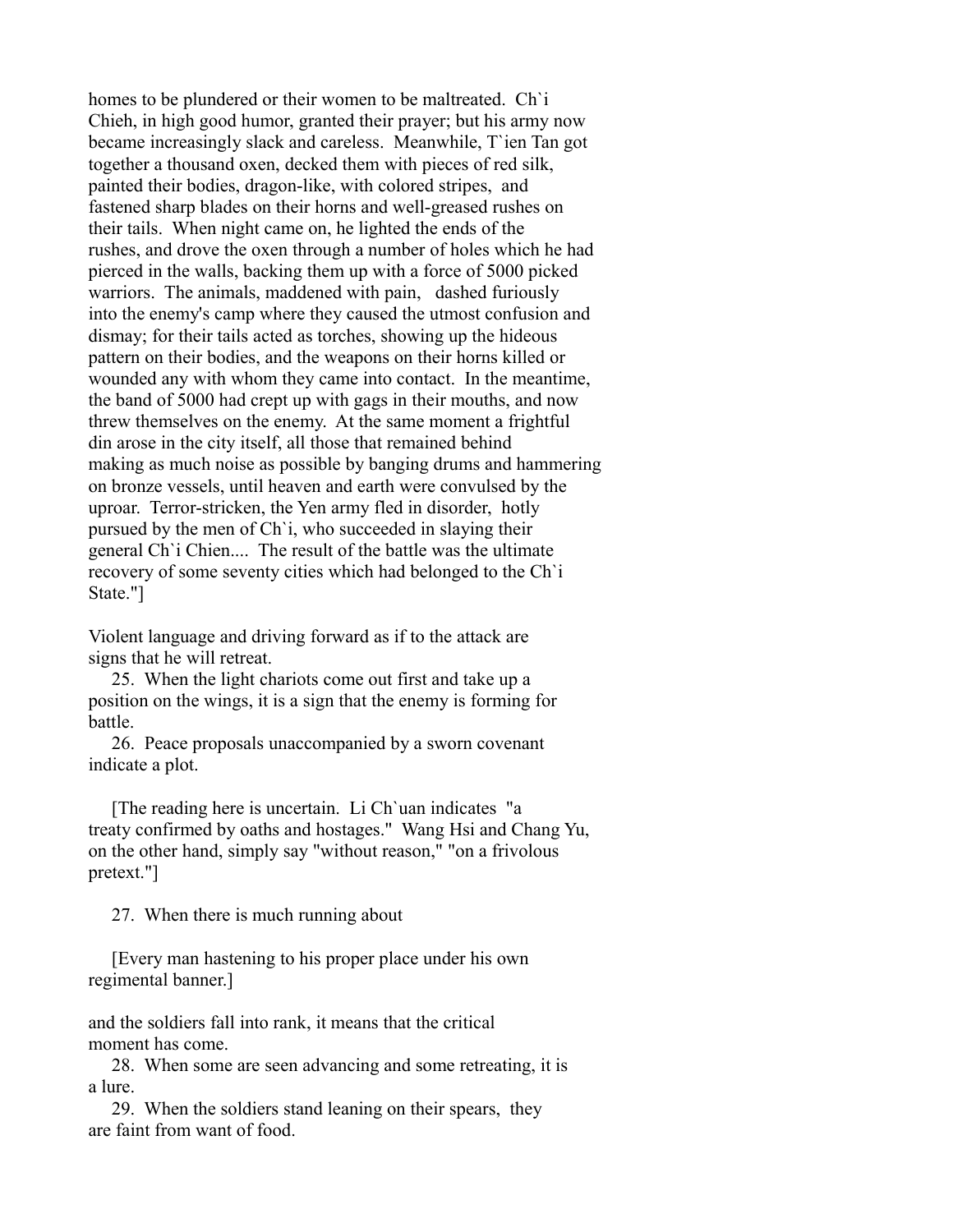homes to be plundered or their women to be maltreated. Ch`i Chieh, in high good humor, granted their prayer; but his army now became increasingly slack and careless. Meanwhile, T`ien Tan got together a thousand oxen, decked them with pieces of red silk, painted their bodies, dragon-like, with colored stripes, and fastened sharp blades on their horns and well-greased rushes on their tails. When night came on, he lighted the ends of the rushes, and drove the oxen through a number of holes which he had pierced in the walls, backing them up with a force of 5000 picked warriors. The animals, maddened with pain, dashed furiously into the enemy's camp where they caused the utmost confusion and dismay; for their tails acted as torches, showing up the hideous pattern on their bodies, and the weapons on their horns killed or wounded any with whom they came into contact. In the meantime, the band of 5000 had crept up with gags in their mouths, and now threw themselves on the enemy. At the same moment a frightful din arose in the city itself, all those that remained behind making as much noise as possible by banging drums and hammering on bronze vessels, until heaven and earth were convulsed by the uproar. Terror-stricken, the Yen army fled in disorder, hotly pursued by the men of Ch`i, who succeeded in slaying their general Ch`i Chien.... The result of the battle was the ultimate recovery of some seventy cities which had belonged to the Ch`i State."]

Violent language and driving forward as if to the attack are signs that he will retreat.

25. When the light chariots come out first and take up a position on the wings, it is a sign that the enemy is forming for battle.

26. Peace proposals unaccompanied by a sworn covenant indicate a plot.

[The reading here is uncertain. Li Ch`uan indicates "a treaty confirmed by oaths and hostages." Wang Hsi and Chang Yu, on the other hand, simply say "without reason," "on a frivolous pretext."]

27. When there is much running about

[Every man hastening to his proper place under his own regimental banner.]

and the soldiers fall into rank, it means that the critical moment has come.

28. When some are seen advancing and some retreating, it is a lure.

29. When the soldiers stand leaning on their spears, they are faint from want of food.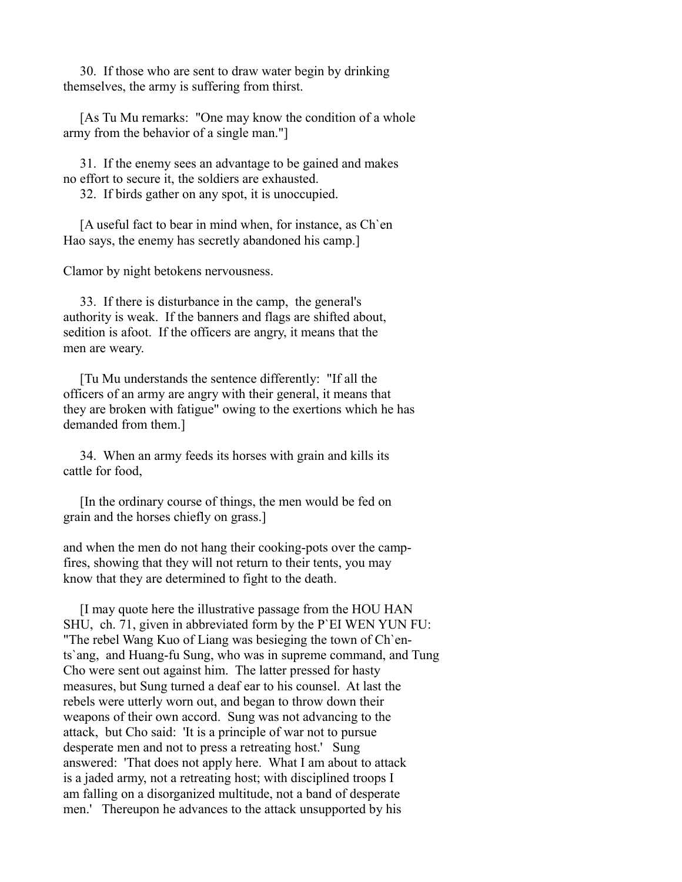30. If those who are sent to draw water begin by drinking themselves, the army is suffering from thirst.

[As Tu Mu remarks: "One may know the condition of a whole army from the behavior of a single man."]

31. If the enemy sees an advantage to be gained and makes no effort to secure it, the soldiers are exhausted.

32. If birds gather on any spot, it is unoccupied.

[A useful fact to bear in mind when, for instance, as Ch`en Hao says, the enemy has secretly abandoned his camp.]

Clamor by night betokens nervousness.

33. If there is disturbance in the camp, the general's authority is weak. If the banners and flags are shifted about, sedition is afoot. If the officers are angry, it means that the men are weary.

[Tu Mu understands the sentence differently: "If all the officers of an army are angry with their general, it means that they are broken with fatigue" owing to the exertions which he has demanded from them.]

34. When an army feeds its horses with grain and kills its cattle for food,

[In the ordinary course of things, the men would be fed on grain and the horses chiefly on grass.]

and when the men do not hang their cooking-pots over the camp-fires, showing that they will not return to their tents, you may know that they are determined to fight to the death.

[I may quote here the illustrative passage from the HOU HAN SHU, ch. 71, given in abbreviated form by the P`EI WEN YUN FU: "The rebel Wang Kuo of Liang was besieging the town of Ch`en-ts`ang, and Huang-fu Sung, who was in supreme command, and Tung Cho were sent out against him. The latter pressed for hasty measures, but Sung turned a deaf ear to his counsel. At last the rebels were utterly worn out, and began to throw down their weapons of their own accord. Sung was not advancing to the attack, but Cho said: 'It is a principle of war not to pursue desperate men and not to press a retreating host.' Sung answered: 'That does not apply here. What I am about to attack is a jaded army, not a retreating host; with disciplined troops I am falling on a disorganized multitude, not a band of desperate men.' Thereupon he advances to the attack unsupported by his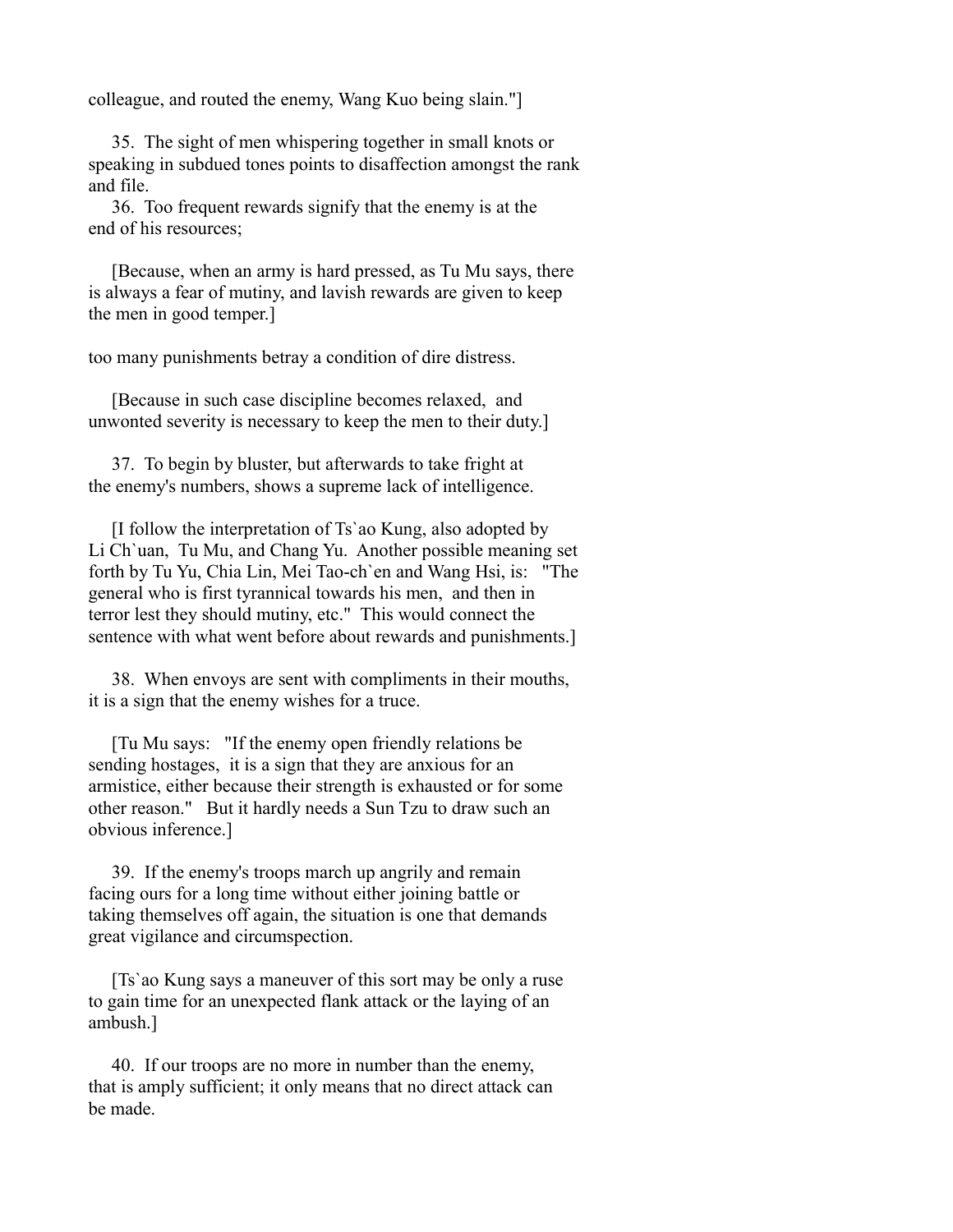colleague, and routed the enemy, Wang Kuo being slain."]

35. The sight of men whispering together in small knots or speaking in subdued tones points to disaffection amongst the rank and file.

36. Too frequent rewards signify that the enemy is at the end of his resources;

[Because, when an army is hard pressed, as Tu Mu says, there is always a fear of mutiny, and lavish rewards are given to keep the men in good temper.]

too many punishments betray a condition of dire distress.

[Because in such case discipline becomes relaxed, and unwonted severity is necessary to keep the men to their duty.]

37. To begin by bluster, but afterwards to take fright at the enemy's numbers, shows a supreme lack of intelligence.

[I follow the interpretation of Ts`ao Kung, also adopted by Li Ch`uan, Tu Mu, and Chang Yu. Another possible meaning set forth by Tu Yu, Chia Lin, Mei Tao-ch`en and Wang Hsi, is: "The general who is first tyrannical towards his men, and then in terror lest they should mutiny, etc." This would connect the sentence with what went before about rewards and punishments.]

38. When envoys are sent with compliments in their mouths, it is a sign that the enemy wishes for a truce.

[Tu Mu says: "If the enemy open friendly relations be sending hostages, it is a sign that they are anxious for an armistice, either because their strength is exhausted or for some other reason." But it hardly needs a Sun Tzu to draw such an obvious inference.]

39. If the enemy's troops march up angrily and remain facing ours for a long time without either joining battle or taking themselves off again, the situation is one that demands great vigilance and circumspection.

[Ts`ao Kung says a maneuver of this sort may be only a ruse to gain time for an unexpected flank attack or the laying of an ambush.]

40. If our troops are no more in number than the enemy, that is amply sufficient; it only means that no direct attack can be made.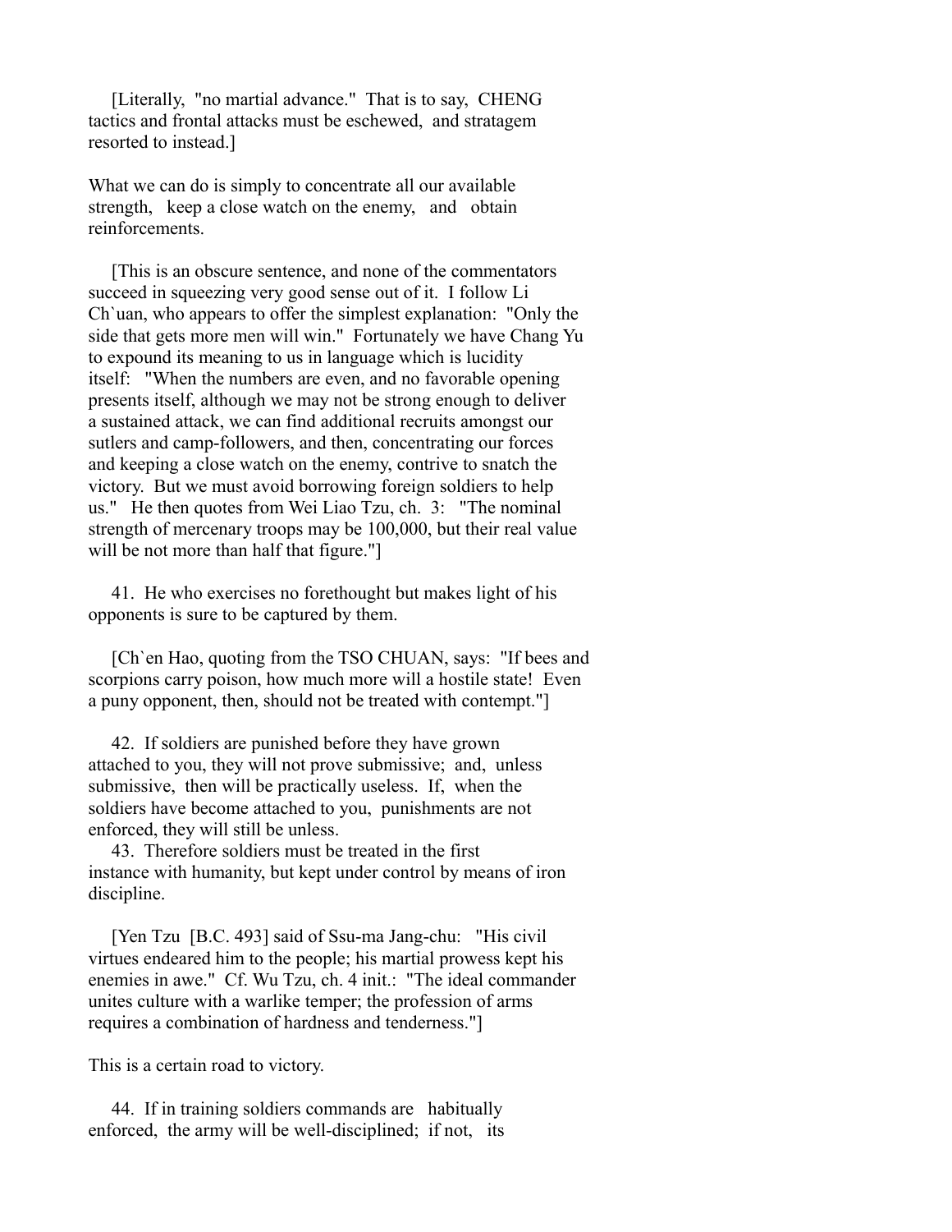[Literally, "no martial advance." That is to say, CHENG tactics and frontal attacks must be eschewed, and stratagem resorted to instead.]

What we can do is simply to concentrate all our available strength, keep a close watch on the enemy, and obtain reinforcements.

[This is an obscure sentence, and none of the commentators succeed in squeezing very good sense out of it. I follow Li Ch`uan, who appears to offer the simplest explanation: "Only the side that gets more men will win." Fortunately we have Chang Yu to expound its meaning to us in language which is lucidity itself: "When the numbers are even, and no favorable opening presents itself, although we may not be strong enough to deliver a sustained attack, we can find additional recruits amongst our sutlers and camp-followers, and then, concentrating our forces and keeping a close watch on the enemy, contrive to snatch the victory. But we must avoid borrowing foreign soldiers to help us." He then quotes from Wei Liao Tzu, ch. 3: "The nominal strength of mercenary troops may be 100,000, but their real value will be not more than half that figure."]

41. He who exercises no forethought but makes light of his opponents is sure to be captured by them.

[Ch`en Hao, quoting from the TSO CHUAN, says: "If bees and scorpions carry poison, how much more will a hostile state! Even a puny opponent, then, should not be treated with contempt."]

42. If soldiers are punished before they have grown attached to you, they will not prove submissive; and, unless submissive, then will be practically useless. If, when the soldiers have become attached to you, punishments are not enforced, they will still be unless.

43. Therefore soldiers must be treated in the first instance with humanity, but kept under control by means of iron discipline.

[Yen Tzu [B.C. 493] said of Ssu-ma Jang-chu: "His civil virtues endeared him to the people; his martial prowess kept his enemies in awe." Cf. Wu Tzu, ch. 4 init.: "The ideal commander unites culture with a warlike temper; the profession of arms requires a combination of hardness and tenderness."]

This is a certain road to victory.

44. If in training soldiers commands are habitually enforced, the army will be well-disciplined; if not, its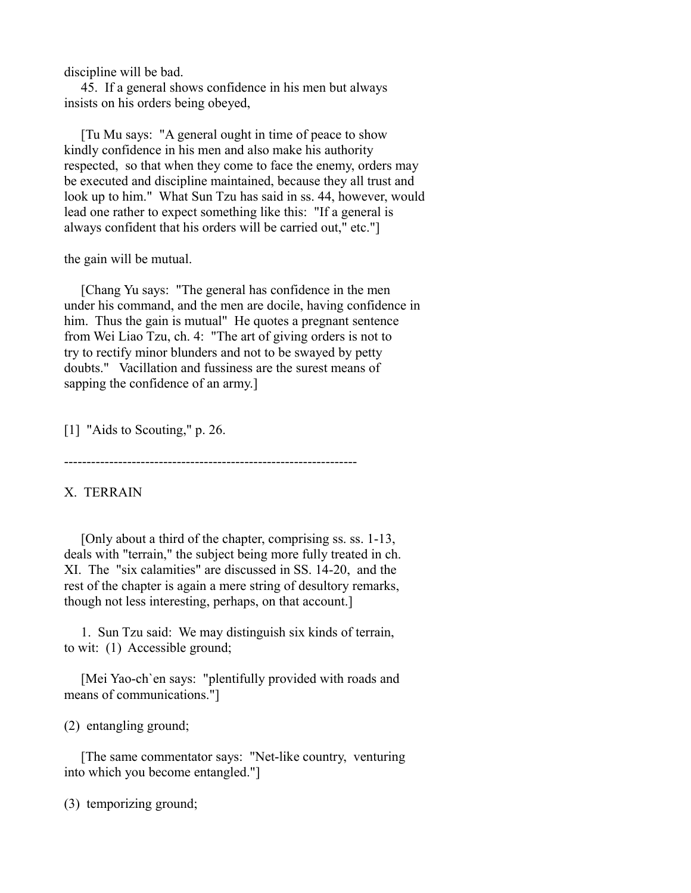discipline will be bad.

45. If a general shows confidence in his men but always insists on his orders being obeyed,

[Tu Mu says: "A general ought in time of peace to show kindly confidence in his men and also make his authority respected, so that when they come to face the enemy, orders may be executed and discipline maintained, because they all trust and look up to him." What Sun Tzu has said in ss. 44, however, would lead one rather to expect something like this: "If a general is always confident that his orders will be carried out," etc."]

the gain will be mutual.

[Chang Yu says: "The general has confidence in the men under his command, and the men are docile, having confidence in him. Thus the gain is mutual" He quotes a pregnant sentence from Wei Liao Tzu, ch. 4: "The art of giving orders is not to try to rectify minor blunders and not to be swayed by petty doubts." Vacillation and fussiness are the surest means of sapping the confidence of an army.]

[1] "Aids to Scouting," p. 26.

-----------------------------------------------------------------

## X. TERRAIN

[Only about a third of the chapter, comprising ss. ss. 1-13, deals with "terrain," the subject being more fully treated in ch. XI. The "six calamities" are discussed in SS. 14-20, and the rest of the chapter is again a mere string of desultory remarks, though not less interesting, perhaps, on that account.]

1. Sun Tzu said: We may distinguish six kinds of terrain, to wit: (1) Accessible ground;

[Mei Yao-ch`en says: "plentifully provided with roads and means of communications."]

(2) entangling ground;

[The same commentator says: "Net-like country, venturing into which you become entangled."]

(3) temporizing ground;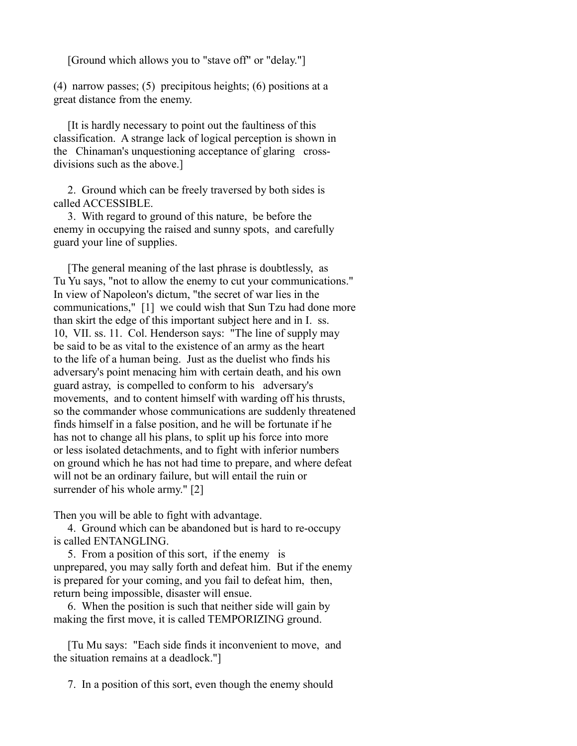[Ground which allows you to "stave off" or "delay."]

(4) narrow passes; (5) precipitous heights; (6) positions at a great distance from the enemy.

[It is hardly necessary to point out the faultiness of this classification. A strange lack of logical perception is shown in the Chinaman's unquestioning acceptance of glaring cross-divisions such as the above.]

2. Ground which can be freely traversed by both sides is called ACCESSIBLE.

3. With regard to ground of this nature, be before the enemy in occupying the raised and sunny spots, and carefully guard your line of supplies.

[The general meaning of the last phrase is doubtlessly, as Tu Yu says, "not to allow the enemy to cut your communications." In view of Napoleon's dictum, "the secret of war lies in the communications," [1] we could wish that Sun Tzu had done more than skirt the edge of this important subject here and in I. ss. 10, VII. ss. 11. Col. Henderson says: "The line of supply may be said to be as vital to the existence of an army as the heart to the life of a human being. Just as the duelist who finds his adversary's point menacing him with certain death, and his own guard astray, is compelled to conform to his adversary's movements, and to content himself with warding off his thrusts, so the commander whose communications are suddenly threatened finds himself in a false position, and he will be fortunate if he has not to change all his plans, to split up his force into more or less isolated detachments, and to fight with inferior numbers on ground which he has not had time to prepare, and where defeat will not be an ordinary failure, but will entail the ruin or surrender of his whole army." [2]

Then you will be able to fight with advantage.

4. Ground which can be abandoned but is hard to re-occupy is called ENTANGLING.

5. From a position of this sort, if the enemy is unprepared, you may sally forth and defeat him. But if the enemy is prepared for your coming, and you fail to defeat him, then, return being impossible, disaster will ensue.

6. When the position is such that neither side will gain by making the first move, it is called TEMPORIZING ground.

[Tu Mu says: "Each side finds it inconvenient to move, and the situation remains at a deadlock."]

7. In a position of this sort, even though the enemy should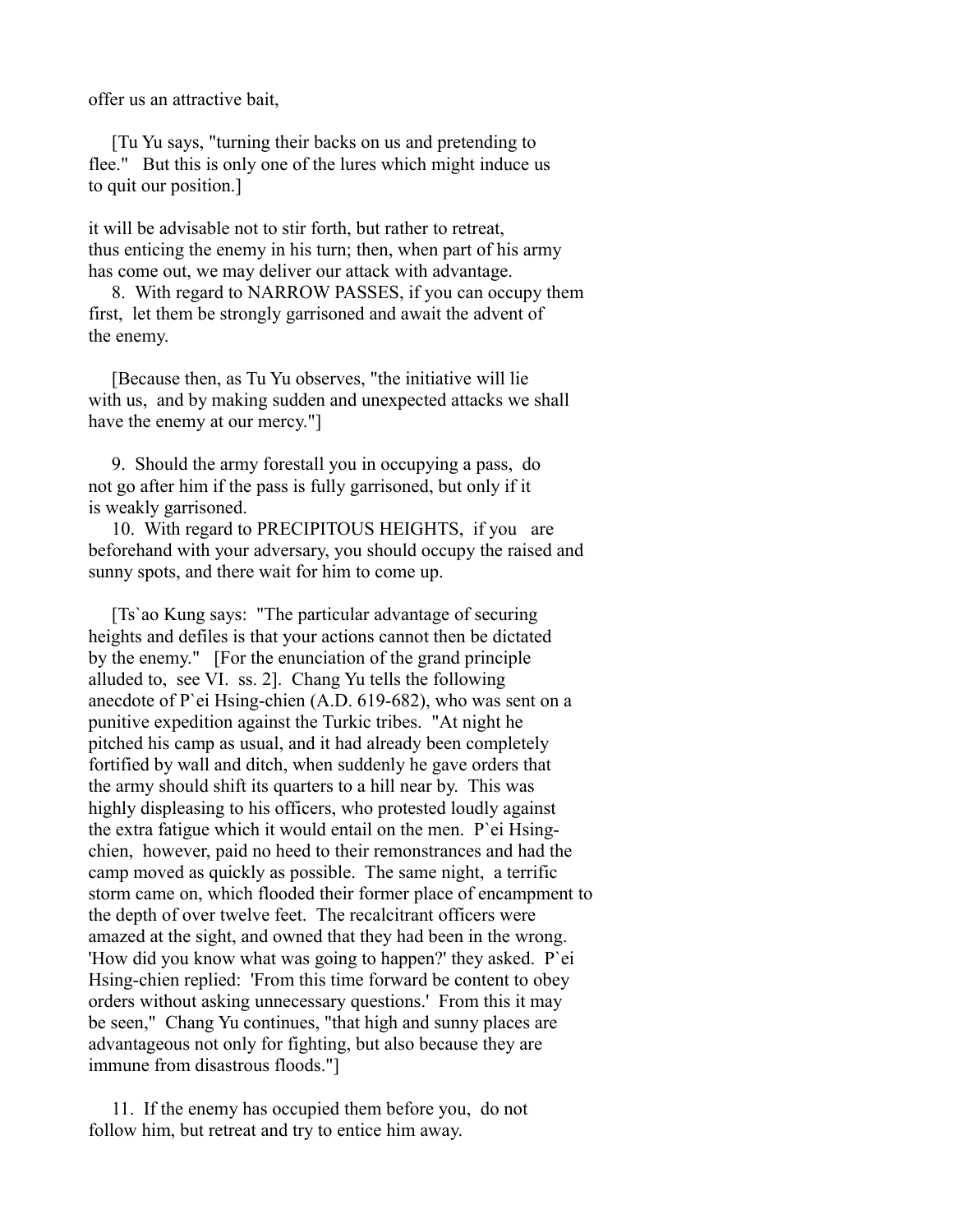offer us an attractive bait,

[Tu Yu says, "turning their backs on us and pretending to flee." But this is only one of the lures which might induce us to quit our position.]

it will be advisable not to stir forth, but rather to retreat, thus enticing the enemy in his turn; then, when part of his army has come out, we may deliver our attack with advantage.

8. With regard to NARROW PASSES, if you can occupy them first, let them be strongly garrisoned and await the advent of the enemy.

[Because then, as Tu Yu observes, "the initiative will lie with us, and by making sudden and unexpected attacks we shall have the enemy at our mercy."]

9. Should the army forestall you in occupying a pass, do not go after him if the pass is fully garrisoned, but only if it is weakly garrisoned.

10. With regard to PRECIPITOUS HEIGHTS, if you are beforehand with your adversary, you should occupy the raised and sunny spots, and there wait for him to come up.

[Ts`ao Kung says: "The particular advantage of securing heights and defiles is that your actions cannot then be dictated by the enemy." [For the enunciation of the grand principle alluded to, see VI. ss. 2]. Chang Yu tells the following anecdote of P`ei Hsing-chien (A.D. 619-682), who was sent on a punitive expedition against the Turkic tribes. "At night he pitched his camp as usual, and it had already been completely fortified by wall and ditch, when suddenly he gave orders that the army should shift its quarters to a hill near by. This was highly displeasing to his officers, who protested loudly against the extra fatigue which it would entail on the men. P`ei Hsing-chien, however, paid no heed to their remonstrances and had the camp moved as quickly as possible. The same night, a terrific storm came on, which flooded their former place of encampment to the depth of over twelve feet. The recalcitrant officers were amazed at the sight, and owned that they had been in the wrong. 'How did you know what was going to happen?' they asked. P`ei Hsing-chien replied: 'From this time forward be content to obey orders without asking unnecessary questions.' From this it may be seen," Chang Yu continues, "that high and sunny places are advantageous not only for fighting, but also because they are immune from disastrous floods."]

11. If the enemy has occupied them before you, do not follow him, but retreat and try to entice him away.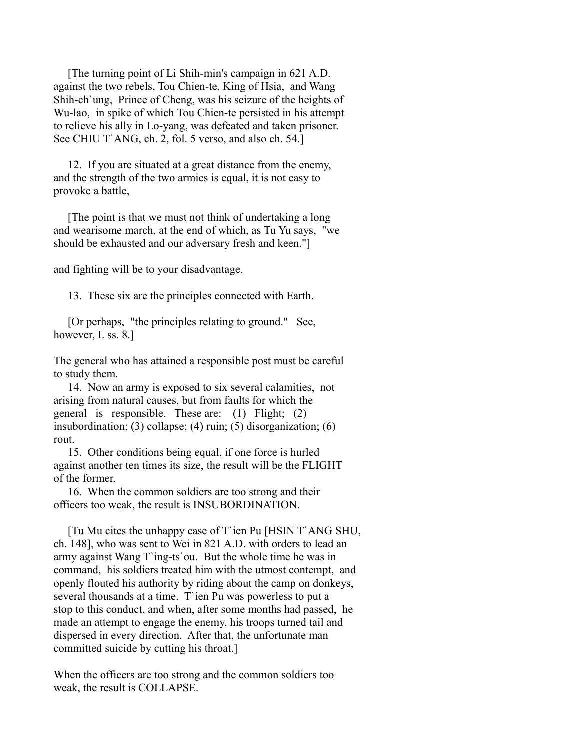[The turning point of Li Shih-min's campaign in 621 A.D. against the two rebels, Tou Chien-te, King of Hsia, and Wang Shih-ch`ung, Prince of Cheng, was his seizure of the heights of Wu-lao, in spike of which Tou Chien-te persisted in his attempt to relieve his ally in Lo-yang, was defeated and taken prisoner. See CHIU T`ANG, ch. 2, fol. 5 verso, and also ch. 54.]

12. If you are situated at a great distance from the enemy, and the strength of the two armies is equal, it is not easy to provoke a battle,

[The point is that we must not think of undertaking a long and wearisome march, at the end of which, as Tu Yu says, "we should be exhausted and our adversary fresh and keen."]

and fighting will be to your disadvantage.

13. These six are the principles connected with Earth.

[Or perhaps, "the principles relating to ground." See, however, I. ss. 8.]

The general who has attained a responsible post must be careful to study them.

14. Now an army is exposed to six several calamities, not arising from natural causes, but from faults for which the general is responsible. These are: (1) Flight; (2) insubordination; (3) collapse; (4) ruin; (5) disorganization; (6) rout.

15. Other conditions being equal, if one force is hurled against another ten times its size, the result will be the FLIGHT of the former.

16. When the common soldiers are too strong and their officers too weak, the result is INSUBORDINATION.

[Tu Mu cites the unhappy case of T`ien Pu [HSIN T`ANG SHU, ch. 148], who was sent to Wei in 821 A.D. with orders to lead an army against Wang T`ing-ts`ou. But the whole time he was in command, his soldiers treated him with the utmost contempt, and openly flouted his authority by riding about the camp on donkeys, several thousands at a time. T`ien Pu was powerless to put a stop to this conduct, and when, after some months had passed, he made an attempt to engage the enemy, his troops turned tail and dispersed in every direction. After that, the unfortunate man committed suicide by cutting his throat.]

When the officers are too strong and the common soldiers too weak, the result is COLLAPSE.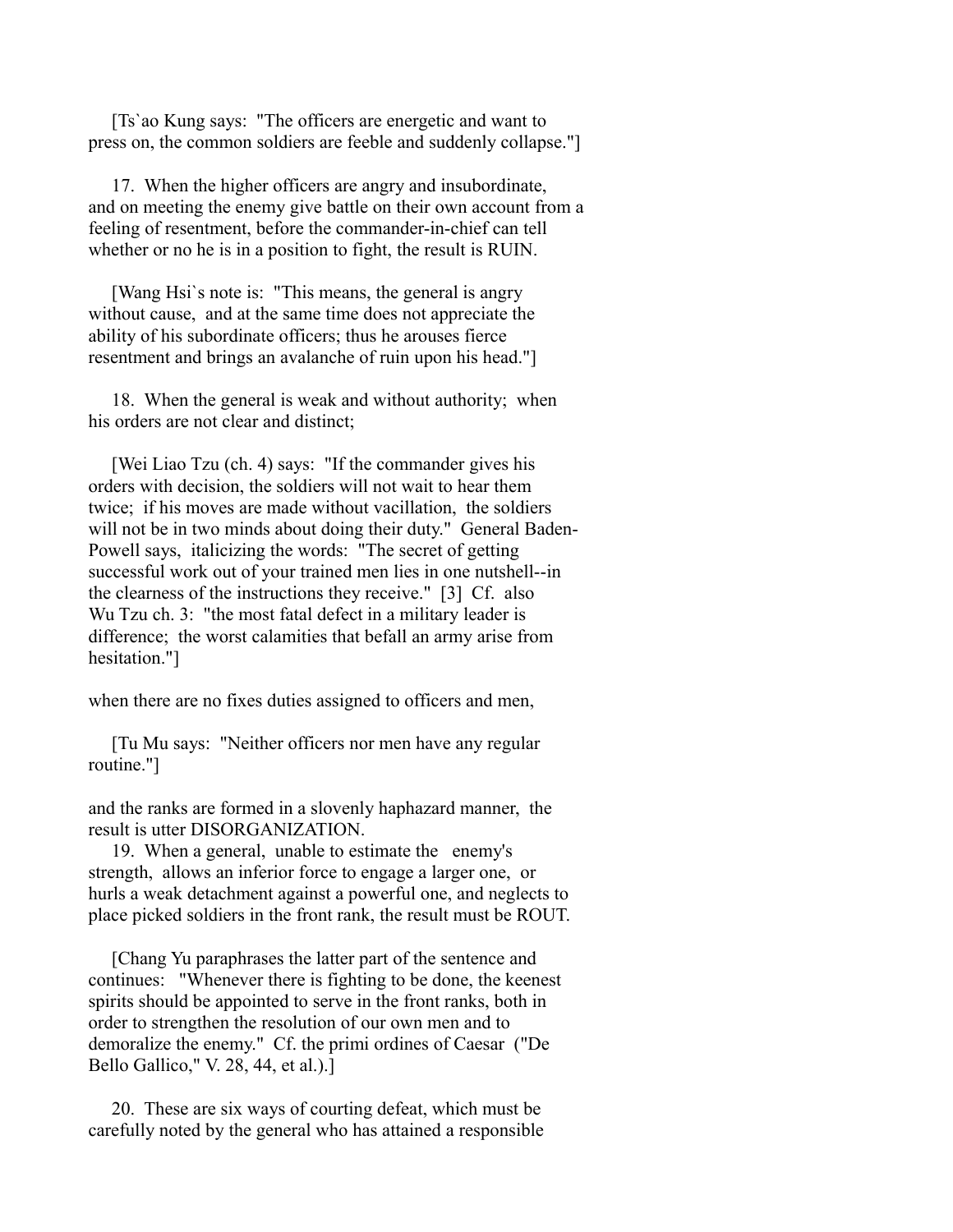[Ts`ao Kung says: "The officers are energetic and want to press on, the common soldiers are feeble and suddenly collapse."]

17. When the higher officers are angry and insubordinate, and on meeting the enemy give battle on their own account from a feeling of resentment, before the commander-in-chief can tell whether or no he is in a position to fight, the result is RUIN.

[Wang Hsi`s note is: "This means, the general is angry without cause, and at the same time does not appreciate the ability of his subordinate officers; thus he arouses fierce resentment and brings an avalanche of ruin upon his head."]

18. When the general is weak and without authority; when his orders are not clear and distinct;

[Wei Liao Tzu (ch. 4) says: "If the commander gives his orders with decision, the soldiers will not wait to hear them twice; if his moves are made without vacillation, the soldiers will not be in two minds about doing their duty." General Baden-Powell says, italicizing the words: "The secret of getting successful work out of your trained men lies in one nutshell--in the clearness of the instructions they receive." [3] Cf. also Wu Tzu ch. 3: "the most fatal defect in a military leader is difference; the worst calamities that befall an army arise from hesitation."]

when there are no fixes duties assigned to officers and men,

[Tu Mu says: "Neither officers nor men have any regular routine."]

and the ranks are formed in a slovenly haphazard manner, the result is utter DISORGANIZATION.

19. When a general, unable to estimate the enemy's strength, allows an inferior force to engage a larger one, or hurls a weak detachment against a powerful one, and neglects to place picked soldiers in the front rank, the result must be ROUT.

[Chang Yu paraphrases the latter part of the sentence and continues: "Whenever there is fighting to be done, the keenest spirits should be appointed to serve in the front ranks, both in order to strengthen the resolution of our own men and to demoralize the enemy." Cf. the primi ordines of Caesar ("De Bello Gallico," V. 28, 44, et al.).]

20. These are six ways of courting defeat, which must be carefully noted by the general who has attained a responsible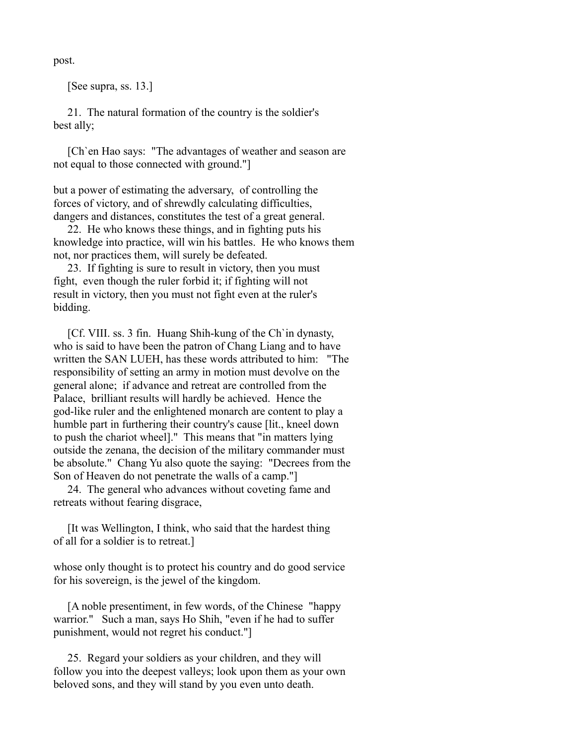post.

[See supra, ss. 13.]

21. The natural formation of the country is the soldier's best ally;

[Ch`en Hao says: "The advantages of weather and season are not equal to those connected with ground."]

but a power of estimating the adversary, of controlling the forces of victory, and of shrewdly calculating difficulties, dangers and distances, constitutes the test of a great general.

22. He who knows these things, and in fighting puts his knowledge into practice, will win his battles. He who knows them not, nor practices them, will surely be defeated.

23. If fighting is sure to result in victory, then you must fight, even though the ruler forbid it; if fighting will not result in victory, then you must not fight even at the ruler's bidding.

[Cf. VIII. ss. 3 fin. Huang Shih-kung of the Ch`in dynasty, who is said to have been the patron of Chang Liang and to have written the SAN LUEH, has these words attributed to him: "The responsibility of setting an army in motion must devolve on the general alone; if advance and retreat are controlled from the Palace, brilliant results will hardly be achieved. Hence the god-like ruler and the enlightened monarch are content to play a humble part in furthering their country's cause [lit., kneel down to push the chariot wheel]." This means that "in matters lying outside the zenana, the decision of the military commander must be absolute." Chang Yu also quote the saying: "Decrees from the Son of Heaven do not penetrate the walls of a camp."]

24. The general who advances without coveting fame and retreats without fearing disgrace,

[It was Wellington, I think, who said that the hardest thing of all for a soldier is to retreat.]

whose only thought is to protect his country and do good service for his sovereign, is the jewel of the kingdom.

[A noble presentiment, in few words, of the Chinese "happy warrior." Such a man, says Ho Shih, "even if he had to suffer punishment, would not regret his conduct."]

25. Regard your soldiers as your children, and they will follow you into the deepest valleys; look upon them as your own beloved sons, and they will stand by you even unto death.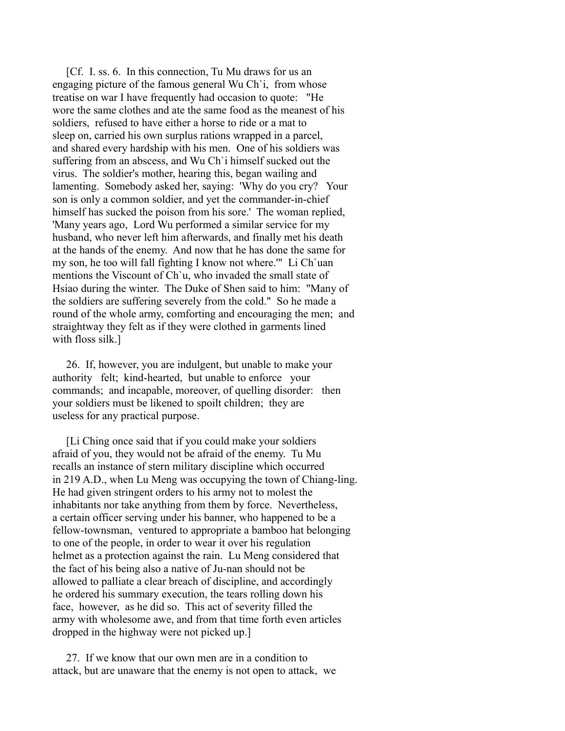[Cf. I. ss. 6. In this connection, Tu Mu draws for us an engaging picture of the famous general Wu Ch`i, from whose treatise on war I have frequently had occasion to quote: "He wore the same clothes and ate the same food as the meanest of his soldiers, refused to have either a horse to ride or a mat to sleep on, carried his own surplus rations wrapped in a parcel, and shared every hardship with his men. One of his soldiers was suffering from an abscess, and Wu Ch`i himself sucked out the virus. The soldier's mother, hearing this, began wailing and lamenting. Somebody asked her, saying: 'Why do you cry? Your son is only a common soldier, and yet the commander-in-chief himself has sucked the poison from his sore.' The woman replied, 'Many years ago, Lord Wu performed a similar service for my husband, who never left him afterwards, and finally met his death at the hands of the enemy. And now that he has done the same for my son, he too will fall fighting I know not where.'" Li Ch`uan mentions the Viscount of Ch`u, who invaded the small state of Hsiao during the winter. The Duke of Shen said to him: "Many of the soldiers are suffering severely from the cold." So he made a round of the whole army, comforting and encouraging the men; and straightway they felt as if they were clothed in garments lined with floss silk.]

26. If, however, you are indulgent, but unable to make your authority felt; kind-hearted, but unable to enforce your commands; and incapable, moreover, of quelling disorder: then your soldiers must be likened to spoilt children; they are useless for any practical purpose.

[Li Ching once said that if you could make your soldiers afraid of you, they would not be afraid of the enemy. Tu Mu recalls an instance of stern military discipline which occurred in 219 A.D., when Lu Meng was occupying the town of Chiang-ling. He had given stringent orders to his army not to molest the inhabitants nor take anything from them by force. Nevertheless, a certain officer serving under his banner, who happened to be a fellow-townsman, ventured to appropriate a bamboo hat belonging to one of the people, in order to wear it over his regulation helmet as a protection against the rain. Lu Meng considered that the fact of his being also a native of Ju-nan should not be allowed to palliate a clear breach of discipline, and accordingly he ordered his summary execution, the tears rolling down his face, however, as he did so. This act of severity filled the army with wholesome awe, and from that time forth even articles dropped in the highway were not picked up.]

27. If we know that our own men are in a condition to attack, but are unaware that the enemy is not open to attack, we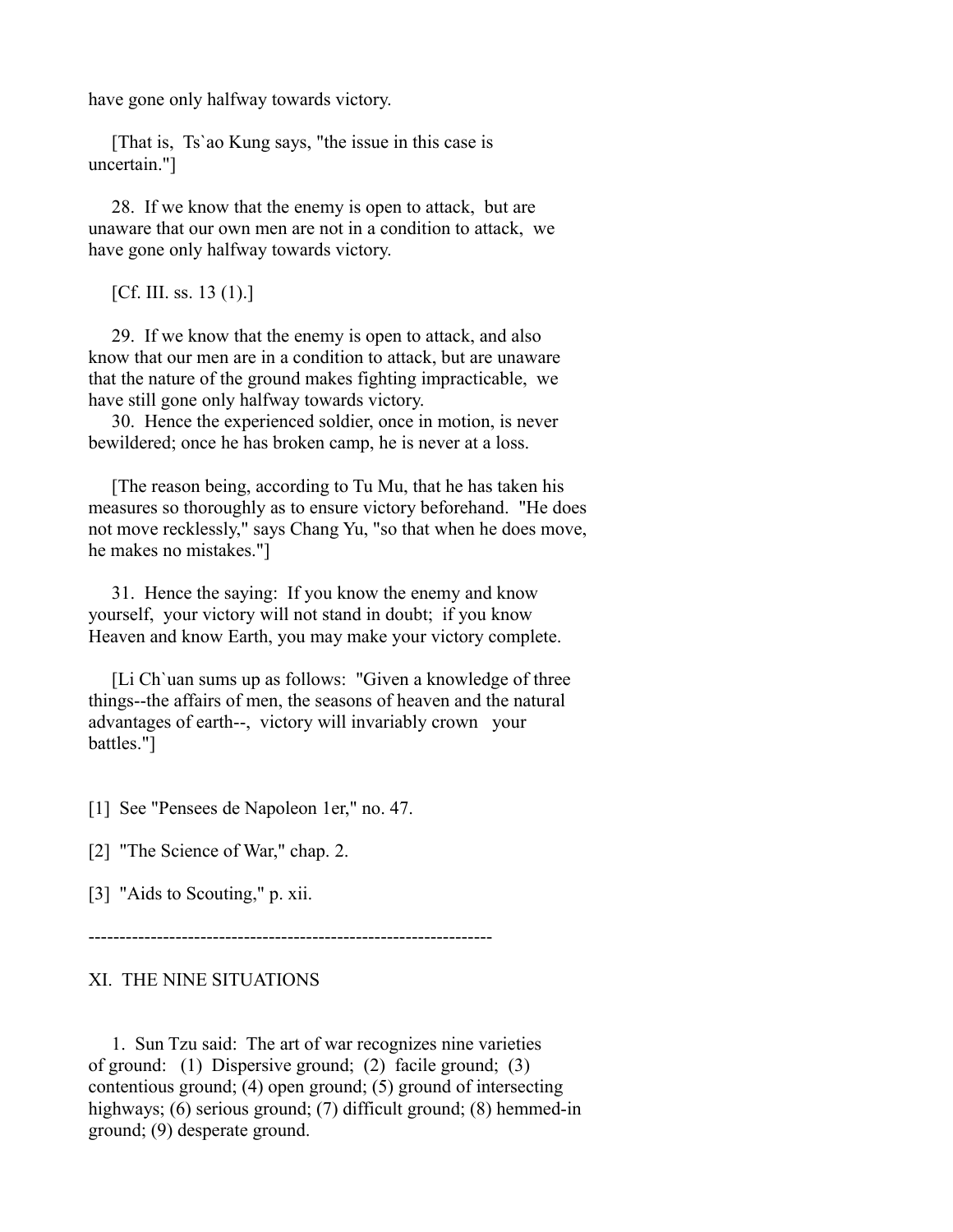have gone only halfway towards victory.

[That is, Ts`ao Kung says, "the issue in this case is uncertain."]

28. If we know that the enemy is open to attack, but are unaware that our own men are not in a condition to attack, we have gone only halfway towards victory.

[Cf. III. ss. 13 (1).]

29. If we know that the enemy is open to attack, and also know that our men are in a condition to attack, but are unaware that the nature of the ground makes fighting impracticable, we have still gone only halfway towards victory.

30. Hence the experienced soldier, once in motion, is never bewildered; once he has broken camp, he is never at a loss.

[The reason being, according to Tu Mu, that he has taken his measures so thoroughly as to ensure victory beforehand. "He does not move recklessly," says Chang Yu, "so that when he does move, he makes no mistakes."]

31. Hence the saying: If you know the enemy and know yourself, your victory will not stand in doubt; if you know Heaven and know Earth, you may make your victory complete.

[Li Ch`uan sums up as follows: "Given a knowledge of three things--the affairs of men, the seasons of heaven and the natural advantages of earth--, victory will invariably crown your battles."]

[1] See "Pensees de Napoleon 1er," no. 47.

[2] "The Science of War," chap. 2.

[3] "Aids to Scouting," p. xii.

-----------------------------------------------------------------

## XI. THE NINE SITUATIONS

1. Sun Tzu said: The art of war recognizes nine varieties of ground: (1) Dispersive ground; (2) facile ground; (3) contentious ground; (4) open ground; (5) ground of intersecting highways; (6) serious ground; (7) difficult ground; (8) hemmed-in ground; (9) desperate ground.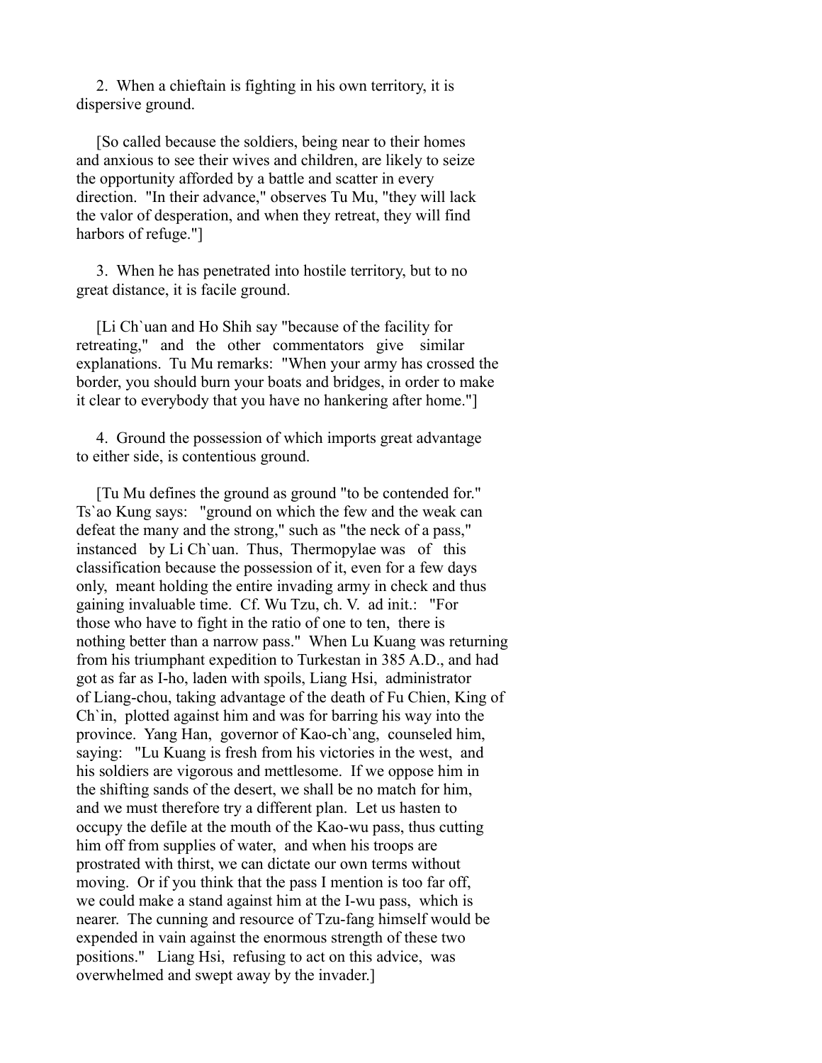2. When a chieftain is fighting in his own territory, it is dispersive ground.

[So called because the soldiers, being near to their homes and anxious to see their wives and children, are likely to seize the opportunity afforded by a battle and scatter in every direction. "In their advance," observes Tu Mu, "they will lack the valor of desperation, and when they retreat, they will find harbors of refuge."]

3. When he has penetrated into hostile territory, but to no great distance, it is facile ground.

[Li Ch`uan and Ho Shih say "because of the facility for retreating," and the other commentators give similar explanations. Tu Mu remarks: "When your army has crossed the border, you should burn your boats and bridges, in order to make it clear to everybody that you have no hankering after home."]

4. Ground the possession of which imports great advantage to either side, is contentious ground.

[Tu Mu defines the ground as ground "to be contended for." Ts`ao Kung says: "ground on which the few and the weak can defeat the many and the strong," such as "the neck of a pass," instanced by Li Ch`uan. Thus, Thermopylae was of this classification because the possession of it, even for a few days only, meant holding the entire invading army in check and thus gaining invaluable time. Cf. Wu Tzu, ch. V. ad init.: "For those who have to fight in the ratio of one to ten, there is nothing better than a narrow pass." When Lu Kuang was returning from his triumphant expedition to Turkestan in 385 A.D., and had got as far as I-ho, laden with spoils, Liang Hsi, administrator of Liang-chou, taking advantage of the death of Fu Chien, King of Ch`in, plotted against him and was for barring his way into the province. Yang Han, governor of Kao-ch`ang, counseled him, saying: "Lu Kuang is fresh from his victories in the west, and his soldiers are vigorous and mettlesome. If we oppose him in the shifting sands of the desert, we shall be no match for him, and we must therefore try a different plan. Let us hasten to occupy the defile at the mouth of the Kao-wu pass, thus cutting him off from supplies of water, and when his troops are prostrated with thirst, we can dictate our own terms without moving. Or if you think that the pass I mention is too far off, we could make a stand against him at the I-wu pass, which is nearer. The cunning and resource of Tzu-fang himself would be expended in vain against the enormous strength of these two positions." Liang Hsi, refusing to act on this advice, was overwhelmed and swept away by the invader.]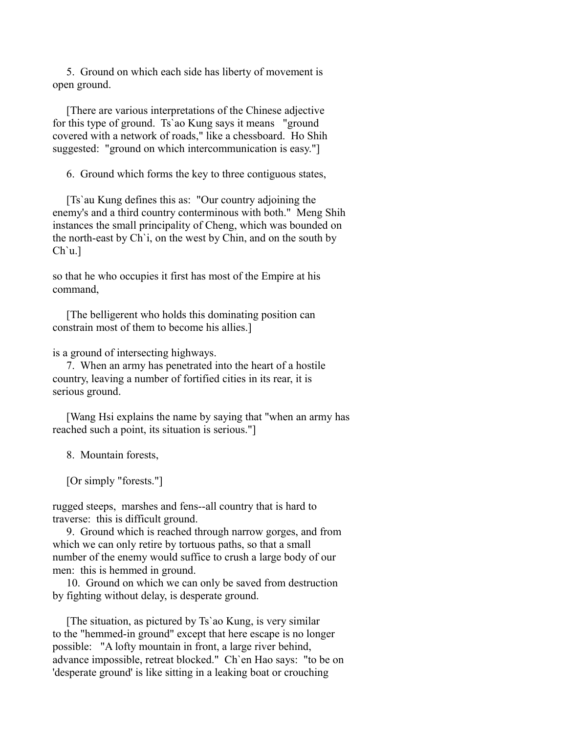5. Ground on which each side has liberty of movement is open ground.

[There are various interpretations of the Chinese adjective for this type of ground. Ts`ao Kung says it means "ground covered with a network of roads," like a chessboard. Ho Shih suggested: "ground on which intercommunication is easy."]

6. Ground which forms the key to three contiguous states,

[Ts`au Kung defines this as: "Our country adjoining the enemy's and a third country conterminous with both." Meng Shih instances the small principality of Cheng, which was bounded on the north-east by Ch`i, on the west by Chin, and on the south by Ch`u.]

so that he who occupies it first has most of the Empire at his command,

[The belligerent who holds this dominating position can constrain most of them to become his allies.]

is a ground of intersecting highways.

7. When an army has penetrated into the heart of a hostile country, leaving a number of fortified cities in its rear, it is serious ground.

[Wang Hsi explains the name by saying that "when an army has reached such a point, its situation is serious."]

8. Mountain forests,

[Or simply "forests."]

rugged steeps, marshes and fens--all country that is hard to traverse: this is difficult ground.

9. Ground which is reached through narrow gorges, and from which we can only retire by tortuous paths, so that a small number of the enemy would suffice to crush a large body of our men: this is hemmed in ground.

10. Ground on which we can only be saved from destruction by fighting without delay, is desperate ground.

[The situation, as pictured by Ts`ao Kung, is very similar to the "hemmed-in ground" except that here escape is no longer possible: "A lofty mountain in front, a large river behind, advance impossible, retreat blocked." Ch`en Hao says: "to be on 'desperate ground' is like sitting in a leaking boat or crouching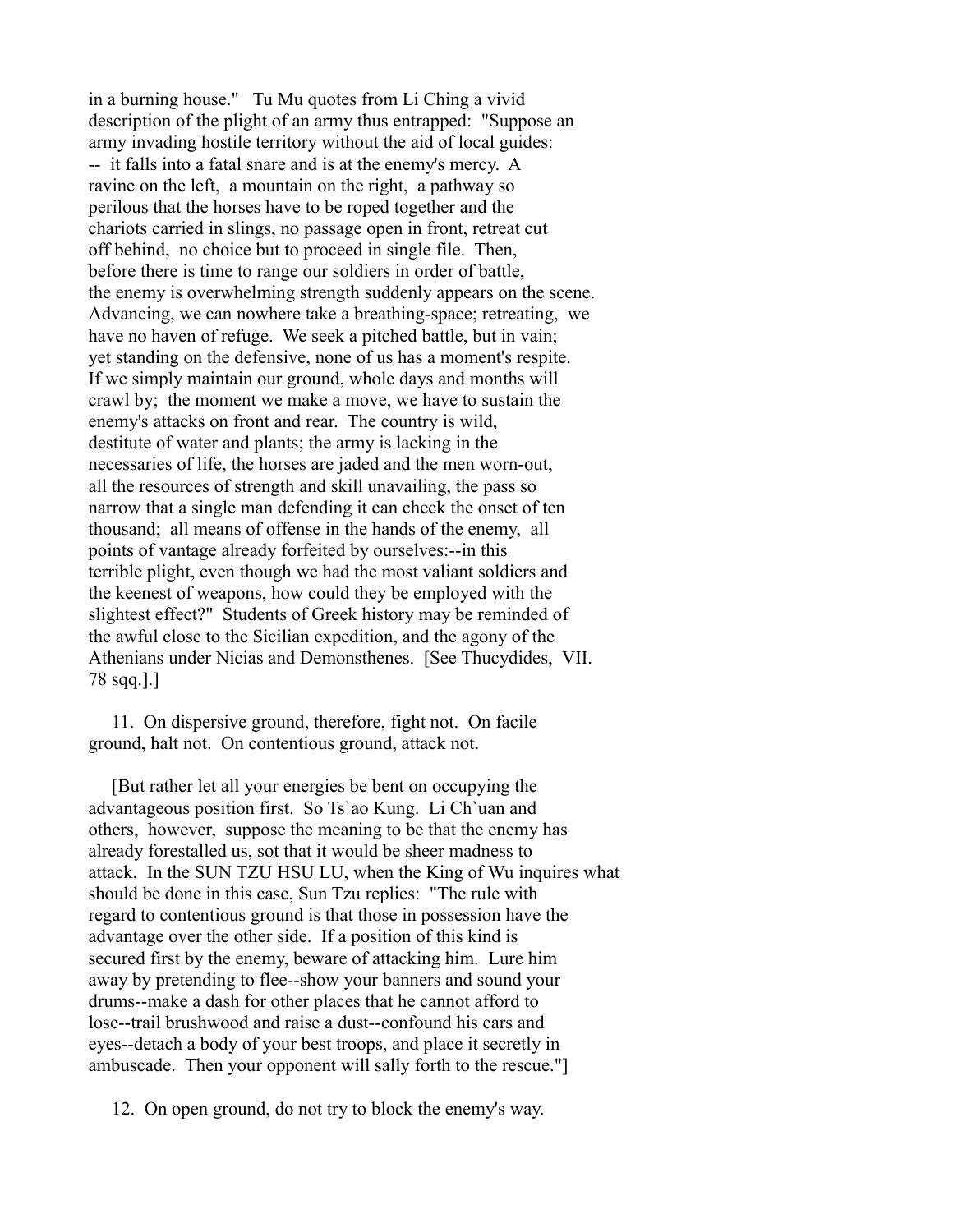in a burning house."  Tu Mu quotes from Li Ching a vivid description of the plight of an army thus entrapped:  "Suppose an army invading hostile territory without the aid of local guides: -- it falls into a fatal snare and is at the enemy's mercy.  A ravine on the left,  a mountain on the right,  a pathway so perilous that the horses have to be roped together and the chariots carried in slings, no passage open in front, retreat cut off behind,  no choice but to proceed in single file.  Then, before there is time to range our soldiers in order of battle, the enemy is overwhelming strength suddenly appears on the scene. Advancing, we can nowhere take a breathing-space; retreating,  we have no haven of refuge.  We seek a pitched battle, but in vain; yet standing on the defensive, none of us has a moment's respite. If we simply maintain our ground, whole days and months will crawl by;  the moment we make a move, we have to sustain the enemy's attacks on front and rear.  The country is wild, destitute of water and plants; the army is lacking in the necessaries of life, the horses are jaded and the men worn-out, all the resources of strength and skill unavailing, the pass so narrow that a single man defending it can check the onset of ten thousand;  all means of offense in the hands of the enemy,  all points of vantage already forfeited by ourselves:--in this terrible plight, even though we had the most valiant soldiers and the keenest of weapons, how could they be employed with the slightest effect?"  Students of Greek history may be reminded of the awful close to the Sicilian expedition, and the agony of the Athenians under Nicias and Demonsthenes.  [See Thucydides,  VII. 78 sqq.].]

11.  On dispersive ground, therefore, fight not.  On facile ground, halt not.  On contentious ground, attack not.

[But rather let all your energies be bent on occupying the advantageous position first.  So Ts`ao Kung.  Li Ch`uan and others,  however,  suppose the meaning to be that the enemy has already forestalled us, sot that it would be sheer madness to attack.  In the SUN TZU HSU LU, when the King of Wu inquires what should be done in this case, Sun Tzu replies:  "The rule with regard to contentious ground is that those in possession have the advantage over the other side.  If a position of this kind is secured first by the enemy, beware of attacking him.  Lure him away by pretending to flee--show your banners and sound your drums--make a dash for other places that he cannot afford to lose--trail brushwood and raise a dust--confound his ears and eyes--detach a body of your best troops, and place it secretly in ambuscade.  Then your opponent will sally forth to the rescue."]

12.  On open ground, do not try to block the enemy's way.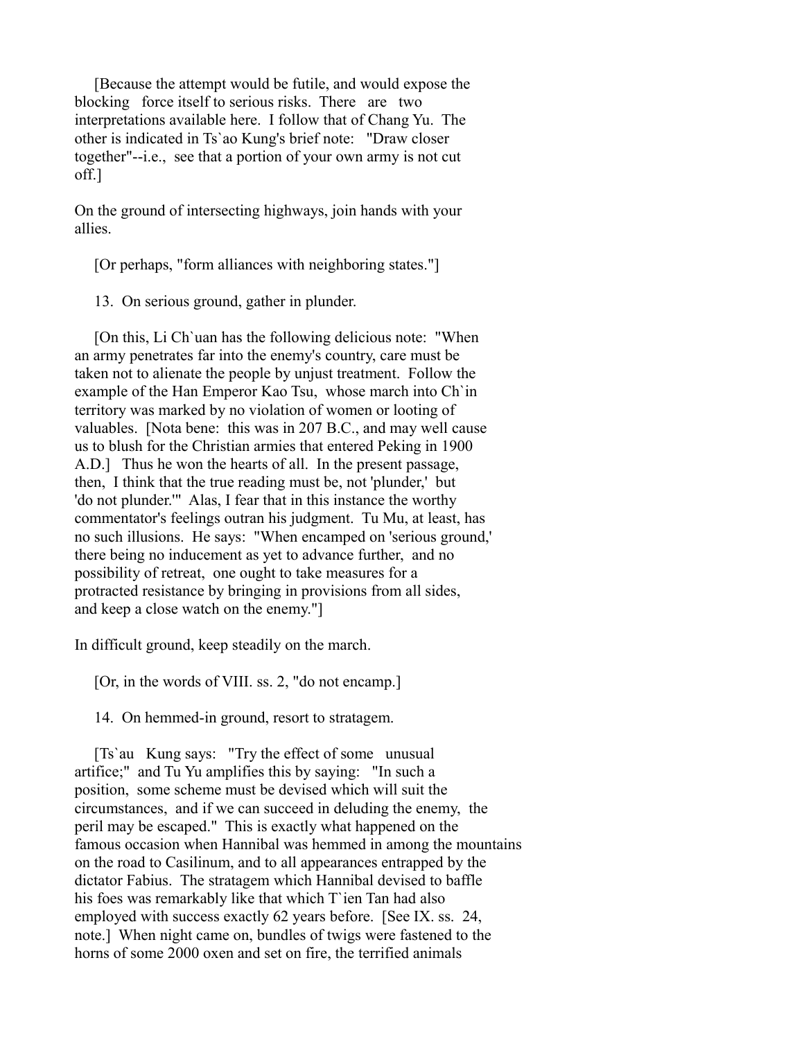[Because the attempt would be futile, and would expose the blocking force itself to serious risks. There are two interpretations available here. I follow that of Chang Yu. The other is indicated in Ts`ao Kung's brief note: "Draw closer together"--i.e., see that a portion of your own army is not cut off.]

On the ground of intersecting highways, join hands with your allies.

[Or perhaps, "form alliances with neighboring states."]

13. On serious ground, gather in plunder.

[On this, Li Ch`uan has the following delicious note: "When an army penetrates far into the enemy's country, care must be taken not to alienate the people by unjust treatment. Follow the example of the Han Emperor Kao Tsu, whose march into Ch`in territory was marked by no violation of women or looting of valuables. [Nota bene: this was in 207 B.C., and may well cause us to blush for the Christian armies that entered Peking in 1900 A.D.] Thus he won the hearts of all. In the present passage, then, I think that the true reading must be, not 'plunder,' but 'do not plunder.'" Alas, I fear that in this instance the worthy commentator's feelings outran his judgment. Tu Mu, at least, has no such illusions. He says: "When encamped on 'serious ground,' there being no inducement as yet to advance further, and no possibility of retreat, one ought to take measures for a protracted resistance by bringing in provisions from all sides, and keep a close watch on the enemy."]

In difficult ground, keep steadily on the march.

[Or, in the words of VIII. ss. 2, "do not encamp.]

14. On hemmed-in ground, resort to stratagem.

[Ts`au Kung says: "Try the effect of some unusual artifice;" and Tu Yu amplifies this by saying: "In such a position, some scheme must be devised which will suit the circumstances, and if we can succeed in deluding the enemy, the peril may be escaped." This is exactly what happened on the famous occasion when Hannibal was hemmed in among the mountains on the road to Casilinum, and to all appearances entrapped by the dictator Fabius. The stratagem which Hannibal devised to baffle his foes was remarkably like that which T`ien Tan had also employed with success exactly 62 years before. [See IX. ss. 24, note.] When night came on, bundles of twigs were fastened to the horns of some 2000 oxen and set on fire, the terrified animals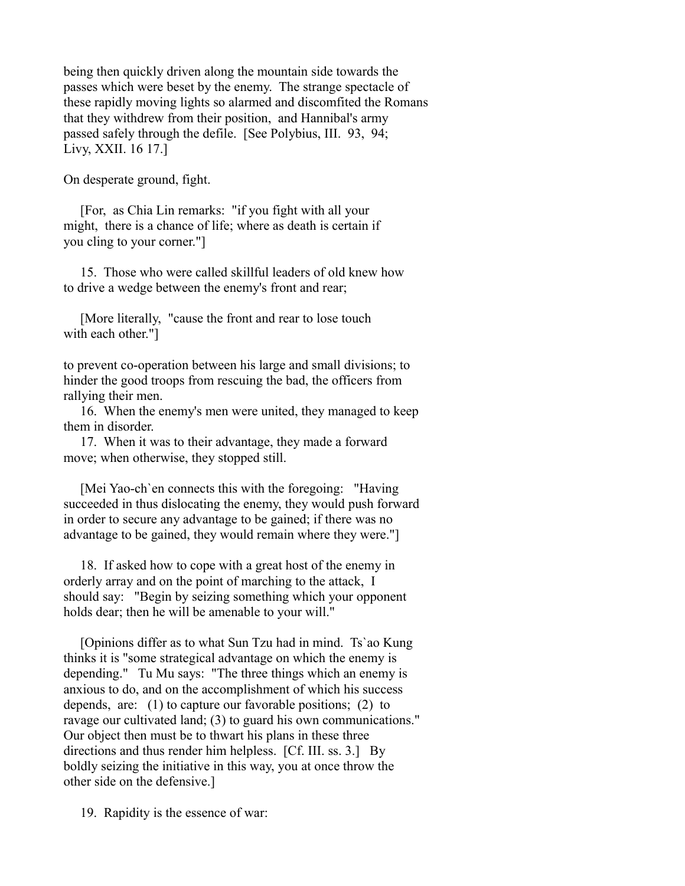being then quickly driven along the mountain side towards the passes which were beset by the enemy. The strange spectacle of these rapidly moving lights so alarmed and discomfited the Romans that they withdrew from their position, and Hannibal's army passed safely through the defile. [See Polybius, III. 93, 94; Livy, XXII. 16 17.]

On desperate ground, fight.

[For, as Chia Lin remarks: "if you fight with all your might, there is a chance of life; where as death is certain if you cling to your corner."]

15. Those who were called skillful leaders of old knew how to drive a wedge between the enemy's front and rear;

[More literally, "cause the front and rear to lose touch with each other."]

to prevent co-operation between his large and small divisions; to hinder the good troops from rescuing the bad, the officers from rallying their men.

16. When the enemy's men were united, they managed to keep them in disorder.

17. When it was to their advantage, they made a forward move; when otherwise, they stopped still.

[Mei Yao-ch`en connects this with the foregoing: "Having succeeded in thus dislocating the enemy, they would push forward in order to secure any advantage to be gained; if there was no advantage to be gained, they would remain where they were."]

18. If asked how to cope with a great host of the enemy in orderly array and on the point of marching to the attack, I should say: "Begin by seizing something which your opponent holds dear; then he will be amenable to your will."

[Opinions differ as to what Sun Tzu had in mind. Ts`ao Kung thinks it is "some strategical advantage on which the enemy is depending." Tu Mu says: "The three things which an enemy is anxious to do, and on the accomplishment of which his success depends, are: (1) to capture our favorable positions; (2) to ravage our cultivated land; (3) to guard his own communications." Our object then must be to thwart his plans in these three directions and thus render him helpless. [Cf. III. ss. 3.] By boldly seizing the initiative in this way, you at once throw the other side on the defensive.]

19. Rapidity is the essence of war: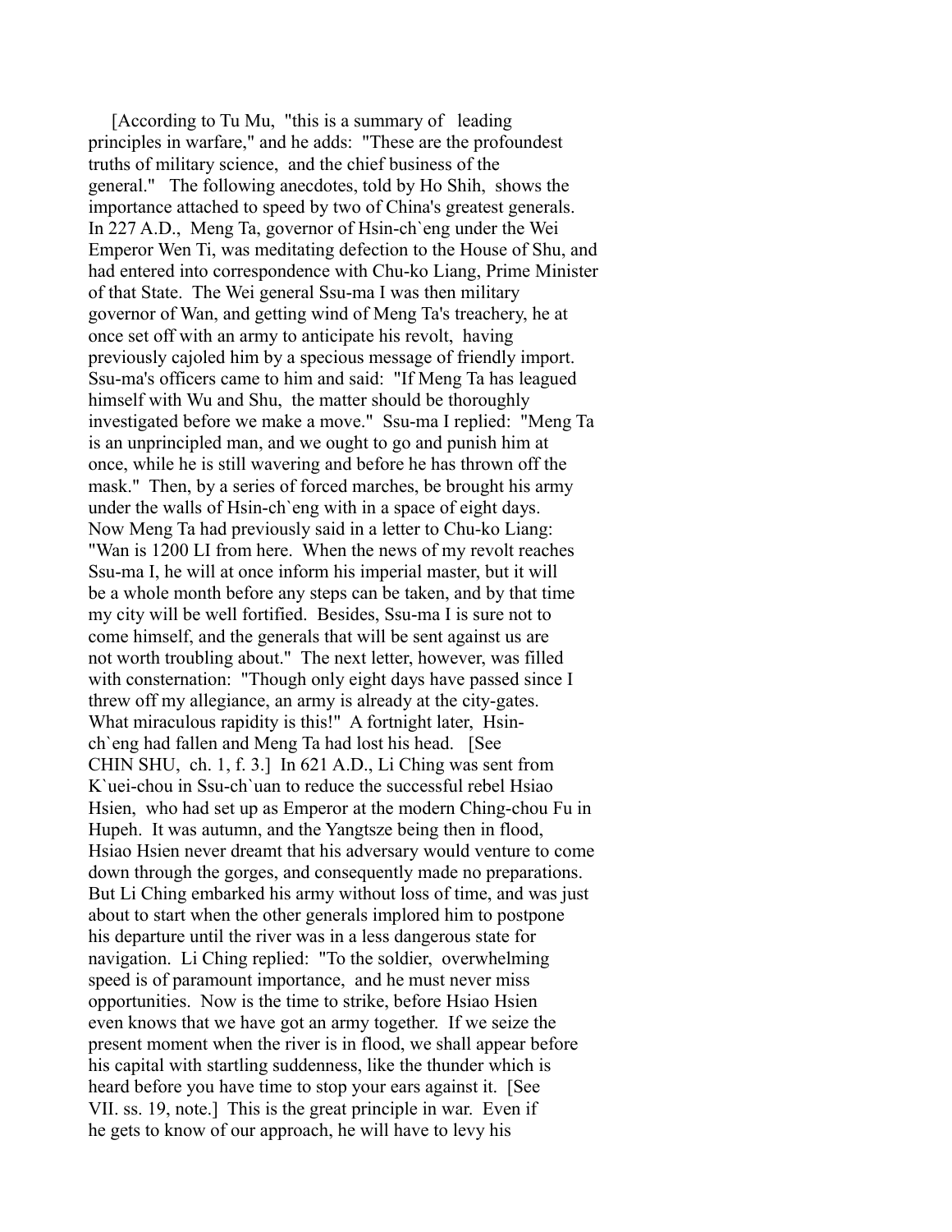[According to Tu Mu, "this is a summary of leading principles in warfare," and he adds: "These are the profoundest truths of military science, and the chief business of the general." The following anecdotes, told by Ho Shih, shows the importance attached to speed by two of China's greatest generals. In 227 A.D., Meng Ta, governor of Hsin-ch`eng under the Wei Emperor Wen Ti, was meditating defection to the House of Shu, and had entered into correspondence with Chu-ko Liang, Prime Minister of that State. The Wei general Ssu-ma I was then military governor of Wan, and getting wind of Meng Ta's treachery, he at once set off with an army to anticipate his revolt, having previously cajoled him by a specious message of friendly import. Ssu-ma's officers came to him and said: "If Meng Ta has leagued himself with Wu and Shu, the matter should be thoroughly investigated before we make a move." Ssu-ma I replied: "Meng Ta is an unprincipled man, and we ought to go and punish him at once, while he is still wavering and before he has thrown off the mask." Then, by a series of forced marches, be brought his army under the walls of Hsin-ch`eng with in a space of eight days. Now Meng Ta had previously said in a letter to Chu-ko Liang: "Wan is 1200 LI from here. When the news of my revolt reaches Ssu-ma I, he will at once inform his imperial master, but it will be a whole month before any steps can be taken, and by that time my city will be well fortified. Besides, Ssu-ma I is sure not to come himself, and the generals that will be sent against us are not worth troubling about." The next letter, however, was filled with consternation: "Though only eight days have passed since I threw off my allegiance, an army is already at the city-gates. What miraculous rapidity is this!" A fortnight later, Hsin-ch`eng had fallen and Meng Ta had lost his head. [See CHIN SHU, ch. 1, f. 3.] In 621 A.D., Li Ching was sent from K`uei-chou in Ssu-ch`uan to reduce the successful rebel Hsiao Hsien, who had set up as Emperor at the modern Ching-chou Fu in Hupeh. It was autumn, and the Yangtsze being then in flood, Hsiao Hsien never dreamt that his adversary would venture to come down through the gorges, and consequently made no preparations. But Li Ching embarked his army without loss of time, and was just about to start when the other generals implored him to postpone his departure until the river was in a less dangerous state for navigation. Li Ching replied: "To the soldier, overwhelming speed is of paramount importance, and he must never miss opportunities. Now is the time to strike, before Hsiao Hsien even knows that we have got an army together. If we seize the present moment when the river is in flood, we shall appear before his capital with startling suddenness, like the thunder which is heard before you have time to stop your ears against it. [See VII. ss. 19, note.] This is the great principle in war. Even if he gets to know of our approach, he will have to levy his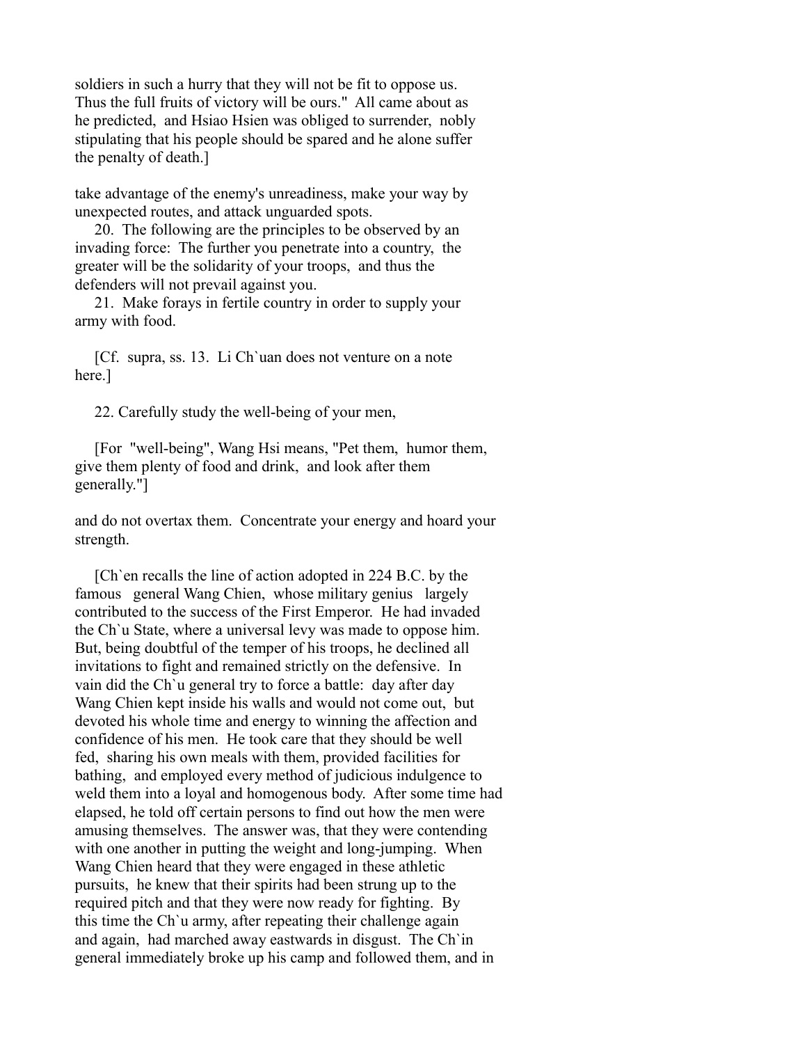soldiers in such a hurry that they will not be fit to oppose us. Thus the full fruits of victory will be ours." All came about as he predicted, and Hsiao Hsien was obliged to surrender, nobly stipulating that his people should be spared and he alone suffer the penalty of death.]

take advantage of the enemy's unreadiness, make your way by unexpected routes, and attack unguarded spots.

20. The following are the principles to be observed by an invading force: The further you penetrate into a country, the greater will be the solidarity of your troops, and thus the defenders will not prevail against you.

21. Make forays in fertile country in order to supply your army with food.

[Cf. supra, ss. 13. Li Ch`uan does not venture on a note here.]

22. Carefully study the well-being of your men,

[For "well-being", Wang Hsi means, "Pet them, humor them, give them plenty of food and drink, and look after them generally."]

and do not overtax them. Concentrate your energy and hoard your strength.

[Ch`en recalls the line of action adopted in 224 B.C. by the famous general Wang Chien, whose military genius largely contributed to the success of the First Emperor. He had invaded the Ch`u State, where a universal levy was made to oppose him. But, being doubtful of the temper of his troops, he declined all invitations to fight and remained strictly on the defensive. In vain did the Ch`u general try to force a battle: day after day Wang Chien kept inside his walls and would not come out, but devoted his whole time and energy to winning the affection and confidence of his men. He took care that they should be well fed, sharing his own meals with them, provided facilities for bathing, and employed every method of judicious indulgence to weld them into a loyal and homogenous body. After some time had elapsed, he told off certain persons to find out how the men were amusing themselves. The answer was, that they were contending with one another in putting the weight and long-jumping. When Wang Chien heard that they were engaged in these athletic pursuits, he knew that their spirits had been strung up to the required pitch and that they were now ready for fighting. By this time the Ch`u army, after repeating their challenge again and again, had marched away eastwards in disgust. The Ch`in general immediately broke up his camp and followed them, and in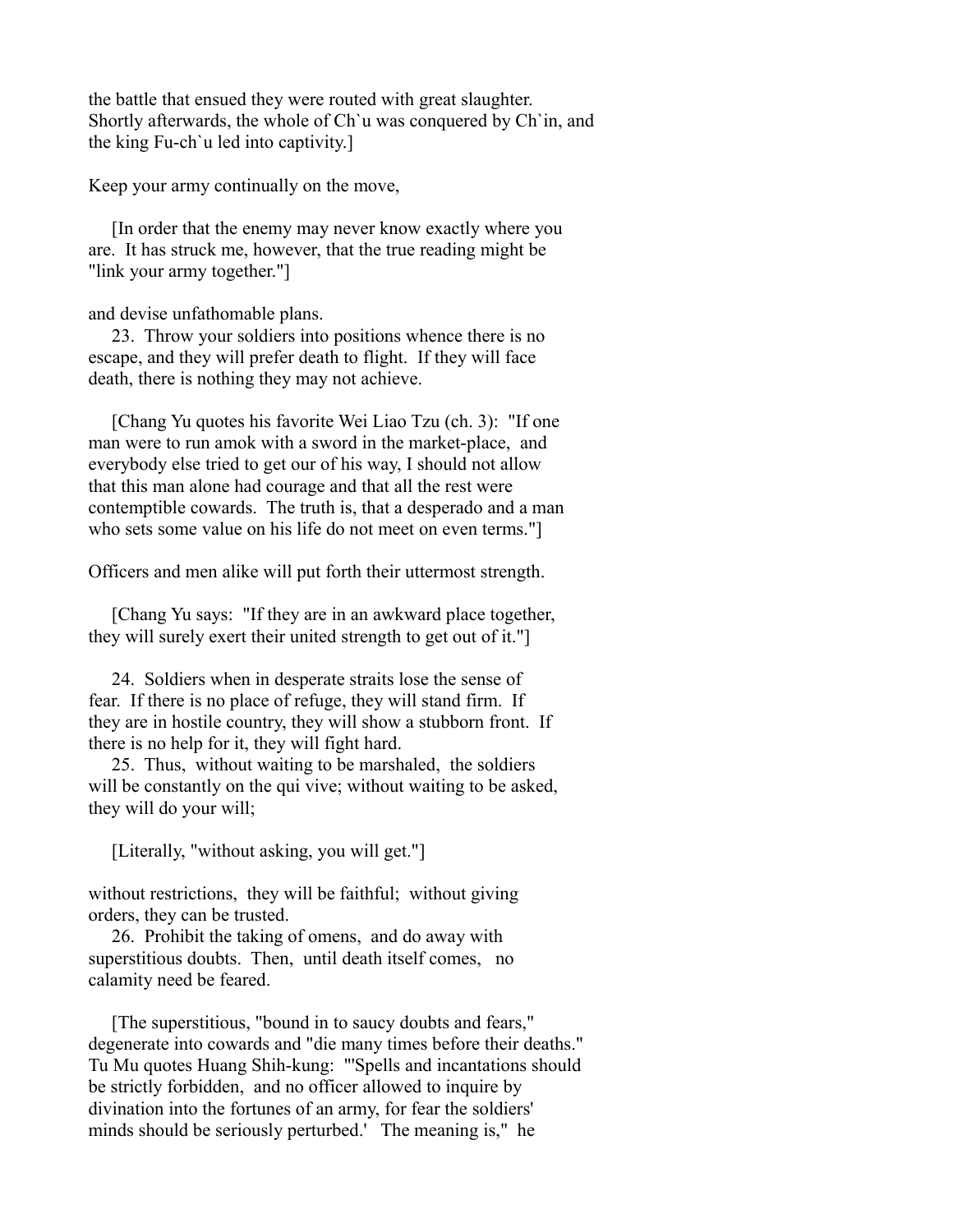the battle that ensued they were routed with great slaughter. Shortly afterwards, the whole of Ch`u was conquered by Ch`in, and the king Fu-ch`u led into captivity.]

Keep your army continually on the move,

[In order that the enemy may never know exactly where you are. It has struck me, however, that the true reading might be "link your army together."]

and devise unfathomable plans.

23. Throw your soldiers into positions whence there is no escape, and they will prefer death to flight. If they will face death, there is nothing they may not achieve.

[Chang Yu quotes his favorite Wei Liao Tzu (ch. 3): "If one man were to run amok with a sword in the market-place, and everybody else tried to get our of his way, I should not allow that this man alone had courage and that all the rest were contemptible cowards. The truth is, that a desperado and a man who sets some value on his life do not meet on even terms."]

Officers and men alike will put forth their uttermost strength.

[Chang Yu says: "If they are in an awkward place together, they will surely exert their united strength to get out of it."]

24. Soldiers when in desperate straits lose the sense of fear. If there is no place of refuge, they will stand firm. If they are in hostile country, they will show a stubborn front. If there is no help for it, they will fight hard.

25. Thus, without waiting to be marshaled, the soldiers will be constantly on the qui vive; without waiting to be asked, they will do your will;

[Literally, "without asking, you will get."]

without restrictions, they will be faithful; without giving orders, they can be trusted.

26. Prohibit the taking of omens, and do away with superstitious doubts. Then, until death itself comes, no calamity need be feared.

[The superstitious, "bound in to saucy doubts and fears," degenerate into cowards and "die many times before their deaths." Tu Mu quotes Huang Shih-kung: "'Spells and incantations should be strictly forbidden, and no officer allowed to inquire by divination into the fortunes of an army, for fear the soldiers' minds should be seriously perturbed.' The meaning is," he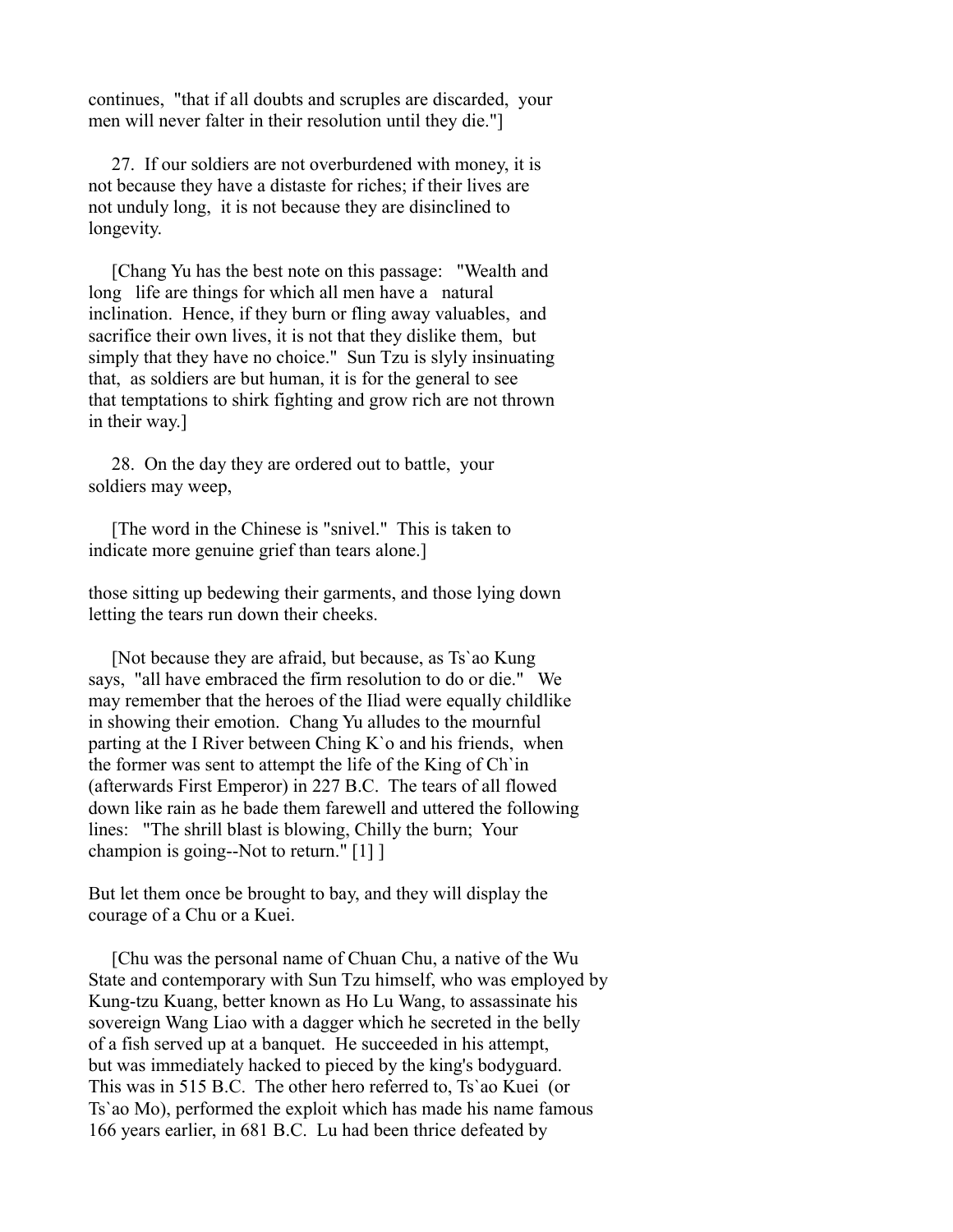continues, "that if all doubts and scruples are discarded, your men will never falter in their resolution until they die."]

27. If our soldiers are not overburdened with money, it is not because they have a distaste for riches; if their lives are not unduly long, it is not because they are disinclined to longevity.

[Chang Yu has the best note on this passage: "Wealth and long life are things for which all men have a natural inclination. Hence, if they burn or fling away valuables, and sacrifice their own lives, it is not that they dislike them, but simply that they have no choice." Sun Tzu is slyly insinuating that, as soldiers are but human, it is for the general to see that temptations to shirk fighting and grow rich are not thrown in their way.]

28. On the day they are ordered out to battle, your soldiers may weep,

[The word in the Chinese is "snivel." This is taken to indicate more genuine grief than tears alone.]

those sitting up bedewing their garments, and those lying down letting the tears run down their cheeks.

[Not because they are afraid, but because, as Ts`ao Kung says, "all have embraced the firm resolution to do or die." We may remember that the heroes of the Iliad were equally childlike in showing their emotion. Chang Yu alludes to the mournful parting at the I River between Ching K`o and his friends, when the former was sent to attempt the life of the King of Ch`in (afterwards First Emperor) in 227 B.C. The tears of all flowed down like rain as he bade them farewell and uttered the following lines: "The shrill blast is blowing, Chilly the burn; Your champion is going--Not to return." [1] ]

But let them once be brought to bay, and they will display the courage of a Chu or a Kuei.

[Chu was the personal name of Chuan Chu, a native of the Wu State and contemporary with Sun Tzu himself, who was employed by Kung-tzu Kuang, better known as Ho Lu Wang, to assassinate his sovereign Wang Liao with a dagger which he secreted in the belly of a fish served up at a banquet. He succeeded in his attempt, but was immediately hacked to pieced by the king's bodyguard. This was in 515 B.C. The other hero referred to, Ts`ao Kuei (or Ts`ao Mo), performed the exploit which has made his name famous 166 years earlier, in 681 B.C. Lu had been thrice defeated by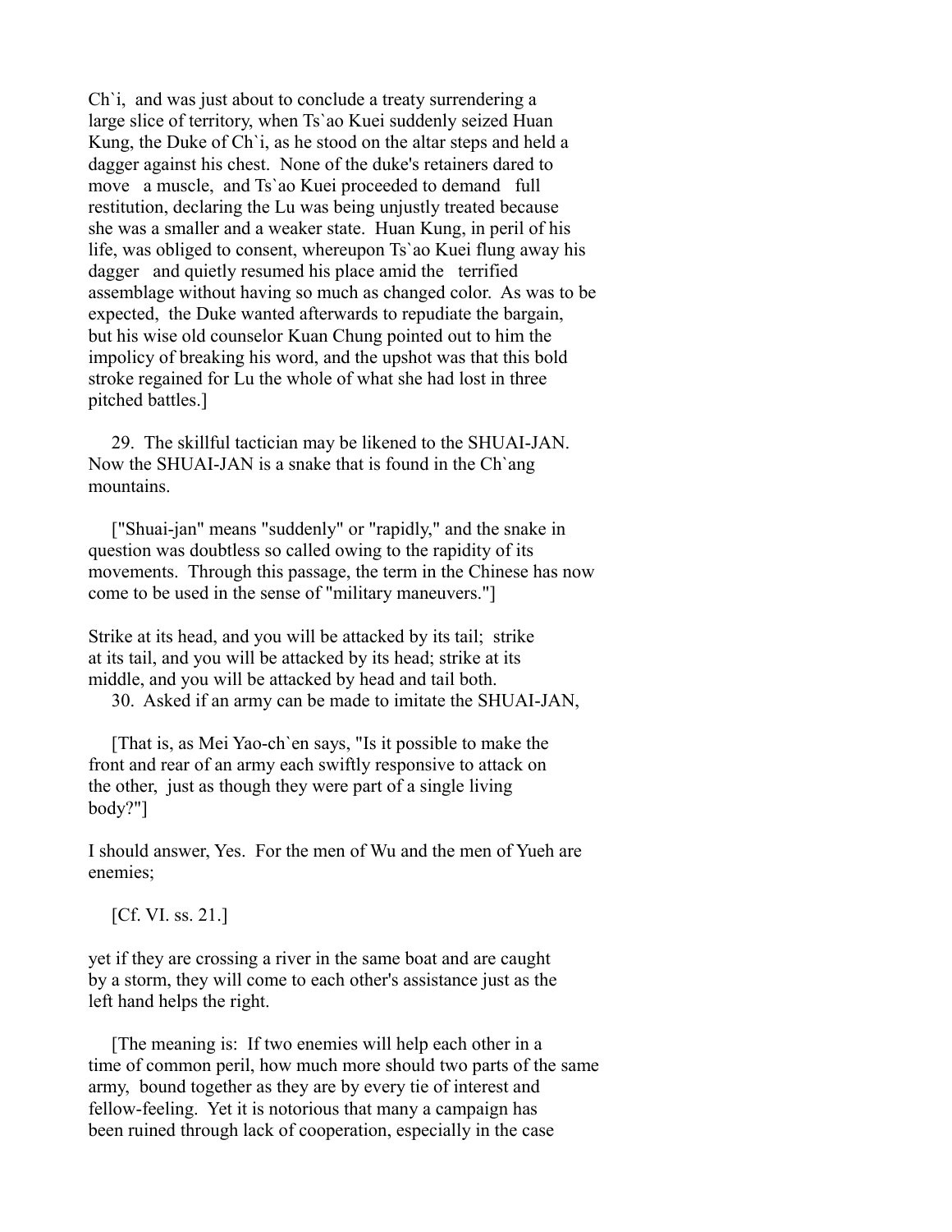Ch`i, and was just about to conclude a treaty surrendering a large slice of territory, when Ts`ao Kuei suddenly seized Huan Kung, the Duke of Ch`i, as he stood on the altar steps and held a dagger against his chest. None of the duke's retainers dared to move a muscle, and Ts`ao Kuei proceeded to demand full restitution, declaring the Lu was being unjustly treated because she was a smaller and a weaker state. Huan Kung, in peril of his life, was obliged to consent, whereupon Ts`ao Kuei flung away his dagger and quietly resumed his place amid the terrified assemblage without having so much as changed color. As was to be expected, the Duke wanted afterwards to repudiate the bargain, but his wise old counselor Kuan Chung pointed out to him the impolicy of breaking his word, and the upshot was that this bold stroke regained for Lu the whole of what she had lost in three pitched battles.]

29. The skillful tactician may be likened to the SHUAI-JAN. Now the SHUAI-JAN is a snake that is found in the Ch`ang mountains.

["Shuai-jan" means "suddenly" or "rapidly," and the snake in question was doubtless so called owing to the rapidity of its movements. Through this passage, the term in the Chinese has now come to be used in the sense of "military maneuvers."]

Strike at its head, and you will be attacked by its tail; strike at its tail, and you will be attacked by its head; strike at its middle, and you will be attacked by head and tail both.

30. Asked if an army can be made to imitate the SHUAI-JAN,

[That is, as Mei Yao-ch`en says, "Is it possible to make the front and rear of an army each swiftly responsive to attack on the other, just as though they were part of a single living body?"]

I should answer, Yes. For the men of Wu and the men of Yueh are enemies;

[Cf. VI. ss. 21.]

yet if they are crossing a river in the same boat and are caught by a storm, they will come to each other's assistance just as the left hand helps the right.

[The meaning is: If two enemies will help each other in a time of common peril, how much more should two parts of the same army, bound together as they are by every tie of interest and fellow-feeling. Yet it is notorious that many a campaign has been ruined through lack of cooperation, especially in the case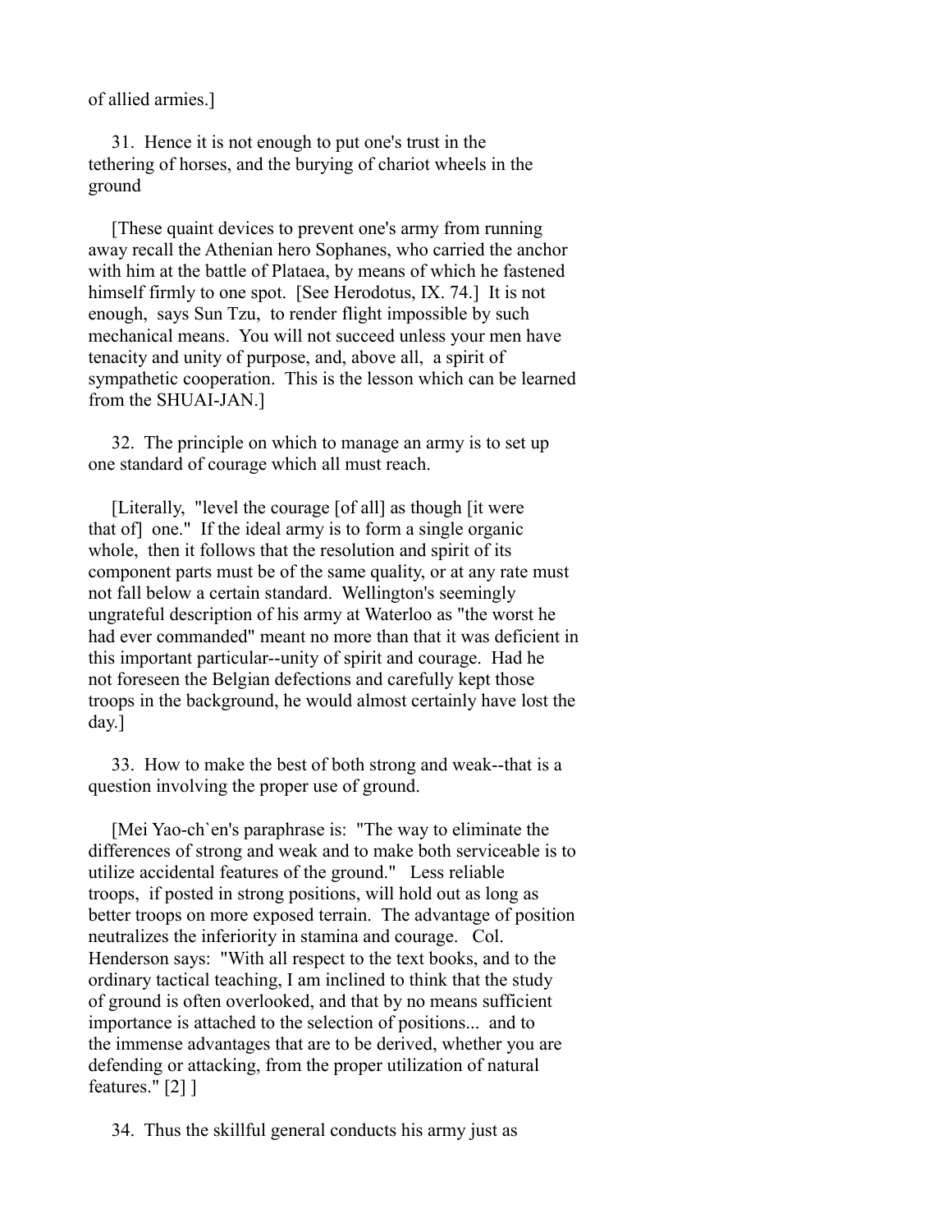of allied armies.]

31. Hence it is not enough to put one's trust in the tethering of horses, and the burying of chariot wheels in the ground

[These quaint devices to prevent one's army from running away recall the Athenian hero Sophanes, who carried the anchor with him at the battle of Plataea, by means of which he fastened himself firmly to one spot. [See Herodotus, IX. 74.] It is not enough, says Sun Tzu, to render flight impossible by such mechanical means. You will not succeed unless your men have tenacity and unity of purpose, and, above all, a spirit of sympathetic cooperation. This is the lesson which can be learned from the SHUAI-JAN.]

32. The principle on which to manage an army is to set up one standard of courage which all must reach.

[Literally, "level the courage [of all] as though [it were that of] one." If the ideal army is to form a single organic whole, then it follows that the resolution and spirit of its component parts must be of the same quality, or at any rate must not fall below a certain standard. Wellington's seemingly ungrateful description of his army at Waterloo as "the worst he had ever commanded" meant no more than that it was deficient in this important particular--unity of spirit and courage. Had he not foreseen the Belgian defections and carefully kept those troops in the background, he would almost certainly have lost the day.]

33. How to make the best of both strong and weak--that is a question involving the proper use of ground.

[Mei Yao-ch`en's paraphrase is: "The way to eliminate the differences of strong and weak and to make both serviceable is to utilize accidental features of the ground." Less reliable troops, if posted in strong positions, will hold out as long as better troops on more exposed terrain. The advantage of position neutralizes the inferiority in stamina and courage. Col. Henderson says: "With all respect to the text books, and to the ordinary tactical teaching, I am inclined to think that the study of ground is often overlooked, and that by no means sufficient importance is attached to the selection of positions... and to the immense advantages that are to be derived, whether you are defending or attacking, from the proper utilization of natural features." [2] ]

34. Thus the skillful general conducts his army just as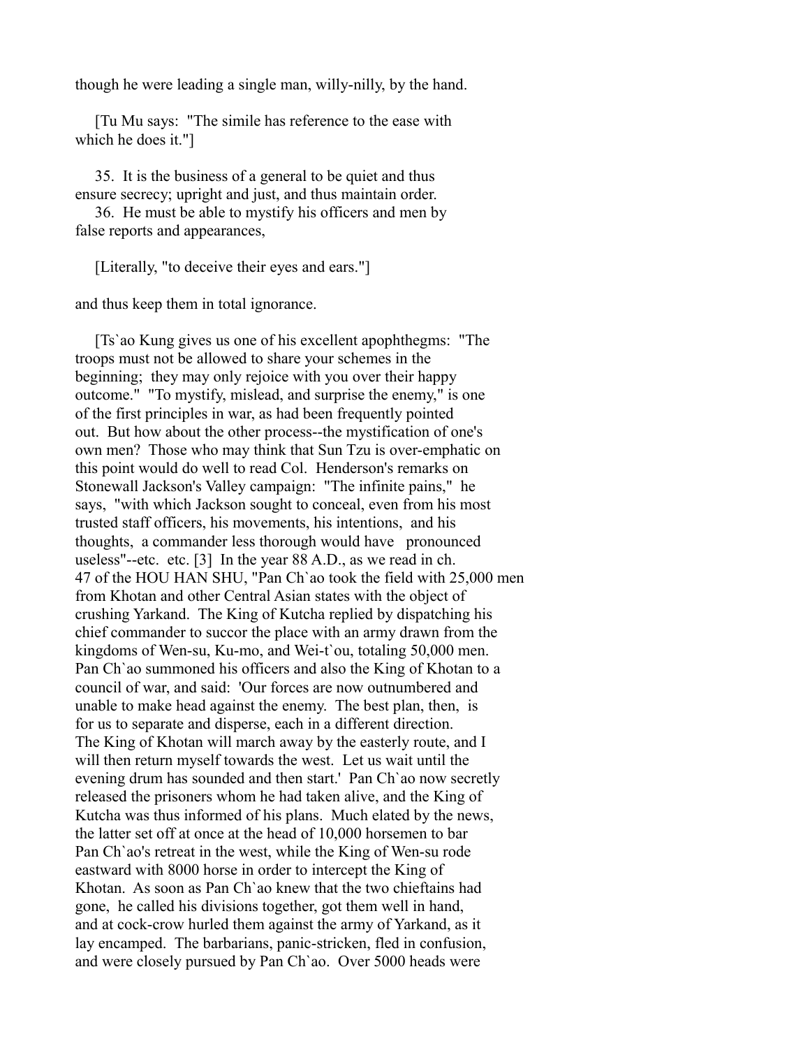though he were leading a single man, willy-nilly, by the hand.

[Tu Mu says: "The simile has reference to the ease with which he does it."]

35. It is the business of a general to be quiet and thus ensure secrecy; upright and just, and thus maintain order.

36. He must be able to mystify his officers and men by false reports and appearances,

[Literally, "to deceive their eyes and ears."]

and thus keep them in total ignorance.

[Ts`ao Kung gives us one of his excellent apophthegms: "The troops must not be allowed to share your schemes in the beginning; they may only rejoice with you over their happy outcome." "To mystify, mislead, and surprise the enemy," is one of the first principles in war, as had been frequently pointed out. But how about the other process--the mystification of one's own men? Those who may think that Sun Tzu is over-emphatic on this point would do well to read Col. Henderson's remarks on Stonewall Jackson's Valley campaign: "The infinite pains," he says, "with which Jackson sought to conceal, even from his most trusted staff officers, his movements, his intentions, and his thoughts, a commander less thorough would have pronounced useless"--etc. etc. [3] In the year 88 A.D., as we read in ch. 47 of the HOU HAN SHU, "Pan Ch`ao took the field with 25,000 men from Khotan and other Central Asian states with the object of crushing Yarkand. The King of Kutcha replied by dispatching his chief commander to succor the place with an army drawn from the kingdoms of Wen-su, Ku-mo, and Wei-t`ou, totaling 50,000 men. Pan Ch`ao summoned his officers and also the King of Khotan to a council of war, and said: 'Our forces are now outnumbered and unable to make head against the enemy. The best plan, then, is for us to separate and disperse, each in a different direction. The King of Khotan will march away by the easterly route, and I will then return myself towards the west. Let us wait until the evening drum has sounded and then start.' Pan Ch`ao now secretly released the prisoners whom he had taken alive, and the King of Kutcha was thus informed of his plans. Much elated by the news, the latter set off at once at the head of 10,000 horsemen to bar Pan Ch`ao's retreat in the west, while the King of Wen-su rode eastward with 8000 horse in order to intercept the King of Khotan. As soon as Pan Ch`ao knew that the two chieftains had gone, he called his divisions together, got them well in hand, and at cock-crow hurled them against the army of Yarkand, as it lay encamped. The barbarians, panic-stricken, fled in confusion, and were closely pursued by Pan Ch`ao. Over 5000 heads were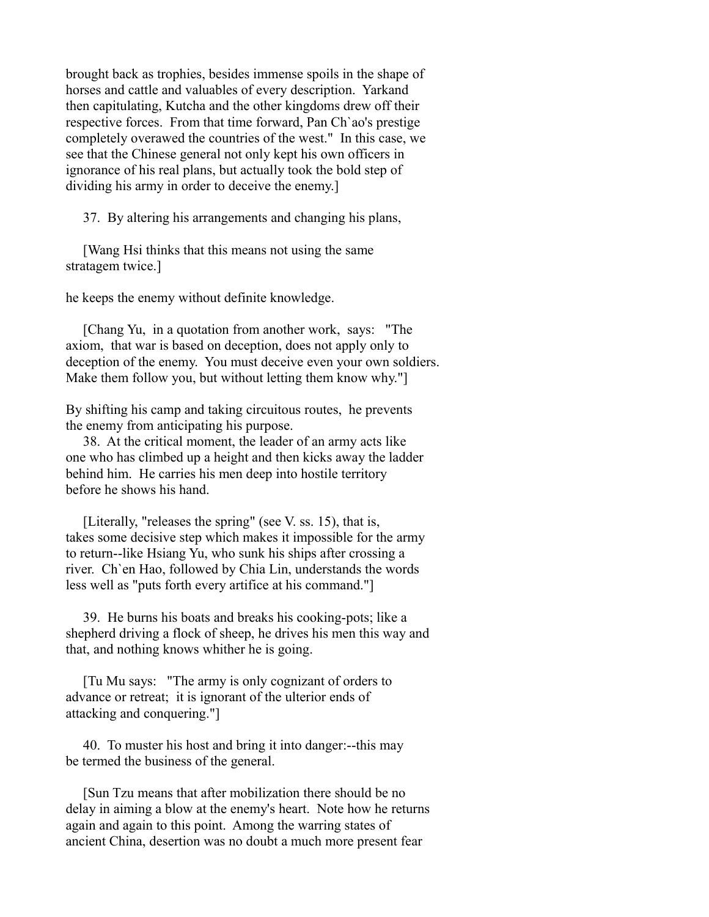brought back as trophies, besides immense spoils in the shape of horses and cattle and valuables of every description. Yarkand then capitulating, Kutcha and the other kingdoms drew off their respective forces. From that time forward, Pan Ch`ao's prestige completely overawed the countries of the west." In this case, we see that the Chinese general not only kept his own officers in ignorance of his real plans, but actually took the bold step of dividing his army in order to deceive the enemy.]

37. By altering his arrangements and changing his plans,

[Wang Hsi thinks that this means not using the same stratagem twice.]

he keeps the enemy without definite knowledge.

[Chang Yu, in a quotation from another work, says: "The axiom, that war is based on deception, does not apply only to deception of the enemy. You must deceive even your own soldiers. Make them follow you, but without letting them know why."]

By shifting his camp and taking circuitous routes, he prevents the enemy from anticipating his purpose.

38. At the critical moment, the leader of an army acts like one who has climbed up a height and then kicks away the ladder behind him. He carries his men deep into hostile territory before he shows his hand.

[Literally, "releases the spring" (see V. ss. 15), that is, takes some decisive step which makes it impossible for the army to return--like Hsiang Yu, who sunk his ships after crossing a river. Ch`en Hao, followed by Chia Lin, understands the words less well as "puts forth every artifice at his command."]

39. He burns his boats and breaks his cooking-pots; like a shepherd driving a flock of sheep, he drives his men this way and that, and nothing knows whither he is going.

[Tu Mu says: "The army is only cognizant of orders to advance or retreat; it is ignorant of the ulterior ends of attacking and conquering."]

40. To muster his host and bring it into danger:--this may be termed the business of the general.

[Sun Tzu means that after mobilization there should be no delay in aiming a blow at the enemy's heart. Note how he returns again and again to this point. Among the warring states of ancient China, desertion was no doubt a much more present fear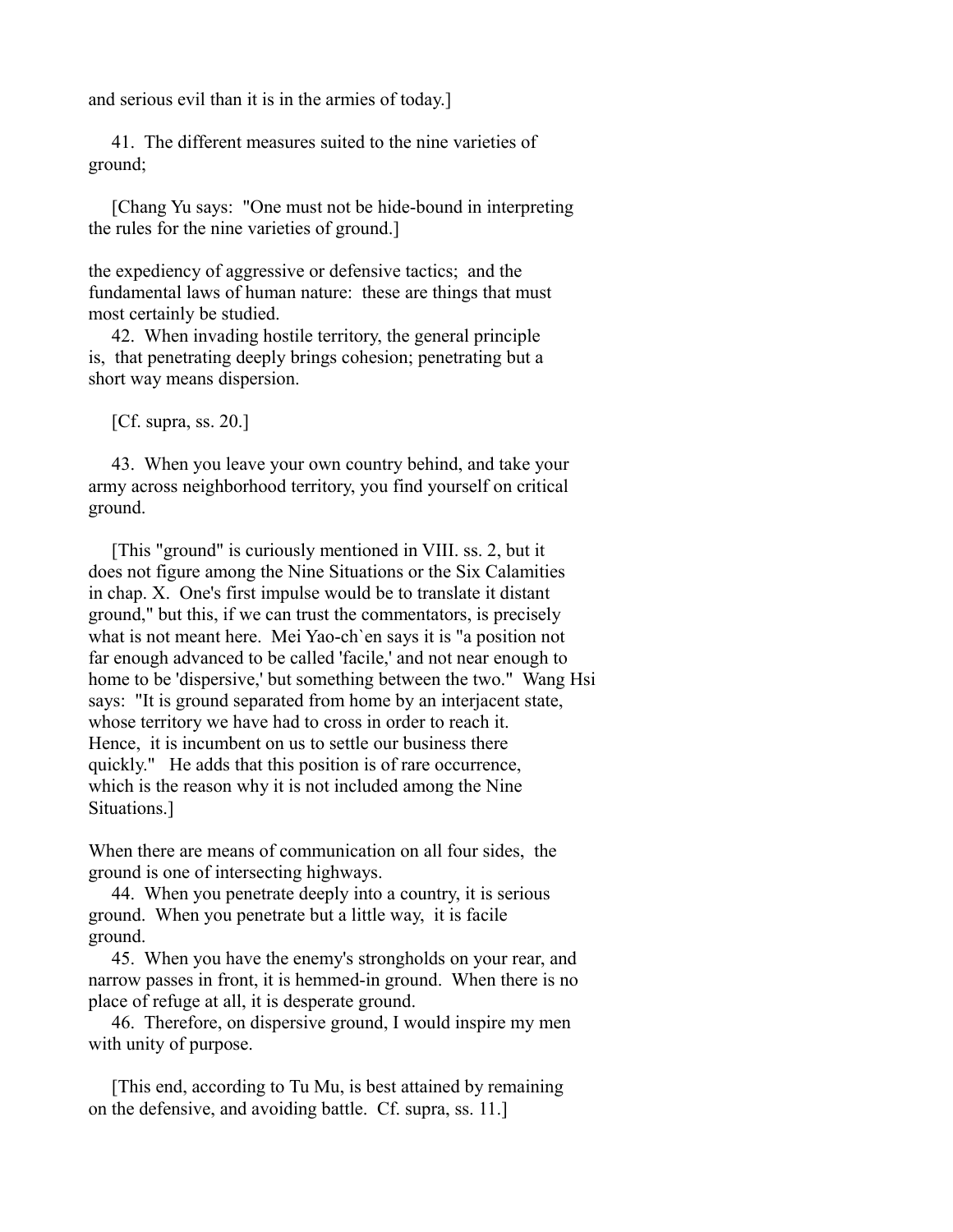and serious evil than it is in the armies of today.]

41. The different measures suited to the nine varieties of ground;

[Chang Yu says: "One must not be hide-bound in interpreting the rules for the nine varieties of ground.]

the expediency of aggressive or defensive tactics; and the fundamental laws of human nature: these are things that must most certainly be studied.

42. When invading hostile territory, the general principle is, that penetrating deeply brings cohesion; penetrating but a short way means dispersion.

[Cf. supra, ss. 20.]

43. When you leave your own country behind, and take your army across neighborhood territory, you find yourself on critical ground.

[This "ground" is curiously mentioned in VIII. ss. 2, but it does not figure among the Nine Situations or the Six Calamities in chap. X. One's first impulse would be to translate it distant ground," but this, if we can trust the commentators, is precisely what is not meant here. Mei Yao-ch`en says it is "a position not far enough advanced to be called 'facile,' and not near enough to home to be 'dispersive,' but something between the two." Wang Hsi says: "It is ground separated from home by an interjacent state, whose territory we have had to cross in order to reach it. Hence, it is incumbent on us to settle our business there quickly." He adds that this position is of rare occurrence, which is the reason why it is not included among the Nine Situations.]

When there are means of communication on all four sides, the ground is one of intersecting highways.

44. When you penetrate deeply into a country, it is serious ground. When you penetrate but a little way, it is facile ground.

45. When you have the enemy's strongholds on your rear, and narrow passes in front, it is hemmed-in ground. When there is no place of refuge at all, it is desperate ground.

46. Therefore, on dispersive ground, I would inspire my men with unity of purpose.

[This end, according to Tu Mu, is best attained by remaining on the defensive, and avoiding battle. Cf. supra, ss. 11.]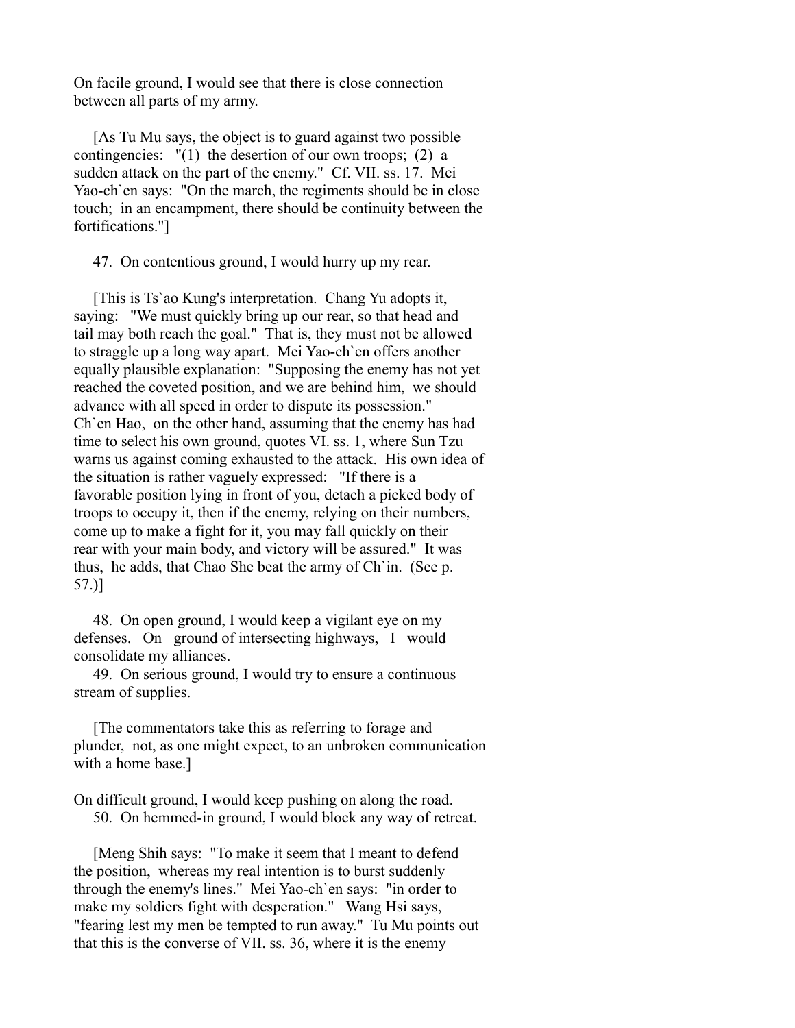On facile ground, I would see that there is close connection between all parts of my army.

[As Tu Mu says, the object is to guard against two possible contingencies: "(1) the desertion of our own troops; (2) a sudden attack on the part of the enemy." Cf. VII. ss. 17. Mei Yao-ch`en says: "On the march, the regiments should be in close touch; in an encampment, there should be continuity between the fortifications."]

47. On contentious ground, I would hurry up my rear.

[This is Ts`ao Kung's interpretation. Chang Yu adopts it, saying: "We must quickly bring up our rear, so that head and tail may both reach the goal." That is, they must not be allowed to straggle up a long way apart. Mei Yao-ch`en offers another equally plausible explanation: "Supposing the enemy has not yet reached the coveted position, and we are behind him, we should advance with all speed in order to dispute its possession." Ch`en Hao, on the other hand, assuming that the enemy has had time to select his own ground, quotes VI. ss. 1, where Sun Tzu warns us against coming exhausted to the attack. His own idea of the situation is rather vaguely expressed: "If there is a favorable position lying in front of you, detach a picked body of troops to occupy it, then if the enemy, relying on their numbers, come up to make a fight for it, you may fall quickly on their rear with your main body, and victory will be assured." It was thus, he adds, that Chao She beat the army of Ch`in. (See p. 57.)]

48. On open ground, I would keep a vigilant eye on my defenses. On ground of intersecting highways, I would consolidate my alliances.

49. On serious ground, I would try to ensure a continuous stream of supplies.

[The commentators take this as referring to forage and plunder, not, as one might expect, to an unbroken communication with a home base.]

On difficult ground, I would keep pushing on along the road.

50. On hemmed-in ground, I would block any way of retreat.

[Meng Shih says: "To make it seem that I meant to defend the position, whereas my real intention is to burst suddenly through the enemy's lines." Mei Yao-ch`en says: "in order to make my soldiers fight with desperation." Wang Hsi says, "fearing lest my men be tempted to run away." Tu Mu points out that this is the converse of VII. ss. 36, where it is the enemy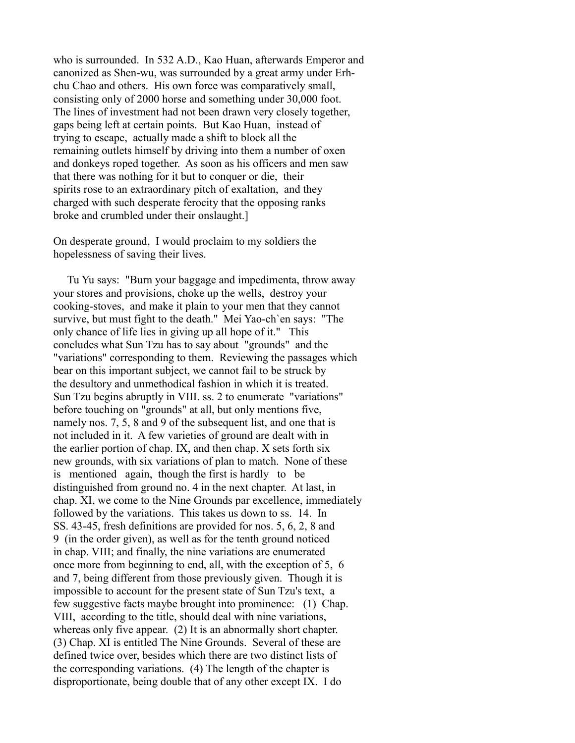who is surrounded. In 532 A.D., Kao Huan, afterwards Emperor and canonized as Shen-wu, was surrounded by a great army under Erh-chu Chao and others. His own force was comparatively small, consisting only of 2000 horse and something under 30,000 foot. The lines of investment had not been drawn very closely together, gaps being left at certain points. But Kao Huan, instead of trying to escape, actually made a shift to block all the remaining outlets himself by driving into them a number of oxen and donkeys roped together. As soon as his officers and men saw that there was nothing for it but to conquer or die, their spirits rose to an extraordinary pitch of exaltation, and they charged with such desperate ferocity that the opposing ranks broke and crumbled under their onslaught.]

On desperate ground, I would proclaim to my soldiers the hopelessness of saving their lives.

Tu Yu says: "Burn your baggage and impedimenta, throw away your stores and provisions, choke up the wells, destroy your cooking-stoves, and make it plain to your men that they cannot survive, but must fight to the death." Mei Yao-ch`en says: "The only chance of life lies in giving up all hope of it." This concludes what Sun Tzu has to say about "grounds" and the "variations" corresponding to them. Reviewing the passages which bear on this important subject, we cannot fail to be struck by the desultory and unmethodical fashion in which it is treated. Sun Tzu begins abruptly in VIII. ss. 2 to enumerate "variations" before touching on "grounds" at all, but only mentions five, namely nos. 7, 5, 8 and 9 of the subsequent list, and one that is not included in it. A few varieties of ground are dealt with in the earlier portion of chap. IX, and then chap. X sets forth six new grounds, with six variations of plan to match. None of these is mentioned again, though the first is hardly to be distinguished from ground no. 4 in the next chapter. At last, in chap. XI, we come to the Nine Grounds par excellence, immediately followed by the variations. This takes us down to ss. 14. In SS. 43-45, fresh definitions are provided for nos. 5, 6, 2, 8 and 9 (in the order given), as well as for the tenth ground noticed in chap. VIII; and finally, the nine variations are enumerated once more from beginning to end, all, with the exception of 5, 6 and 7, being different from those previously given. Though it is impossible to account for the present state of Sun Tzu's text, a few suggestive facts maybe brought into prominence: (1) Chap. VIII, according to the title, should deal with nine variations, whereas only five appear. (2) It is an abnormally short chapter. (3) Chap. XI is entitled The Nine Grounds. Several of these are defined twice over, besides which there are two distinct lists of the corresponding variations. (4) The length of the chapter is disproportionate, being double that of any other except IX. I do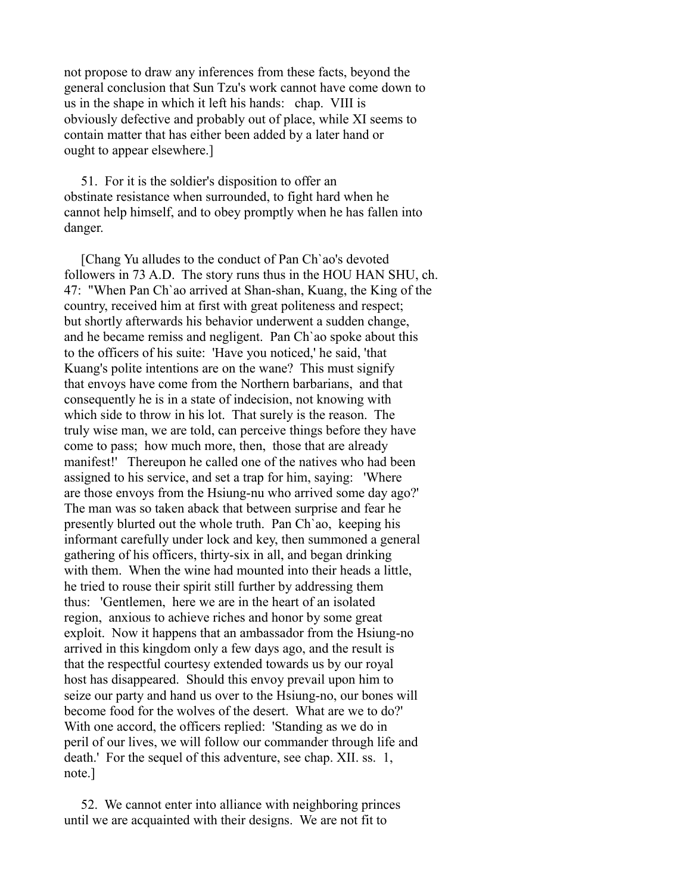not propose to draw any inferences from these facts, beyond the general conclusion that Sun Tzu's work cannot have come down to us in the shape in which it left his hands: chap. VIII is obviously defective and probably out of place, while XI seems to contain matter that has either been added by a later hand or ought to appear elsewhere.]

51. For it is the soldier's disposition to offer an obstinate resistance when surrounded, to fight hard when he cannot help himself, and to obey promptly when he has fallen into danger.

[Chang Yu alludes to the conduct of Pan Ch`ao's devoted followers in 73 A.D. The story runs thus in the HOU HAN SHU, ch. 47: "When Pan Ch`ao arrived at Shan-shan, Kuang, the King of the country, received him at first with great politeness and respect; but shortly afterwards his behavior underwent a sudden change, and he became remiss and negligent. Pan Ch`ao spoke about this to the officers of his suite: 'Have you noticed,' he said, 'that Kuang's polite intentions are on the wane? This must signify that envoys have come from the Northern barbarians, and that consequently he is in a state of indecision, not knowing with which side to throw in his lot. That surely is the reason. The truly wise man, we are told, can perceive things before they have come to pass; how much more, then, those that are already manifest!' Thereupon he called one of the natives who had been assigned to his service, and set a trap for him, saying: 'Where are those envoys from the Hsiung-nu who arrived some day ago?' The man was so taken aback that between surprise and fear he presently blurted out the whole truth. Pan Ch`ao, keeping his informant carefully under lock and key, then summoned a general gathering of his officers, thirty-six in all, and began drinking with them. When the wine had mounted into their heads a little, he tried to rouse their spirit still further by addressing them thus: 'Gentlemen, here we are in the heart of an isolated region, anxious to achieve riches and honor by some great exploit. Now it happens that an ambassador from the Hsiung-no arrived in this kingdom only a few days ago, and the result is that the respectful courtesy extended towards us by our royal host has disappeared. Should this envoy prevail upon him to seize our party and hand us over to the Hsiung-no, our bones will become food for the wolves of the desert. What are we to do?' With one accord, the officers replied: 'Standing as we do in peril of our lives, we will follow our commander through life and death.' For the sequel of this adventure, see chap. XII. ss. 1, note.]

52. We cannot enter into alliance with neighboring princes until we are acquainted with their designs. We are not fit to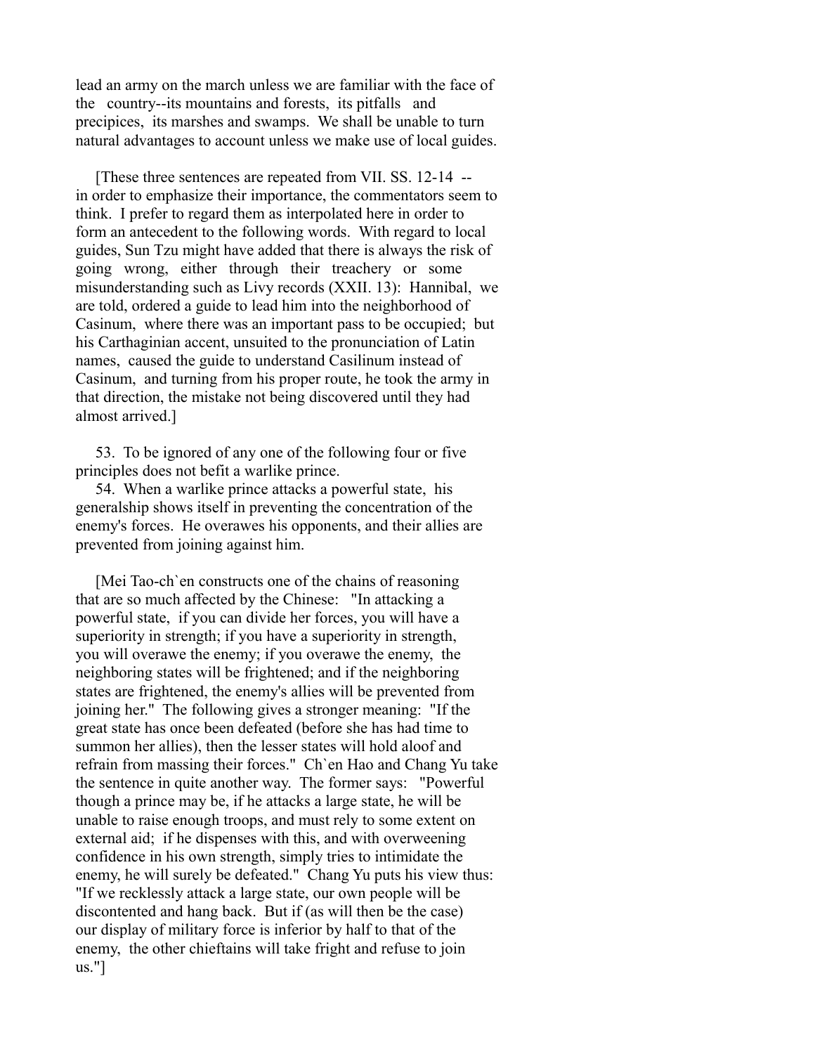lead an army on the march unless we are familiar with the face of the country--its mountains and forests, its pitfalls and precipices, its marshes and swamps. We shall be unable to turn natural advantages to account unless we make use of local guides.

[These three sentences are repeated from VII. SS. 12-14 -- in order to emphasize their importance, the commentators seem to think. I prefer to regard them as interpolated here in order to form an antecedent to the following words. With regard to local guides, Sun Tzu might have added that there is always the risk of going wrong, either through their treachery or some misunderstanding such as Livy records (XXII. 13): Hannibal, we are told, ordered a guide to lead him into the neighborhood of Casinum, where there was an important pass to be occupied; but his Carthaginian accent, unsuited to the pronunciation of Latin names, caused the guide to understand Casilinum instead of Casinum, and turning from his proper route, he took the army in that direction, the mistake not being discovered until they had almost arrived.]

53. To be ignored of any one of the following four or five principles does not befit a warlike prince.

54. When a warlike prince attacks a powerful state, his generalship shows itself in preventing the concentration of the enemy's forces. He overawes his opponents, and their allies are prevented from joining against him.

[Mei Tao-ch`en constructs one of the chains of reasoning that are so much affected by the Chinese: "In attacking a powerful state, if you can divide her forces, you will have a superiority in strength; if you have a superiority in strength, you will overawe the enemy; if you overawe the enemy, the neighboring states will be frightened; and if the neighboring states are frightened, the enemy's allies will be prevented from joining her." The following gives a stronger meaning: "If the great state has once been defeated (before she has had time to summon her allies), then the lesser states will hold aloof and refrain from massing their forces." Ch`en Hao and Chang Yu take the sentence in quite another way. The former says: "Powerful though a prince may be, if he attacks a large state, he will be unable to raise enough troops, and must rely to some extent on external aid; if he dispenses with this, and with overweening confidence in his own strength, simply tries to intimidate the enemy, he will surely be defeated." Chang Yu puts his view thus: "If we recklessly attack a large state, our own people will be discontented and hang back. But if (as will then be the case) our display of military force is inferior by half to that of the enemy, the other chieftains will take fright and refuse to join us."]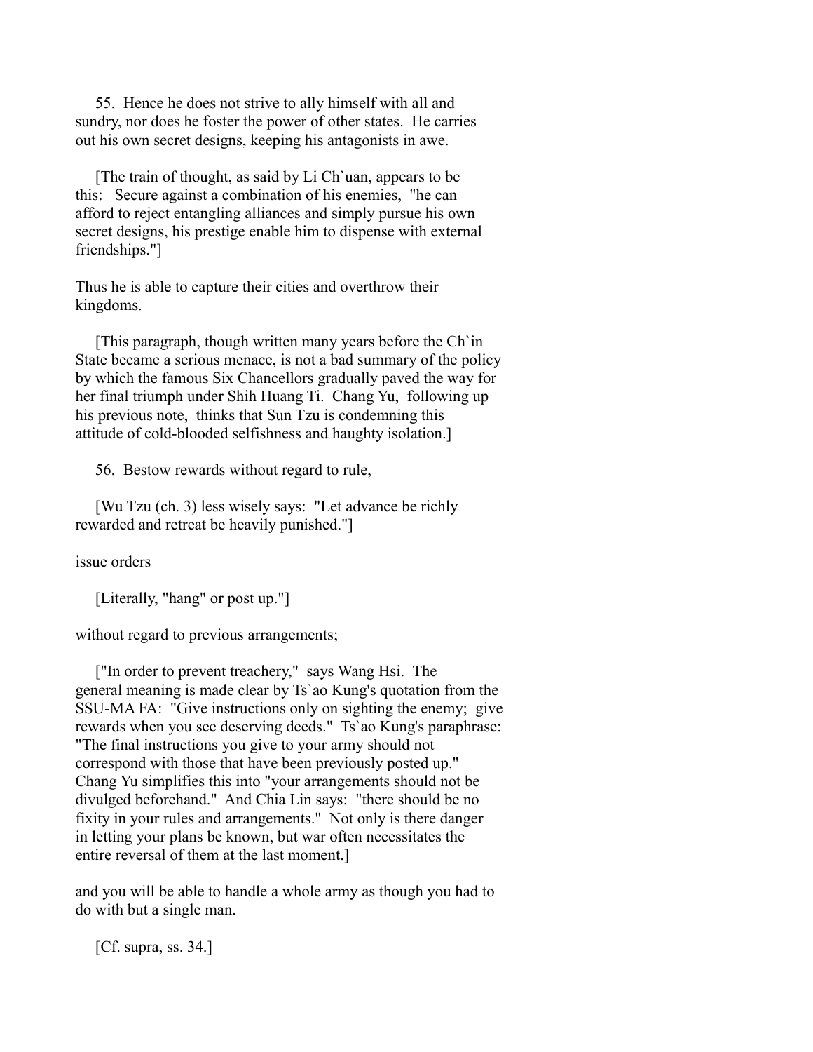55. Hence he does not strive to ally himself with all and sundry, nor does he foster the power of other states. He carries out his own secret designs, keeping his antagonists in awe.

[The train of thought, as said by Li Ch`uan, appears to be this: Secure against a combination of his enemies, "he can afford to reject entangling alliances and simply pursue his own secret designs, his prestige enable him to dispense with external friendships."]

Thus he is able to capture their cities and overthrow their kingdoms.

[This paragraph, though written many years before the Ch`in State became a serious menace, is not a bad summary of the policy by which the famous Six Chancellors gradually paved the way for her final triumph under Shih Huang Ti. Chang Yu, following up his previous note, thinks that Sun Tzu is condemning this attitude of cold-blooded selfishness and haughty isolation.]

56. Bestow rewards without regard to rule,

[Wu Tzu (ch. 3) less wisely says: "Let advance be richly rewarded and retreat be heavily punished."]

issue orders

[Literally, "hang" or post up."]

without regard to previous arrangements;

["In order to prevent treachery," says Wang Hsi. The general meaning is made clear by Ts`ao Kung's quotation from the SSU-MA FA: "Give instructions only on sighting the enemy; give rewards when you see deserving deeds." Ts`ao Kung's paraphrase: "The final instructions you give to your army should not correspond with those that have been previously posted up." Chang Yu simplifies this into "your arrangements should not be divulged beforehand." And Chia Lin says: "there should be no fixity in your rules and arrangements." Not only is there danger in letting your plans be known, but war often necessitates the entire reversal of them at the last moment.]

and you will be able to handle a whole army as though you had to do with but a single man.

[Cf. supra, ss. 34.]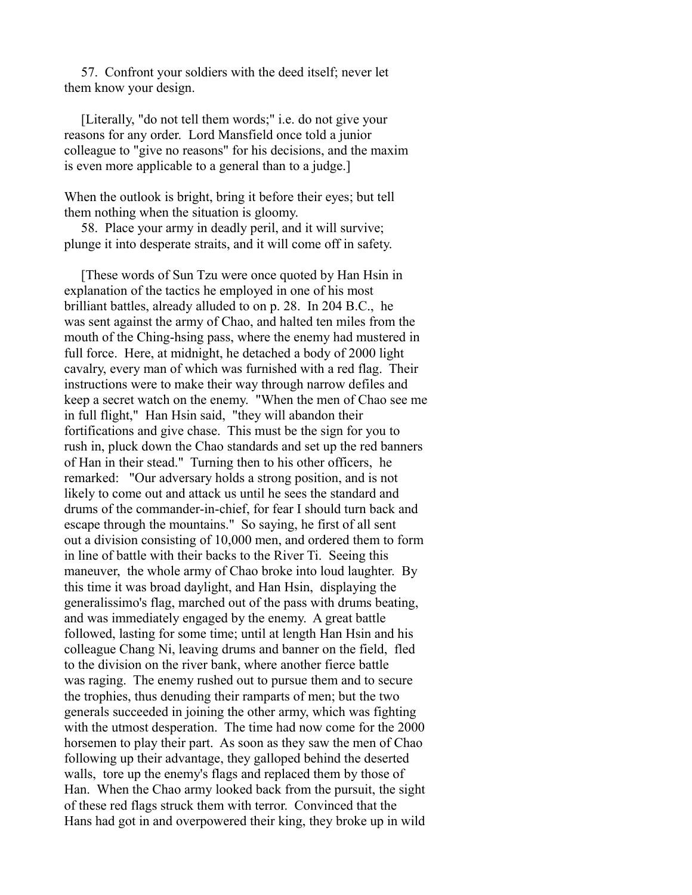57. Confront your soldiers with the deed itself; never let them know your design.

[Literally, "do not tell them words;" i.e. do not give your reasons for any order. Lord Mansfield once told a junior colleague to "give no reasons" for his decisions, and the maxim is even more applicable to a general than to a judge.]

When the outlook is bright, bring it before their eyes; but tell them nothing when the situation is gloomy.

58. Place your army in deadly peril, and it will survive; plunge it into desperate straits, and it will come off in safety.

[These words of Sun Tzu were once quoted by Han Hsin in explanation of the tactics he employed in one of his most brilliant battles, already alluded to on p. 28. In 204 B.C., he was sent against the army of Chao, and halted ten miles from the mouth of the Ching-hsing pass, where the enemy had mustered in full force. Here, at midnight, he detached a body of 2000 light cavalry, every man of which was furnished with a red flag. Their instructions were to make their way through narrow defiles and keep a secret watch on the enemy. "When the men of Chao see me in full flight," Han Hsin said, "they will abandon their fortifications and give chase. This must be the sign for you to rush in, pluck down the Chao standards and set up the red banners of Han in their stead." Turning then to his other officers, he remarked: "Our adversary holds a strong position, and is not likely to come out and attack us until he sees the standard and drums of the commander-in-chief, for fear I should turn back and escape through the mountains." So saying, he first of all sent out a division consisting of 10,000 men, and ordered them to form in line of battle with their backs to the River Ti. Seeing this maneuver, the whole army of Chao broke into loud laughter. By this time it was broad daylight, and Han Hsin, displaying the generalissimo's flag, marched out of the pass with drums beating, and was immediately engaged by the enemy. A great battle followed, lasting for some time; until at length Han Hsin and his colleague Chang Ni, leaving drums and banner on the field, fled to the division on the river bank, where another fierce battle was raging. The enemy rushed out to pursue them and to secure the trophies, thus denuding their ramparts of men; but the two generals succeeded in joining the other army, which was fighting with the utmost desperation. The time had now come for the 2000 horsemen to play their part. As soon as they saw the men of Chao following up their advantage, they galloped behind the deserted walls, tore up the enemy's flags and replaced them by those of Han. When the Chao army looked back from the pursuit, the sight of these red flags struck them with terror. Convinced that the Hans had got in and overpowered their king, they broke up in wild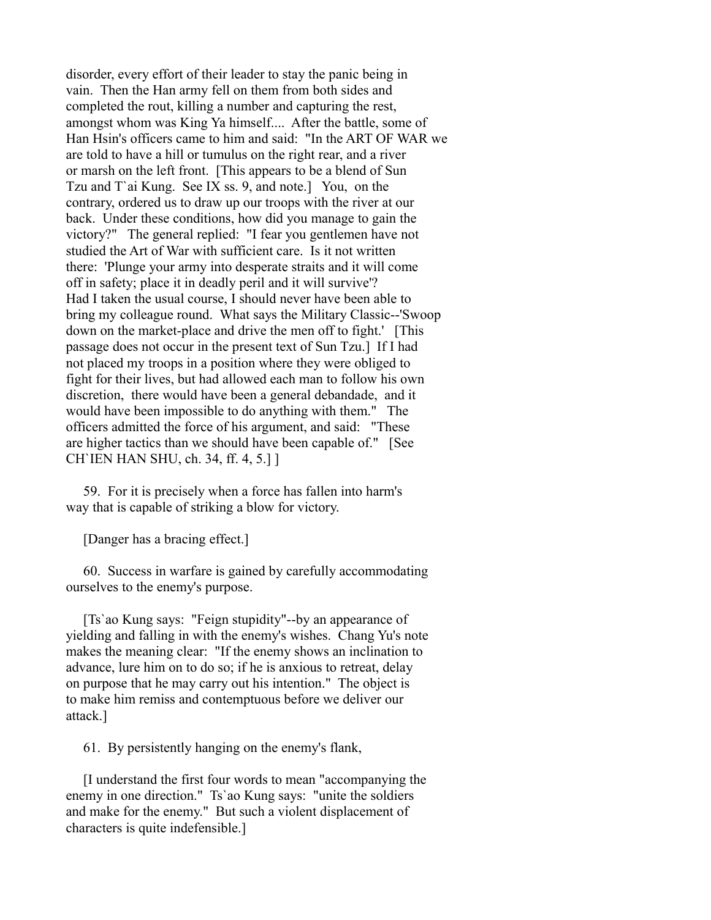disorder, every effort of their leader to stay the panic being in vain. Then the Han army fell on them from both sides and completed the rout, killing a number and capturing the rest, amongst whom was King Ya himself.... After the battle, some of Han Hsin's officers came to him and said: "In the ART OF WAR we are told to have a hill or tumulus on the right rear, and a river or marsh on the left front. [This appears to be a blend of Sun Tzu and T`ai Kung. See IX ss. 9, and note.] You, on the contrary, ordered us to draw up our troops with the river at our back. Under these conditions, how did you manage to gain the victory?" The general replied: "I fear you gentlemen have not studied the Art of War with sufficient care. Is it not written there: 'Plunge your army into desperate straits and it will come off in safety; place it in deadly peril and it will survive'? Had I taken the usual course, I should never have been able to bring my colleague round. What says the Military Classic--'Swoop down on the market-place and drive the men off to fight.' [This passage does not occur in the present text of Sun Tzu.] If I had not placed my troops in a position where they were obliged to fight for their lives, but had allowed each man to follow his own discretion, there would have been a general debandade, and it would have been impossible to do anything with them." The officers admitted the force of his argument, and said: "These are higher tactics than we should have been capable of." [See CH`IEN HAN SHU, ch. 34, ff. 4, 5.] ]

59. For it is precisely when a force has fallen into harm's way that is capable of striking a blow for victory.

[Danger has a bracing effect.]

60. Success in warfare is gained by carefully accommodating ourselves to the enemy's purpose.

[Ts`ao Kung says: "Feign stupidity"--by an appearance of yielding and falling in with the enemy's wishes. Chang Yu's note makes the meaning clear: "If the enemy shows an inclination to advance, lure him on to do so; if he is anxious to retreat, delay on purpose that he may carry out his intention." The object is to make him remiss and contemptuous before we deliver our attack.]

61. By persistently hanging on the enemy's flank,

[I understand the first four words to mean "accompanying the enemy in one direction." Ts`ao Kung says: "unite the soldiers and make for the enemy." But such a violent displacement of characters is quite indefensible.]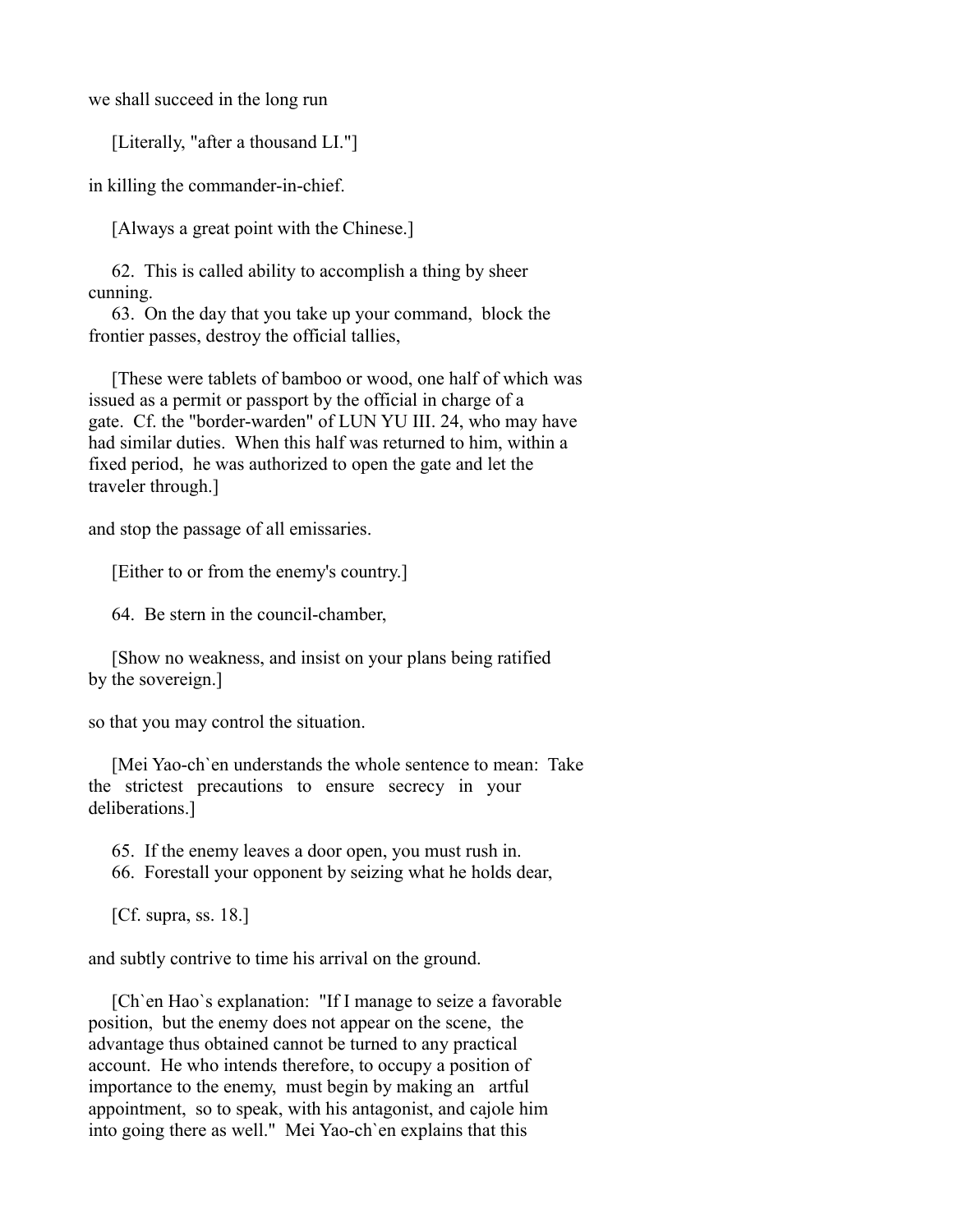we shall succeed in the long run

[Literally, "after a thousand LI."]

in killing the commander-in-chief.

[Always a great point with the Chinese.]

62. This is called ability to accomplish a thing by sheer cunning.

63. On the day that you take up your command, block the frontier passes, destroy the official tallies,

[These were tablets of bamboo or wood, one half of which was issued as a permit or passport by the official in charge of a gate. Cf. the "border-warden" of LUN YU III. 24, who may have had similar duties. When this half was returned to him, within a fixed period, he was authorized to open the gate and let the traveler through.]

and stop the passage of all emissaries.

[Either to or from the enemy's country.]

64. Be stern in the council-chamber,

[Show no weakness, and insist on your plans being ratified by the sovereign.]

so that you may control the situation.

[Mei Yao-ch`en understands the whole sentence to mean: Take the strictest precautions to ensure secrecy in your deliberations.]

65. If the enemy leaves a door open, you must rush in.

66. Forestall your opponent by seizing what he holds dear,

[Cf. supra, ss. 18.]

and subtly contrive to time his arrival on the ground.

[Ch`en Hao`s explanation: "If I manage to seize a favorable position, but the enemy does not appear on the scene, the advantage thus obtained cannot be turned to any practical account. He who intends therefore, to occupy a position of importance to the enemy, must begin by making an artful appointment, so to speak, with his antagonist, and cajole him into going there as well." Mei Yao-ch`en explains that this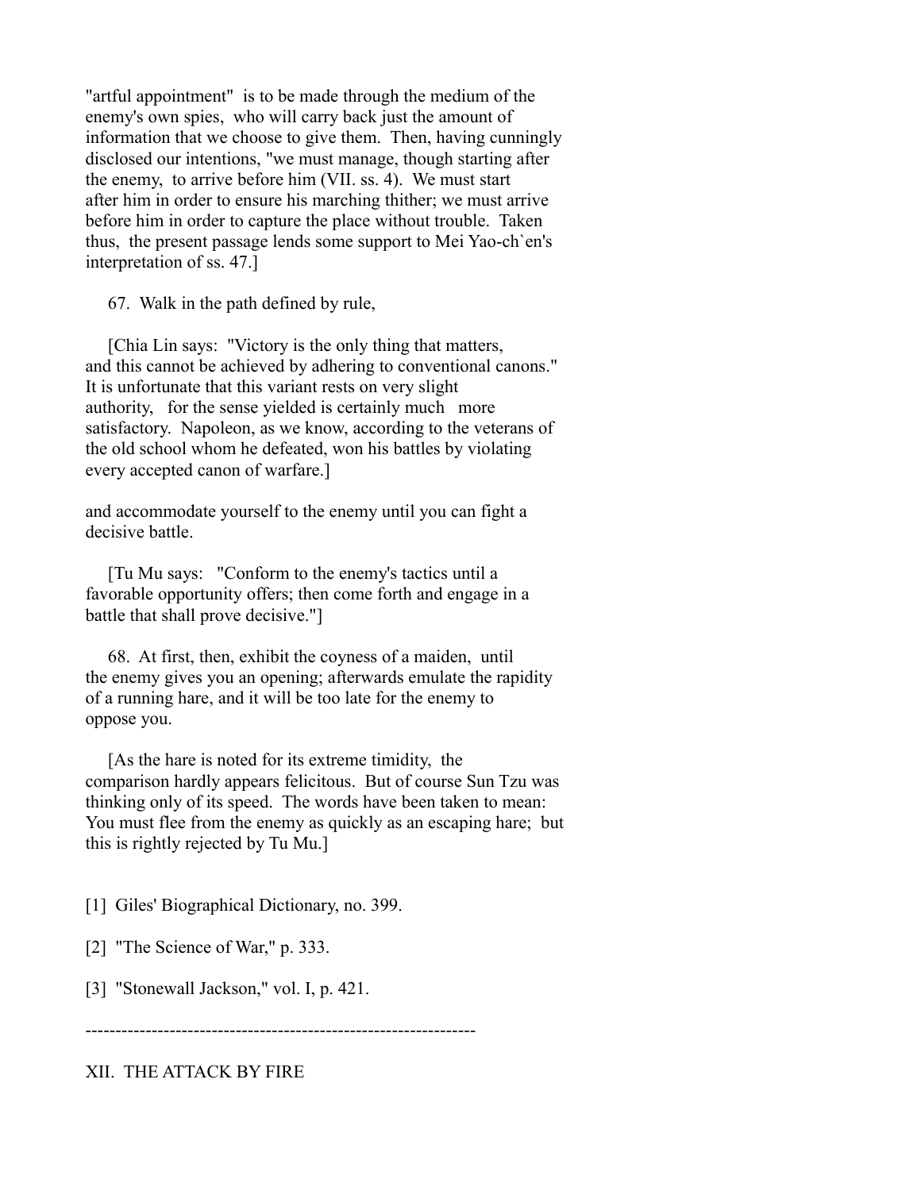"artful appointment" is to be made through the medium of the enemy's own spies, who will carry back just the amount of information that we choose to give them. Then, having cunningly disclosed our intentions, "we must manage, though starting after the enemy, to arrive before him (VII. ss. 4). We must start after him in order to ensure his marching thither; we must arrive before him in order to capture the place without trouble. Taken thus, the present passage lends some support to Mei Yao-ch`en's interpretation of ss. 47.]

67. Walk in the path defined by rule,

[Chia Lin says: "Victory is the only thing that matters, and this cannot be achieved by adhering to conventional canons." It is unfortunate that this variant rests on very slight authority, for the sense yielded is certainly much more satisfactory. Napoleon, as we know, according to the veterans of the old school whom he defeated, won his battles by violating every accepted canon of warfare.]

and accommodate yourself to the enemy until you can fight a decisive battle.

[Tu Mu says: "Conform to the enemy's tactics until a favorable opportunity offers; then come forth and engage in a battle that shall prove decisive."]

68. At first, then, exhibit the coyness of a maiden, until the enemy gives you an opening; afterwards emulate the rapidity of a running hare, and it will be too late for the enemy to oppose you.

[As the hare is noted for its extreme timidity, the comparison hardly appears felicitous. But of course Sun Tzu was thinking only of its speed. The words have been taken to mean: You must flee from the enemy as quickly as an escaping hare; but this is rightly rejected by Tu Mu.]

[1] Giles' Biographical Dictionary, no. 399.

[2] "The Science of War," p. 333.

[3] "Stonewall Jackson," vol. I, p. 421.

-----------------------------------------------------------------

## XII. THE ATTACK BY FIRE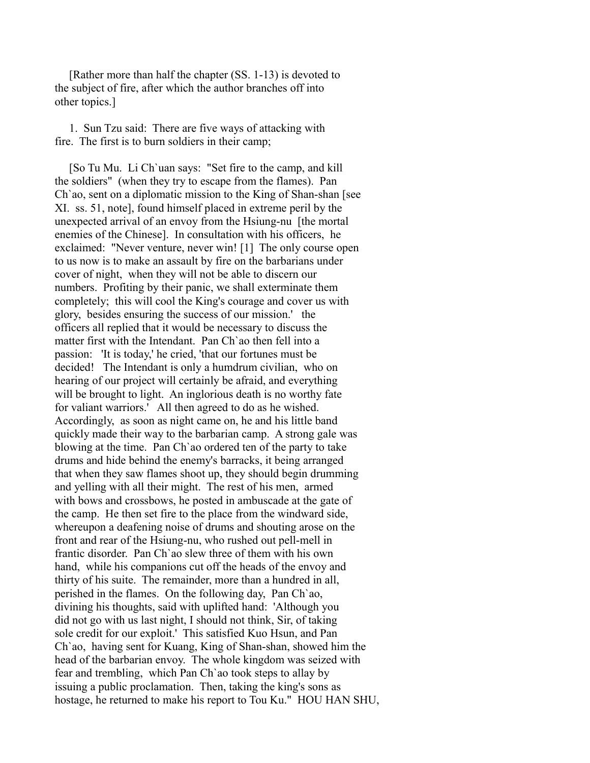[Rather more than half the chapter (SS. 1-13) is devoted to the subject of fire, after which the author branches off into other topics.]

1. Sun Tzu said: There are five ways of attacking with fire. The first is to burn soldiers in their camp;

[So Tu Mu. Li Ch`uan says: "Set fire to the camp, and kill the soldiers" (when they try to escape from the flames). Pan Ch`ao, sent on a diplomatic mission to the King of Shan-shan [see XI. ss. 51, note], found himself placed in extreme peril by the unexpected arrival of an envoy from the Hsiung-nu [the mortal enemies of the Chinese]. In consultation with his officers, he exclaimed: "Never venture, never win! [1] The only course open to us now is to make an assault by fire on the barbarians under cover of night, when they will not be able to discern our numbers. Profiting by their panic, we shall exterminate them completely; this will cool the King's courage and cover us with glory, besides ensuring the success of our mission.' the officers all replied that it would be necessary to discuss the matter first with the Intendant. Pan Ch`ao then fell into a passion: 'It is today,' he cried, 'that our fortunes must be decided! The Intendant is only a humdrum civilian, who on hearing of our project will certainly be afraid, and everything will be brought to light. An inglorious death is no worthy fate for valiant warriors.' All then agreed to do as he wished. Accordingly, as soon as night came on, he and his little band quickly made their way to the barbarian camp. A strong gale was blowing at the time. Pan Ch`ao ordered ten of the party to take drums and hide behind the enemy's barracks, it being arranged that when they saw flames shoot up, they should begin drumming and yelling with all their might. The rest of his men, armed with bows and crossbows, he posted in ambuscade at the gate of the camp. He then set fire to the place from the windward side, whereupon a deafening noise of drums and shouting arose on the front and rear of the Hsiung-nu, who rushed out pell-mell in frantic disorder. Pan Ch`ao slew three of them with his own hand, while his companions cut off the heads of the envoy and thirty of his suite. The remainder, more than a hundred in all, perished in the flames. On the following day, Pan Ch`ao, divining his thoughts, said with uplifted hand: 'Although you did not go with us last night, I should not think, Sir, of taking sole credit for our exploit.' This satisfied Kuo Hsun, and Pan Ch`ao, having sent for Kuang, King of Shan-shan, showed him the head of the barbarian envoy. The whole kingdom was seized with fear and trembling, which Pan Ch`ao took steps to allay by issuing a public proclamation. Then, taking the king's sons as hostage, he returned to make his report to Tou Ku." HOU HAN SHU,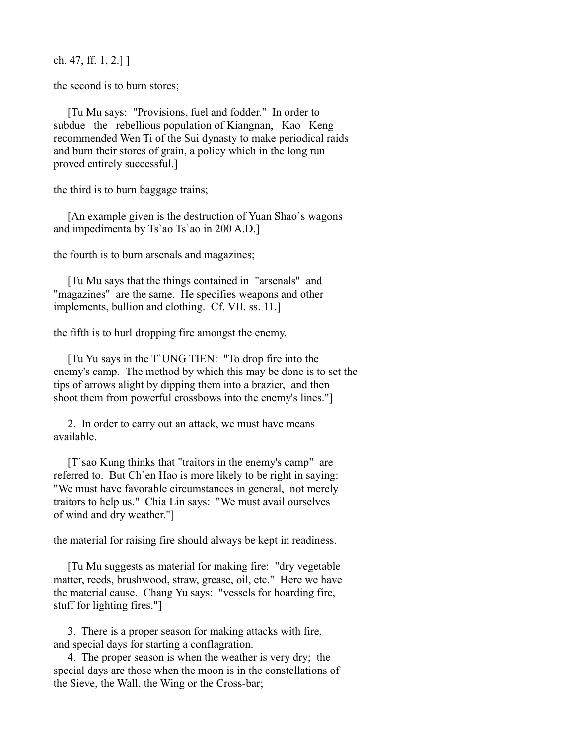ch. 47, ff. 1, 2.] ]

the second is to burn stores;

[Tu Mu says: "Provisions, fuel and fodder." In order to subdue the rebellious population of Kiangnan, Kao Keng recommended Wen Ti of the Sui dynasty to make periodical raids and burn their stores of grain, a policy which in the long run proved entirely successful.]

the third is to burn baggage trains;

[An example given is the destruction of Yuan Shao`s wagons and impedimenta by Ts`ao Ts`ao in 200 A.D.]

the fourth is to burn arsenals and magazines;

[Tu Mu says that the things contained in "arsenals" and "magazines" are the same. He specifies weapons and other implements, bullion and clothing. Cf. VII. ss. 11.]

the fifth is to hurl dropping fire amongst the enemy.

[Tu Yu says in the T`UNG TIEN: "To drop fire into the enemy's camp. The method by which this may be done is to set the tips of arrows alight by dipping them into a brazier, and then shoot them from powerful crossbows into the enemy's lines."]

2. In order to carry out an attack, we must have means available.

[T`sao Kung thinks that "traitors in the enemy's camp" are referred to. But Ch`en Hao is more likely to be right in saying: "We must have favorable circumstances in general, not merely traitors to help us." Chia Lin says: "We must avail ourselves of wind and dry weather."]

the material for raising fire should always be kept in readiness.

[Tu Mu suggests as material for making fire: "dry vegetable matter, reeds, brushwood, straw, grease, oil, etc." Here we have the material cause. Chang Yu says: "vessels for hoarding fire, stuff for lighting fires."]

3. There is a proper season for making attacks with fire, and special days for starting a conflagration.

4. The proper season is when the weather is very dry; the special days are those when the moon is in the constellations of the Sieve, the Wall, the Wing or the Cross-bar;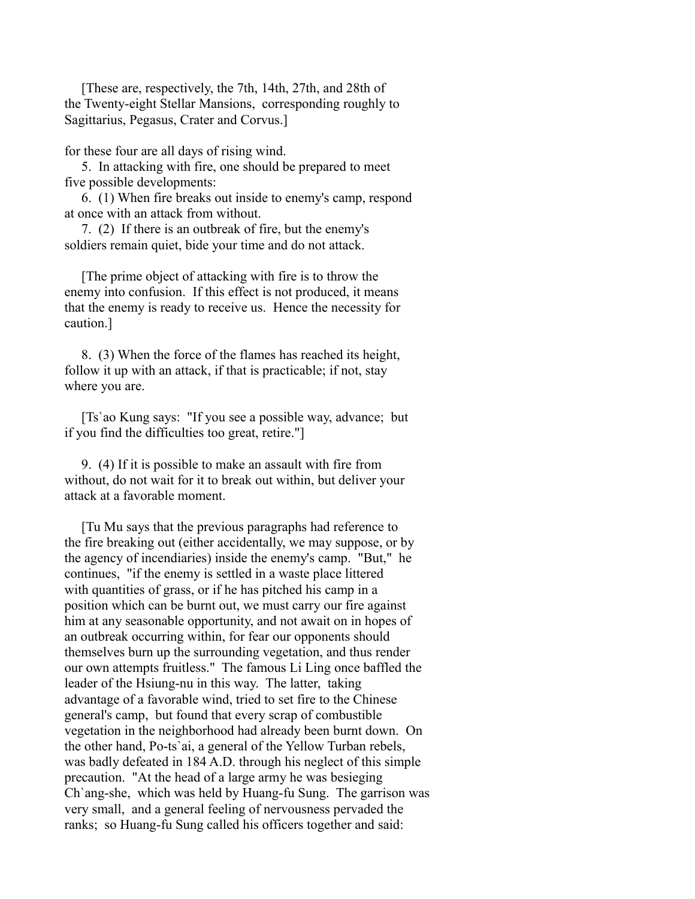[These are, respectively, the 7th, 14th, 27th, and 28th of the Twenty-eight Stellar Mansions, corresponding roughly to Sagittarius, Pegasus, Crater and Corvus.]

for these four are all days of rising wind.

5. In attacking with fire, one should be prepared to meet five possible developments:

6. (1) When fire breaks out inside to enemy's camp, respond at once with an attack from without.

7. (2) If there is an outbreak of fire, but the enemy's soldiers remain quiet, bide your time and do not attack.

[The prime object of attacking with fire is to throw the enemy into confusion. If this effect is not produced, it means that the enemy is ready to receive us. Hence the necessity for caution.]

8. (3) When the force of the flames has reached its height, follow it up with an attack, if that is practicable; if not, stay where you are.

[Ts`ao Kung says: "If you see a possible way, advance; but if you find the difficulties too great, retire."]

9. (4) If it is possible to make an assault with fire from without, do not wait for it to break out within, but deliver your attack at a favorable moment.

[Tu Mu says that the previous paragraphs had reference to the fire breaking out (either accidentally, we may suppose, or by the agency of incendiaries) inside the enemy's camp. "But," he continues, "if the enemy is settled in a waste place littered with quantities of grass, or if he has pitched his camp in a position which can be burnt out, we must carry our fire against him at any seasonable opportunity, and not await on in hopes of an outbreak occurring within, for fear our opponents should themselves burn up the surrounding vegetation, and thus render our own attempts fruitless." The famous Li Ling once baffled the leader of the Hsiung-nu in this way. The latter, taking advantage of a favorable wind, tried to set fire to the Chinese general's camp, but found that every scrap of combustible vegetation in the neighborhood had already been burnt down. On the other hand, Po-ts`ai, a general of the Yellow Turban rebels, was badly defeated in 184 A.D. through his neglect of this simple precaution. "At the head of a large army he was besieging Ch`ang-she, which was held by Huang-fu Sung. The garrison was very small, and a general feeling of nervousness pervaded the ranks; so Huang-fu Sung called his officers together and said: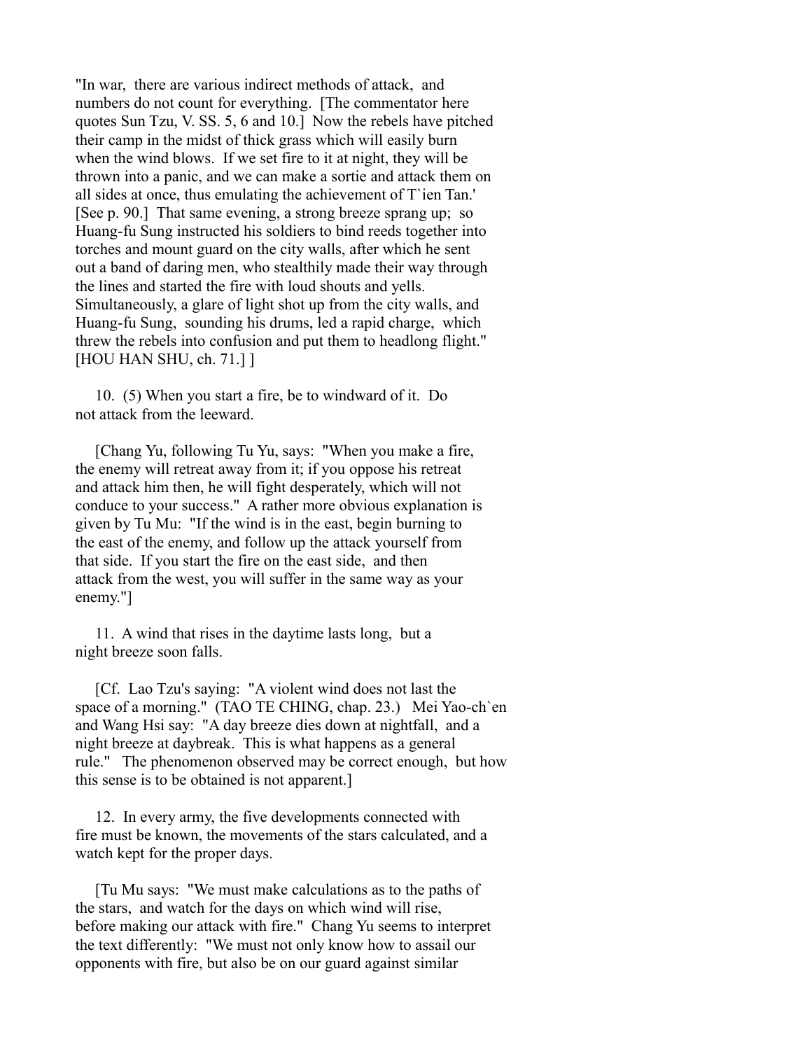"In war, there are various indirect methods of attack, and numbers do not count for everything. [The commentator here quotes Sun Tzu, V. SS. 5, 6 and 10.] Now the rebels have pitched their camp in the midst of thick grass which will easily burn when the wind blows. If we set fire to it at night, they will be thrown into a panic, and we can make a sortie and attack them on all sides at once, thus emulating the achievement of T`ien Tan.' [See p. 90.] That same evening, a strong breeze sprang up; so Huang-fu Sung instructed his soldiers to bind reeds together into torches and mount guard on the city walls, after which he sent out a band of daring men, who stealthily made their way through the lines and started the fire with loud shouts and yells. Simultaneously, a glare of light shot up from the city walls, and Huang-fu Sung, sounding his drums, led a rapid charge, which threw the rebels into confusion and put them to headlong flight." [HOU HAN SHU, ch. 71.] ]

10. (5) When you start a fire, be to windward of it. Do not attack from the leeward.

[Chang Yu, following Tu Yu, says: "When you make a fire, the enemy will retreat away from it; if you oppose his retreat and attack him then, he will fight desperately, which will not conduce to your success." A rather more obvious explanation is given by Tu Mu: "If the wind is in the east, begin burning to the east of the enemy, and follow up the attack yourself from that side. If you start the fire on the east side, and then attack from the west, you will suffer in the same way as your enemy."]

11. A wind that rises in the daytime lasts long, but a night breeze soon falls.

[Cf. Lao Tzu's saying: "A violent wind does not last the space of a morning." (TAO TE CHING, chap. 23.) Mei Yao-ch`en and Wang Hsi say: "A day breeze dies down at nightfall, and a night breeze at daybreak. This is what happens as a general rule." The phenomenon observed may be correct enough, but how this sense is to be obtained is not apparent.]

12. In every army, the five developments connected with fire must be known, the movements of the stars calculated, and a watch kept for the proper days.

[Tu Mu says: "We must make calculations as to the paths of the stars, and watch for the days on which wind will rise, before making our attack with fire." Chang Yu seems to interpret the text differently: "We must not only know how to assail our opponents with fire, but also be on our guard against similar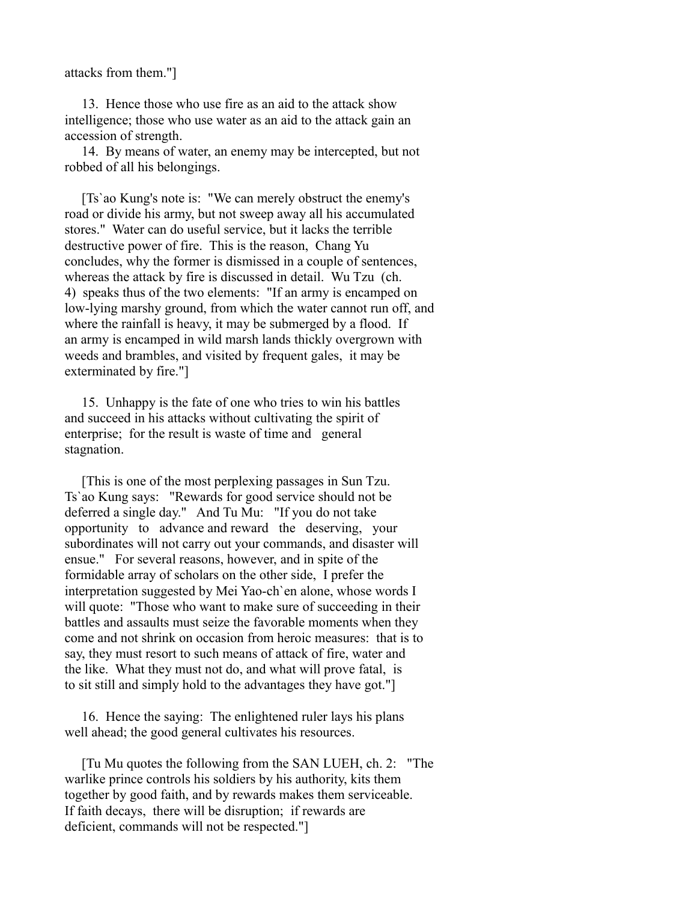attacks from them."]

13. Hence those who use fire as an aid to the attack show intelligence; those who use water as an aid to the attack gain an accession of strength.

14. By means of water, an enemy may be intercepted, but not robbed of all his belongings.

[Ts`ao Kung's note is: "We can merely obstruct the enemy's road or divide his army, but not sweep away all his accumulated stores." Water can do useful service, but it lacks the terrible destructive power of fire. This is the reason, Chang Yu concludes, why the former is dismissed in a couple of sentences, whereas the attack by fire is discussed in detail. Wu Tzu (ch. 4) speaks thus of the two elements: "If an army is encamped on low-lying marshy ground, from which the water cannot run off, and where the rainfall is heavy, it may be submerged by a flood. If an army is encamped in wild marsh lands thickly overgrown with weeds and brambles, and visited by frequent gales, it may be exterminated by fire."]

15. Unhappy is the fate of one who tries to win his battles and succeed in his attacks without cultivating the spirit of enterprise; for the result is waste of time and general stagnation.

[This is one of the most perplexing passages in Sun Tzu. Ts`ao Kung says: "Rewards for good service should not be deferred a single day." And Tu Mu: "If you do not take opportunity to advance and reward the deserving, your subordinates will not carry out your commands, and disaster will ensue." For several reasons, however, and in spite of the formidable array of scholars on the other side, I prefer the interpretation suggested by Mei Yao-ch`en alone, whose words I will quote: "Those who want to make sure of succeeding in their battles and assaults must seize the favorable moments when they come and not shrink on occasion from heroic measures: that is to say, they must resort to such means of attack of fire, water and the like. What they must not do, and what will prove fatal, is to sit still and simply hold to the advantages they have got."]

16. Hence the saying: The enlightened ruler lays his plans well ahead; the good general cultivates his resources.

[Tu Mu quotes the following from the SAN LUEH, ch. 2: "The warlike prince controls his soldiers by his authority, kits them together by good faith, and by rewards makes them serviceable. If faith decays, there will be disruption; if rewards are deficient, commands will not be respected."]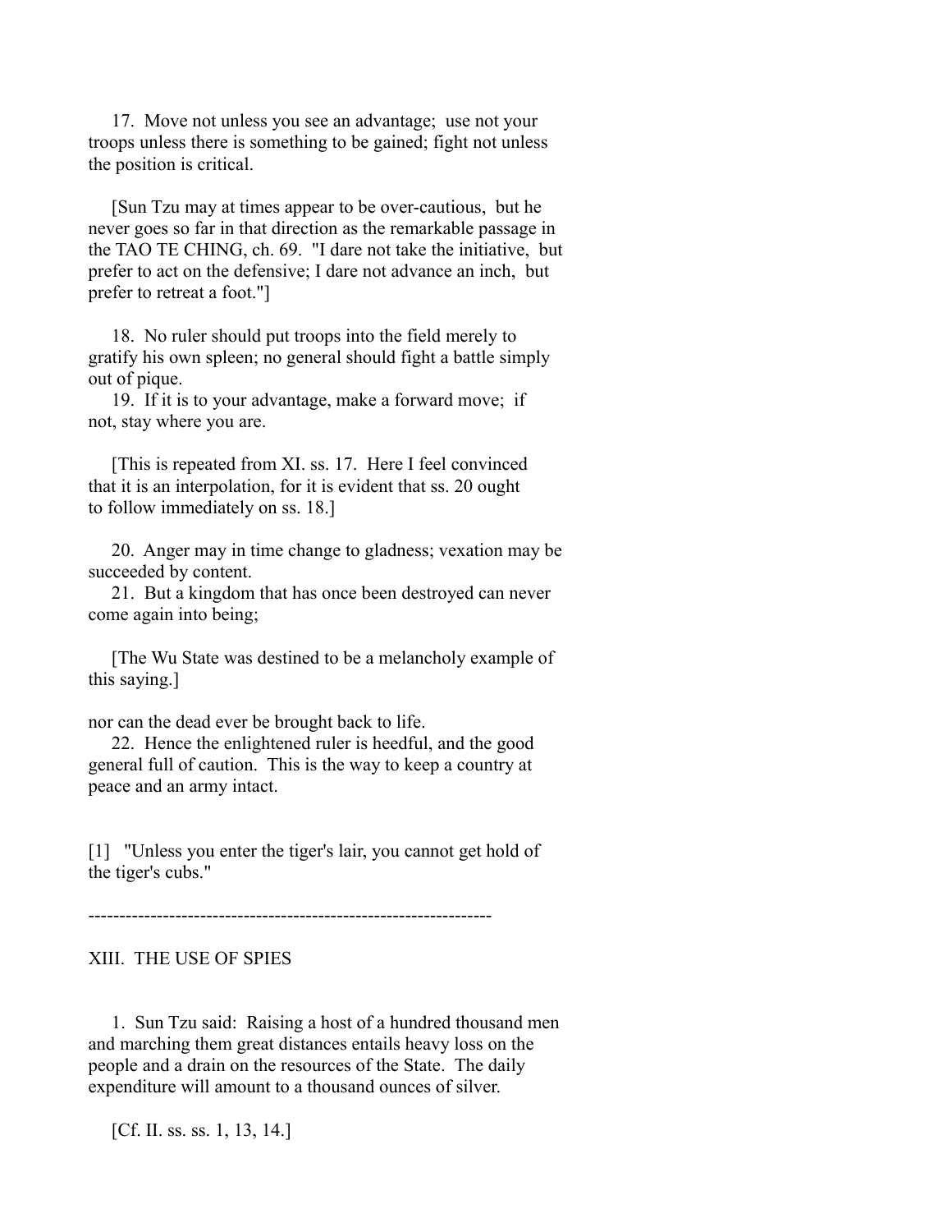17. Move not unless you see an advantage; use not your troops unless there is something to be gained; fight not unless the position is critical.

[Sun Tzu may at times appear to be over-cautious, but he never goes so far in that direction as the remarkable passage in the TAO TE CHING, ch. 69. "I dare not take the initiative, but prefer to act on the defensive; I dare not advance an inch, but prefer to retreat a foot."]

18. No ruler should put troops into the field merely to gratify his own spleen; no general should fight a battle simply out of pique.

19. If it is to your advantage, make a forward move; if not, stay where you are.

[This is repeated from XI. ss. 17. Here I feel convinced that it is an interpolation, for it is evident that ss. 20 ought to follow immediately on ss. 18.]

20. Anger may in time change to gladness; vexation may be succeeded by content.

21. But a kingdom that has once been destroyed can never come again into being;

[The Wu State was destined to be a melancholy example of this saying.]

nor can the dead ever be brought back to life.

22. Hence the enlightened ruler is heedful, and the good general full of caution. This is the way to keep a country at peace and an army intact.

[1] "Unless you enter the tiger's lair, you cannot get hold of the tiger's cubs."

-----------------------------------------------------------------

## XIII. THE USE OF SPIES

1. Sun Tzu said: Raising a host of a hundred thousand men and marching them great distances entails heavy loss on the people and a drain on the resources of the State. The daily expenditure will amount to a thousand ounces of silver.

[Cf. II. ss. ss. 1, 13, 14.]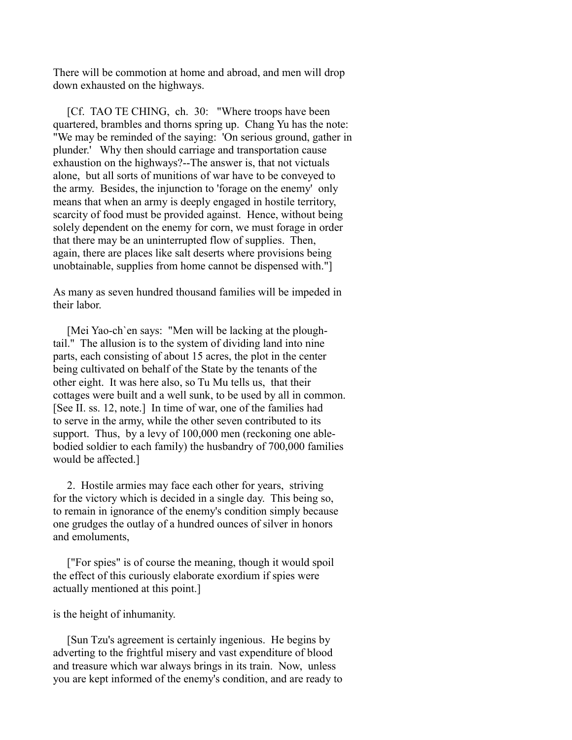There will be commotion at home and abroad, and men will drop down exhausted on the highways.

[Cf. TAO TE CHING, ch. 30: "Where troops have been quartered, brambles and thorns spring up. Chang Yu has the note: "We may be reminded of the saying: 'On serious ground, gather in plunder.' Why then should carriage and transportation cause exhaustion on the highways?--The answer is, that not victuals alone, but all sorts of munitions of war have to be conveyed to the army. Besides, the injunction to 'forage on the enemy' only means that when an army is deeply engaged in hostile territory, scarcity of food must be provided against. Hence, without being solely dependent on the enemy for corn, we must forage in order that there may be an uninterrupted flow of supplies. Then, again, there are places like salt deserts where provisions being unobtainable, supplies from home cannot be dispensed with."]

As many as seven hundred thousand families will be impeded in their labor.

[Mei Yao-ch`en says: "Men will be lacking at the plough-tail." The allusion is to the system of dividing land into nine parts, each consisting of about 15 acres, the plot in the center being cultivated on behalf of the State by the tenants of the other eight. It was here also, so Tu Mu tells us, that their cottages were built and a well sunk, to be used by all in common. [See II. ss. 12, note.] In time of war, one of the families had to serve in the army, while the other seven contributed to its support. Thus, by a levy of 100,000 men (reckoning one able-bodied soldier to each family) the husbandry of 700,000 families would be affected.]

2. Hostile armies may face each other for years, striving for the victory which is decided in a single day. This being so, to remain in ignorance of the enemy's condition simply because one grudges the outlay of a hundred ounces of silver in honors and emoluments,

["For spies" is of course the meaning, though it would spoil the effect of this curiously elaborate exordium if spies were actually mentioned at this point.]

is the height of inhumanity.

[Sun Tzu's agreement is certainly ingenious. He begins by adverting to the frightful misery and vast expenditure of blood and treasure which war always brings in its train. Now, unless you are kept informed of the enemy's condition, and are ready to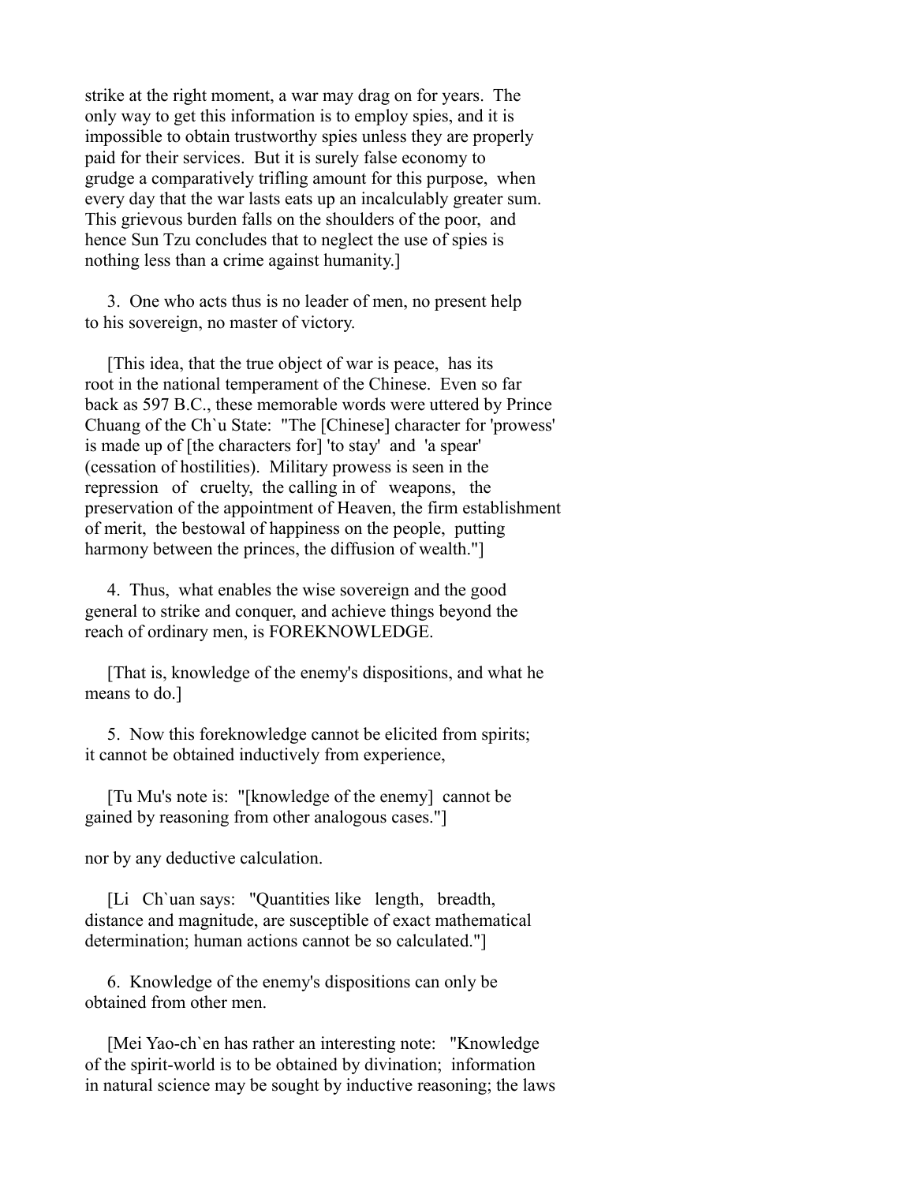strike at the right moment, a war may drag on for years. The only way to get this information is to employ spies, and it is impossible to obtain trustworthy spies unless they are properly paid for their services. But it is surely false economy to grudge a comparatively trifling amount for this purpose, when every day that the war lasts eats up an incalculably greater sum. This grievous burden falls on the shoulders of the poor, and hence Sun Tzu concludes that to neglect the use of spies is nothing less than a crime against humanity.]

3. One who acts thus is no leader of men, no present help to his sovereign, no master of victory.

[This idea, that the true object of war is peace, has its root in the national temperament of the Chinese. Even so far back as 597 B.C., these memorable words were uttered by Prince Chuang of the Ch`u State: "The [Chinese] character for 'prowess' is made up of [the characters for] 'to stay' and 'a spear' (cessation of hostilities). Military prowess is seen in the repression of cruelty, the calling in of weapons, the preservation of the appointment of Heaven, the firm establishment of merit, the bestowal of happiness on the people, putting harmony between the princes, the diffusion of wealth."]

4. Thus, what enables the wise sovereign and the good general to strike and conquer, and achieve things beyond the reach of ordinary men, is FOREKNOWLEDGE.

[That is, knowledge of the enemy's dispositions, and what he means to do.]

5. Now this foreknowledge cannot be elicited from spirits; it cannot be obtained inductively from experience,

[Tu Mu's note is: "[knowledge of the enemy] cannot be gained by reasoning from other analogous cases."]

nor by any deductive calculation.

[Li Ch`uan says: "Quantities like length, breadth, distance and magnitude, are susceptible of exact mathematical determination; human actions cannot be so calculated."]

6. Knowledge of the enemy's dispositions can only be obtained from other men.

[Mei Yao-ch`en has rather an interesting note: "Knowledge of the spirit-world is to be obtained by divination; information in natural science may be sought by inductive reasoning; the laws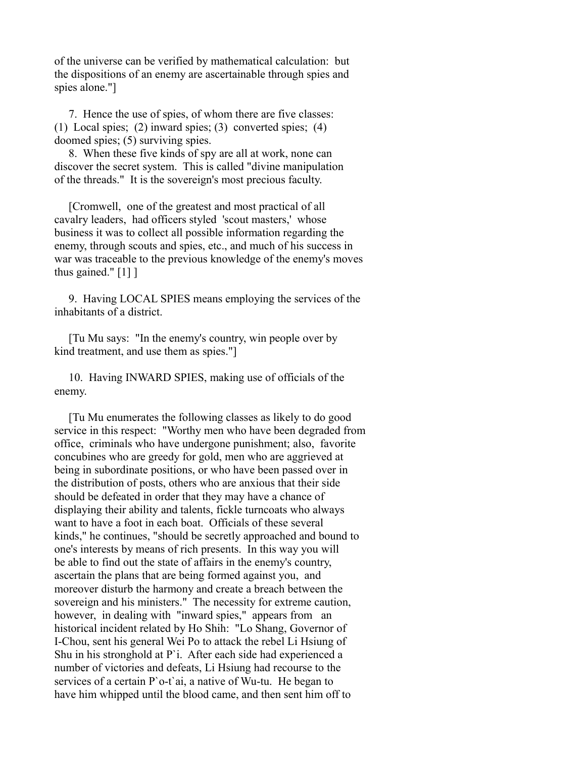of the universe can be verified by mathematical calculation: but the dispositions of an enemy are ascertainable through spies and spies alone."]

7. Hence the use of spies, of whom there are five classes: (1) Local spies; (2) inward spies; (3) converted spies; (4) doomed spies; (5) surviving spies.

8. When these five kinds of spy are all at work, none can discover the secret system. This is called "divine manipulation of the threads." It is the sovereign's most precious faculty.

[Cromwell, one of the greatest and most practical of all cavalry leaders, had officers styled 'scout masters,' whose business it was to collect all possible information regarding the enemy, through scouts and spies, etc., and much of his success in war was traceable to the previous knowledge of the enemy's moves thus gained." [1] ]

9. Having LOCAL SPIES means employing the services of the inhabitants of a district.

[Tu Mu says: "In the enemy's country, win people over by kind treatment, and use them as spies."]

10. Having INWARD SPIES, making use of officials of the enemy.

[Tu Mu enumerates the following classes as likely to do good service in this respect: "Worthy men who have been degraded from office, criminals who have undergone punishment; also, favorite concubines who are greedy for gold, men who are aggrieved at being in subordinate positions, or who have been passed over in the distribution of posts, others who are anxious that their side should be defeated in order that they may have a chance of displaying their ability and talents, fickle turncoats who always want to have a foot in each boat. Officials of these several kinds," he continues, "should be secretly approached and bound to one's interests by means of rich presents. In this way you will be able to find out the state of affairs in the enemy's country, ascertain the plans that are being formed against you, and moreover disturb the harmony and create a breach between the sovereign and his ministers." The necessity for extreme caution, however, in dealing with "inward spies," appears from an historical incident related by Ho Shih: "Lo Shang, Governor of I-Chou, sent his general Wei Po to attack the rebel Li Hsiung of Shu in his stronghold at P`i. After each side had experienced a number of victories and defeats, Li Hsiung had recourse to the services of a certain P`o-t`ai, a native of Wu-tu. He began to have him whipped until the blood came, and then sent him off to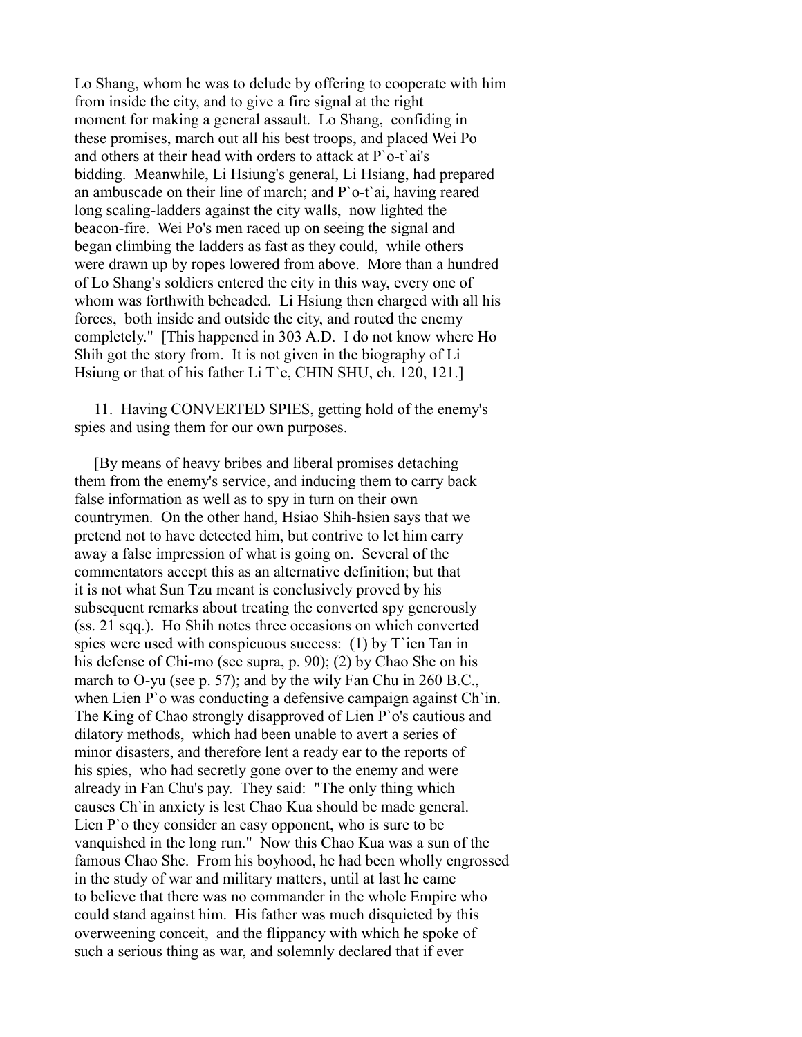Lo Shang, whom he was to delude by offering to cooperate with him from inside the city, and to give a fire signal at the right moment for making a general assault. Lo Shang, confiding in these promises, march out all his best troops, and placed Wei Po and others at their head with orders to attack at P`o-t`ai's bidding. Meanwhile, Li Hsiung's general, Li Hsiang, had prepared an ambuscade on their line of march; and P`o-t`ai, having reared long scaling-ladders against the city walls, now lighted the beacon-fire. Wei Po's men raced up on seeing the signal and began climbing the ladders as fast as they could, while others were drawn up by ropes lowered from above. More than a hundred of Lo Shang's soldiers entered the city in this way, every one of whom was forthwith beheaded. Li Hsiung then charged with all his forces, both inside and outside the city, and routed the enemy completely." [This happened in 303 A.D. I do not know where Ho Shih got the story from. It is not given in the biography of Li Hsiung or that of his father Li T`e, CHIN SHU, ch. 120, 121.]

11. Having CONVERTED SPIES, getting hold of the enemy's spies and using them for our own purposes.

[By means of heavy bribes and liberal promises detaching them from the enemy's service, and inducing them to carry back false information as well as to spy in turn on their own countrymen. On the other hand, Hsiao Shih-hsien says that we pretend not to have detected him, but contrive to let him carry away a false impression of what is going on. Several of the commentators accept this as an alternative definition; but that it is not what Sun Tzu meant is conclusively proved by his subsequent remarks about treating the converted spy generously (ss. 21 sqq.). Ho Shih notes three occasions on which converted spies were used with conspicuous success: (1) by T`ien Tan in his defense of Chi-mo (see supra, p. 90); (2) by Chao She on his march to O-yu (see p. 57); and by the wily Fan Chu in 260 B.C., when Lien P`o was conducting a defensive campaign against Ch`in. The King of Chao strongly disapproved of Lien P`o's cautious and dilatory methods, which had been unable to avert a series of minor disasters, and therefore lent a ready ear to the reports of his spies, who had secretly gone over to the enemy and were already in Fan Chu's pay. They said: "The only thing which causes Ch`in anxiety is lest Chao Kua should be made general. Lien P`o they consider an easy opponent, who is sure to be vanquished in the long run." Now this Chao Kua was a sun of the famous Chao She. From his boyhood, he had been wholly engrossed in the study of war and military matters, until at last he came to believe that there was no commander in the whole Empire who could stand against him. His father was much disquieted by this overweening conceit, and the flippancy with which he spoke of such a serious thing as war, and solemnly declared that if ever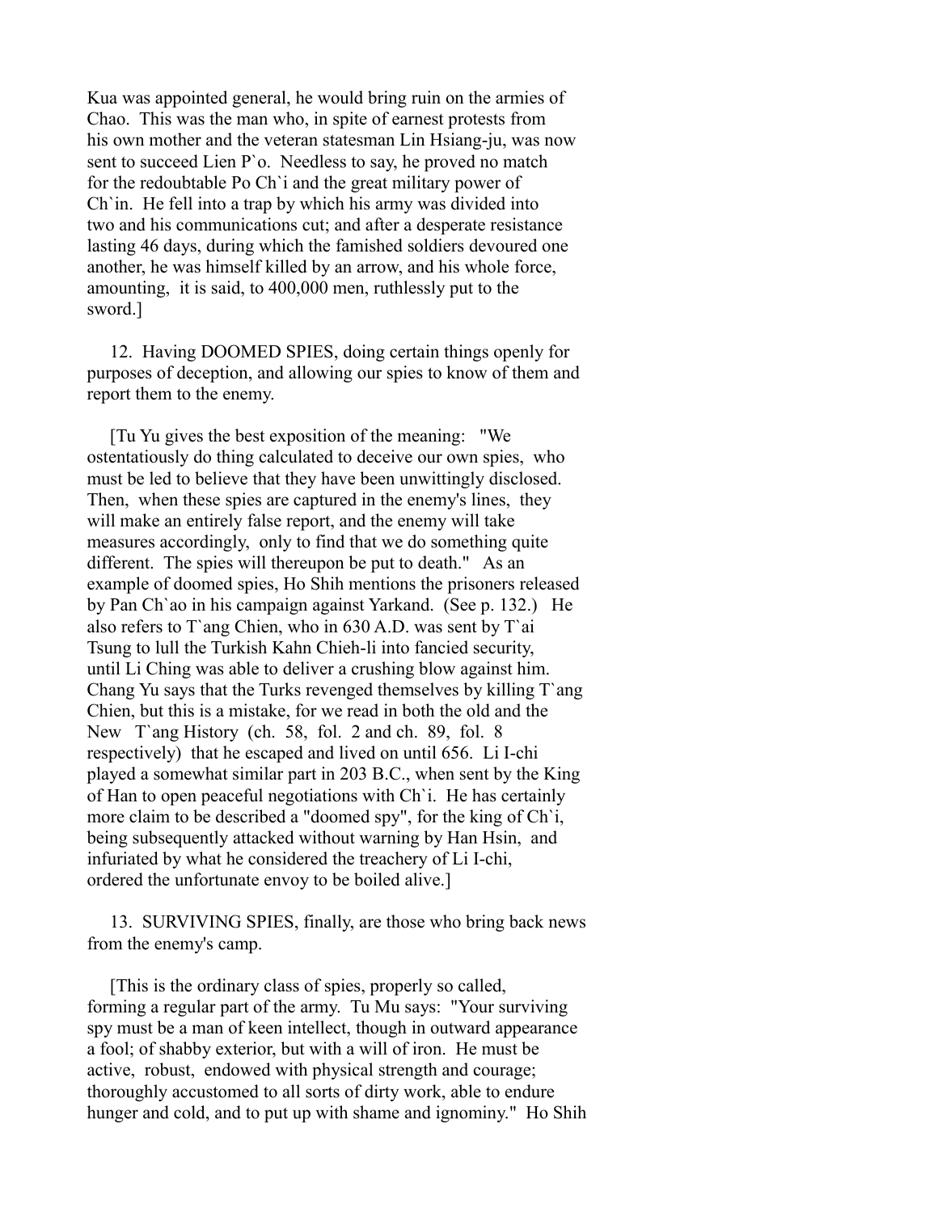Kua was appointed general, he would bring ruin on the armies of Chao. This was the man who, in spite of earnest protests from his own mother and the veteran statesman Lin Hsiang-ju, was now sent to succeed Lien P`o. Needless to say, he proved no match for the redoubtable Po Ch`i and the great military power of Ch`in. He fell into a trap by which his army was divided into two and his communications cut; and after a desperate resistance lasting 46 days, during which the famished soldiers devoured one another, he was himself killed by an arrow, and his whole force, amounting, it is said, to 400,000 men, ruthlessly put to the sword.]

12. Having DOOMED SPIES, doing certain things openly for purposes of deception, and allowing our spies to know of them and report them to the enemy.

[Tu Yu gives the best exposition of the meaning: "We ostentatiously do thing calculated to deceive our own spies, who must be led to believe that they have been unwittingly disclosed. Then, when these spies are captured in the enemy's lines, they will make an entirely false report, and the enemy will take measures accordingly, only to find that we do something quite different. The spies will thereupon be put to death." As an example of doomed spies, Ho Shih mentions the prisoners released by Pan Ch`ao in his campaign against Yarkand. (See p. 132.) He also refers to T`ang Chien, who in 630 A.D. was sent by T`ai Tsung to lull the Turkish Kahn Chieh-li into fancied security, until Li Ching was able to deliver a crushing blow against him. Chang Yu says that the Turks revenged themselves by killing T`ang Chien, but this is a mistake, for we read in both the old and the New T`ang History (ch. 58, fol. 2 and ch. 89, fol. 8 respectively) that he escaped and lived on until 656. Li I-chi played a somewhat similar part in 203 B.C., when sent by the King of Han to open peaceful negotiations with Ch`i. He has certainly more claim to be described a "doomed spy", for the king of Ch`i, being subsequently attacked without warning by Han Hsin, and infuriated by what he considered the treachery of Li I-chi, ordered the unfortunate envoy to be boiled alive.]

13. SURVIVING SPIES, finally, are those who bring back news from the enemy's camp.

[This is the ordinary class of spies, properly so called, forming a regular part of the army. Tu Mu says: "Your surviving spy must be a man of keen intellect, though in outward appearance a fool; of shabby exterior, but with a will of iron. He must be active, robust, endowed with physical strength and courage; thoroughly accustomed to all sorts of dirty work, able to endure hunger and cold, and to put up with shame and ignominy." Ho Shih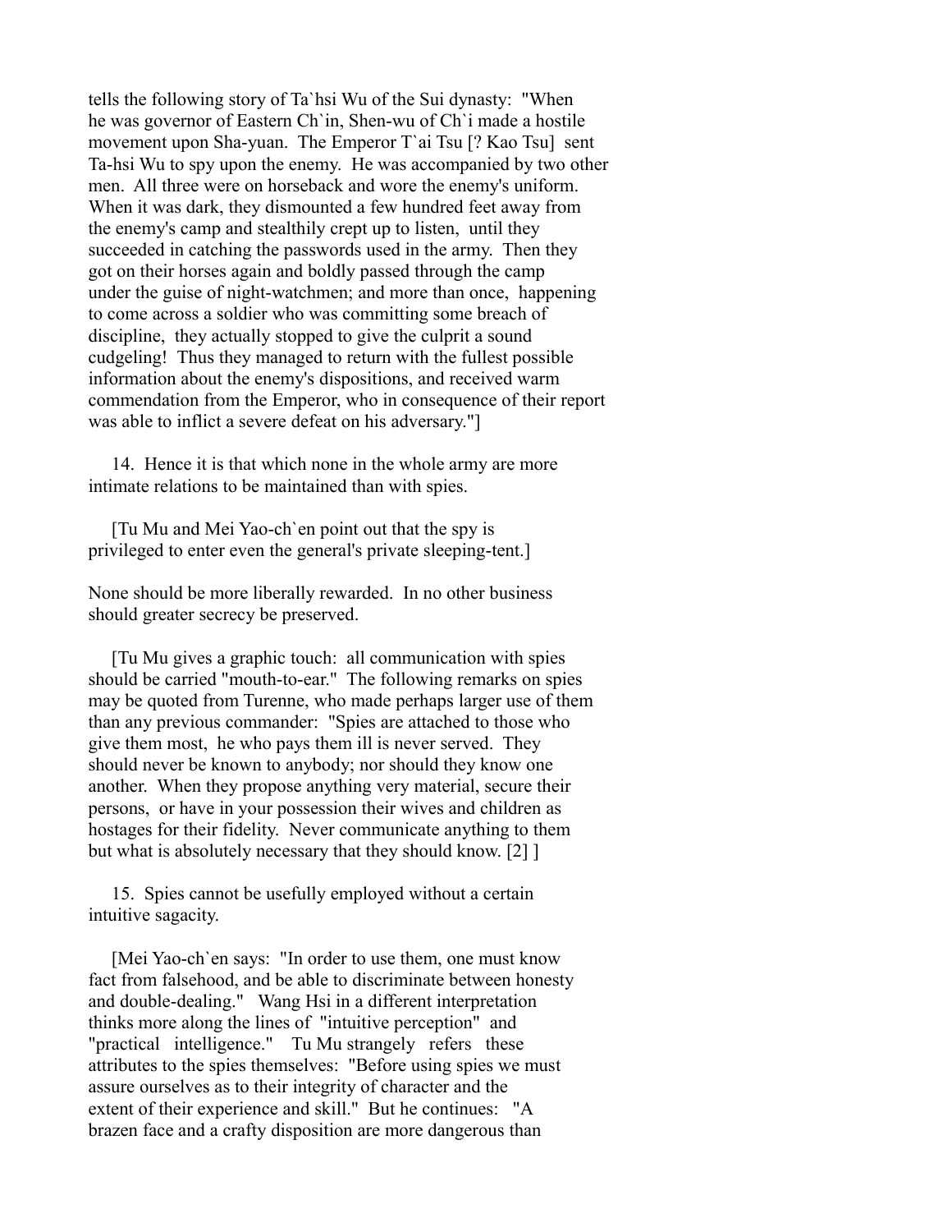tells the following story of Ta`hsi Wu of the Sui dynasty: "When he was governor of Eastern Ch`in, Shen-wu of Ch`i made a hostile movement upon Sha-yuan. The Emperor T`ai Tsu [? Kao Tsu] sent Ta-hsi Wu to spy upon the enemy. He was accompanied by two other men. All three were on horseback and wore the enemy's uniform. When it was dark, they dismounted a few hundred feet away from the enemy's camp and stealthily crept up to listen, until they succeeded in catching the passwords used in the army. Then they got on their horses again and boldly passed through the camp under the guise of night-watchmen; and more than once, happening to come across a soldier who was committing some breach of discipline, they actually stopped to give the culprit a sound cudgeling! Thus they managed to return with the fullest possible information about the enemy's dispositions, and received warm commendation from the Emperor, who in consequence of their report was able to inflict a severe defeat on his adversary."]

14. Hence it is that which none in the whole army are more intimate relations to be maintained than with spies.

[Tu Mu and Mei Yao-ch`en point out that the spy is privileged to enter even the general's private sleeping-tent.]

None should be more liberally rewarded. In no other business should greater secrecy be preserved.

[Tu Mu gives a graphic touch: all communication with spies should be carried "mouth-to-ear." The following remarks on spies may be quoted from Turenne, who made perhaps larger use of them than any previous commander: "Spies are attached to those who give them most, he who pays them ill is never served. They should never be known to anybody; nor should they know one another. When they propose anything very material, secure their persons, or have in your possession their wives and children as hostages for their fidelity. Never communicate anything to them but what is absolutely necessary that they should know. [2] ]

15. Spies cannot be usefully employed without a certain intuitive sagacity.

[Mei Yao-ch`en says: "In order to use them, one must know fact from falsehood, and be able to discriminate between honesty and double-dealing." Wang Hsi in a different interpretation thinks more along the lines of "intuitive perception" and "practical intelligence." Tu Mu strangely refers these attributes to the spies themselves: "Before using spies we must assure ourselves as to their integrity of character and the extent of their experience and skill." But he continues: "A brazen face and a crafty disposition are more dangerous than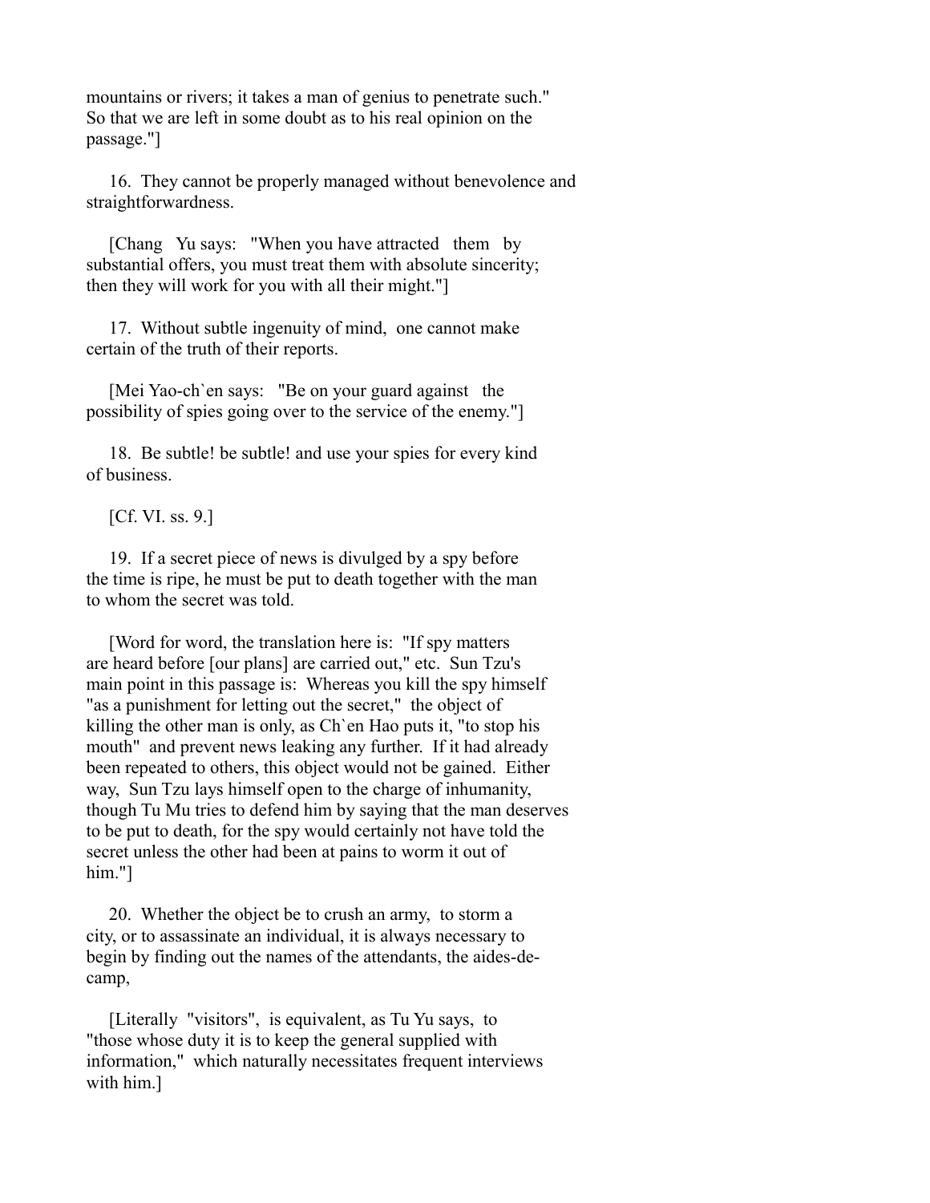mountains or rivers; it takes a man of genius to penetrate such." So that we are left in some doubt as to his real opinion on the passage."]

16. They cannot be properly managed without benevolence and straightforwardness.

[Chang Yu says: "When you have attracted them by substantial offers, you must treat them with absolute sincerity; then they will work for you with all their might."]

17. Without subtle ingenuity of mind, one cannot make certain of the truth of their reports.

[Mei Yao-ch`en says: "Be on your guard against the possibility of spies going over to the service of the enemy."]

18. Be subtle! be subtle! and use your spies for every kind of business.

[Cf. VI. ss. 9.]

19. If a secret piece of news is divulged by a spy before the time is ripe, he must be put to death together with the man to whom the secret was told.

[Word for word, the translation here is: "If spy matters are heard before [our plans] are carried out," etc. Sun Tzu's main point in this passage is: Whereas you kill the spy himself "as a punishment for letting out the secret," the object of killing the other man is only, as Ch`en Hao puts it, "to stop his mouth" and prevent news leaking any further. If it had already been repeated to others, this object would not be gained. Either way, Sun Tzu lays himself open to the charge of inhumanity, though Tu Mu tries to defend him by saying that the man deserves to be put to death, for the spy would certainly not have told the secret unless the other had been at pains to worm it out of him."]

20. Whether the object be to crush an army, to storm a city, or to assassinate an individual, it is always necessary to begin by finding out the names of the attendants, the aides-de-camp,

[Literally "visitors", is equivalent, as Tu Yu says, to "those whose duty it is to keep the general supplied with information," which naturally necessitates frequent interviews with him.]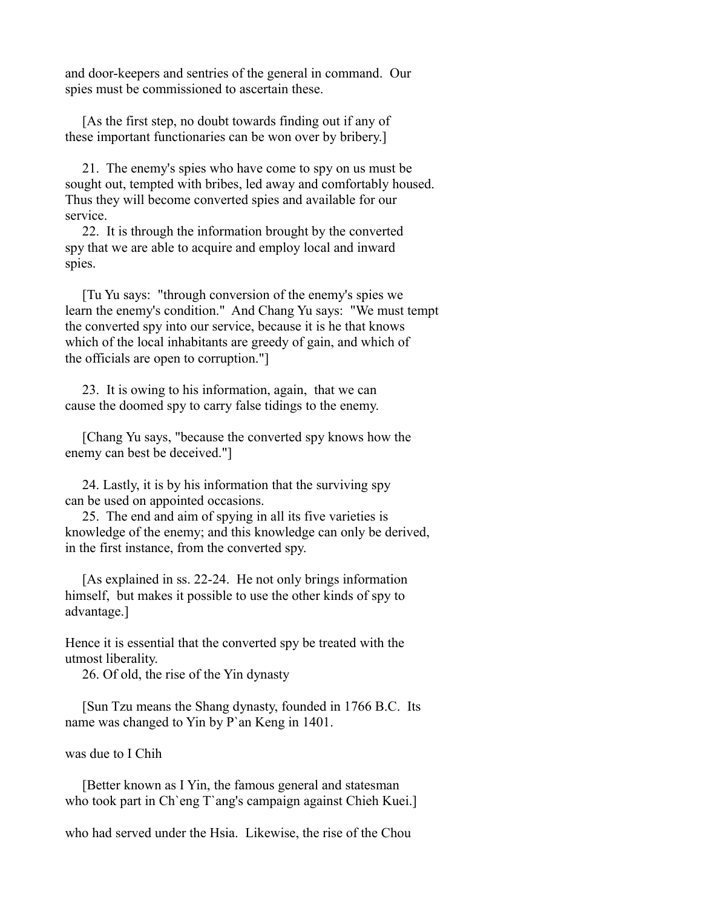and door-keepers and sentries of the general in command. Our spies must be commissioned to ascertain these.

[As the first step, no doubt towards finding out if any of these important functionaries can be won over by bribery.]

21. The enemy's spies who have come to spy on us must be sought out, tempted with bribes, led away and comfortably housed. Thus they will become converted spies and available for our service.

22. It is through the information brought by the converted spy that we are able to acquire and employ local and inward spies.

[Tu Yu says: "through conversion of the enemy's spies we learn the enemy's condition." And Chang Yu says: "We must tempt the converted spy into our service, because it is he that knows which of the local inhabitants are greedy of gain, and which of the officials are open to corruption."]

23. It is owing to his information, again, that we can cause the doomed spy to carry false tidings to the enemy.

[Chang Yu says, "because the converted spy knows how the enemy can best be deceived."]

24. Lastly, it is by his information that the surviving spy can be used on appointed occasions.

25. The end and aim of spying in all its five varieties is knowledge of the enemy; and this knowledge can only be derived, in the first instance, from the converted spy.

[As explained in ss. 22-24. He not only brings information himself, but makes it possible to use the other kinds of spy to advantage.]

Hence it is essential that the converted spy be treated with the utmost liberality.

26. Of old, the rise of the Yin dynasty

[Sun Tzu means the Shang dynasty, founded in 1766 B.C. Its name was changed to Yin by P`an Keng in 1401.

was due to I Chih

[Better known as I Yin, the famous general and statesman who took part in Ch`eng T`ang's campaign against Chieh Kuei.]

who had served under the Hsia. Likewise, the rise of the Chou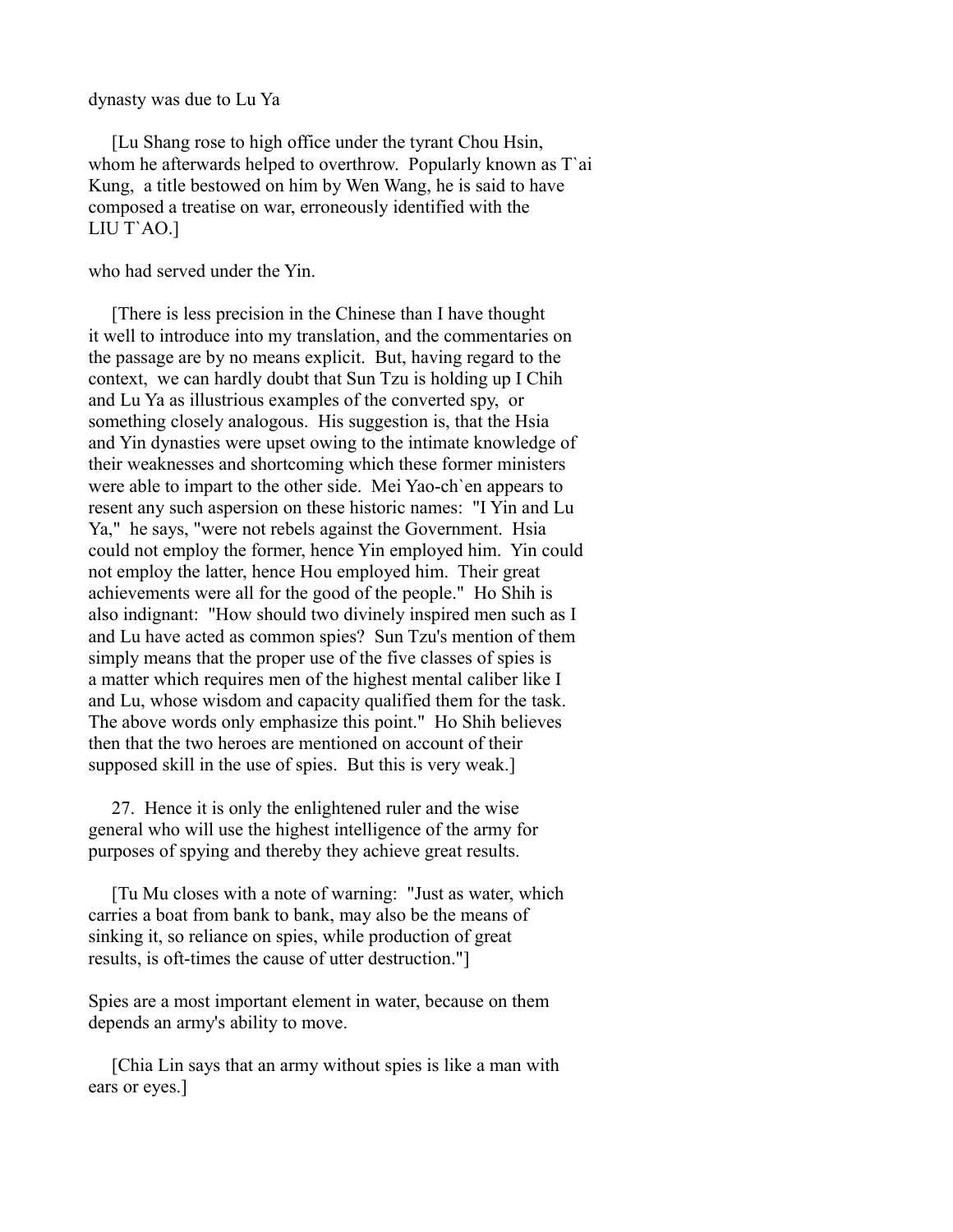dynasty was due to Lu Ya

[Lu Shang rose to high office under the tyrant Chou Hsin, whom he afterwards helped to overthrow. Popularly known as T`ai Kung, a title bestowed on him by Wen Wang, he is said to have composed a treatise on war, erroneously identified with the LIU T`AO.]

who had served under the Yin.

[There is less precision in the Chinese than I have thought it well to introduce into my translation, and the commentaries on the passage are by no means explicit. But, having regard to the context, we can hardly doubt that Sun Tzu is holding up I Chih and Lu Ya as illustrious examples of the converted spy, or something closely analogous. His suggestion is, that the Hsia and Yin dynasties were upset owing to the intimate knowledge of their weaknesses and shortcoming which these former ministers were able to impart to the other side. Mei Yao-ch`en appears to resent any such aspersion on these historic names: "I Yin and Lu Ya," he says, "were not rebels against the Government. Hsia could not employ the former, hence Yin employed him. Yin could not employ the latter, hence Hou employed him. Their great achievements were all for the good of the people." Ho Shih is also indignant: "How should two divinely inspired men such as I and Lu have acted as common spies? Sun Tzu's mention of them simply means that the proper use of the five classes of spies is a matter which requires men of the highest mental caliber like I and Lu, whose wisdom and capacity qualified them for the task. The above words only emphasize this point." Ho Shih believes then that the two heroes are mentioned on account of their supposed skill in the use of spies. But this is very weak.]

27. Hence it is only the enlightened ruler and the wise general who will use the highest intelligence of the army for purposes of spying and thereby they achieve great results.

[Tu Mu closes with a note of warning: "Just as water, which carries a boat from bank to bank, may also be the means of sinking it, so reliance on spies, while production of great results, is oft-times the cause of utter destruction."]

Spies are a most important element in water, because on them depends an army's ability to move.

[Chia Lin says that an army without spies is like a man with ears or eyes.]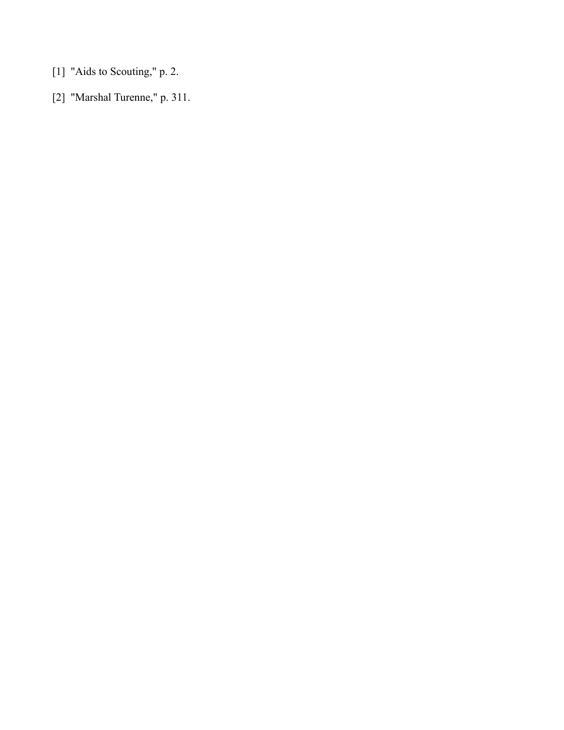[1] "Aids to Scouting," p. 2.

[2] "Marshal Turenne," p. 311.